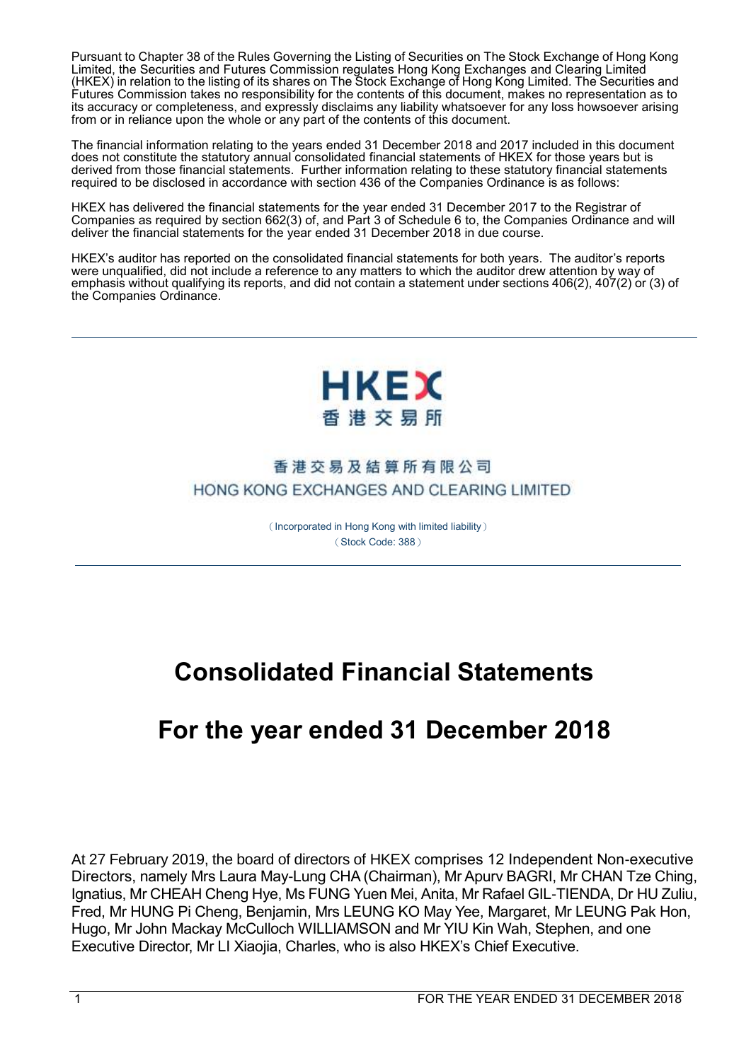Pursuant to Chapter 38 of the Rules Governing the Listing of Securities on The Stock Exchange of Hong Kong Limited, the Securities and Futures Commission regulates Hong Kong Exchanges and Clearing Limited (HKEX) in relation to the listing of its shares on The Stock Exchange of Hong Kong Limited. The Securities and Futures Commission takes no responsibility for the contents of this document, makes no representation as to its accuracy or completeness, and expressly disclaims any liability whatsoever for any loss howsoever arising from or in reliance upon the whole or any part of the contents of this document.

The financial information relating to the years ended 31 December 2018 and 2017 included in this document does not constitute the statutory annual consolidated financial statements of HKEX for those years but is derived from those financial statements. Further information relating to these statutory financial statements required to be disclosed in accordance with section 436 of the Companies Ordinance is as follows:

HKEX has delivered the financial statements for the year ended 31 December 2017 to the Registrar of Companies as required by section 662(3) of, and Part 3 of Schedule 6 to, the Companies Ordinance and will deliver the financial statements for the year ended 31 December 2018 in due course.

HKEX's auditor has reported on the consolidated financial statements for both years. The auditor's reports were unqualified, did not include a reference to any matters to which the auditor drew attention by way of emphasis without qualifying its reports, and did not contain a statement under sections 406(2), 407(2) or (3) of the Companies Ordinance.

---

**HKEX**
**香港交易所**

**香港交易及結算所有限公司**
**HONG KONG EXCHANGES AND CLEARING LIMITED**

(Incorporated in Hong Kong with limited liability)
(Stock Code: 388)

---

# Consolidated Financial Statements

# For the year ended 31 December 2018

At 27 February 2019, the board of directors of HKEX comprises 12 Independent Non-executive Directors, namely Mrs Laura May-Lung CHA (Chairman), Mr Apurv BAGRI, Mr CHAN Tze Ching, Ignatius, Mr CHEAH Cheng Hye, Ms FUNG Yuen Mei, Anita, Mr Rafael GIL-TIENDA, Dr HU Zuliu, Fred, Mr HUNG Pi Cheng, Benjamin, Mrs LEUNG KO May Yee, Margaret, Mr LEUNG Pak Hon, Hugo, Mr John Mackay McCulloch WILLIAMSON and Mr YIU Kin Wah, Stephen, and one Executive Director, Mr LI Xiaojia, Charles, who is also HKEX's Chief Executive.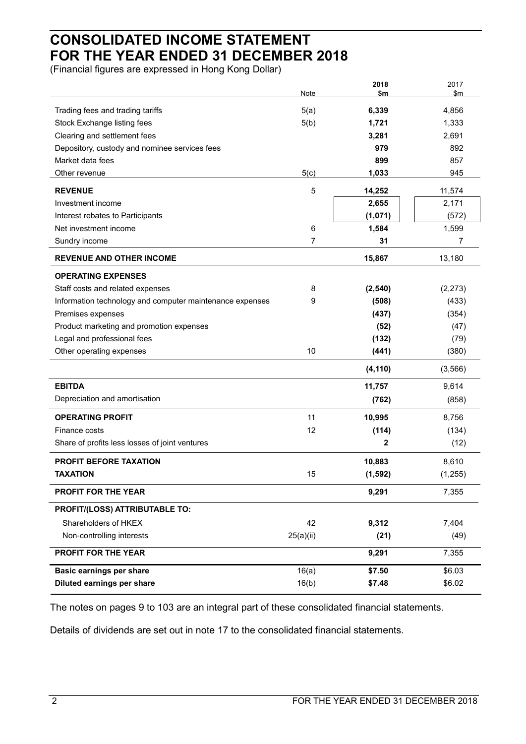# CONSOLIDATED INCOME STATEMENT
# FOR THE YEAR ENDED 31 DECEMBER 2018

(Financial figures are expressed in Hong Kong Dollar)

| | Note | **2018 $m** | 2017 $m |
|---|---|---|---|
| Trading fees and trading tariffs | 5(a) | **6,339** | 4,856 |
| Stock Exchange listing fees | 5(b) | **1,721** | 1,333 |
| Clearing and settlement fees | | **3,281** | 2,691 |
| Depository, custody and nominee services fees | | **979** | 892 |
| Market data fees | | **899** | 857 |
| Other revenue | 5(c) | **1,033** | 945 |
| **REVENUE** | 5 | **14,252** | 11,574 |
| Investment income | | **2,655** | 2,171 |
| Interest rebates to Participants | | **(1,071)** | (572) |
| Net investment income | 6 | **1,584** | 1,599 |
| Sundry income | 7 | **31** | 7 |
| **REVENUE AND OTHER INCOME** | | **15,867** | 13,180 |
| **OPERATING EXPENSES** | | | |
| Staff costs and related expenses | 8 | **(2,540)** | (2,273) |
| Information technology and computer maintenance expenses | 9 | **(508)** | (433) |
| Premises expenses | | **(437)** | (354) |
| Product marketing and promotion expenses | | **(52)** | (47) |
| Legal and professional fees | | **(132)** | (79) |
| Other operating expenses | 10 | **(441)** | (380) |
| | | **(4,110)** | (3,566) |
| **EBITDA** | | **11,757** | 9,614 |
| Depreciation and amortisation | | **(762)** | (858) |
| **OPERATING PROFIT** | 11 | **10,995** | 8,756 |
| Finance costs | 12 | **(114)** | (134) |
| Share of profits less losses of joint ventures | | **2** | (12) |
| **PROFIT BEFORE TAXATION** | | **10,883** | 8,610 |
| **TAXATION** | 15 | **(1,592)** | (1,255) |
| **PROFIT FOR THE YEAR** | | **9,291** | 7,355 |
| **PROFIT/(LOSS) ATTRIBUTABLE TO:** | | | |
| Shareholders of HKEX | 42 | **9,312** | 7,404 |
| Non-controlling interests | 25(a)(ii) | **(21)** | (49) |
| **PROFIT FOR THE YEAR** | | **9,291** | 7,355 |
| **Basic earnings per share** | 16(a) | **$7.50** | $6.03 |
| **Diluted earnings per share** | 16(b) | **$7.48** | $6.02 |

The notes on pages 9 to 103 are an integral part of these consolidated financial statements.

Details of dividends are set out in note 17 to the consolidated financial statements.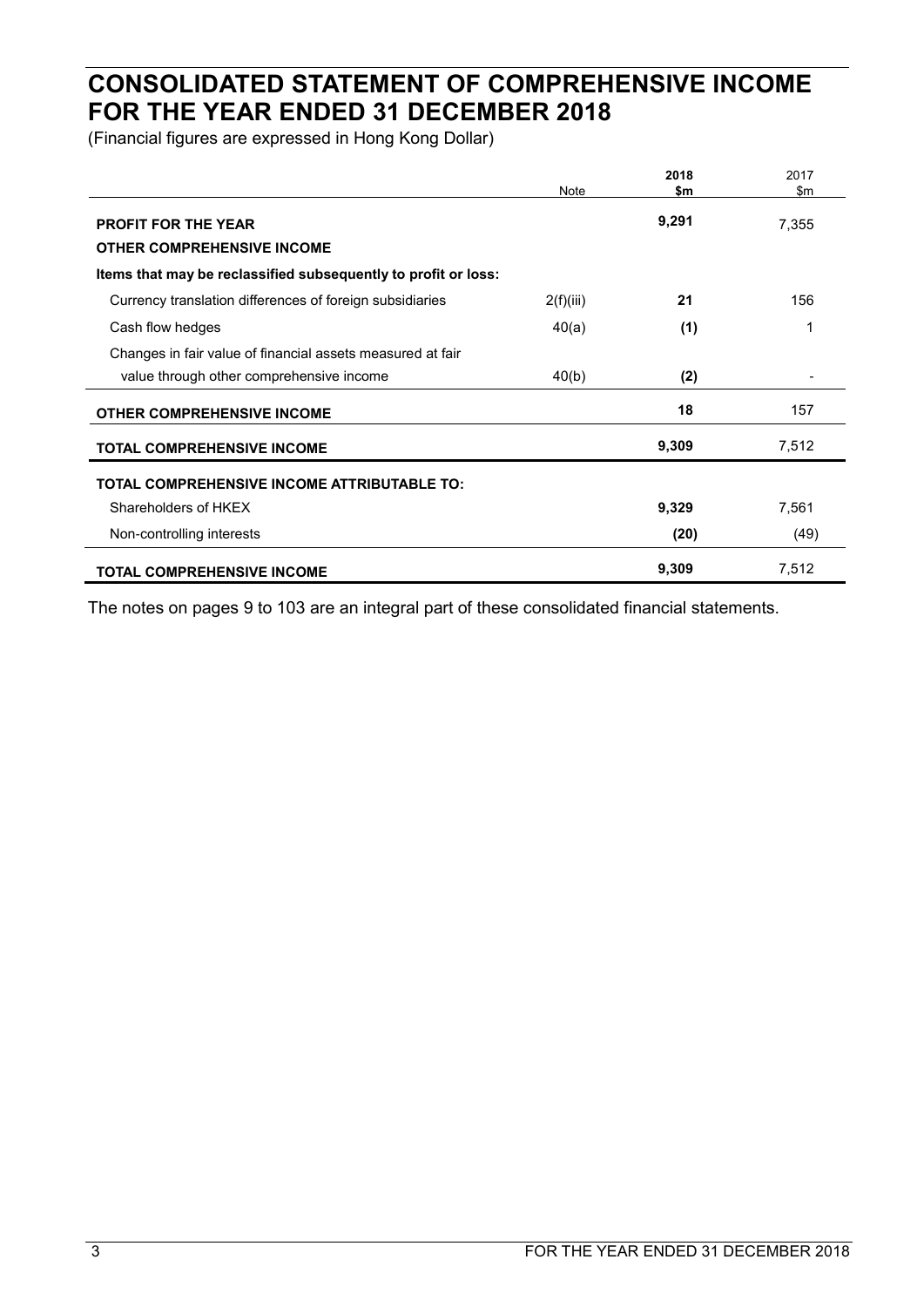# CONSOLIDATED STATEMENT OF COMPREHENSIVE INCOME FOR THE YEAR ENDED 31 DECEMBER 2018

(Financial figures are expressed in Hong Kong Dollar)

| | Note | **2018 $m** | 2017 $m |
|---|---|---|---|
| **PROFIT FOR THE YEAR** | | **9,291** | 7,355 |
| **OTHER COMPREHENSIVE INCOME** | | | |
| **Items that may be reclassified subsequently to profit or loss:** | | | |
| Currency translation differences of foreign subsidiaries | 2(f)(iii) | **21** | 156 |
| Cash flow hedges | 40(a) | **(1)** | 1 |
| Changes in fair value of financial assets measured at fair value through other comprehensive income | 40(b) | **(2)** | - |
| **OTHER COMPREHENSIVE INCOME** | | **18** | 157 |
| **TOTAL COMPREHENSIVE INCOME** | | **9,309** | 7,512 |
| **TOTAL COMPREHENSIVE INCOME ATTRIBUTABLE TO:** | | | |
| Shareholders of HKEX | | **9,329** | 7,561 |
| Non-controlling interests | | **(20)** | (49) |
| **TOTAL COMPREHENSIVE INCOME** | | **9,309** | 7,512 |

The notes on pages 9 to 103 are an integral part of these consolidated financial statements.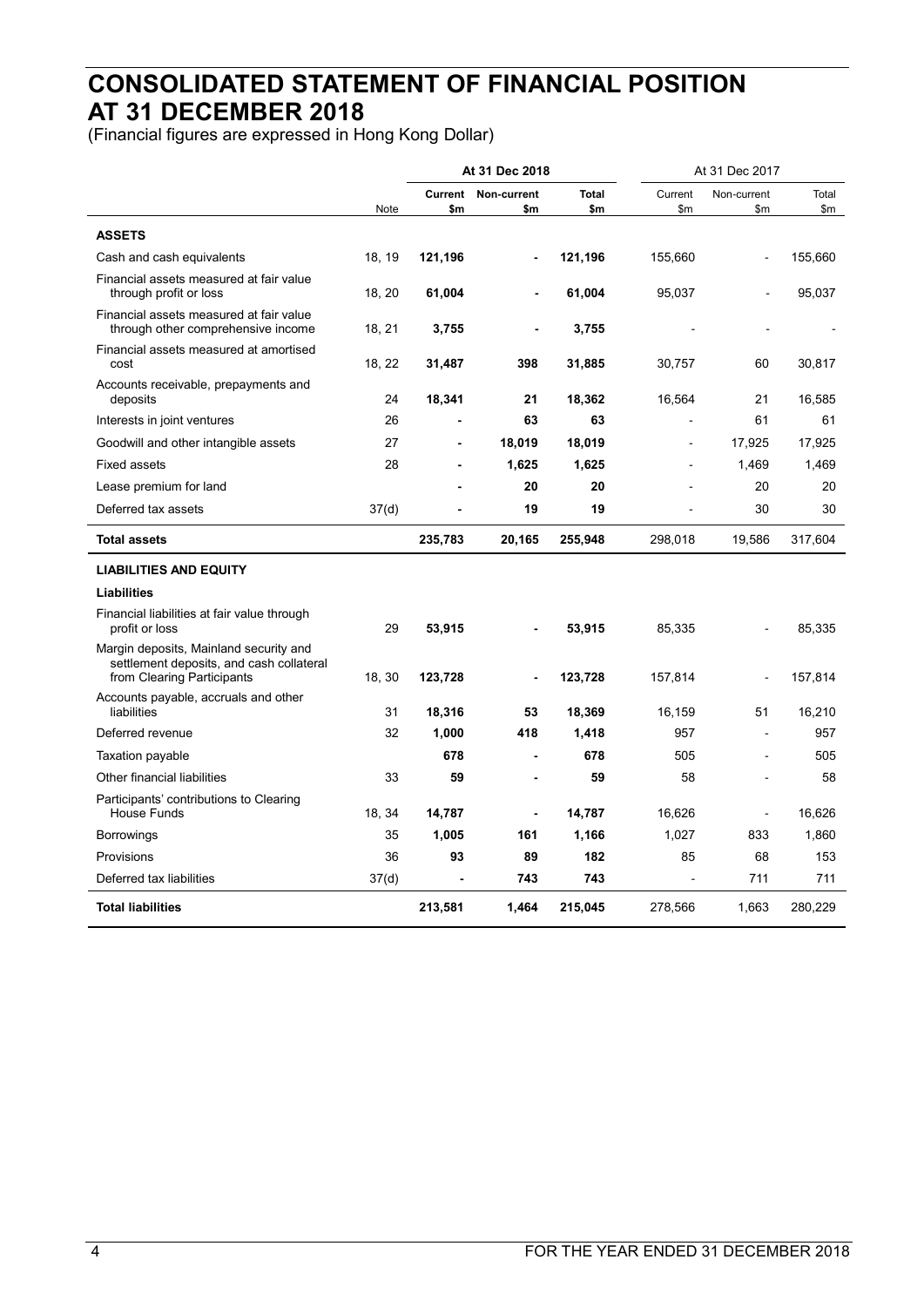# CONSOLIDATED STATEMENT OF FINANCIAL POSITION AT 31 DECEMBER 2018

(Financial figures are expressed in Hong Kong Dollar)

| | | At 31 Dec 2018 | | | At 31 Dec 2017 | | |
|---|---|---|---|---|---|---|---|
| | Note | Current $m | Non-current $m | Total $m | Current $m | Non-current $m | Total $m |
| **ASSETS** | | | | | | | |
| Cash and cash equivalents | 18, 19 | **121,196** | **-** | **121,196** | 155,660 | - | 155,660 |
| Financial assets measured at fair value through profit or loss | 18, 20 | **61,004** | **-** | **61,004** | 95,037 | - | 95,037 |
| Financial assets measured at fair value through other comprehensive income | 18, 21 | **3,755** | **-** | **3,755** | - | - | - |
| Financial assets measured at amortised cost | 18, 22 | **31,487** | **398** | **31,885** | 30,757 | 60 | 30,817 |
| Accounts receivable, prepayments and deposits | 24 | **18,341** | **21** | **18,362** | 16,564 | 21 | 16,585 |
| Interests in joint ventures | 26 | **-** | **63** | **63** | - | 61 | 61 |
| Goodwill and other intangible assets | 27 | **-** | **18,019** | **18,019** | - | 17,925 | 17,925 |
| Fixed assets | 28 | **-** | **1,625** | **1,625** | - | 1,469 | 1,469 |
| Lease premium for land | | **-** | **20** | **20** | - | 20 | 20 |
| Deferred tax assets | 37(d) | **-** | **19** | **19** | - | 30 | 30 |
| **Total assets** | | **235,783** | **20,165** | **255,948** | 298,018 | 19,586 | 317,604 |
| **LIABILITIES AND EQUITY** | | | | | | | |
| **Liabilities** | | | | | | | |
| Financial liabilities at fair value through profit or loss | 29 | **53,915** | **-** | **53,915** | 85,335 | - | 85,335 |
| Margin deposits, Mainland security and settlement deposits, and cash collateral from Clearing Participants | 18, 30 | **123,728** | **-** | **123,728** | 157,814 | - | 157,814 |
| Accounts payable, accruals and other liabilities | 31 | **18,316** | **53** | **18,369** | 16,159 | 51 | 16,210 |
| Deferred revenue | 32 | **1,000** | **418** | **1,418** | 957 | - | 957 |
| Taxation payable | | **678** | **-** | **678** | 505 | - | 505 |
| Other financial liabilities | 33 | **59** | **-** | **59** | 58 | - | 58 |
| Participants' contributions to Clearing House Funds | 18, 34 | **14,787** | **-** | **14,787** | 16,626 | - | 16,626 |
| Borrowings | 35 | **1,005** | **161** | **1,166** | 1,027 | 833 | 1,860 |
| Provisions | 36 | **93** | **89** | **182** | 85 | 68 | 153 |
| Deferred tax liabilities | 37(d) | **-** | **743** | **743** | - | 711 | 711 |
| **Total liabilities** | | **213,581** | **1,464** | **215,045** | 278,566 | 1,663 | 280,229 |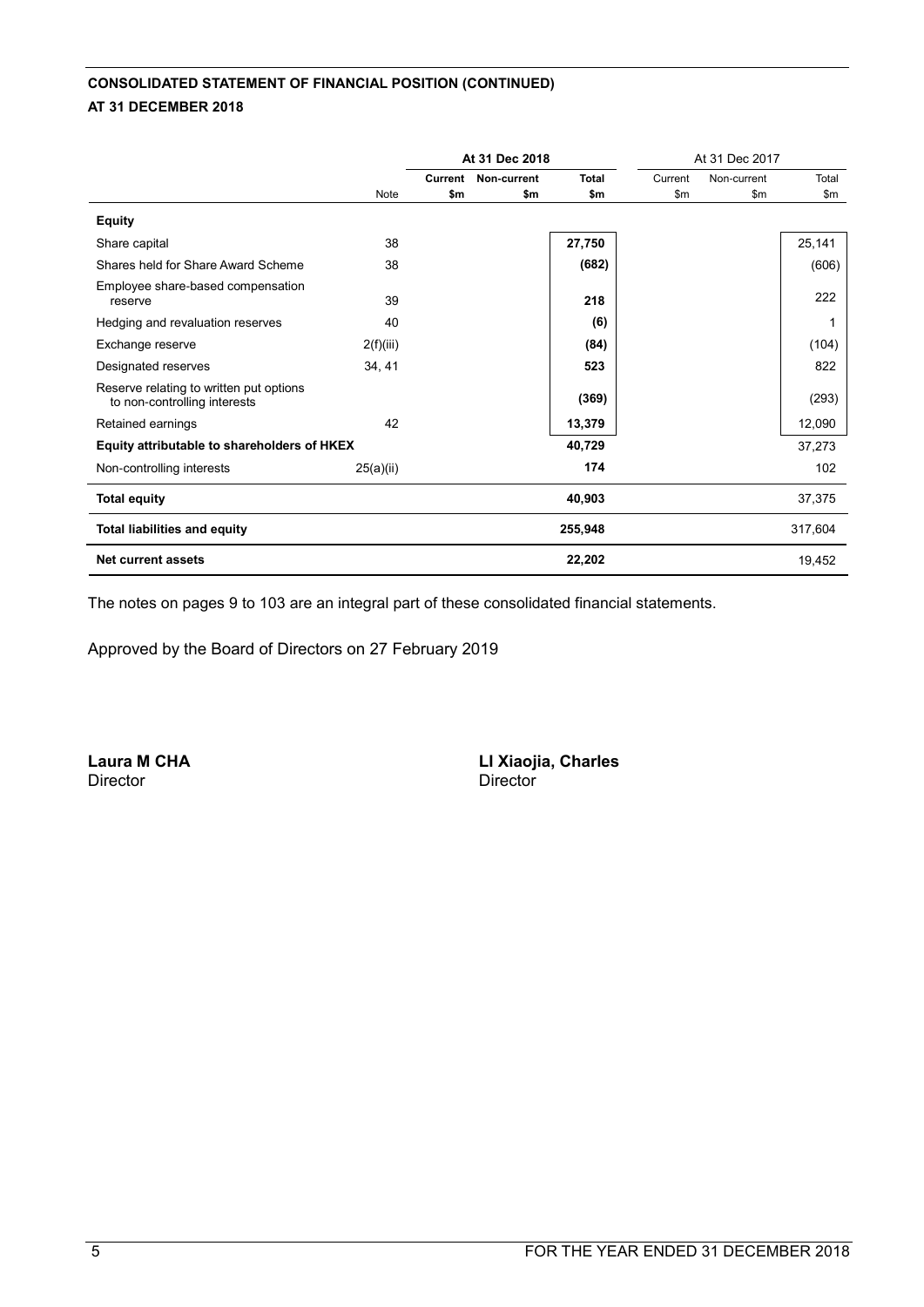**CONSOLIDATED STATEMENT OF FINANCIAL POSITION (CONTINUED)**

**AT 31 DECEMBER 2018**

| | | At 31 Dec 2018 | | | At 31 Dec 2017 | | |
|---|---|---|---|---|---|---|---|
| | Note | Current $m | Non-current $m | Total $m | Current $m | Non-current $m | Total $m |
| **Equity** | | | | | | | |
| Share capital | 38 | | | 27,750 | | | 25,141 |
| Shares held for Share Award Scheme | 38 | | | (682) | | | (606) |
| Employee share-based compensation reserve | 39 | | | 218 | | | 222 |
| Hedging and revaluation reserves | 40 | | | (6) | | | 1 |
| Exchange reserve | 2(f)(iii) | | | (84) | | | (104) |
| Designated reserves | 34, 41 | | | 523 | | | 822 |
| Reserve relating to written put options to non-controlling interests | | | | (369) | | | (293) |
| Retained earnings | 42 | | | 13,379 | | | 12,090 |
| **Equity attributable to shareholders of HKEX** | | | | 40,729 | | | 37,273 |
| Non-controlling interests | 25(a)(ii) | | | 174 | | | 102 |
| **Total equity** | | | | 40,903 | | | 37,375 |
| **Total liabilities and equity** | | | | 255,948 | | | 317,604 |
| **Net current assets** | | | | 22,202 | | | 19,452 |

The notes on pages 9 to 103 are an integral part of these consolidated financial statements.

Approved by the Board of Directors on 27 February 2019

**Laura M CHA**
Director

**LI Xiaojia, Charles**
Director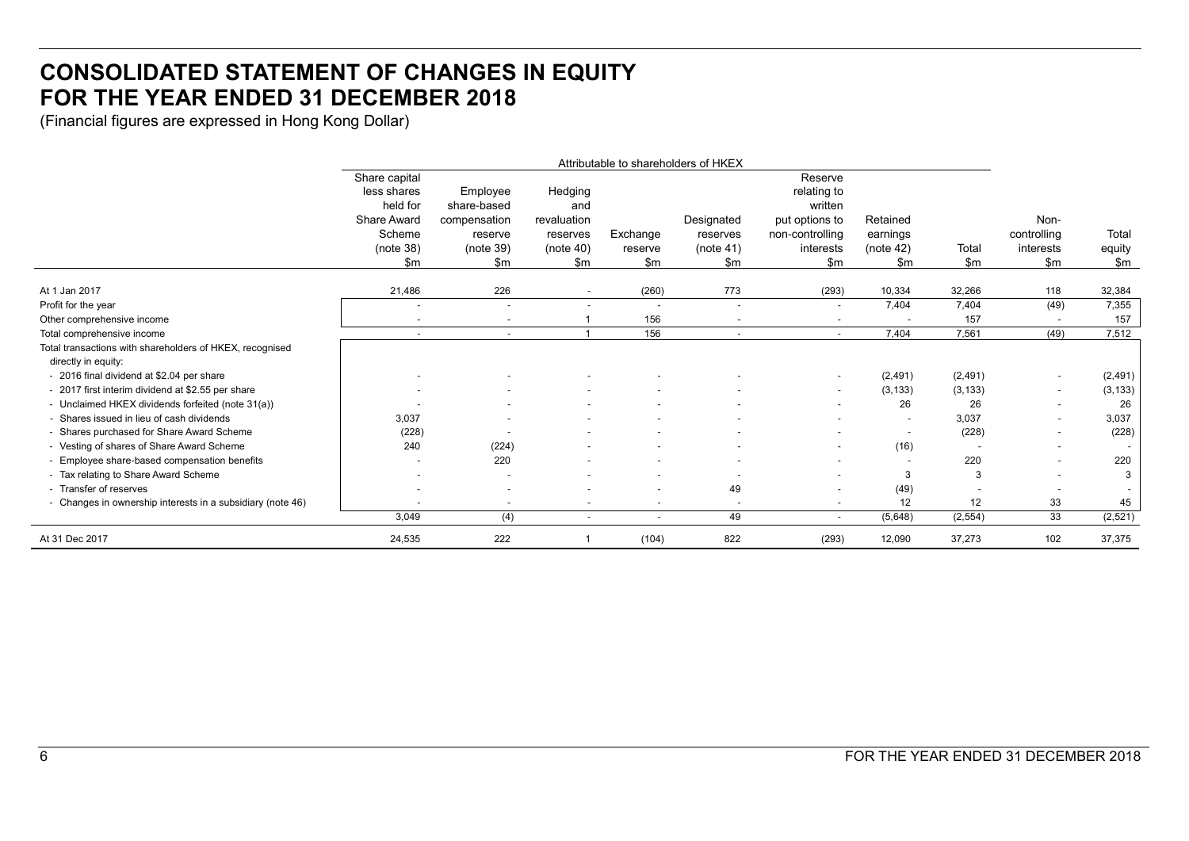# CONSOLIDATED STATEMENT OF CHANGES IN EQUITY
# FOR THE YEAR ENDED 31 DECEMBER 2018

(Financial figures are expressed in Hong Kong Dollar)

| | Attributable to shareholders of HKEX | | | | | | | | | |
|---|---|---|---|---|---|---|---|---|---|---|
| | Share capital less shares held for Share Award Scheme (note 38) $m | Employee share-based compensation reserve (note 39) $m | Hedging and revaluation reserves (note 40) $m | Exchange reserve $m | Designated reserves (note 41) $m | Reserve relating to written put options to non-controlling interests $m | Retained earnings (note 42) $m | Total $m | Non-controlling interests $m | Total equity $m |
| At 1 Jan 2017 | 21,486 | 226 | - | (260) | 773 | (293) | 10,334 | 32,266 | 118 | 32,384 |
| Profit for the year | - | - | - | - | - | - | 7,404 | 7,404 | (49) | 7,355 |
| Other comprehensive income | - | - | 1 | 156 | - | - | - | 157 | - | 157 |
| Total comprehensive income | - | - | 1 | 156 | - | - | 7,404 | 7,561 | (49) | 7,512 |
| Total transactions with shareholders of HKEX, recognised directly in equity: | | | | | | | | | | |
| - 2016 final dividend at $2.04 per share | - | - | - | - | - | - | (2,491) | (2,491) | - | (2,491) |
| - 2017 first interim dividend at $2.55 per share | - | - | - | - | - | - | (3,133) | (3,133) | - | (3,133) |
| - Unclaimed HKEX dividends forfeited (note 31(a)) | - | - | - | - | - | - | 26 | 26 | - | 26 |
| - Shares issued in lieu of cash dividends | 3,037 | - | - | - | - | - | - | 3,037 | - | 3,037 |
| - Shares purchased for Share Award Scheme | (228) | - | - | - | - | - | - | (228) | - | (228) |
| - Vesting of shares of Share Award Scheme | 240 | (224) | - | - | - | - | (16) | - | - | - |
| - Employee share-based compensation benefits | - | 220 | - | - | - | - | - | 220 | - | 220 |
| - Tax relating to Share Award Scheme | - | - | - | - | - | - | 3 | 3 | - | 3 |
| - Transfer of reserves | - | - | - | - | 49 | - | (49) | - | - | - |
| - Changes in ownership interests in a subsidiary (note 46) | - | - | - | - | - | - | 12 | 12 | 33 | 45 |
| | 3,049 | (4) | - | - | 49 | - | (5,648) | (2,554) | 33 | (2,521) |
| At 31 Dec 2017 | 24,535 | 222 | 1 | (104) | 822 | (293) | 12,090 | 37,273 | 102 | 37,375 |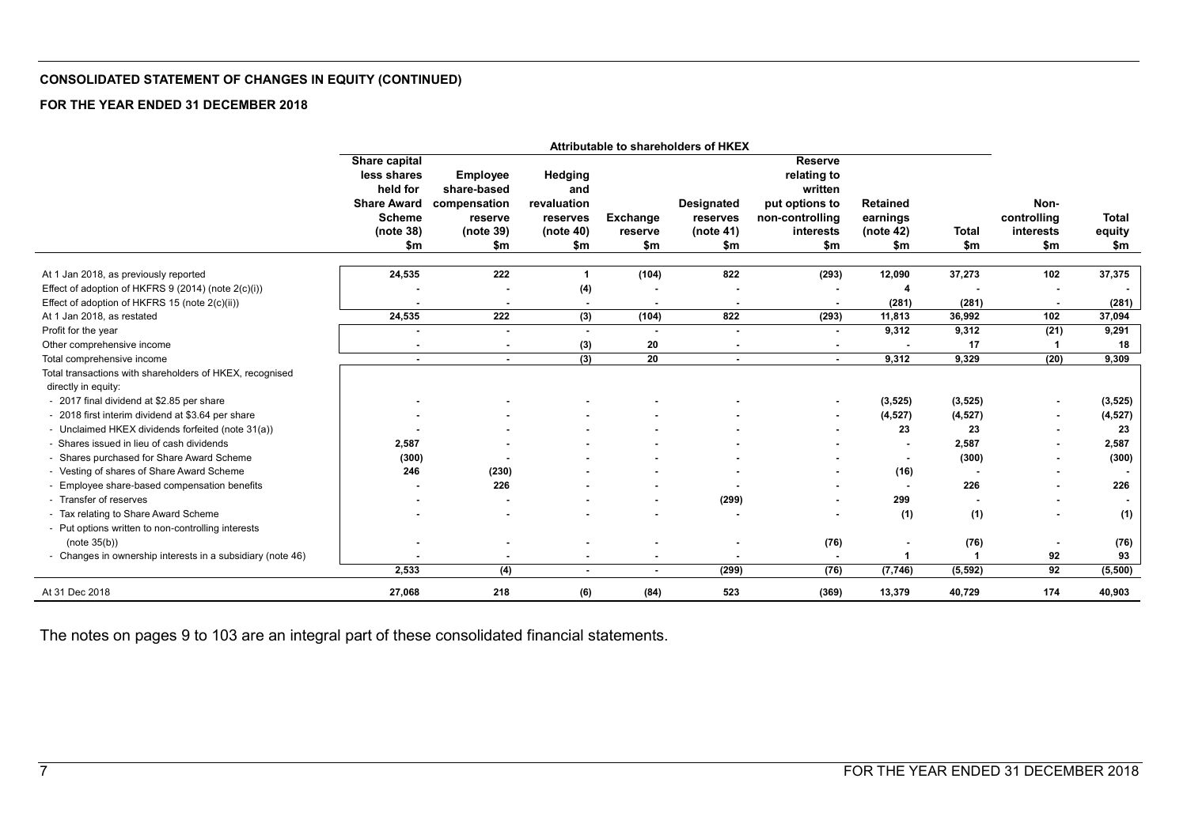**CONSOLIDATED STATEMENT OF CHANGES IN EQUITY (CONTINUED)**

**FOR THE YEAR ENDED 31 DECEMBER 2018**

| | Attributable to shareholders of HKEX | | | | | | | | | |
|---|---|---|---|---|---|---|---|---|---|---|
| | Share capital less shares held for Share Award Scheme (note 38) $m | Employee share-based compensation reserve (note 39) $m | Hedging and revaluation reserves (note 40) $m | Exchange reserve $m | Designated reserves (note 41) $m | Reserve relating to written put options to non-controlling interests $m | Retained earnings (note 42) $m | Total $m | Non-controlling interests $m | Total equity $m |
| At 1 Jan 2018, as previously reported | 24,535 | 222 | 1 | (104) | 822 | (293) | 12,090 | 37,273 | 102 | 37,375 |
| Effect of adoption of HKFRS 9 (2014) (note 2(c)(i)) | - | - | (4) | - | - | - | 4 | - | - | - |
| Effect of adoption of HKFRS 15 (note 2(c)(ii)) | - | - | - | - | - | - | (281) | (281) | - | (281) |
| At 1 Jan 2018, as restated | 24,535 | 222 | (3) | (104) | 822 | (293) | 11,813 | 36,992 | 102 | 37,094 |
| Profit for the year | - | - | - | - | - | - | 9,312 | 9,312 | (21) | 9,291 |
| Other comprehensive income | - | - | (3) | 20 | - | - | - | 17 | 1 | 18 |
| Total comprehensive income | - | - | (3) | 20 | - | - | 9,312 | 9,329 | (20) | 9,309 |
| Total transactions with shareholders of HKEX, recognised directly in equity: | | | | | | | | | | |
| - 2017 final dividend at $2.85 per share | - | - | - | - | - | - | (3,525) | (3,525) | - | (3,525) |
| - 2018 first interim dividend at $3.64 per share | - | - | - | - | - | - | (4,527) | (4,527) | - | (4,527) |
| - Unclaimed HKEX dividends forfeited (note 31(a)) | - | - | - | - | - | - | 23 | 23 | - | 23 |
| - Shares issued in lieu of cash dividends | 2,587 | - | - | - | - | - | - | 2,587 | - | 2,587 |
| - Shares purchased for Share Award Scheme | (300) | - | - | - | - | - | - | (300) | - | (300) |
| - Vesting of shares of Share Award Scheme | 246 | (230) | - | - | - | - | (16) | - | - | - |
| - Employee share-based compensation benefits | - | 226 | - | - | - | - | - | 226 | - | 226 |
| - Transfer of reserves | - | - | - | - | (299) | - | 299 | - | - | - |
| - Tax relating to Share Award Scheme | - | - | - | - | - | - | (1) | (1) | - | (1) |
| - Put options written to non-controlling interests (note 35(b)) | - | - | - | - | - | (76) | - | (76) | - | (76) |
| - Changes in ownership interests in a subsidiary (note 46) | - | - | - | - | - | - | 1 | 1 | 92 | 93 |
| | 2,533 | (4) | - | - | (299) | (76) | (7,746) | (5,592) | 92 | (5,500) |
| At 31 Dec 2018 | 27,068 | 218 | (6) | (84) | 523 | (369) | 13,379 | 40,729 | 174 | 40,903 |

The notes on pages 9 to 103 are an integral part of these consolidated financial statements.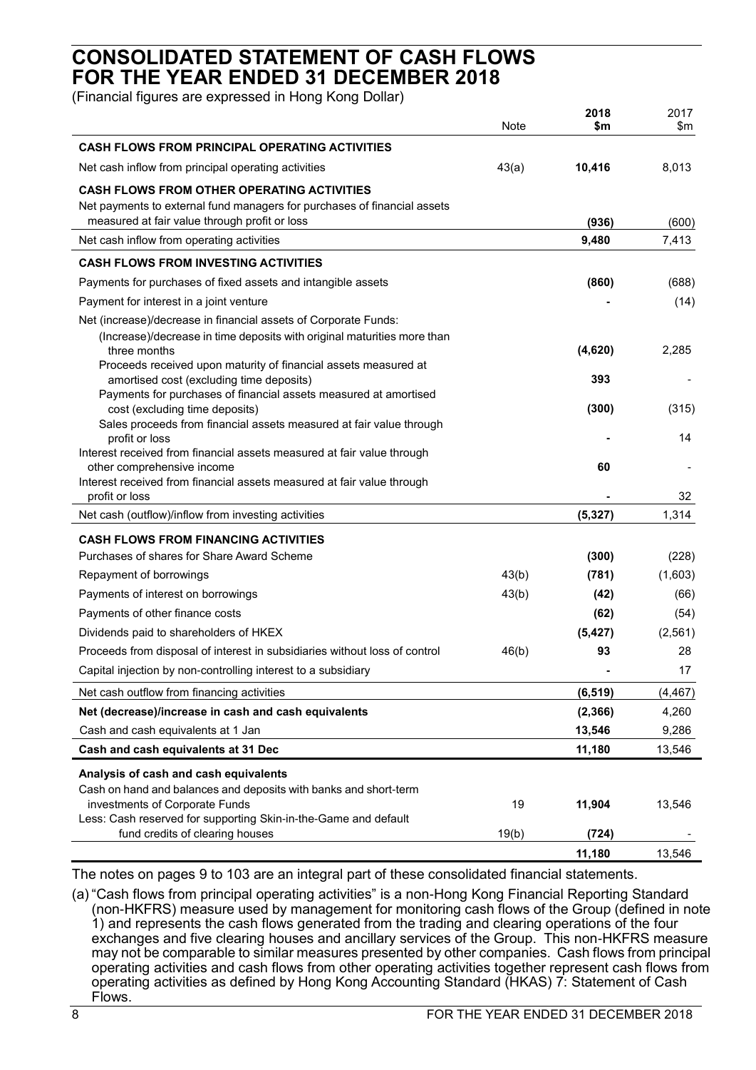# CONSOLIDATED STATEMENT OF CASH FLOWS FOR THE YEAR ENDED 31 DECEMBER 2018

(Financial figures are expressed in Hong Kong Dollar)

| | Note | 2018 $m | 2017 $m |
|---|---|---|---|
| **CASH FLOWS FROM PRINCIPAL OPERATING ACTIVITIES** | | | |
| Net cash inflow from principal operating activities | 43(a) | **10,416** | 8,013 |
| **CASH FLOWS FROM OTHER OPERATING ACTIVITIES** | | | |
| Net payments to external fund managers for purchases of financial assets measured at fair value through profit or loss | | **(936)** | (600) |
| Net cash inflow from operating activities | | **9,480** | 7,413 |
| **CASH FLOWS FROM INVESTING ACTIVITIES** | | | |
| Payments for purchases of fixed assets and intangible assets | | **(860)** | (688) |
| Payment for interest in a joint venture | | **-** | (14) |
| Net (increase)/decrease in financial assets of Corporate Funds: | | | |
| (Increase)/decrease in time deposits with original maturities more than three months | | **(4,620)** | 2,285 |
| Proceeds received upon maturity of financial assets measured at amortised cost (excluding time deposits) | | **393** | - |
| Payments for purchases of financial assets measured at amortised cost (excluding time deposits) | | **(300)** | (315) |
| Sales proceeds from financial assets measured at fair value through profit or loss | | **-** | 14 |
| Interest received from financial assets measured at fair value through other comprehensive income | | **60** | - |
| Interest received from financial assets measured at fair value through profit or loss | | **-** | 32 |
| Net cash (outflow)/inflow from investing activities | | **(5,327)** | 1,314 |
| **CASH FLOWS FROM FINANCING ACTIVITIES** | | | |
| Purchases of shares for Share Award Scheme | | **(300)** | (228) |
| Repayment of borrowings | 43(b) | **(781)** | (1,603) |
| Payments of interest on borrowings | 43(b) | **(42)** | (66) |
| Payments of other finance costs | | **(62)** | (54) |
| Dividends paid to shareholders of HKEX | | **(5,427)** | (2,561) |
| Proceeds from disposal of interest in subsidiaries without loss of control | 46(b) | **93** | 28 |
| Capital injection by non-controlling interest to a subsidiary | | **-** | 17 |
| Net cash outflow from financing activities | | **(6,519)** | (4,467) |
| **Net (decrease)/increase in cash and cash equivalents** | | **(2,366)** | 4,260 |
| Cash and cash equivalents at 1 Jan | | **13,546** | 9,286 |
| **Cash and cash equivalents at 31 Dec** | | **11,180** | 13,546 |
| **Analysis of cash and cash equivalents** | | | |
| Cash on hand and balances and deposits with banks and short-term investments of Corporate Funds | 19 | **11,904** | 13,546 |
| Less: Cash reserved for supporting Skin-in-the-Game and default fund credits of clearing houses | 19(b) | **(724)** | - |
| | | **11,180** | 13,546 |

The notes on pages 9 to 103 are an integral part of these consolidated financial statements.

(a) "Cash flows from principal operating activities" is a non-Hong Kong Financial Reporting Standard (non-HKFRS) measure used by management for monitoring cash flows of the Group (defined in note 1) and represents the cash flows generated from the trading and clearing operations of the four exchanges and five clearing houses and ancillary services of the Group. This non-HKFRS measure may not be comparable to similar measures presented by other companies. Cash flows from principal operating activities and cash flows from other operating activities together represent cash flows from operating activities as defined by Hong Kong Accounting Standard (HKAS) 7: Statement of Cash Flows.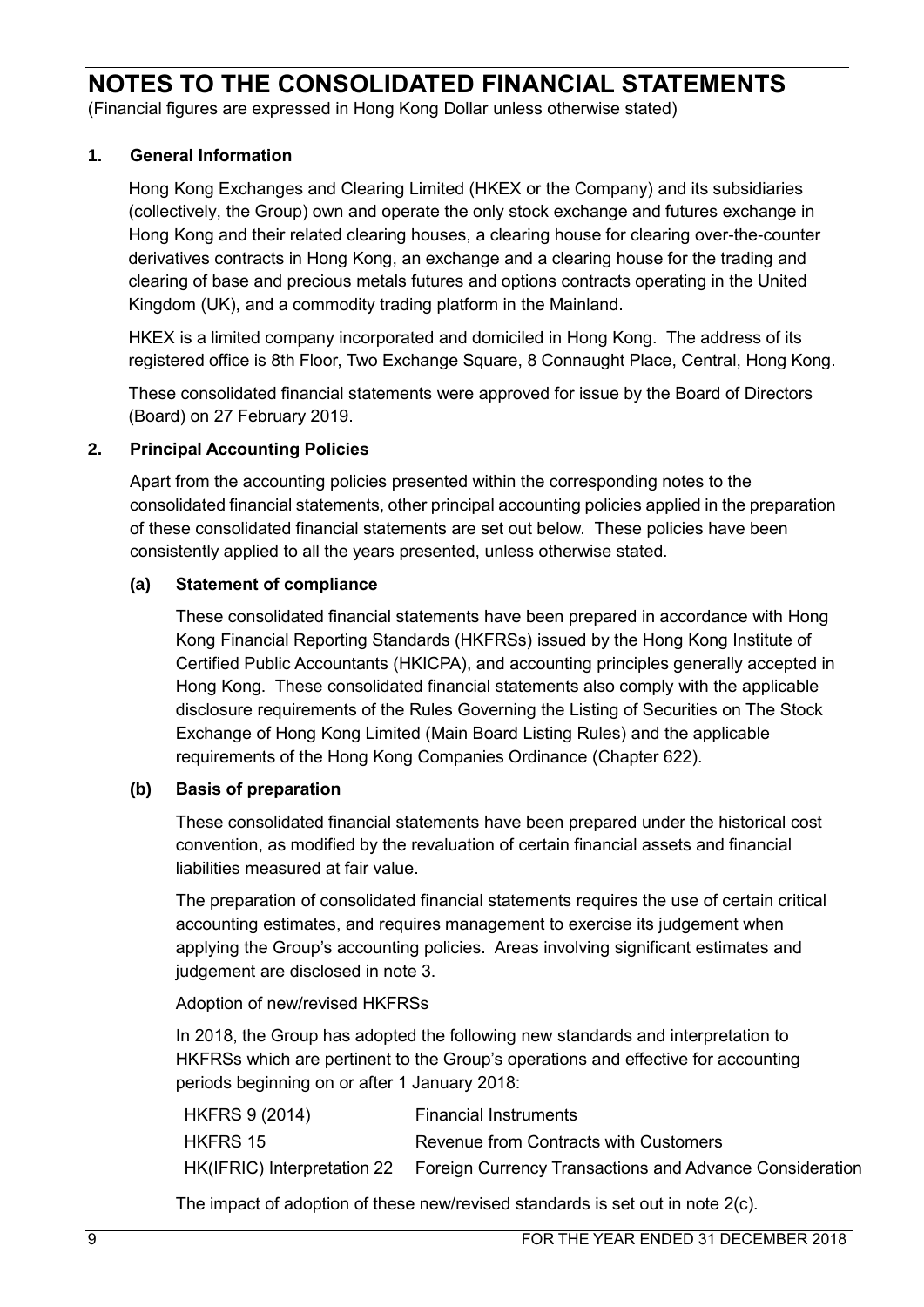# NOTES TO THE CONSOLIDATED FINANCIAL STATEMENTS

(Financial figures are expressed in Hong Kong Dollar unless otherwise stated)

## 1. General Information

Hong Kong Exchanges and Clearing Limited (HKEX or the Company) and its subsidiaries (collectively, the Group) own and operate the only stock exchange and futures exchange in Hong Kong and their related clearing houses, a clearing house for clearing over-the-counter derivatives contracts in Hong Kong, an exchange and a clearing house for the trading and clearing of base and precious metals futures and options contracts operating in the United Kingdom (UK), and a commodity trading platform in the Mainland.

HKEX is a limited company incorporated and domiciled in Hong Kong. The address of its registered office is 8th Floor, Two Exchange Square, 8 Connaught Place, Central, Hong Kong.

These consolidated financial statements were approved for issue by the Board of Directors (Board) on 27 February 2019.

## 2. Principal Accounting Policies

Apart from the accounting policies presented within the corresponding notes to the consolidated financial statements, other principal accounting policies applied in the preparation of these consolidated financial statements are set out below. These policies have been consistently applied to all the years presented, unless otherwise stated.

### (a) Statement of compliance

These consolidated financial statements have been prepared in accordance with Hong Kong Financial Reporting Standards (HKFRSs) issued by the Hong Kong Institute of Certified Public Accountants (HKICPA), and accounting principles generally accepted in Hong Kong. These consolidated financial statements also comply with the applicable disclosure requirements of the Rules Governing the Listing of Securities on The Stock Exchange of Hong Kong Limited (Main Board Listing Rules) and the applicable requirements of the Hong Kong Companies Ordinance (Chapter 622).

### (b) Basis of preparation

These consolidated financial statements have been prepared under the historical cost convention, as modified by the revaluation of certain financial assets and financial liabilities measured at fair value.

The preparation of consolidated financial statements requires the use of certain critical accounting estimates, and requires management to exercise its judgement when applying the Group's accounting policies. Areas involving significant estimates and judgement are disclosed in note 3.

Adoption of new/revised HKFRSs

In 2018, the Group has adopted the following new standards and interpretation to HKFRSs which are pertinent to the Group's operations and effective for accounting periods beginning on or after 1 January 2018:

| | |
|---|---|
| HKFRS 9 (2014) | Financial Instruments |
| HKFRS 15 | Revenue from Contracts with Customers |
| HK(IFRIC) Interpretation 22 | Foreign Currency Transactions and Advance Consideration |

The impact of adoption of these new/revised standards is set out in note 2(c).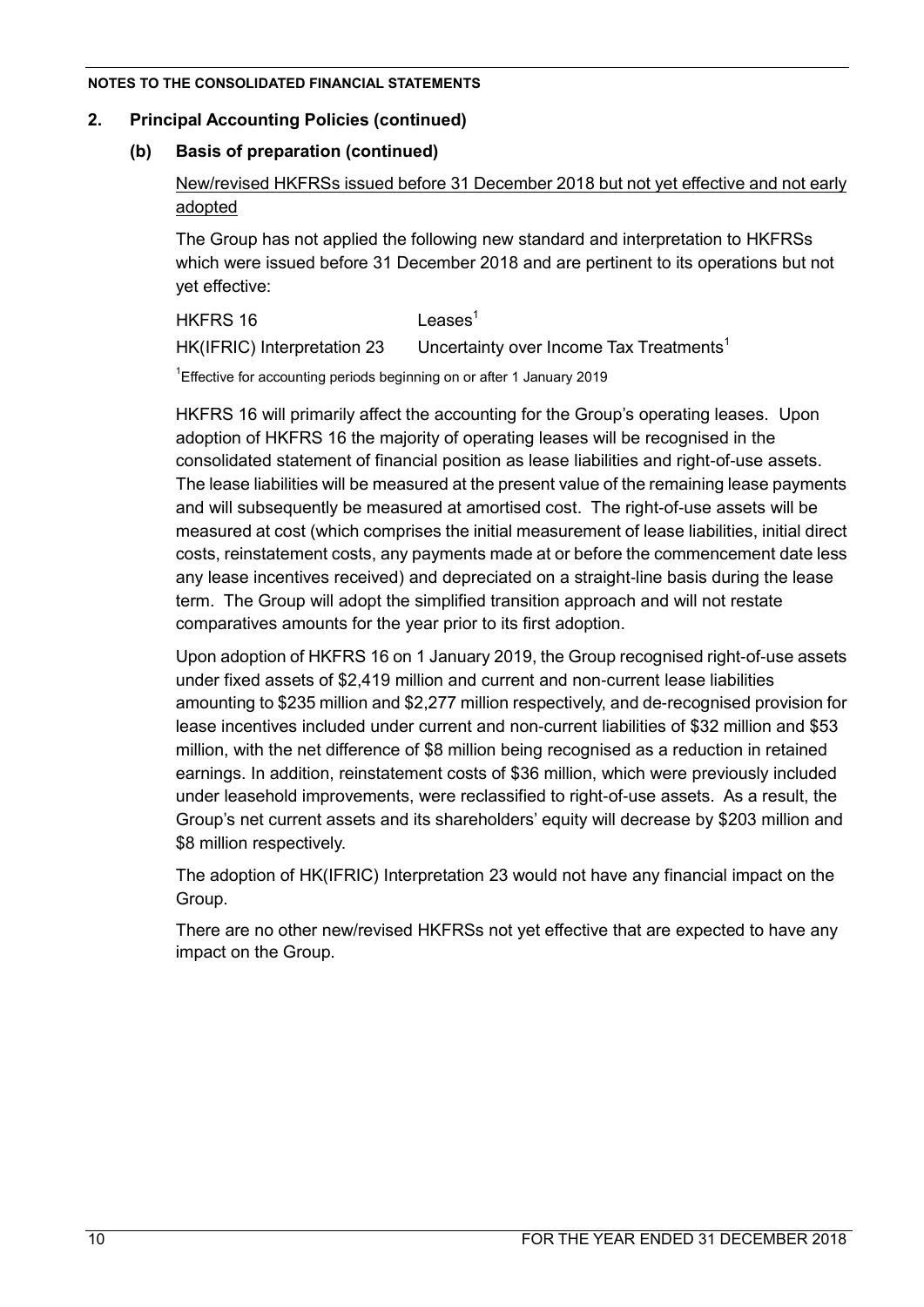## 2. Principal Accounting Policies (continued)

### (b) Basis of preparation (continued)

New/revised HKFRSs issued before 31 December 2018 but not yet effective and not early adopted

The Group has not applied the following new standard and interpretation to HKFRSs which were issued before 31 December 2018 and are pertinent to its operations but not yet effective:

| | |
|---|---|
| HKFRS 16 | Leases[1] |
| HK(IFRIC) Interpretation 23 | Uncertainty over Income Tax Treatments[1] |

[1]Effective for accounting periods beginning on or after 1 January 2019

HKFRS 16 will primarily affect the accounting for the Group's operating leases. Upon adoption of HKFRS 16 the majority of operating leases will be recognised in the consolidated statement of financial position as lease liabilities and right-of-use assets. The lease liabilities will be measured at the present value of the remaining lease payments and will subsequently be measured at amortised cost. The right-of-use assets will be measured at cost (which comprises the initial measurement of lease liabilities, initial direct costs, reinstatement costs, any payments made at or before the commencement date less any lease incentives received) and depreciated on a straight-line basis during the lease term. The Group will adopt the simplified transition approach and will not restate comparatives amounts for the year prior to its first adoption.

Upon adoption of HKFRS 16 on 1 January 2019, the Group recognised right-of-use assets under fixed assets of $2,419 million and current and non-current lease liabilities amounting to $235 million and $2,277 million respectively, and de-recognised provision for lease incentives included under current and non-current liabilities of $32 million and $53 million, with the net difference of $8 million being recognised as a reduction in retained earnings. In addition, reinstatement costs of $36 million, which were previously included under leasehold improvements, were reclassified to right-of-use assets. As a result, the Group's net current assets and its shareholders' equity will decrease by $203 million and $8 million respectively.

The adoption of HK(IFRIC) Interpretation 23 would not have any financial impact on the Group.

There are no other new/revised HKFRSs not yet effective that are expected to have any impact on the Group.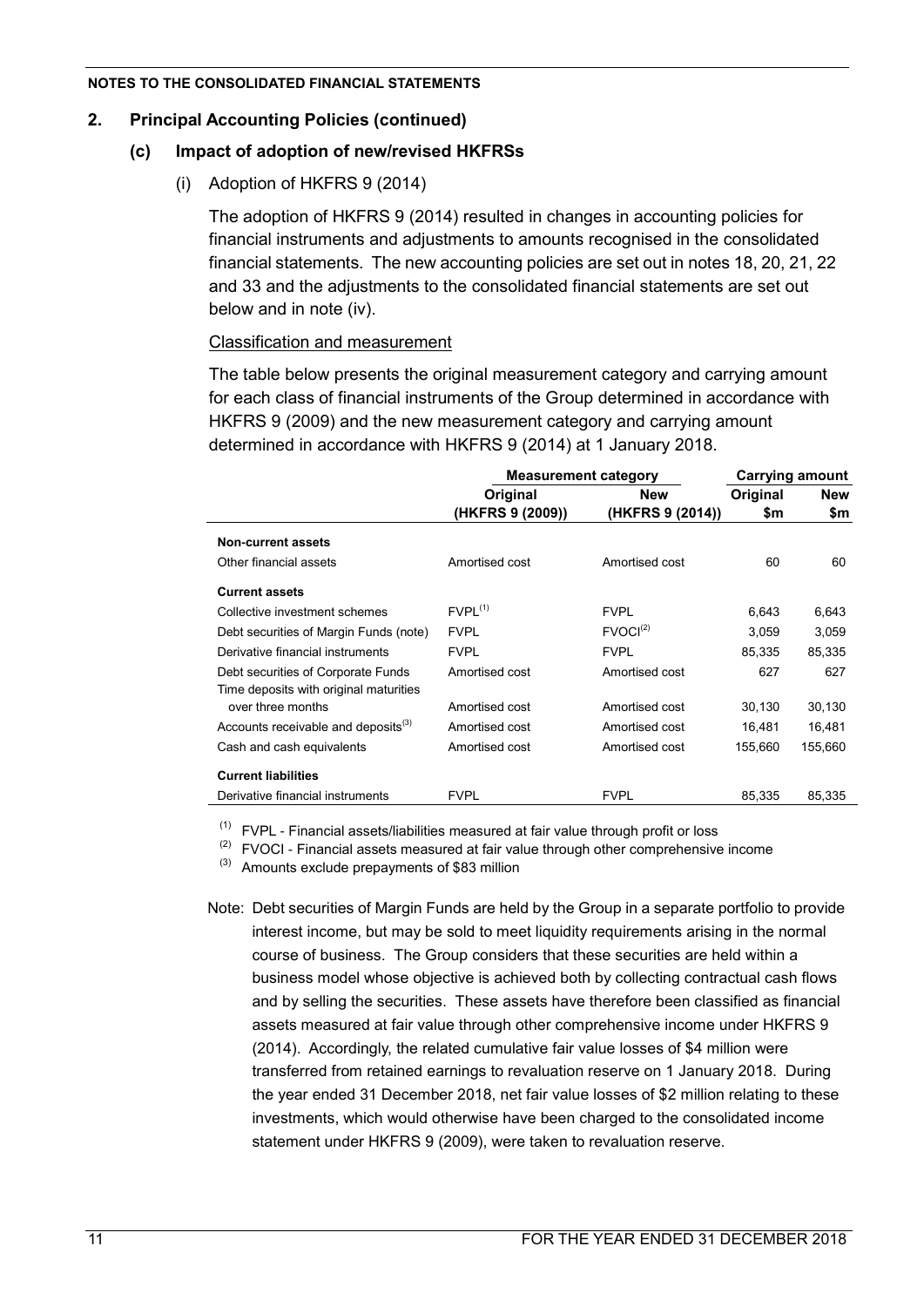## 2. Principal Accounting Policies (continued)

### (c) Impact of adoption of new/revised HKFRSs

(i) Adoption of HKFRS 9 (2014)

The adoption of HKFRS 9 (2014) resulted in changes in accounting policies for financial instruments and adjustments to amounts recognised in the consolidated financial statements. The new accounting policies are set out in notes 18, 20, 21, 22 and 33 and the adjustments to the consolidated financial statements are set out below and in note (iv).

Classification and measurement

The table below presents the original measurement category and carrying amount for each class of financial instruments of the Group determined in accordance with HKFRS 9 (2009) and the new measurement category and carrying amount determined in accordance with HKFRS 9 (2014) at 1 January 2018.

| | Measurement category | | Carrying amount | |
|---|---|---|---|---|
| | Original (HKFRS 9 (2009)) | New (HKFRS 9 (2014)) | Original $m | New $m |
| **Non-current assets** | | | | |
| Other financial assets | Amortised cost | Amortised cost | 60 | 60 |
| **Current assets** | | | | |
| Collective investment schemes | FVPL[1] | FVPL | 6,643 | 6,643 |
| Debt securities of Margin Funds (note) | FVPL | FVOCI[2] | 3,059 | 3,059 |
| Derivative financial instruments | FVPL | FVPL | 85,335 | 85,335 |
| Debt securities of Corporate Funds | Amortised cost | Amortised cost | 627 | 627 |
| Time deposits with original maturities over three months | Amortised cost | Amortised cost | 30,130 | 30,130 |
| Accounts receivable and deposits[3] | Amortised cost | Amortised cost | 16,481 | 16,481 |
| Cash and cash equivalents | Amortised cost | Amortised cost | 155,660 | 155,660 |
| **Current liabilities** | | | | |
| Derivative financial instruments | FVPL | FVPL | 85,335 | 85,335 |

[1] FVPL - Financial assets/liabilities measured at fair value through profit or loss

[2] FVOCI - Financial assets measured at fair value through other comprehensive income

[3] Amounts exclude prepayments of $83 million

Note: Debt securities of Margin Funds are held by the Group in a separate portfolio to provide interest income, but may be sold to meet liquidity requirements arising in the normal course of business. The Group considers that these securities are held within a business model whose objective is achieved both by collecting contractual cash flows and by selling the securities. These assets have therefore been classified as financial assets measured at fair value through other comprehensive income under HKFRS 9 (2014). Accordingly, the related cumulative fair value losses of $4 million were transferred from retained earnings to revaluation reserve on 1 January 2018. During the year ended 31 December 2018, net fair value losses of $2 million relating to these investments, which would otherwise have been charged to the consolidated income statement under HKFRS 9 (2009), were taken to revaluation reserve.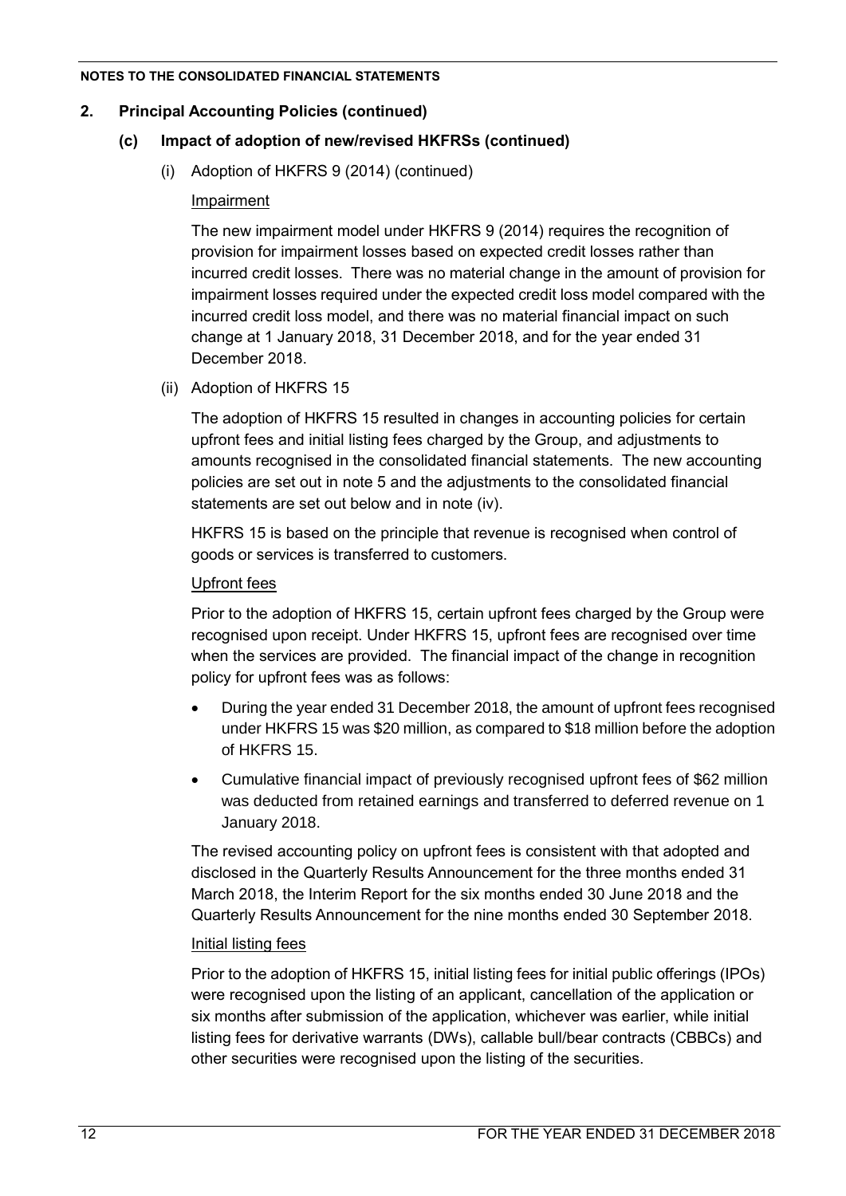## 2. Principal Accounting Policies (continued)

### (c) Impact of adoption of new/revised HKFRSs (continued)

(i) Adoption of HKFRS 9 (2014) (continued)

Impairment

The new impairment model under HKFRS 9 (2014) requires the recognition of provision for impairment losses based on expected credit losses rather than incurred credit losses. There was no material change in the amount of provision for impairment losses required under the expected credit loss model compared with the incurred credit loss model, and there was no material financial impact on such change at 1 January 2018, 31 December 2018, and for the year ended 31 December 2018.

(ii) Adoption of HKFRS 15

The adoption of HKFRS 15 resulted in changes in accounting policies for certain upfront fees and initial listing fees charged by the Group, and adjustments to amounts recognised in the consolidated financial statements. The new accounting policies are set out in note 5 and the adjustments to the consolidated financial statements are set out below and in note (iv).

HKFRS 15 is based on the principle that revenue is recognised when control of goods or services is transferred to customers.

Upfront fees

Prior to the adoption of HKFRS 15, certain upfront fees charged by the Group were recognised upon receipt. Under HKFRS 15, upfront fees are recognised over time when the services are provided. The financial impact of the change in recognition policy for upfront fees was as follows:

- During the year ended 31 December 2018, the amount of upfront fees recognised under HKFRS 15 was $20 million, as compared to $18 million before the adoption of HKFRS 15.
- Cumulative financial impact of previously recognised upfront fees of $62 million was deducted from retained earnings and transferred to deferred revenue on 1 January 2018.

The revised accounting policy on upfront fees is consistent with that adopted and disclosed in the Quarterly Results Announcement for the three months ended 31 March 2018, the Interim Report for the six months ended 30 June 2018 and the Quarterly Results Announcement for the nine months ended 30 September 2018.

Initial listing fees

Prior to the adoption of HKFRS 15, initial listing fees for initial public offerings (IPOs) were recognised upon the listing of an applicant, cancellation of the application or six months after submission of the application, whichever was earlier, while initial listing fees for derivative warrants (DWs), callable bull/bear contracts (CBBCs) and other securities were recognised upon the listing of the securities.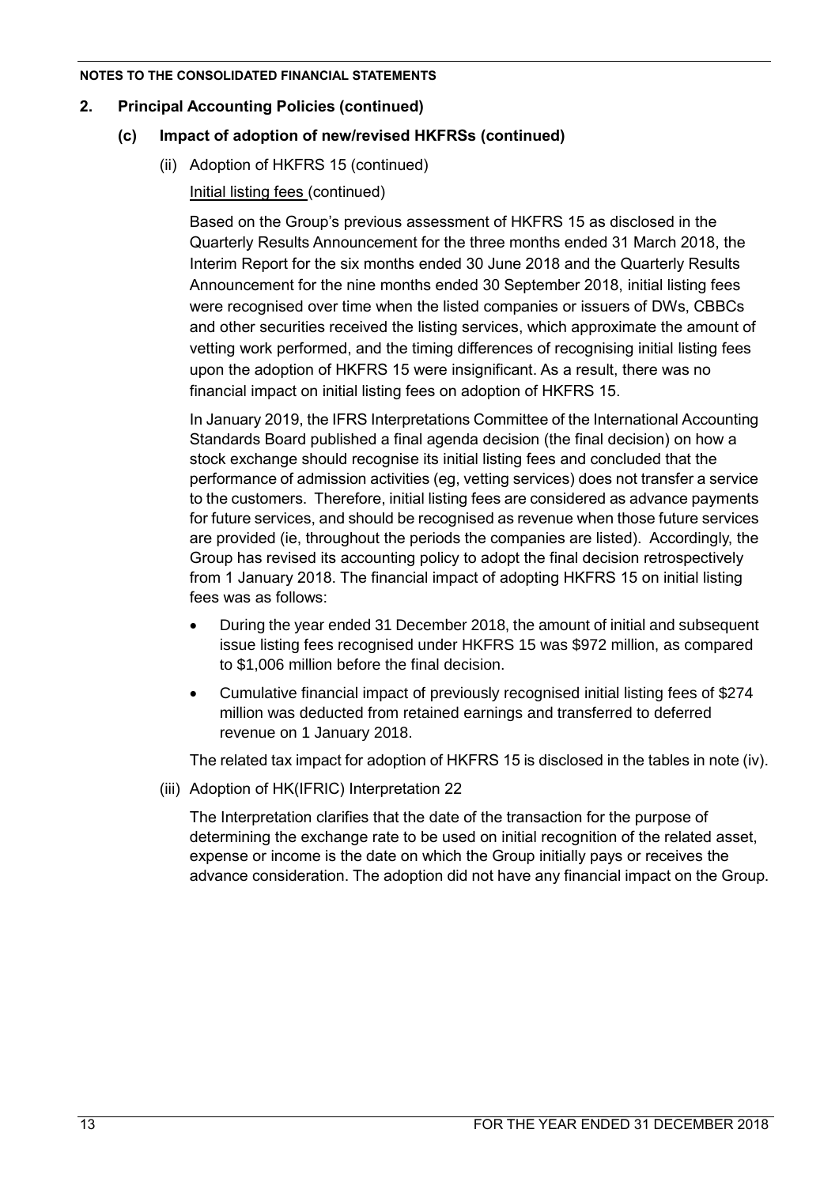**NOTES TO THE CONSOLIDATED FINANCIAL STATEMENTS**

## 2. Principal Accounting Policies (continued)

### (c) Impact of adoption of new/revised HKFRSs (continued)

(ii) Adoption of HKFRS 15 (continued)

Initial listing fees (continued)

Based on the Group's previous assessment of HKFRS 15 as disclosed in the Quarterly Results Announcement for the three months ended 31 March 2018, the Interim Report for the six months ended 30 June 2018 and the Quarterly Results Announcement for the nine months ended 30 September 2018, initial listing fees were recognised over time when the listed companies or issuers of DWs, CBBCs and other securities received the listing services, which approximate the amount of vetting work performed, and the timing differences of recognising initial listing fees upon the adoption of HKFRS 15 were insignificant. As a result, there was no financial impact on initial listing fees on adoption of HKFRS 15.

In January 2019, the IFRS Interpretations Committee of the International Accounting Standards Board published a final agenda decision (the final decision) on how a stock exchange should recognise its initial listing fees and concluded that the performance of admission activities (eg, vetting services) does not transfer a service to the customers. Therefore, initial listing fees are considered as advance payments for future services, and should be recognised as revenue when those future services are provided (ie, throughout the periods the companies are listed). Accordingly, the Group has revised its accounting policy to adopt the final decision retrospectively from 1 January 2018. The financial impact of adopting HKFRS 15 on initial listing fees was as follows:

- During the year ended 31 December 2018, the amount of initial and subsequent issue listing fees recognised under HKFRS 15 was $972 million, as compared to $1,006 million before the final decision.
- Cumulative financial impact of previously recognised initial listing fees of $274 million was deducted from retained earnings and transferred to deferred revenue on 1 January 2018.

The related tax impact for adoption of HKFRS 15 is disclosed in the tables in note (iv).

(iii) Adoption of HK(IFRIC) Interpretation 22

The Interpretation clarifies that the date of the transaction for the purpose of determining the exchange rate to be used on initial recognition of the related asset, expense or income is the date on which the Group initially pays or receives the advance consideration. The adoption did not have any financial impact on the Group.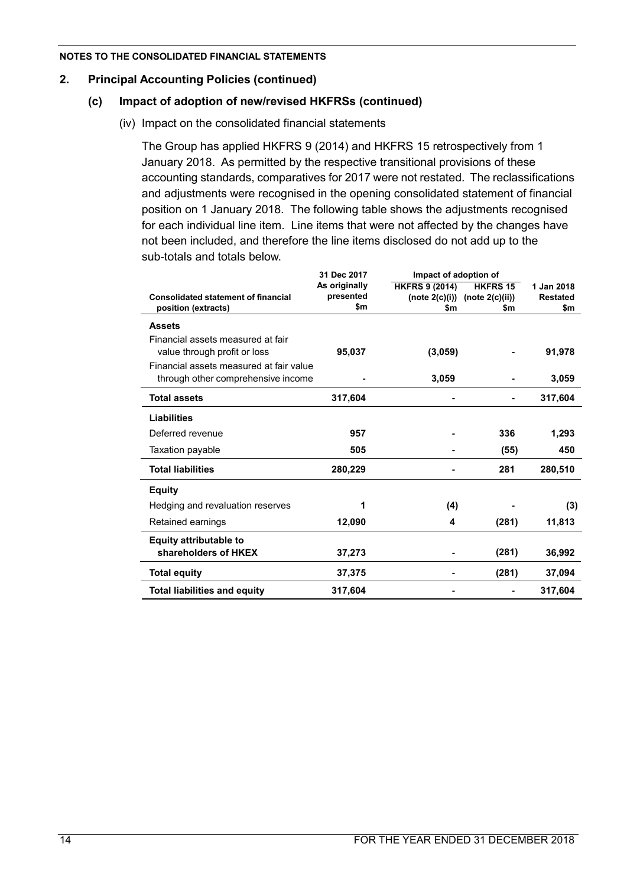NOTES TO THE CONSOLIDATED FINANCIAL STATEMENTS

## 2. Principal Accounting Policies (continued)

### (c) Impact of adoption of new/revised HKFRSs (continued)

(iv) Impact on the consolidated financial statements

The Group has applied HKFRS 9 (2014) and HKFRS 15 retrospectively from 1 January 2018. As permitted by the respective transitional provisions of these accounting standards, comparatives for 2017 were not restated. The reclassifications and adjustments were recognised in the opening consolidated statement of financial position on 1 January 2018. The following table shows the adjustments recognised for each individual line item. Line items that were not affected by the changes have not been included, and therefore the line items disclosed do not add up to the sub-totals and totals below.

| Consolidated statement of financial position (extracts) | 31 Dec 2017 As originally presented $m | Impact of adoption of HKFRS 9 (2014) (note 2(c)(i)) $m | Impact of adoption of HKFRS 15 (note 2(c)(ii)) $m | 1 Jan 2018 Restated $m |
|---|---|---|---|---|
| **Assets** | | | | |
| Financial assets measured at fair value through profit or loss | **95,037** | **(3,059)** | **-** | **91,978** |
| Financial assets measured at fair value through other comprehensive income | **-** | **3,059** | **-** | **3,059** |
| **Total assets** | **317,604** | **-** | **-** | **317,604** |
| **Liabilities** | | | | |
| Deferred revenue | **957** | **-** | **336** | **1,293** |
| Taxation payable | **505** | **-** | **(55)** | **450** |
| **Total liabilities** | **280,229** | **-** | **281** | **280,510** |
| **Equity** | | | | |
| Hedging and revaluation reserves | **1** | **(4)** | **-** | **(3)** |
| Retained earnings | **12,090** | **4** | **(281)** | **11,813** |
| **Equity attributable to shareholders of HKEX** | **37,273** | **-** | **(281)** | **36,992** |
| **Total equity** | **37,375** | **-** | **(281)** | **37,094** |
| **Total liabilities and equity** | **317,604** | **-** | **-** | **317,604** |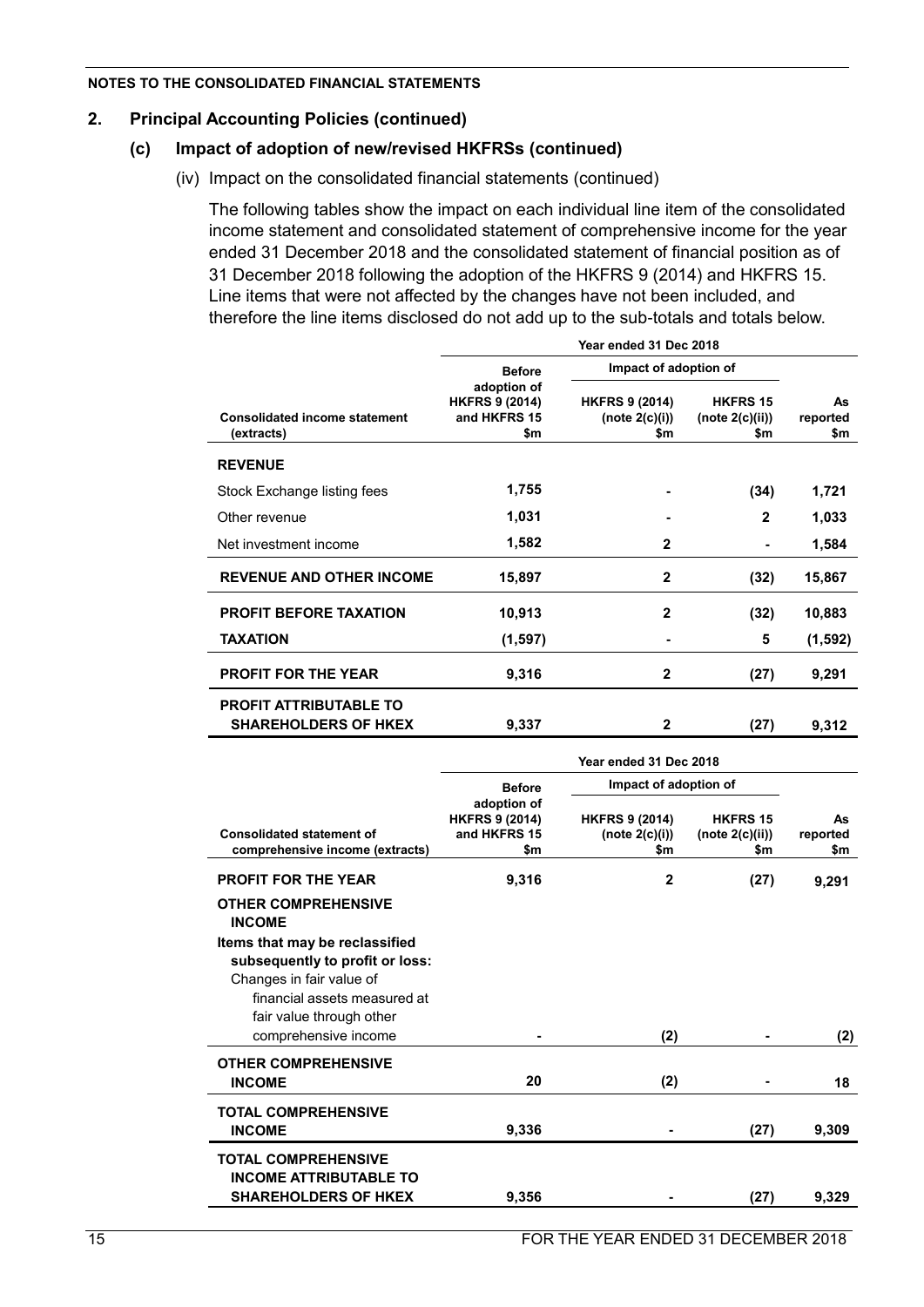## 2. Principal Accounting Policies (continued)

### (c) Impact of adoption of new/revised HKFRSs (continued)

(iv) Impact on the consolidated financial statements (continued)

The following tables show the impact on each individual line item of the consolidated income statement and consolidated statement of comprehensive income for the year ended 31 December 2018 and the consolidated statement of financial position as of 31 December 2018 following the adoption of the HKFRS 9 (2014) and HKFRS 15. Line items that were not affected by the changes have not been included, and therefore the line items disclosed do not add up to the sub-totals and totals below.

| | Year ended 31 Dec 2018 | | | |
|---|---|---|---|---|
| | Before | Impact of adoption of | | |
| **Consolidated income statement (extracts)** | **adoption of HKFRS 9 (2014) and HKFRS 15 $m** | **HKFRS 9 (2014) (note 2(c)(i)) $m** | **HKFRS 15 (note 2(c)(ii)) $m** | **As reported $m** |
| **REVENUE** | | | | |
| Stock Exchange listing fees | 1,755 | - | (34) | 1,721 |
| Other revenue | 1,031 | - | 2 | 1,033 |
| Net investment income | 1,582 | 2 | - | 1,584 |
| **REVENUE AND OTHER INCOME** | 15,897 | 2 | (32) | 15,867 |
| **PROFIT BEFORE TAXATION** | 10,913 | 2 | (32) | 10,883 |
| **TAXATION** | (1,597) | - | 5 | (1,592) |
| **PROFIT FOR THE YEAR** | 9,316 | 2 | (27) | 9,291 |
| **PROFIT ATTRIBUTABLE TO SHAREHOLDERS OF HKEX** | 9,337 | 2 | (27) | 9,312 |

| | Year ended 31 Dec 2018 | | | |
|---|---|---|---|---|
| | Before | Impact of adoption of | | |
| **Consolidated statement of comprehensive income (extracts)** | **adoption of HKFRS 9 (2014) and HKFRS 15 $m** | **HKFRS 9 (2014) (note 2(c)(i)) $m** | **HKFRS 15 (note 2(c)(ii)) $m** | **As reported $m** |
| **PROFIT FOR THE YEAR** | 9,316 | 2 | (27) | 9,291 |
| **OTHER COMPREHENSIVE INCOME** | | | | |
| **Items that may be reclassified subsequently to profit or loss:** | | | | |
| Changes in fair value of financial assets measured at fair value through other comprehensive income | - | (2) | - | (2) |
| **OTHER COMPREHENSIVE INCOME** | 20 | (2) | - | 18 |
| **TOTAL COMPREHENSIVE INCOME** | 9,336 | - | (27) | 9,309 |
| **TOTAL COMPREHENSIVE INCOME ATTRIBUTABLE TO SHAREHOLDERS OF HKEX** | 9,356 | - | (27) | 9,329 |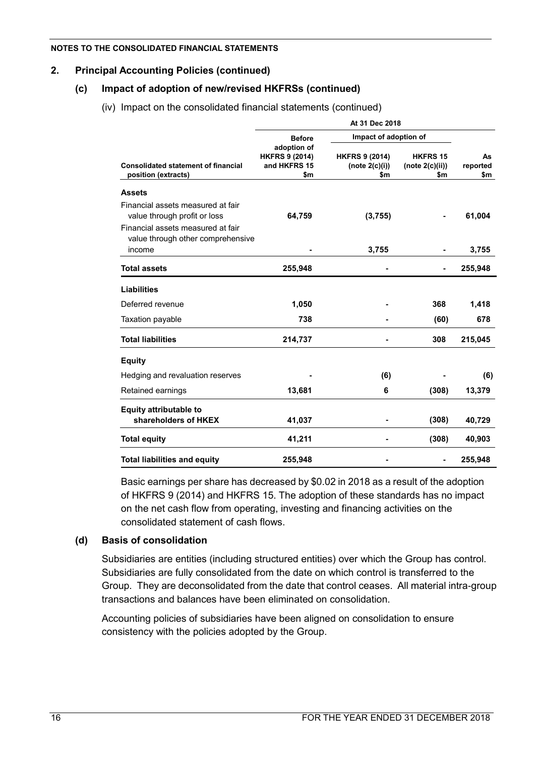## 2. Principal Accounting Policies (continued)

### (c) Impact of adoption of new/revised HKFRSs (continued)

(iv) Impact on the consolidated financial statements (continued)

| | At 31 Dec 2018 | | | |
|---|---|---|---|---|
| | Before adoption of | Impact of adoption of | | |
| **Consolidated statement of financial position (extracts)** | **HKFRS 9 (2014) and HKFRS 15 $m** | **HKFRS 9 (2014) (note 2(c)(i)) $m** | **HKFRS 15 (note 2(c)(ii)) $m** | **As reported $m** |
| **Assets** | | | | |
| Financial assets measured at fair value through profit or loss | **64,759** | (3,755) | - | **61,004** |
| Financial assets measured at fair value through other comprehensive income | - | 3,755 | - | **3,755** |
| **Total assets** | **255,948** | - | - | **255,948** |
| **Liabilities** | | | | |
| Deferred revenue | **1,050** | - | 368 | **1,418** |
| Taxation payable | **738** | - | (60) | **678** |
| **Total liabilities** | **214,737** | - | 308 | **215,045** |
| **Equity** | | | | |
| Hedging and revaluation reserves | - | (6) | - | **(6)** |
| Retained earnings | **13,681** | 6 | (308) | **13,379** |
| **Equity attributable to shareholders of HKEX** | **41,037** | - | (308) | **40,729** |
| **Total equity** | **41,211** | - | (308) | **40,903** |
| **Total liabilities and equity** | **255,948** | - | - | **255,948** |

Basic earnings per share has decreased by $0.02 in 2018 as a result of the adoption of HKFRS 9 (2014) and HKFRS 15. The adoption of these standards has no impact on the net cash flow from operating, investing and financing activities on the consolidated statement of cash flows.

### (d) Basis of consolidation

Subsidiaries are entities (including structured entities) over which the Group has control. Subsidiaries are fully consolidated from the date on which control is transferred to the Group. They are deconsolidated from the date that control ceases. All material intra-group transactions and balances have been eliminated on consolidation.

Accounting policies of subsidiaries have been aligned on consolidation to ensure consistency with the policies adopted by the Group.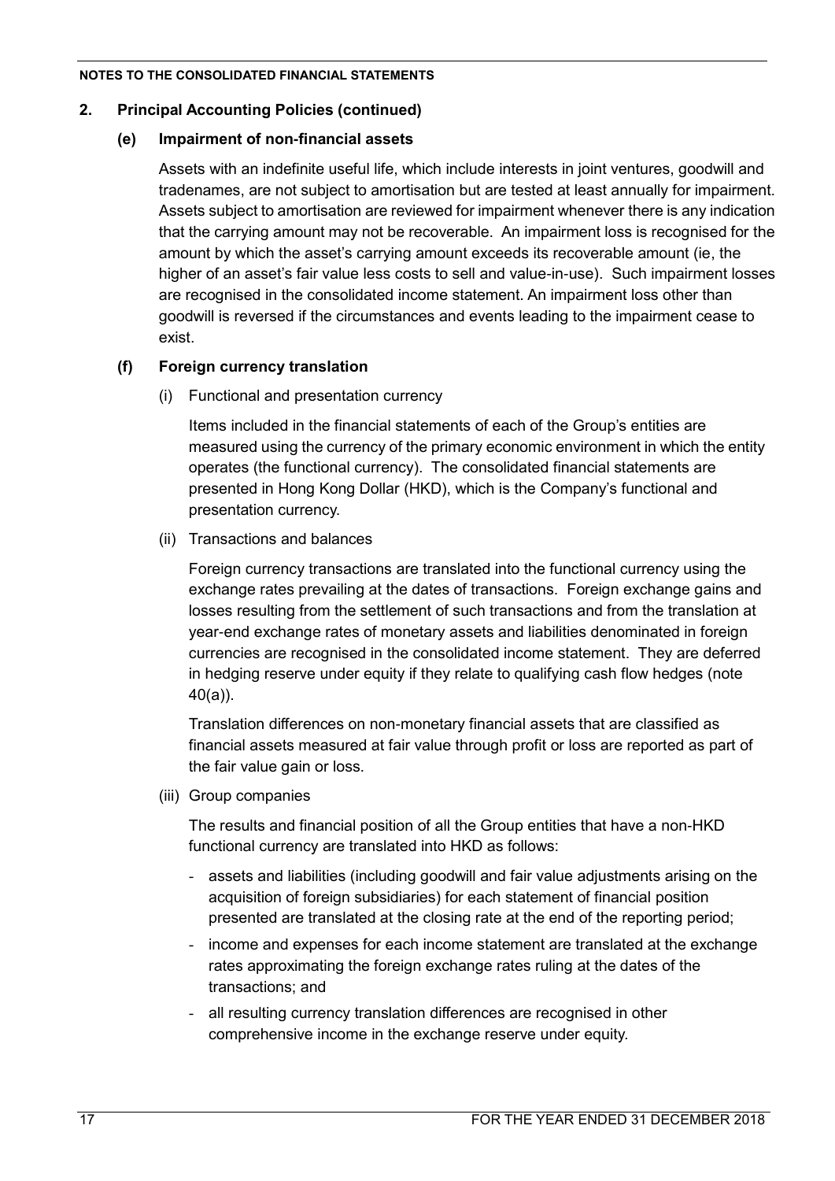## 2. Principal Accounting Policies (continued)

### (e) Impairment of non-financial assets

Assets with an indefinite useful life, which include interests in joint ventures, goodwill and tradenames, are not subject to amortisation but are tested at least annually for impairment. Assets subject to amortisation are reviewed for impairment whenever there is any indication that the carrying amount may not be recoverable. An impairment loss is recognised for the amount by which the asset's carrying amount exceeds its recoverable amount (ie, the higher of an asset's fair value less costs to sell and value-in-use). Such impairment losses are recognised in the consolidated income statement. An impairment loss other than goodwill is reversed if the circumstances and events leading to the impairment cease to exist.

### (f) Foreign currency translation

(i) Functional and presentation currency

Items included in the financial statements of each of the Group's entities are measured using the currency of the primary economic environment in which the entity operates (the functional currency). The consolidated financial statements are presented in Hong Kong Dollar (HKD), which is the Company's functional and presentation currency.

(ii) Transactions and balances

Foreign currency transactions are translated into the functional currency using the exchange rates prevailing at the dates of transactions. Foreign exchange gains and losses resulting from the settlement of such transactions and from the translation at year-end exchange rates of monetary assets and liabilities denominated in foreign currencies are recognised in the consolidated income statement. They are deferred in hedging reserve under equity if they relate to qualifying cash flow hedges (note 40(a)).

Translation differences on non-monetary financial assets that are classified as financial assets measured at fair value through profit or loss are reported as part of the fair value gain or loss.

(iii) Group companies

The results and financial position of all the Group entities that have a non-HKD functional currency are translated into HKD as follows:

- assets and liabilities (including goodwill and fair value adjustments arising on the acquisition of foreign subsidiaries) for each statement of financial position presented are translated at the closing rate at the end of the reporting period;
- income and expenses for each income statement are translated at the exchange rates approximating the foreign exchange rates ruling at the dates of the transactions; and
- all resulting currency translation differences are recognised in other comprehensive income in the exchange reserve under equity.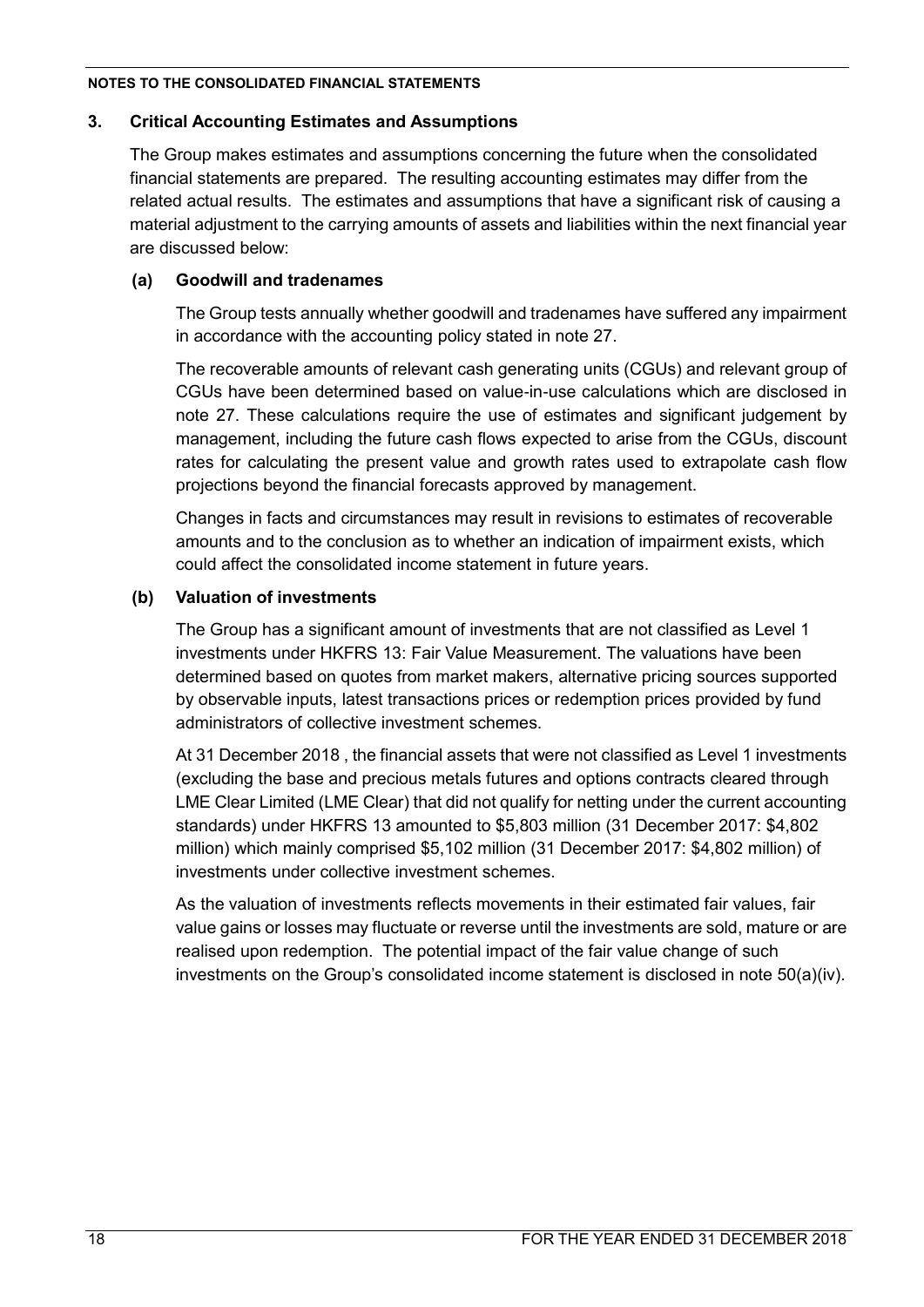## 3. Critical Accounting Estimates and Assumptions

The Group makes estimates and assumptions concerning the future when the consolidated financial statements are prepared. The resulting accounting estimates may differ from the related actual results. The estimates and assumptions that have a significant risk of causing a material adjustment to the carrying amounts of assets and liabilities within the next financial year are discussed below:

### (a) Goodwill and tradenames

The Group tests annually whether goodwill and tradenames have suffered any impairment in accordance with the accounting policy stated in note 27.

The recoverable amounts of relevant cash generating units (CGUs) and relevant group of CGUs have been determined based on value-in-use calculations which are disclosed in note 27. These calculations require the use of estimates and significant judgement by management, including the future cash flows expected to arise from the CGUs, discount rates for calculating the present value and growth rates used to extrapolate cash flow projections beyond the financial forecasts approved by management.

Changes in facts and circumstances may result in revisions to estimates of recoverable amounts and to the conclusion as to whether an indication of impairment exists, which could affect the consolidated income statement in future years.

### (b) Valuation of investments

The Group has a significant amount of investments that are not classified as Level 1 investments under HKFRS 13: Fair Value Measurement. The valuations have been determined based on quotes from market makers, alternative pricing sources supported by observable inputs, latest transactions prices or redemption prices provided by fund administrators of collective investment schemes.

At 31 December 2018 , the financial assets that were not classified as Level 1 investments (excluding the base and precious metals futures and options contracts cleared through LME Clear Limited (LME Clear) that did not qualify for netting under the current accounting standards) under HKFRS 13 amounted to $5,803 million (31 December 2017: $4,802 million) which mainly comprised $5,102 million (31 December 2017: $4,802 million) of investments under collective investment schemes.

As the valuation of investments reflects movements in their estimated fair values, fair value gains or losses may fluctuate or reverse until the investments are sold, mature or are realised upon redemption. The potential impact of the fair value change of such investments on the Group's consolidated income statement is disclosed in note 50(a)(iv).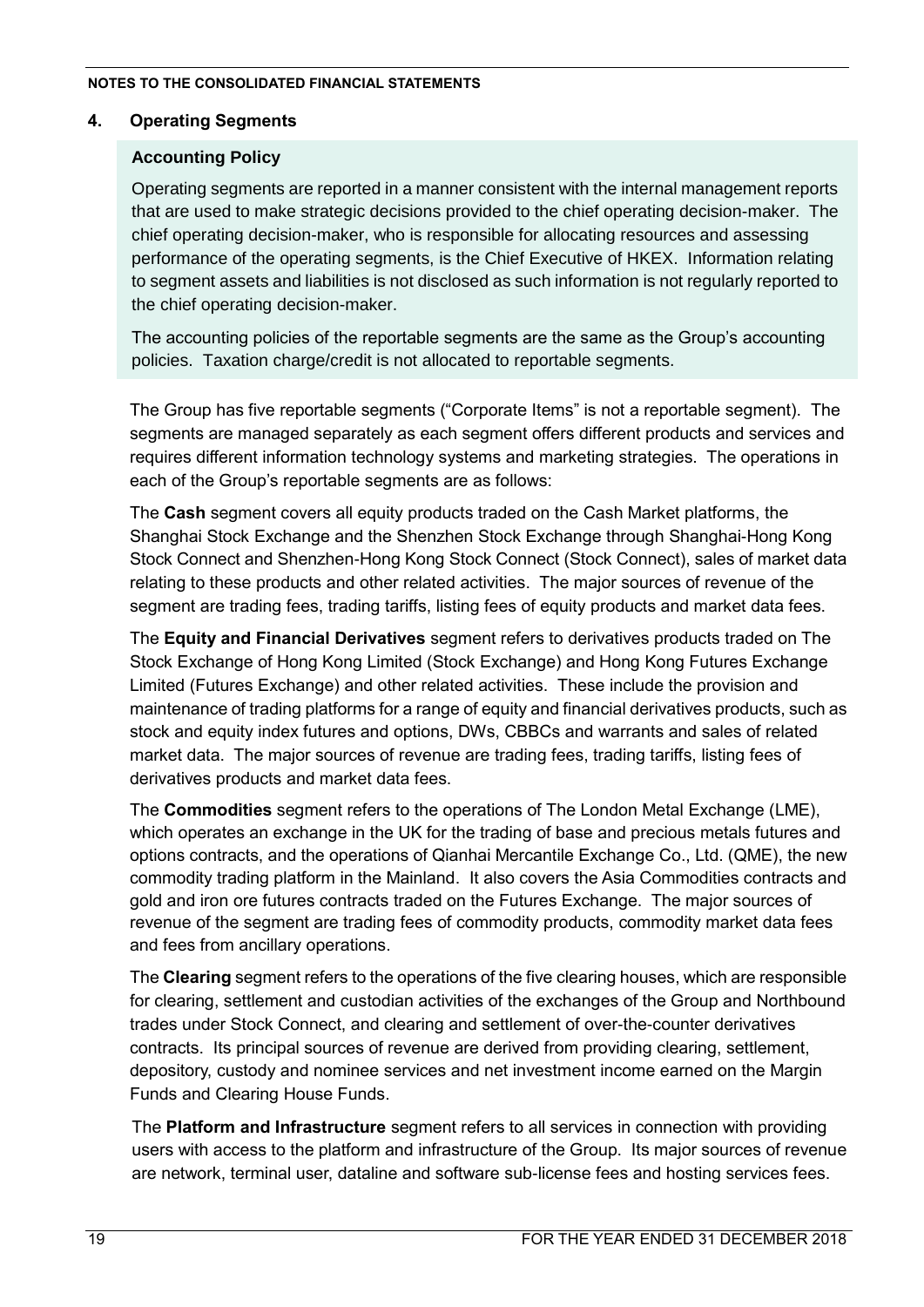## 4. Operating Segments

### Accounting Policy

Operating segments are reported in a manner consistent with the internal management reports that are used to make strategic decisions provided to the chief operating decision-maker. The chief operating decision-maker, who is responsible for allocating resources and assessing performance of the operating segments, is the Chief Executive of HKEX. Information relating to segment assets and liabilities is not disclosed as such information is not regularly reported to the chief operating decision-maker.

The accounting policies of the reportable segments are the same as the Group's accounting policies. Taxation charge/credit is not allocated to reportable segments.

The Group has five reportable segments ("Corporate Items" is not a reportable segment). The segments are managed separately as each segment offers different products and services and requires different information technology systems and marketing strategies. The operations in each of the Group's reportable segments are as follows:

The **Cash** segment covers all equity products traded on the Cash Market platforms, the Shanghai Stock Exchange and the Shenzhen Stock Exchange through Shanghai-Hong Kong Stock Connect and Shenzhen-Hong Kong Stock Connect (Stock Connect), sales of market data relating to these products and other related activities. The major sources of revenue of the segment are trading fees, trading tariffs, listing fees of equity products and market data fees.

The **Equity and Financial Derivatives** segment refers to derivatives products traded on The Stock Exchange of Hong Kong Limited (Stock Exchange) and Hong Kong Futures Exchange Limited (Futures Exchange) and other related activities. These include the provision and maintenance of trading platforms for a range of equity and financial derivatives products, such as stock and equity index futures and options, DWs, CBBCs and warrants and sales of related market data. The major sources of revenue are trading fees, trading tariffs, listing fees of derivatives products and market data fees.

The **Commodities** segment refers to the operations of The London Metal Exchange (LME), which operates an exchange in the UK for the trading of base and precious metals futures and options contracts, and the operations of Qianhai Mercantile Exchange Co., Ltd. (QME), the new commodity trading platform in the Mainland. It also covers the Asia Commodities contracts and gold and iron ore futures contracts traded on the Futures Exchange. The major sources of revenue of the segment are trading fees of commodity products, commodity market data fees and fees from ancillary operations.

The **Clearing** segment refers to the operations of the five clearing houses, which are responsible for clearing, settlement and custodian activities of the exchanges of the Group and Northbound trades under Stock Connect, and clearing and settlement of over-the-counter derivatives contracts. Its principal sources of revenue are derived from providing clearing, settlement, depository, custody and nominee services and net investment income earned on the Margin Funds and Clearing House Funds.

The **Platform and Infrastructure** segment refers to all services in connection with providing users with access to the platform and infrastructure of the Group. Its major sources of revenue are network, terminal user, dataline and software sub-license fees and hosting services fees.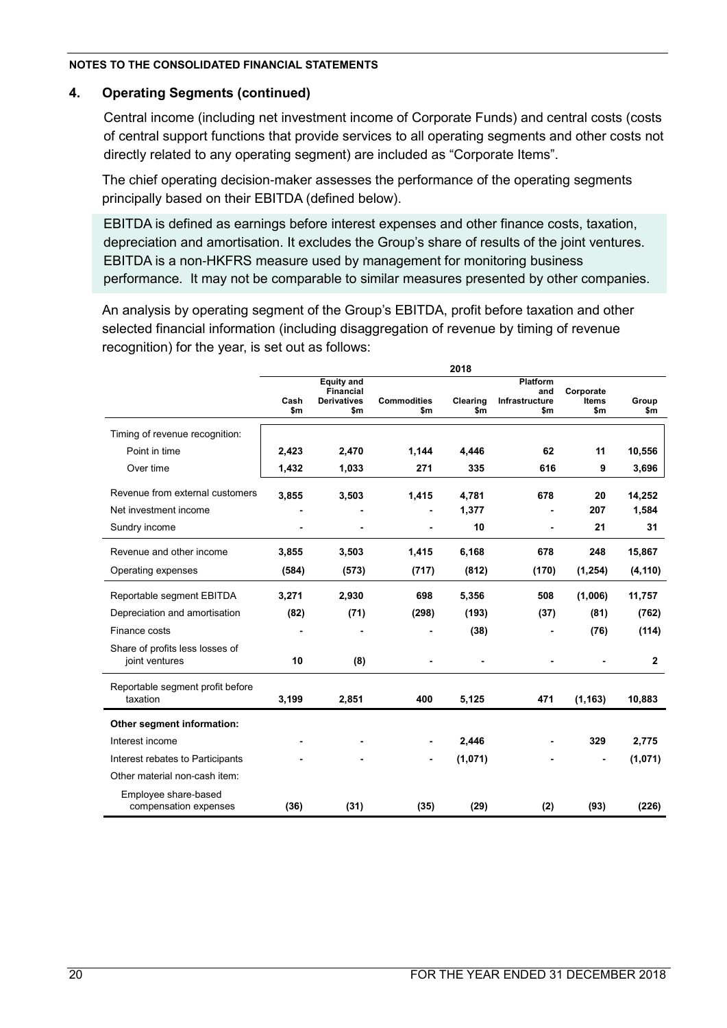**NOTES TO THE CONSOLIDATED FINANCIAL STATEMENTS**

## 4. Operating Segments (continued)

Central income (including net investment income of Corporate Funds) and central costs (costs of central support functions that provide services to all operating segments and other costs not directly related to any operating segment) are included as "Corporate Items".

The chief operating decision-maker assesses the performance of the operating segments principally based on their EBITDA (defined below).

EBITDA is defined as earnings before interest expenses and other finance costs, taxation, depreciation and amortisation. It excludes the Group's share of results of the joint ventures. EBITDA is a non-HKFRS measure used by management for monitoring business performance. It may not be comparable to similar measures presented by other companies.

An analysis by operating segment of the Group's EBITDA, profit before taxation and other selected financial information (including disaggregation of revenue by timing of revenue recognition) for the year, is set out as follows:

| | 2018 | | | | | | |
|---|---|---|---|---|---|---|---|
| | Cash $m | Equity and Financial Derivatives $m | Commodities $m | Clearing $m | Platform and Infrastructure $m | Corporate Items $m | Group $m |
| Timing of revenue recognition: | | | | | | | |
| Point in time | 2,423 | 2,470 | 1,144 | 4,446 | 62 | 11 | 10,556 |
| Over time | 1,432 | 1,033 | 271 | 335 | 616 | 9 | 3,696 |
| Revenue from external customers | 3,855 | 3,503 | 1,415 | 4,781 | 678 | 20 | 14,252 |
| Net investment income | - | - | - | 1,377 | - | 207 | 1,584 |
| Sundry income | - | - | - | 10 | - | 21 | 31 |
| Revenue and other income | 3,855 | 3,503 | 1,415 | 6,168 | 678 | 248 | 15,867 |
| Operating expenses | (584) | (573) | (717) | (812) | (170) | (1,254) | (4,110) |
| Reportable segment EBITDA | 3,271 | 2,930 | 698 | 5,356 | 508 | (1,006) | 11,757 |
| Depreciation and amortisation | (82) | (71) | (298) | (193) | (37) | (81) | (762) |
| Finance costs | - | - | - | (38) | - | (76) | (114) |
| Share of profits less losses of joint ventures | 10 | (8) | - | - | - | - | 2 |
| Reportable segment profit before taxation | 3,199 | 2,851 | 400 | 5,125 | 471 | (1,163) | 10,883 |
| **Other segment information:** | | | | | | | |
| Interest income | - | - | - | 2,446 | - | 329 | 2,775 |
| Interest rebates to Participants | - | - | - | (1,071) | - | - | (1,071) |
| Other material non-cash item: | | | | | | | |
| Employee share-based compensation expenses | (36) | (31) | (35) | (29) | (2) | (93) | (226) |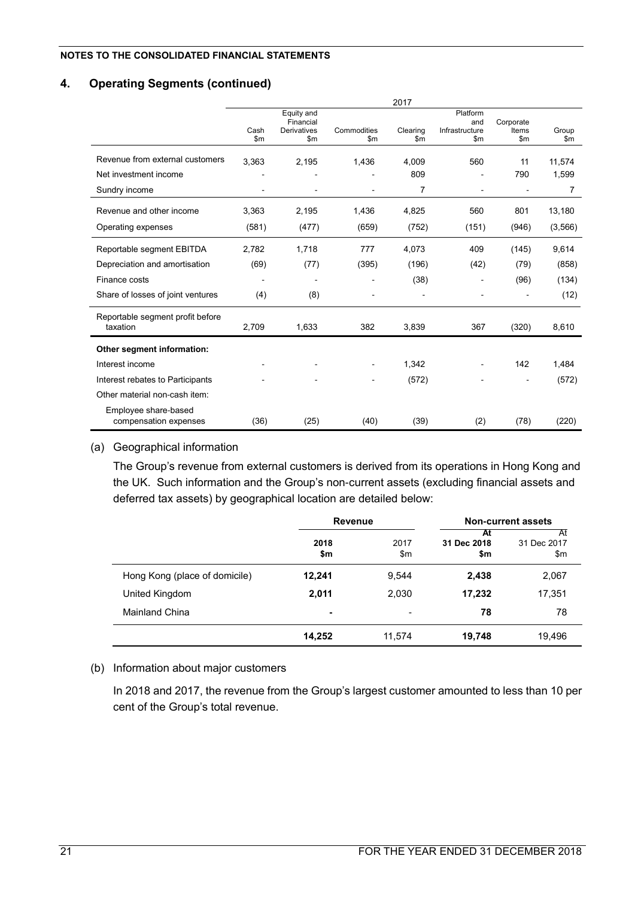**NOTES TO THE CONSOLIDATED FINANCIAL STATEMENTS**

## 4. Operating Segments (continued)

| | 2017 | | | | | | |
|---|---|---|---|---|---|---|---|
| | Cash $m | Equity and Financial Derivatives $m | Commodities $m | Clearing $m | Platform and Infrastructure $m | Corporate Items $m | Group $m |
| Revenue from external customers | 3,363 | 2,195 | 1,436 | 4,009 | 560 | 11 | 11,574 |
| Net investment income | - | - | - | 809 | - | 790 | 1,599 |
| Sundry income | - | - | - | 7 | - | - | 7 |
| Revenue and other income | 3,363 | 2,195 | 1,436 | 4,825 | 560 | 801 | 13,180 |
| Operating expenses | (581) | (477) | (659) | (752) | (151) | (946) | (3,566) |
| Reportable segment EBITDA | 2,782 | 1,718 | 777 | 4,073 | 409 | (145) | 9,614 |
| Depreciation and amortisation | (69) | (77) | (395) | (196) | (42) | (79) | (858) |
| Finance costs | - | - | - | (38) | - | (96) | (134) |
| Share of losses of joint ventures | (4) | (8) | - | - | - | - | (12) |
| Reportable segment profit before taxation | 2,709 | 1,633 | 382 | 3,839 | 367 | (320) | 8,610 |
| **Other segment information:** | | | | | | | |
| Interest income | - | - | - | 1,342 | - | 142 | 1,484 |
| Interest rebates to Participants | - | - | - | (572) | - | - | (572) |
| Other material non-cash item: | | | | | | | |
| Employee share-based compensation expenses | (36) | (25) | (40) | (39) | (2) | (78) | (220) |

(a) Geographical information

The Group's revenue from external customers is derived from its operations in Hong Kong and the UK. Such information and the Group's non-current assets (excluding financial assets and deferred tax assets) by geographical location are detailed below:

| | **Revenue** | | **Non-current assets** | |
|---|---|---|---|---|
| | **2018 $m** | 2017 $m | **At 31 Dec 2018 $m** | At 31 Dec 2017 $m |
| Hong Kong (place of domicile) | **12,241** | 9,544 | **2,438** | 2,067 |
| United Kingdom | **2,011** | 2,030 | **17,232** | 17,351 |
| Mainland China | **-** | - | **78** | 78 |
| | **14,252** | 11,574 | **19,748** | 19,496 |

(b) Information about major customers

In 2018 and 2017, the revenue from the Group's largest customer amounted to less than 10 per cent of the Group's total revenue.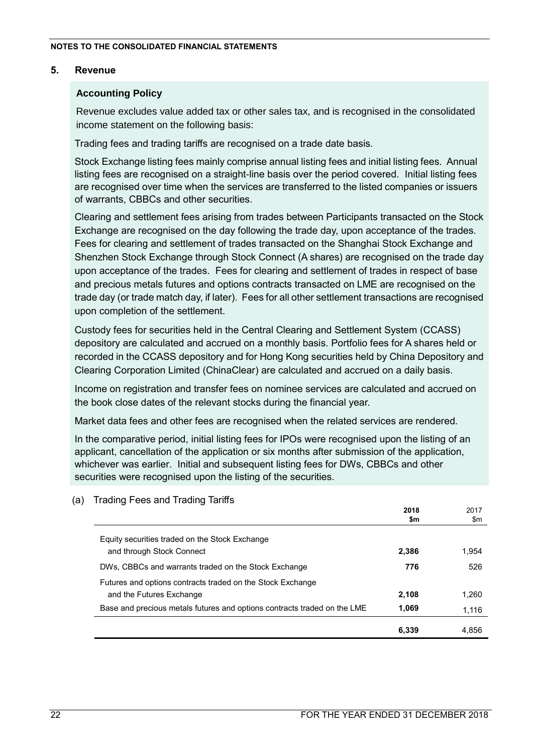## 5. Revenue

### Accounting Policy

Revenue excludes value added tax or other sales tax, and is recognised in the consolidated income statement on the following basis:

Trading fees and trading tariffs are recognised on a trade date basis.

Stock Exchange listing fees mainly comprise annual listing fees and initial listing fees. Annual listing fees are recognised on a straight-line basis over the period covered. Initial listing fees are recognised over time when the services are transferred to the listed companies or issuers of warrants, CBBCs and other securities.

Clearing and settlement fees arising from trades between Participants transacted on the Stock Exchange are recognised on the day following the trade day, upon acceptance of the trades. Fees for clearing and settlement of trades transacted on the Shanghai Stock Exchange and Shenzhen Stock Exchange through Stock Connect (A shares) are recognised on the trade day upon acceptance of the trades. Fees for clearing and settlement of trades in respect of base and precious metals futures and options contracts transacted on LME are recognised on the trade day (or trade match day, if later). Fees for all other settlement transactions are recognised upon completion of the settlement.

Custody fees for securities held in the Central Clearing and Settlement System (CCASS) depository are calculated and accrued on a monthly basis. Portfolio fees for A shares held or recorded in the CCASS depository and for Hong Kong securities held by China Depository and Clearing Corporation Limited (ChinaClear) are calculated and accrued on a daily basis.

Income on registration and transfer fees on nominee services are calculated and accrued on the book close dates of the relevant stocks during the financial year.

Market data fees and other fees are recognised when the related services are rendered.

In the comparative period, initial listing fees for IPOs were recognised upon the listing of an applicant, cancellation of the application or six months after submission of the application, whichever was earlier. Initial and subsequent listing fees for DWs, CBBCs and other securities were recognised upon the listing of the securities.

(a) Trading Fees and Trading Tariffs

| | **2018 $m** | 2017 $m |
|---|---|---|
| Equity securities traded on the Stock Exchange and through Stock Connect | **2,386** | 1,954 |
| DWs, CBBCs and warrants traded on the Stock Exchange | **776** | 526 |
| Futures and options contracts traded on the Stock Exchange and the Futures Exchange | **2,108** | 1,260 |
| Base and precious metals futures and options contracts traded on the LME | **1,069** | 1,116 |
| | **6,339** | 4,856 |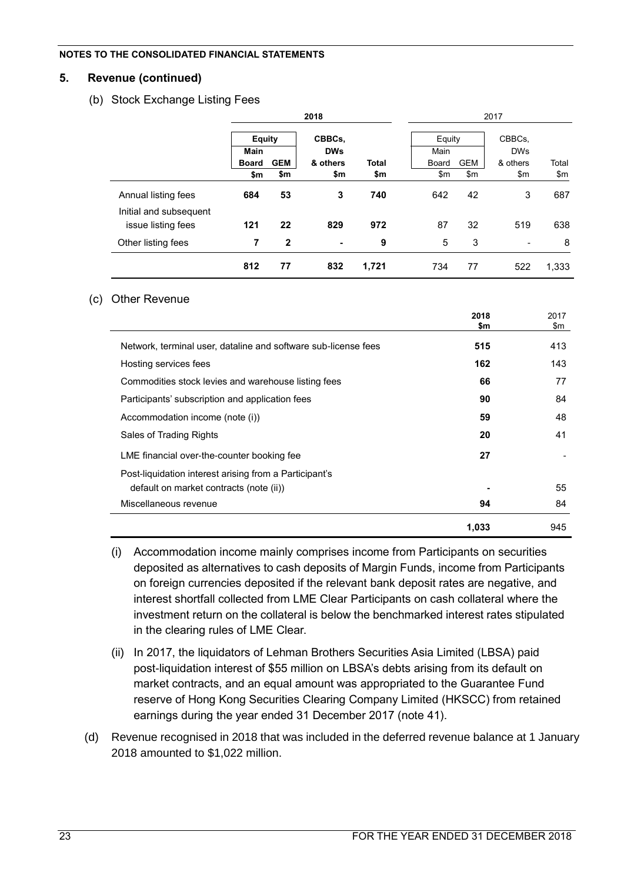**NOTES TO THE CONSOLIDATED FINANCIAL STATEMENTS**

## 5. Revenue (continued)

### (b) Stock Exchange Listing Fees

| | 2018 | | | | 2017 | | | |
|---|---|---|---|---|---|---|---|---|
| | Equity | | CBBCs, DWs & others | Total | Equity | | CBBCs, DWs & others | Total |
| | Main Board | GEM | | | Main Board | GEM | | |
| | $m | $m | $m | $m | $m | $m | $m | $m |
| Annual listing fees | **684** | **53** | **3** | **740** | 642 | 42 | 3 | 687 |
| Initial and subsequent issue listing fees | **121** | **22** | **829** | **972** | 87 | 32 | 519 | 638 |
| Other listing fees | **7** | **2** | **-** | **9** | 5 | 3 | - | 8 |
| | **812** | **77** | **832** | **1,721** | 734 | 77 | 522 | 1,333 |

### (c) Other Revenue

| | 2018 $m | 2017 $m |
|---|---|---|
| Network, terminal user, dataline and software sub-license fees | **515** | 413 |
| Hosting services fees | **162** | 143 |
| Commodities stock levies and warehouse listing fees | **66** | 77 |
| Participants' subscription and application fees | **90** | 84 |
| Accommodation income (note (i)) | **59** | 48 |
| Sales of Trading Rights | **20** | 41 |
| LME financial over-the-counter booking fee | **27** | - |
| Post-liquidation interest arising from a Participant's default on market contracts (note (ii)) | **-** | 55 |
| Miscellaneous revenue | **94** | 84 |
| | **1,033** | 945 |

(i) Accommodation income mainly comprises income from Participants on securities deposited as alternatives to cash deposits of Margin Funds, income from Participants on foreign currencies deposited if the relevant bank deposit rates are negative, and interest shortfall collected from LME Clear Participants on cash collateral where the investment return on the collateral is below the benchmarked interest rates stipulated in the clearing rules of LME Clear.

(ii) In 2017, the liquidators of Lehman Brothers Securities Asia Limited (LBSA) paid post-liquidation interest of $55 million on LBSA's debts arising from its default on market contracts, and an equal amount was appropriated to the Guarantee Fund reserve of Hong Kong Securities Clearing Company Limited (HKSCC) from retained earnings during the year ended 31 December 2017 (note 41).

(d) Revenue recognised in 2018 that was included in the deferred revenue balance at 1 January 2018 amounted to $1,022 million.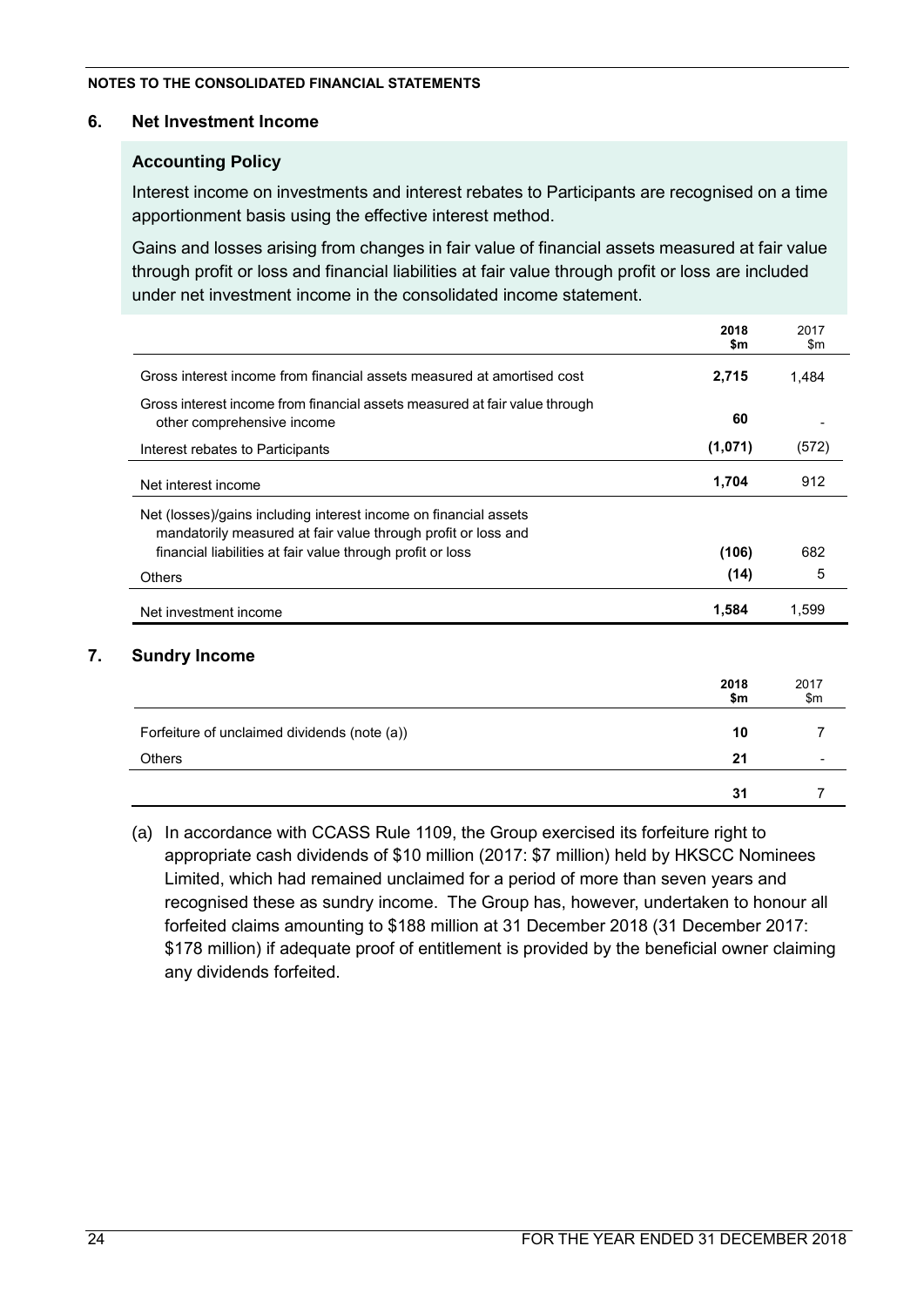NOTES TO THE CONSOLIDATED FINANCIAL STATEMENTS

## 6. Net Investment Income

### Accounting Policy

Interest income on investments and interest rebates to Participants are recognised on a time apportionment basis using the effective interest method.

Gains and losses arising from changes in fair value of financial assets measured at fair value through profit or loss and financial liabilities at fair value through profit or loss are included under net investment income in the consolidated income statement.

| | 2018 $m | 2017 $m |
|---|---|---|
| Gross interest income from financial assets measured at amortised cost | **2,715** | 1,484 |
| Gross interest income from financial assets measured at fair value through other comprehensive income | **60** | - |
| Interest rebates to Participants | **(1,071)** | (572) |
| Net interest income | **1,704** | 912 |
| Net (losses)/gains including interest income on financial assets mandatorily measured at fair value through profit or loss and financial liabilities at fair value through profit or loss | **(106)** | 682 |
| Others | **(14)** | 5 |
| Net investment income | **1,584** | 1,599 |

## 7. Sundry Income

| | 2018 $m | 2017 $m |
|---|---|---|
| Forfeiture of unclaimed dividends (note (a)) | **10** | 7 |
| Others | **21** | - |
| | **31** | 7 |

(a) In accordance with CCASS Rule 1109, the Group exercised its forfeiture right to appropriate cash dividends of $10 million (2017: $7 million) held by HKSCC Nominees Limited, which had remained unclaimed for a period of more than seven years and recognised these as sundry income. The Group has, however, undertaken to honour all forfeited claims amounting to $188 million at 31 December 2018 (31 December 2017: $178 million) if adequate proof of entitlement is provided by the beneficial owner claiming any dividends forfeited.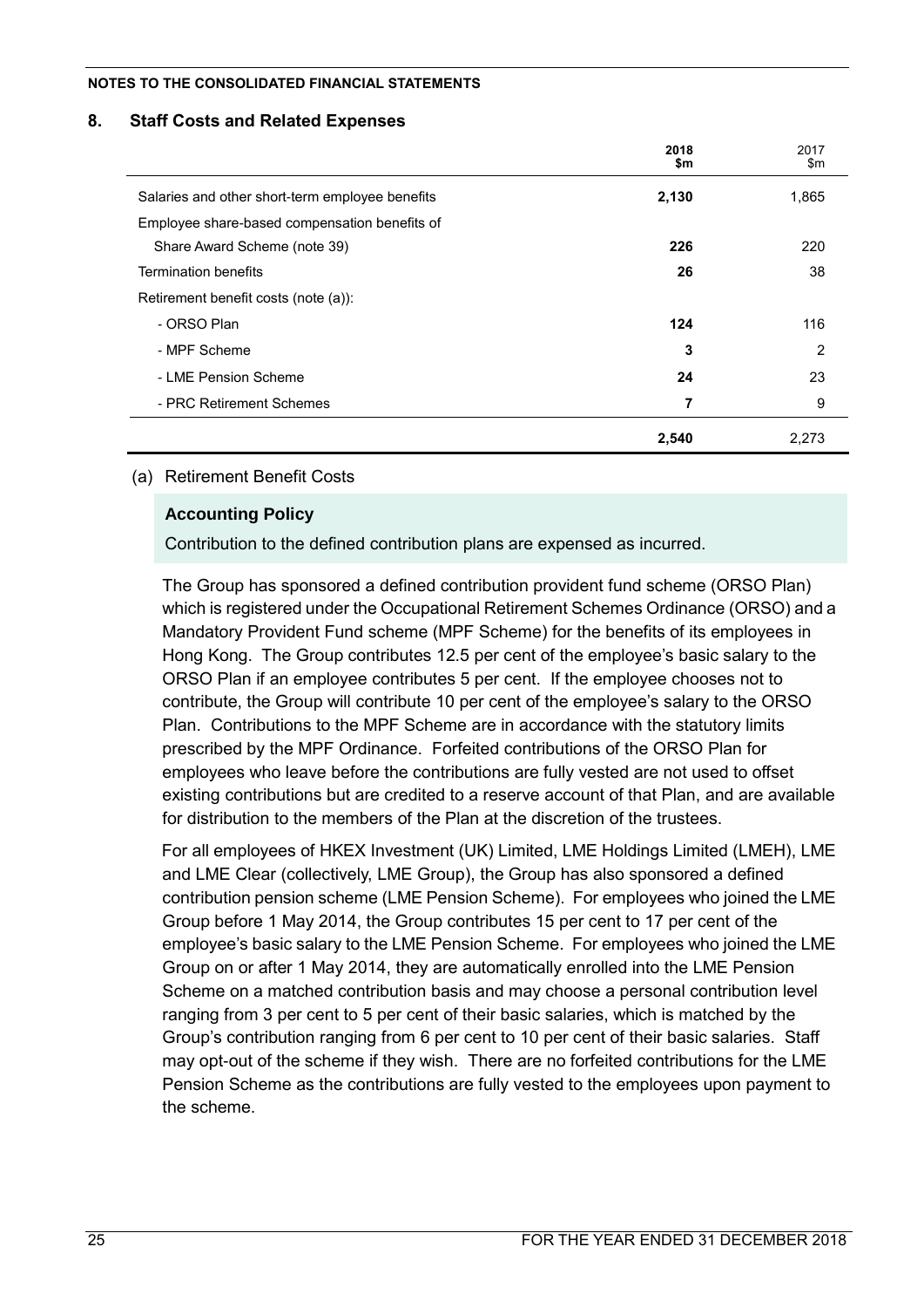**NOTES TO THE CONSOLIDATED FINANCIAL STATEMENTS**

## 8. Staff Costs and Related Expenses

| | **2018 $m** | 2017 $m |
|---|---|---|
| Salaries and other short-term employee benefits | **2,130** | 1,865 |
| Employee share-based compensation benefits of Share Award Scheme (note 39) | **226** | 220 |
| Termination benefits | **26** | 38 |
| Retirement benefit costs (note (a)): | | |
| - ORSO Plan | **124** | 116 |
| - MPF Scheme | **3** | 2 |
| - LME Pension Scheme | **24** | 23 |
| - PRC Retirement Schemes | **7** | 9 |
| | **2,540** | 2,273 |

(a) Retirement Benefit Costs

**Accounting Policy**

Contribution to the defined contribution plans are expensed as incurred.

The Group has sponsored a defined contribution provident fund scheme (ORSO Plan) which is registered under the Occupational Retirement Schemes Ordinance (ORSO) and a Mandatory Provident Fund scheme (MPF Scheme) for the benefits of its employees in Hong Kong. The Group contributes 12.5 per cent of the employee's basic salary to the ORSO Plan if an employee contributes 5 per cent. If the employee chooses not to contribute, the Group will contribute 10 per cent of the employee's salary to the ORSO Plan. Contributions to the MPF Scheme are in accordance with the statutory limits prescribed by the MPF Ordinance. Forfeited contributions of the ORSO Plan for employees who leave before the contributions are fully vested are not used to offset existing contributions but are credited to a reserve account of that Plan, and are available for distribution to the members of the Plan at the discretion of the trustees.

For all employees of HKEX Investment (UK) Limited, LME Holdings Limited (LMEH), LME and LME Clear (collectively, LME Group), the Group has also sponsored a defined contribution pension scheme (LME Pension Scheme). For employees who joined the LME Group before 1 May 2014, the Group contributes 15 per cent to 17 per cent of the employee's basic salary to the LME Pension Scheme. For employees who joined the LME Group on or after 1 May 2014, they are automatically enrolled into the LME Pension Scheme on a matched contribution basis and may choose a personal contribution level ranging from 3 per cent to 5 per cent of their basic salaries, which is matched by the Group's contribution ranging from 6 per cent to 10 per cent of their basic salaries. Staff may opt-out of the scheme if they wish. There are no forfeited contributions for the LME Pension Scheme as the contributions are fully vested to the employees upon payment to the scheme.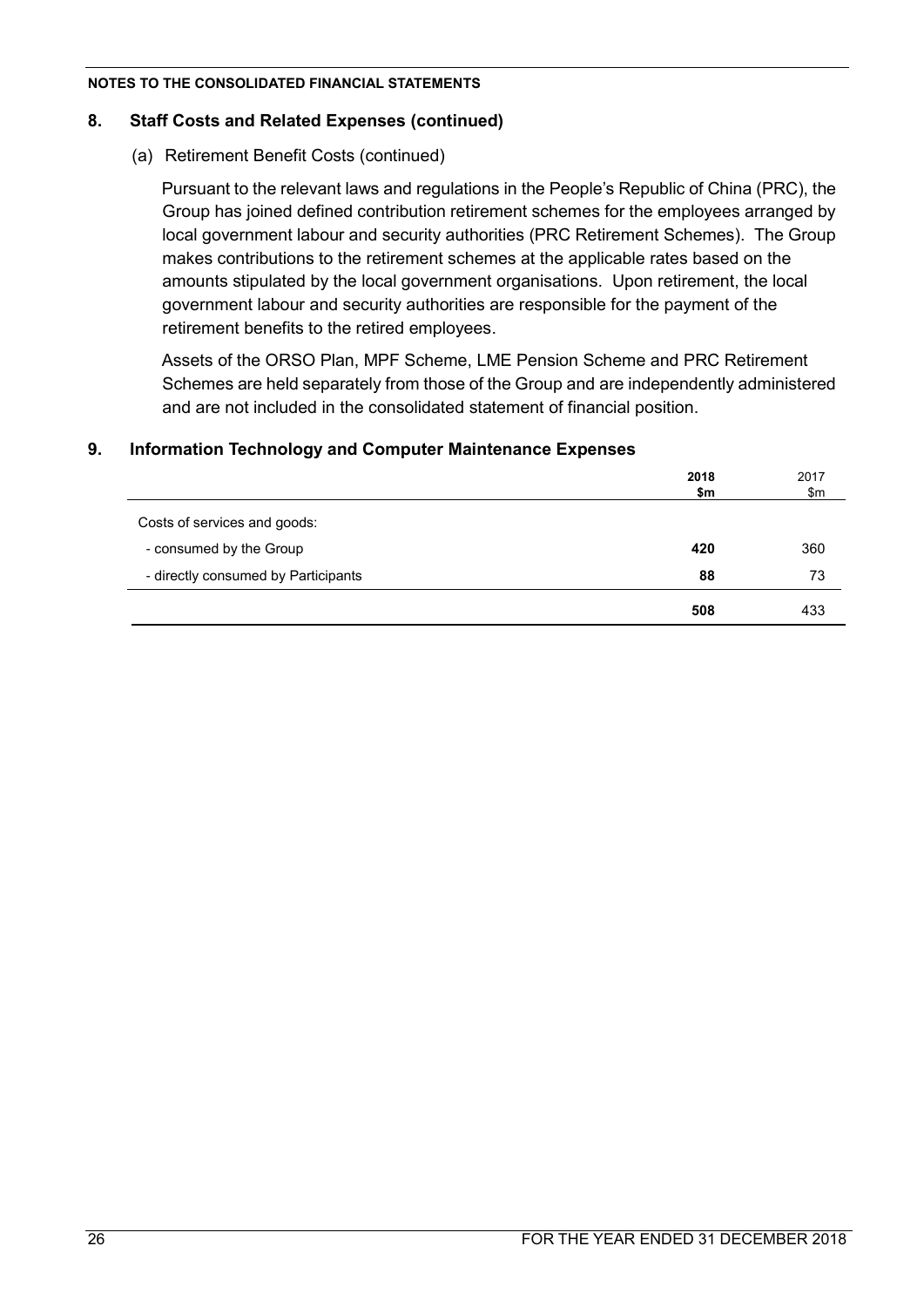## 8. Staff Costs and Related Expenses (continued)

(a) Retirement Benefit Costs (continued)

Pursuant to the relevant laws and regulations in the People's Republic of China (PRC), the Group has joined defined contribution retirement schemes for the employees arranged by local government labour and security authorities (PRC Retirement Schemes). The Group makes contributions to the retirement schemes at the applicable rates based on the amounts stipulated by the local government organisations. Upon retirement, the local government labour and security authorities are responsible for the payment of the retirement benefits to the retired employees.

Assets of the ORSO Plan, MPF Scheme, LME Pension Scheme and PRC Retirement Schemes are held separately from those of the Group and are independently administered and are not included in the consolidated statement of financial position.

## 9. Information Technology and Computer Maintenance Expenses

| | **2018** **$m** | 2017 $m |
|---|---|---|
| Costs of services and goods: | | |
| - consumed by the Group | **420** | 360 |
| - directly consumed by Participants | **88** | 73 |
| | **508** | 433 |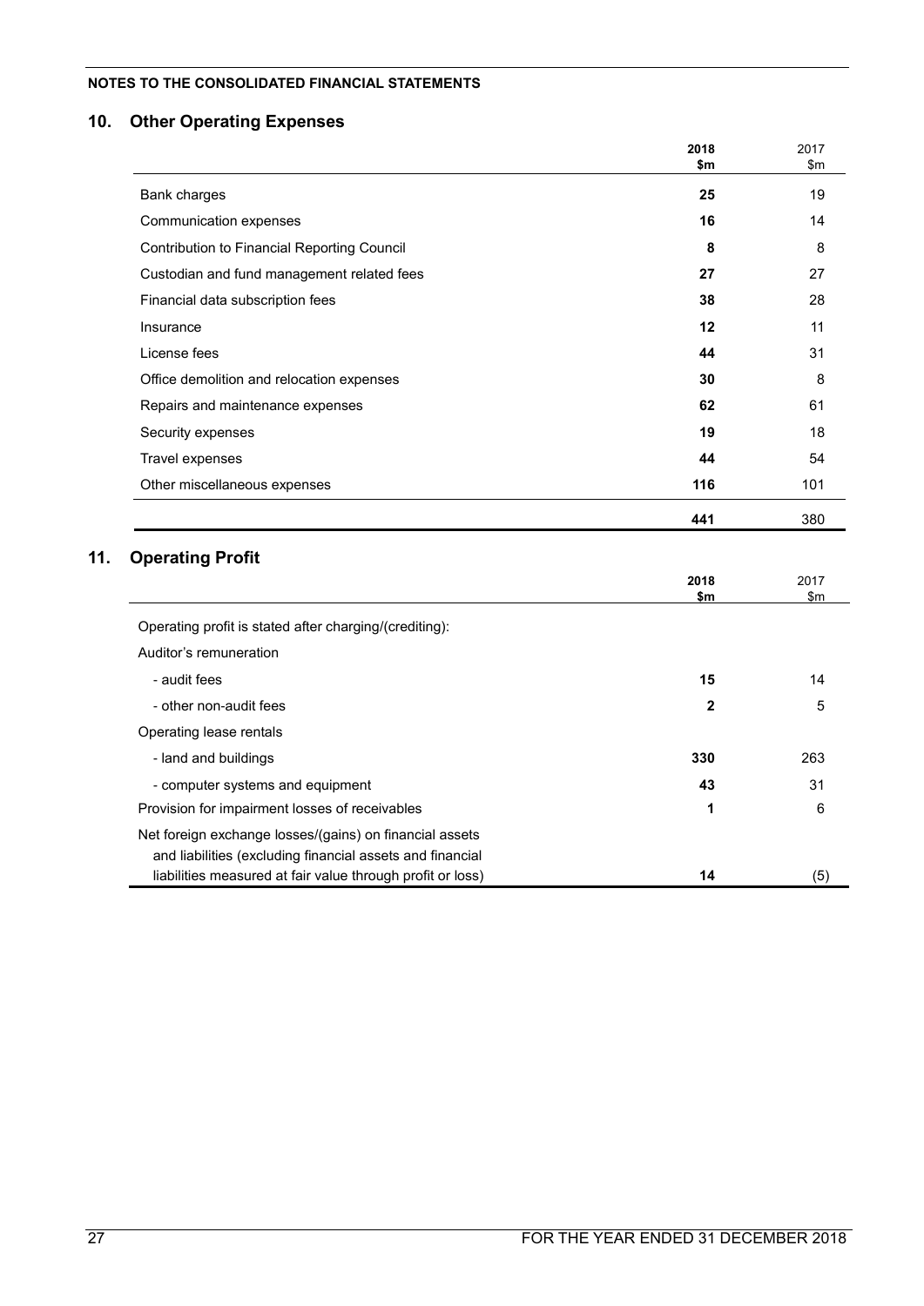NOTES TO THE CONSOLIDATED FINANCIAL STATEMENTS

## 10. Other Operating Expenses

| | **2018**<br>**$m** | 2017<br>$m |
|---|---|---|
| Bank charges | **25** | 19 |
| Communication expenses | **16** | 14 |
| Contribution to Financial Reporting Council | **8** | 8 |
| Custodian and fund management related fees | **27** | 27 |
| Financial data subscription fees | **38** | 28 |
| Insurance | **12** | 11 |
| License fees | **44** | 31 |
| Office demolition and relocation expenses | **30** | 8 |
| Repairs and maintenance expenses | **62** | 61 |
| Security expenses | **19** | 18 |
| Travel expenses | **44** | 54 |
| Other miscellaneous expenses | **116** | 101 |
| | **441** | 380 |

## 11. Operating Profit

| | **2018**<br>**$m** | 2017<br>$m |
|---|---|---|
| Operating profit is stated after charging/(crediting): | | |
| Auditor's remuneration | | |
| - audit fees | **15** | 14 |
| - other non-audit fees | **2** | 5 |
| Operating lease rentals | | |
| - land and buildings | **330** | 263 |
| - computer systems and equipment | **43** | 31 |
| Provision for impairment losses of receivables | **1** | 6 |
| Net foreign exchange losses/(gains) on financial assets and liabilities (excluding financial assets and financial liabilities measured at fair value through profit or loss) | **14** | (5) |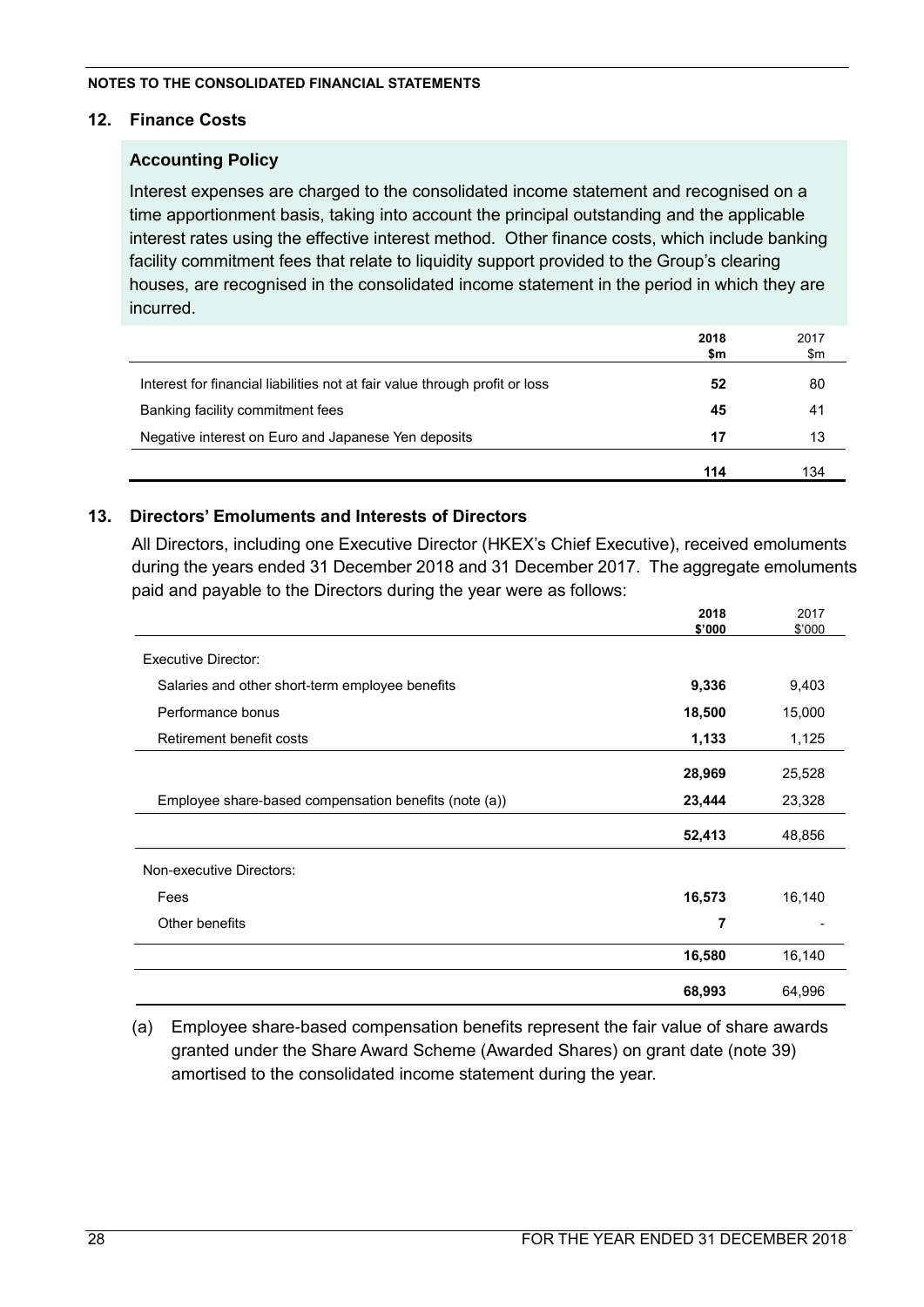**NOTES TO THE CONSOLIDATED FINANCIAL STATEMENTS**

## 12. Finance Costs

### Accounting Policy

Interest expenses are charged to the consolidated income statement and recognised on a time apportionment basis, taking into account the principal outstanding and the applicable interest rates using the effective interest method. Other finance costs, which include banking facility commitment fees that relate to liquidity support provided to the Group's clearing houses, are recognised in the consolidated income statement in the period in which they are incurred.

| | **2018 $m** | 2017 $m |
|---|---|---|
| Interest for financial liabilities not at fair value through profit or loss | **52** | 80 |
| Banking facility commitment fees | **45** | 41 |
| Negative interest on Euro and Japanese Yen deposits | **17** | 13 |
| | **114** | 134 |

## 13. Directors' Emoluments and Interests of Directors

All Directors, including one Executive Director (HKEX's Chief Executive), received emoluments during the years ended 31 December 2018 and 31 December 2017. The aggregate emoluments paid and payable to the Directors during the year were as follows:

| | **2018 $'000** | 2017 $'000 |
|---|---|---|
| Executive Director: | | |
| Salaries and other short-term employee benefits | **9,336** | 9,403 |
| Performance bonus | **18,500** | 15,000 |
| Retirement benefit costs | **1,133** | 1,125 |
| | **28,969** | 25,528 |
| Employee share-based compensation benefits (note (a)) | **23,444** | 23,328 |
| | **52,413** | 48,856 |
| Non-executive Directors: | | |
| Fees | **16,573** | 16,140 |
| Other benefits | **7** | - |
| | **16,580** | 16,140 |
| | **68,993** | 64,996 |

(a) Employee share-based compensation benefits represent the fair value of share awards granted under the Share Award Scheme (Awarded Shares) on grant date (note 39) amortised to the consolidated income statement during the year.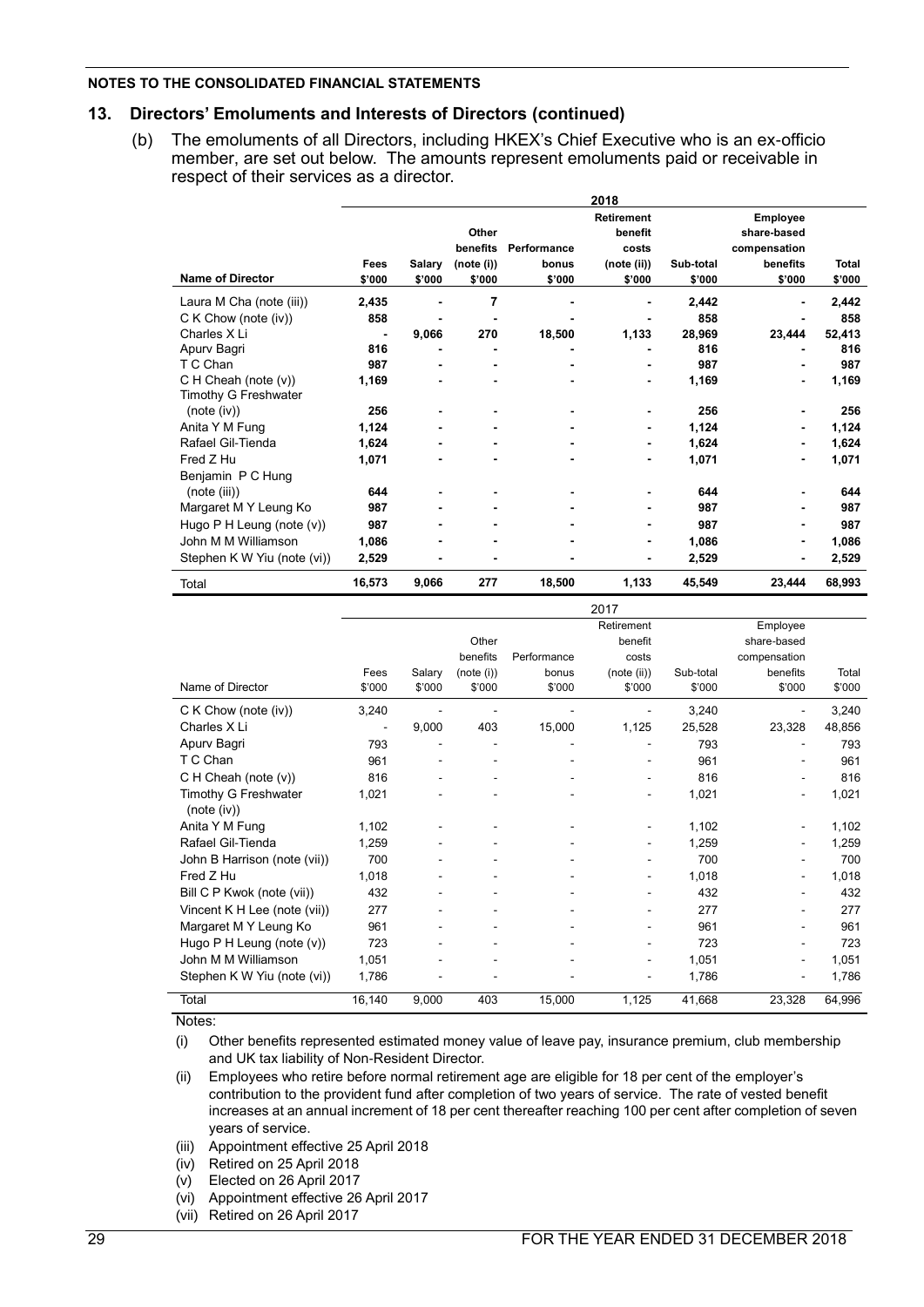**NOTES TO THE CONSOLIDATED FINANCIAL STATEMENTS**

## 13. Directors' Emoluments and Interests of Directors (continued)

(b) The emoluments of all Directors, including HKEX's Chief Executive who is an ex-officio member, are set out below. The amounts represent emoluments paid or receivable in respect of their services as a director.

| | 2018 | | | | | | | |
|---|---|---|---|---|---|---|---|---|
| **Name of Director** | **Fees $'000** | **Salary $'000** | **Other benefits (note (i)) $'000** | **Performance bonus $'000** | **Retirement benefit costs (note (ii)) $'000** | **Sub-total $'000** | **Employee share-based compensation benefits $'000** | **Total $'000** |
| Laura M Cha (note (iii)) | **2,435** | **-** | **7** | **-** | **-** | **2,442** | **-** | **2,442** |
| C K Chow (note (iv)) | **858** | **-** | **-** | **-** | **-** | **858** | **-** | **858** |
| Charles X Li | **-** | **9,066** | **270** | **18,500** | **1,133** | **28,969** | **23,444** | **52,413** |
| Apurv Bagri | **816** | **-** | **-** | **-** | **-** | **816** | **-** | **816** |
| T C Chan | **987** | **-** | **-** | **-** | **-** | **987** | **-** | **987** |
| C H Cheah (note (v)) | **1,169** | **-** | **-** | **-** | **-** | **1,169** | **-** | **1,169** |
| Timothy G Freshwater (note (iv)) | **256** | **-** | **-** | **-** | **-** | **256** | **-** | **256** |
| Anita Y M Fung | **1,124** | **-** | **-** | **-** | **-** | **1,124** | **-** | **1,124** |
| Rafael Gil-Tienda | **1,624** | **-** | **-** | **-** | **-** | **1,624** | **-** | **1,624** |
| Fred Z Hu | **1,071** | **-** | **-** | **-** | **-** | **1,071** | **-** | **1,071** |
| Benjamin P C Hung (note (iii)) | **644** | **-** | **-** | **-** | **-** | **644** | **-** | **644** |
| Margaret M Y Leung Ko | **987** | **-** | **-** | **-** | **-** | **987** | **-** | **987** |
| Hugo P H Leung (note (v)) | **987** | **-** | **-** | **-** | **-** | **987** | **-** | **987** |
| John M M Williamson | **1,086** | **-** | **-** | **-** | **-** | **1,086** | **-** | **1,086** |
| Stephen K W Yiu (note (vi)) | **2,529** | **-** | **-** | **-** | **-** | **2,529** | **-** | **2,529** |
| Total | **16,573** | **9,066** | **277** | **18,500** | **1,133** | **45,549** | **23,444** | **68,993** |

| | 2017 | | | | | | | |
|---|---|---|---|---|---|---|---|---|
| Name of Director | Fees $'000 | Salary $'000 | Other benefits (note (i)) $'000 | Performance bonus $'000 | Retirement benefit costs (note (ii)) $'000 | Sub-total $'000 | Employee share-based compensation benefits $'000 | Total $'000 |
| C K Chow (note (iv)) | 3,240 | - | - | - | - | 3,240 | - | 3,240 |
| Charles X Li | - | 9,000 | 403 | 15,000 | 1,125 | 25,528 | 23,328 | 48,856 |
| Apurv Bagri | 793 | - | - | - | - | 793 | - | 793 |
| T C Chan | 961 | - | - | - | - | 961 | - | 961 |
| C H Cheah (note (v)) | 816 | - | - | - | - | 816 | - | 816 |
| Timothy G Freshwater (note (iv)) | 1,021 | - | - | - | - | 1,021 | - | 1,021 |
| Anita Y M Fung | 1,102 | - | - | - | - | 1,102 | - | 1,102 |
| Rafael Gil-Tienda | 1,259 | - | - | - | - | 1,259 | - | 1,259 |
| John B Harrison (note (vii)) | 700 | - | - | - | - | 700 | - | 700 |
| Fred Z Hu | 1,018 | - | - | - | - | 1,018 | - | 1,018 |
| Bill C P Kwok (note (vii)) | 432 | - | - | - | - | 432 | - | 432 |
| Vincent K H Lee (note (vii)) | 277 | - | - | - | - | 277 | - | 277 |
| Margaret M Y Leung Ko | 961 | - | - | - | - | 961 | - | 961 |
| Hugo P H Leung (note (v)) | 723 | - | - | - | - | 723 | - | 723 |
| John M M Williamson | 1,051 | - | - | - | - | 1,051 | - | 1,051 |
| Stephen K W Yiu (note (vi)) | 1,786 | - | - | - | - | 1,786 | - | 1,786 |
| Total | 16,140 | 9,000 | 403 | 15,000 | 1,125 | 41,668 | 23,328 | 64,996 |

Notes:

(i) Other benefits represented estimated money value of leave pay, insurance premium, club membership and UK tax liability of Non-Resident Director.

(ii) Employees who retire before normal retirement age are eligible for 18 per cent of the employer's contribution to the provident fund after completion of two years of service. The rate of vested benefit increases at an annual increment of 18 per cent thereafter reaching 100 per cent after completion of seven years of service.

(iii) Appointment effective 25 April 2018

(iv) Retired on 25 April 2018

(v) Elected on 26 April 2017

(vi) Appointment effective 26 April 2017

(vii) Retired on 26 April 2017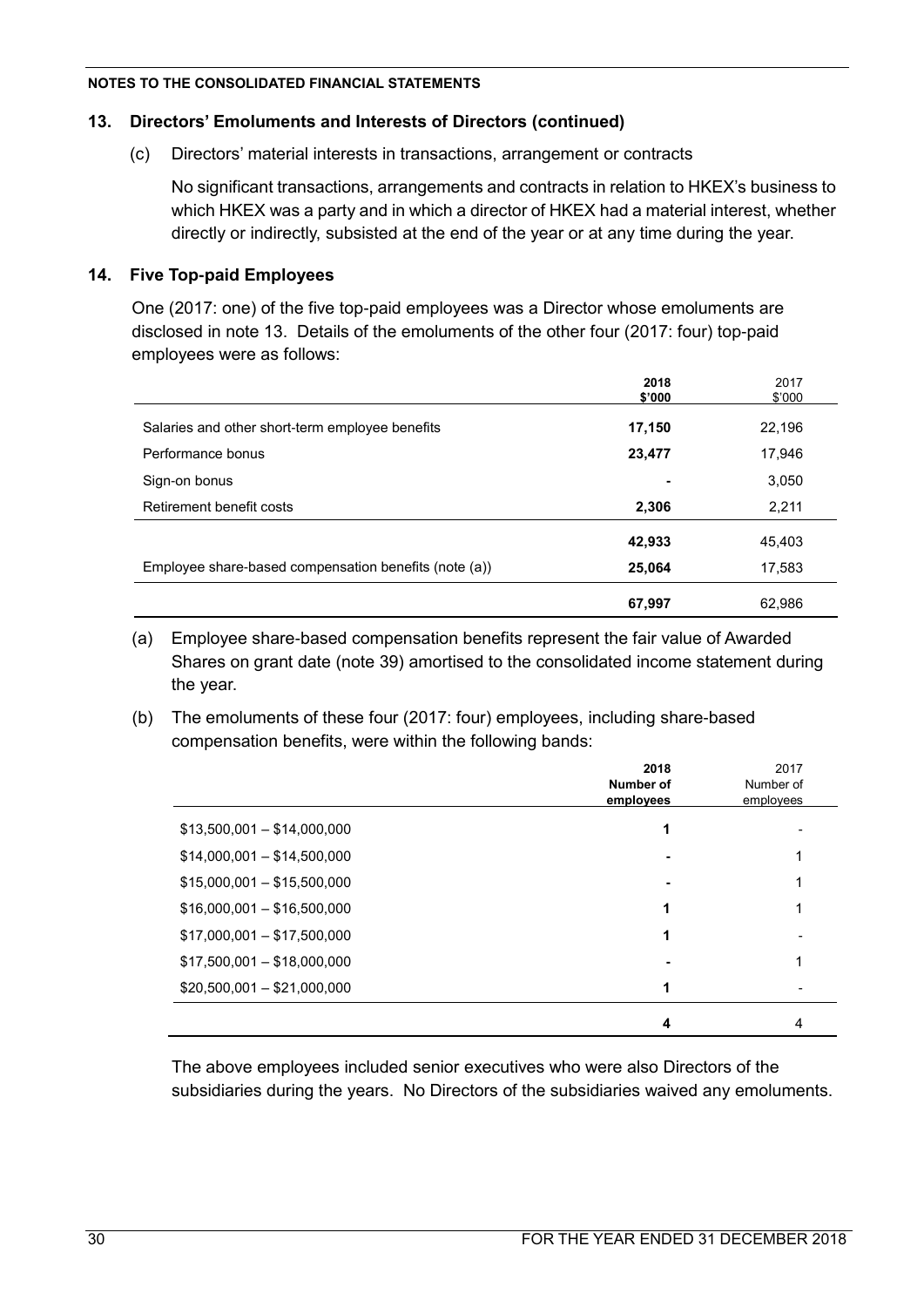## 13. Directors' Emoluments and Interests of Directors (continued)

(c) Directors' material interests in transactions, arrangement or contracts

No significant transactions, arrangements and contracts in relation to HKEX's business to which HKEX was a party and in which a director of HKEX had a material interest, whether directly or indirectly, subsisted at the end of the year or at any time during the year.

## 14. Five Top-paid Employees

One (2017: one) of the five top-paid employees was a Director whose emoluments are disclosed in note 13. Details of the emoluments of the other four (2017: four) top-paid employees were as follows:

| | **2018 $'000** | 2017 $'000 |
|---|---|---|
| Salaries and other short-term employee benefits | **17,150** | 22,196 |
| Performance bonus | **23,477** | 17,946 |
| Sign-on bonus | **-** | 3,050 |
| Retirement benefit costs | **2,306** | 2,211 |
| | **42,933** | 45,403 |
| Employee share-based compensation benefits (note (a)) | **25,064** | 17,583 |
| | **67,997** | 62,986 |

(a) Employee share-based compensation benefits represent the fair value of Awarded Shares on grant date (note 39) amortised to the consolidated income statement during the year.

(b) The emoluments of these four (2017: four) employees, including share-based compensation benefits, were within the following bands:

| | **2018 Number of employees** | 2017 Number of employees |
|---|---|---|
| $13,500,001 – $14,000,000 | **1** | - |
| $14,000,001 – $14,500,000 | **-** | 1 |
| $15,000,001 – $15,500,000 | **-** | 1 |
| $16,000,001 – $16,500,000 | **1** | 1 |
| $17,000,001 – $17,500,000 | **1** | - |
| $17,500,001 – $18,000,000 | **-** | 1 |
| $20,500,001 – $21,000,000 | **1** | - |
| | **4** | 4 |

The above employees included senior executives who were also Directors of the subsidiaries during the years. No Directors of the subsidiaries waived any emoluments.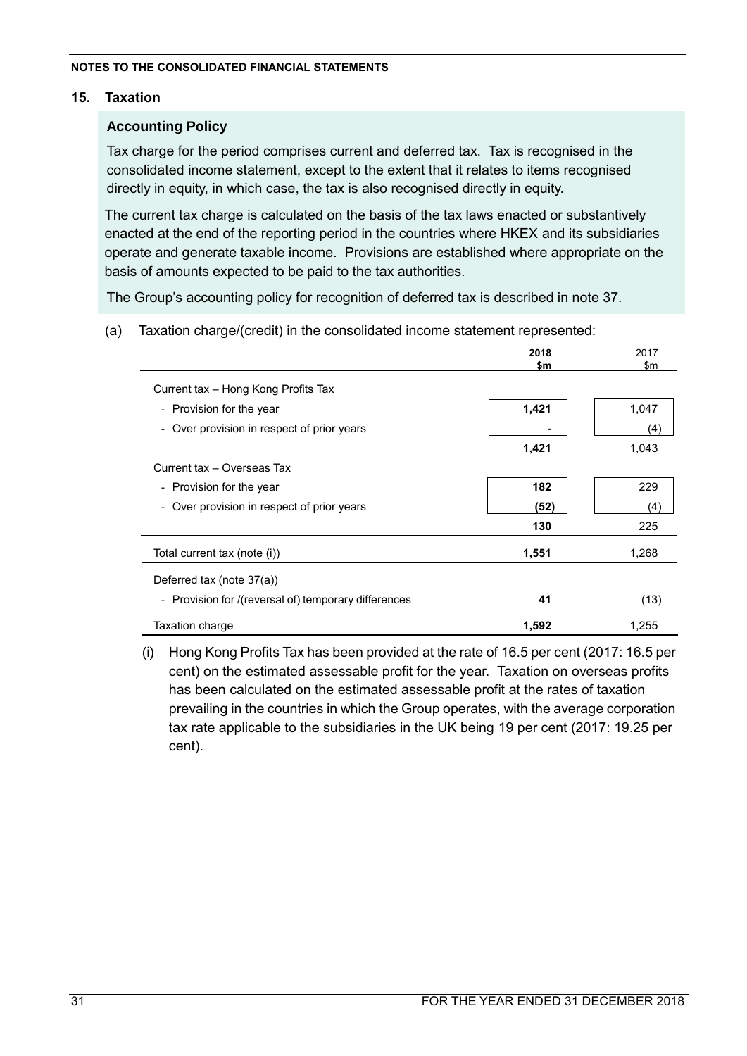**NOTES TO THE CONSOLIDATED FINANCIAL STATEMENTS**

## 15. Taxation

### Accounting Policy

Tax charge for the period comprises current and deferred tax. Tax is recognised in the consolidated income statement, except to the extent that it relates to items recognised directly in equity, in which case, the tax is also recognised directly in equity.

The current tax charge is calculated on the basis of the tax laws enacted or substantively enacted at the end of the reporting period in the countries where HKEX and its subsidiaries operate and generate taxable income. Provisions are established where appropriate on the basis of amounts expected to be paid to the tax authorities.

The Group's accounting policy for recognition of deferred tax is described in note 37.

(a) Taxation charge/(credit) in the consolidated income statement represented:

| | **2018 $m** | 2017 $m |
|---|---|---|
| Current tax – Hong Kong Profits Tax | | |
| - Provision for the year | **1,421** | 1,047 |
| - Over provision in respect of prior years | **-** | (4) |
| | **1,421** | 1,043 |
| Current tax – Overseas Tax | | |
| - Provision for the year | **182** | 229 |
| - Over provision in respect of prior years | **(52)** | (4) |
| | **130** | 225 |
| Total current tax (note (i)) | **1,551** | 1,268 |
| Deferred tax (note 37(a)) | | |
| - Provision for /(reversal of) temporary differences | **41** | (13) |
| Taxation charge | **1,592** | 1,255 |

(i) Hong Kong Profits Tax has been provided at the rate of 16.5 per cent (2017: 16.5 per cent) on the estimated assessable profit for the year. Taxation on overseas profits has been calculated on the estimated assessable profit at the rates of taxation prevailing in the countries in which the Group operates, with the average corporation tax rate applicable to the subsidiaries in the UK being 19 per cent (2017: 19.25 per cent).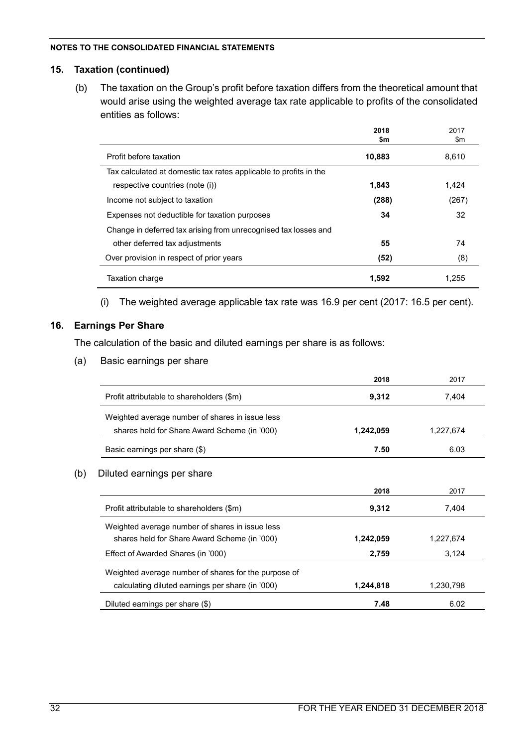**NOTES TO THE CONSOLIDATED FINANCIAL STATEMENTS**

## 15. Taxation (continued)

(b) The taxation on the Group's profit before taxation differs from the theoretical amount that would arise using the weighted average tax rate applicable to profits of the consolidated entities as follows:

| | **2018** **$m** | 2017 $m |
|---|---|---|
| Profit before taxation | **10,883** | 8,610 |
| Tax calculated at domestic tax rates applicable to profits in the respective countries (note (i)) | **1,843** | 1,424 |
| Income not subject to taxation | **(288)** | (267) |
| Expenses not deductible for taxation purposes | **34** | 32 |
| Change in deferred tax arising from unrecognised tax losses and other deferred tax adjustments | **55** | 74 |
| Over provision in respect of prior years | **(52)** | (8) |
| Taxation charge | **1,592** | 1,255 |

(i) The weighted average applicable tax rate was 16.9 per cent (2017: 16.5 per cent).

## 16. Earnings Per Share

The calculation of the basic and diluted earnings per share is as follows:

(a) Basic earnings per share

| | **2018** | 2017 |
|---|---|---|
| Profit attributable to shareholders ($m) | **9,312** | 7,404 |
| Weighted average number of shares in issue less shares held for Share Award Scheme (in '000) | **1,242,059** | 1,227,674 |
| Basic earnings per share ($) | **7.50** | 6.03 |

(b) Diluted earnings per share

| | **2018** | 2017 |
|---|---|---|
| Profit attributable to shareholders ($m) | **9,312** | 7,404 |
| Weighted average number of shares in issue less shares held for Share Award Scheme (in '000) | **1,242,059** | 1,227,674 |
| Effect of Awarded Shares (in '000) | **2,759** | 3,124 |
| Weighted average number of shares for the purpose of calculating diluted earnings per share (in '000) | **1,244,818** | 1,230,798 |
| Diluted earnings per share ($) | **7.48** | 6.02 |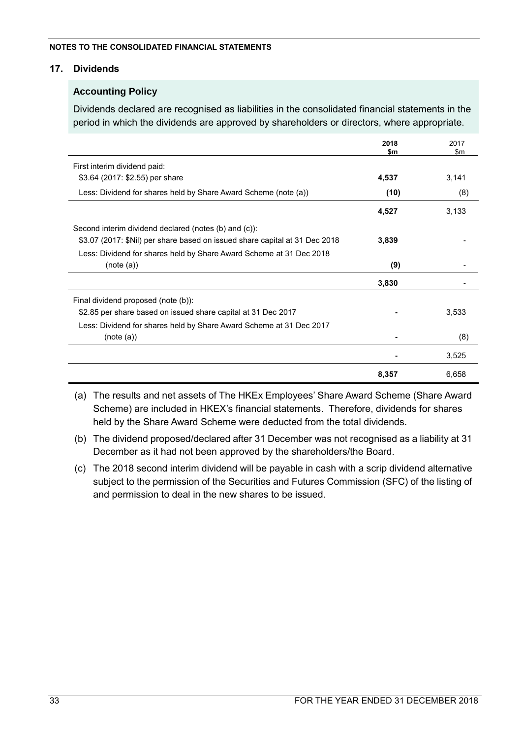NOTES TO THE CONSOLIDATED FINANCIAL STATEMENTS

## 17. Dividends

### Accounting Policy

Dividends declared are recognised as liabilities in the consolidated financial statements in the period in which the dividends are approved by shareholders or directors, where appropriate.

| | **2018 $m** | 2017 $m |
|---|---|---|
| First interim dividend paid: | | |
| $3.64 (2017: $2.55) per share | **4,537** | 3,141 |
| Less: Dividend for shares held by Share Award Scheme (note (a)) | **(10)** | (8) |
| | **4,527** | 3,133 |
| Second interim dividend declared (notes (b) and (c)): | | |
| $3.07 (2017: $Nil) per share based on issued share capital at 31 Dec 2018 | **3,839** | - |
| Less: Dividend for shares held by Share Award Scheme at 31 Dec 2018 (note (a)) | **(9)** | - |
| | **3,830** | - |
| Final dividend proposed (note (b)): | | |
| $2.85 per share based on issued share capital at 31 Dec 2017 | **-** | 3,533 |
| Less: Dividend for shares held by Share Award Scheme at 31 Dec 2017 (note (a)) | **-** | (8) |
| | **-** | 3,525 |
| | **8,357** | 6,658 |

(a) The results and net assets of The HKEx Employees' Share Award Scheme (Share Award Scheme) are included in HKEX's financial statements. Therefore, dividends for shares held by the Share Award Scheme were deducted from the total dividends.

(b) The dividend proposed/declared after 31 December was not recognised as a liability at 31 December as it had not been approved by the shareholders/the Board.

(c) The 2018 second interim dividend will be payable in cash with a scrip dividend alternative subject to the permission of the Securities and Futures Commission (SFC) of the listing of and permission to deal in the new shares to be issued.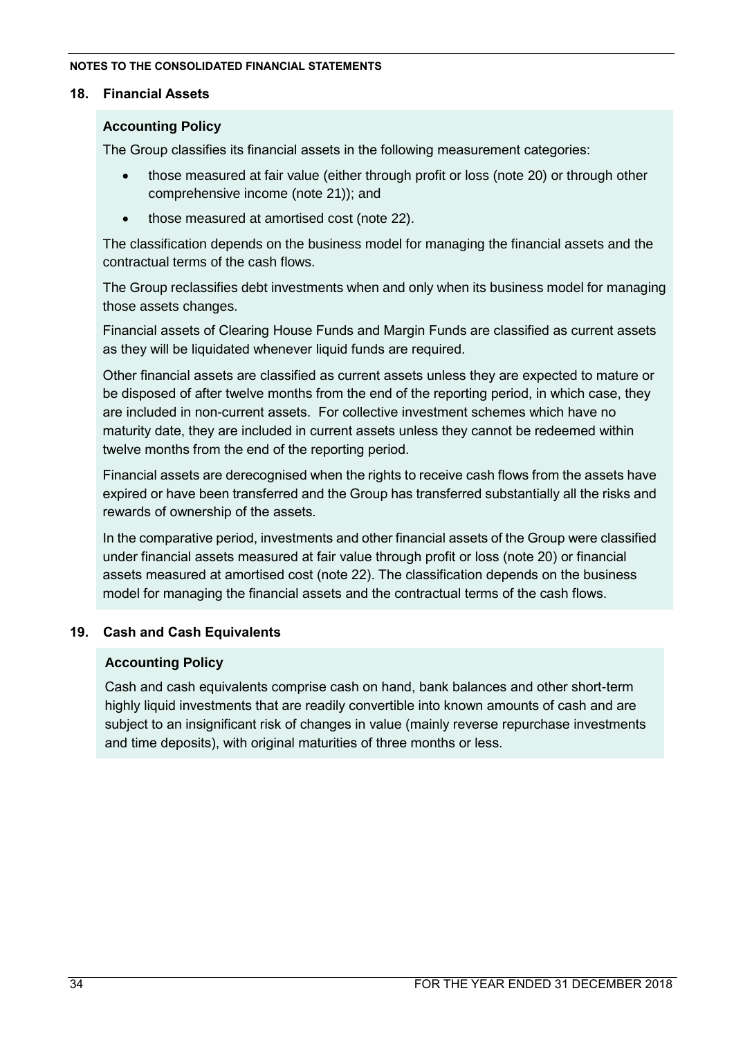## 18. Financial Assets

### Accounting Policy

The Group classifies its financial assets in the following measurement categories:

- those measured at fair value (either through profit or loss (note 20) or through other comprehensive income (note 21)); and
- those measured at amortised cost (note 22).

The classification depends on the business model for managing the financial assets and the contractual terms of the cash flows.

The Group reclassifies debt investments when and only when its business model for managing those assets changes.

Financial assets of Clearing House Funds and Margin Funds are classified as current assets as they will be liquidated whenever liquid funds are required.

Other financial assets are classified as current assets unless they are expected to mature or be disposed of after twelve months from the end of the reporting period, in which case, they are included in non-current assets. For collective investment schemes which have no maturity date, they are included in current assets unless they cannot be redeemed within twelve months from the end of the reporting period.

Financial assets are derecognised when the rights to receive cash flows from the assets have expired or have been transferred and the Group has transferred substantially all the risks and rewards of ownership of the assets.

In the comparative period, investments and other financial assets of the Group were classified under financial assets measured at fair value through profit or loss (note 20) or financial assets measured at amortised cost (note 22). The classification depends on the business model for managing the financial assets and the contractual terms of the cash flows.

## 19. Cash and Cash Equivalents

### Accounting Policy

Cash and cash equivalents comprise cash on hand, bank balances and other short-term highly liquid investments that are readily convertible into known amounts of cash and are subject to an insignificant risk of changes in value (mainly reverse repurchase investments and time deposits), with original maturities of three months or less.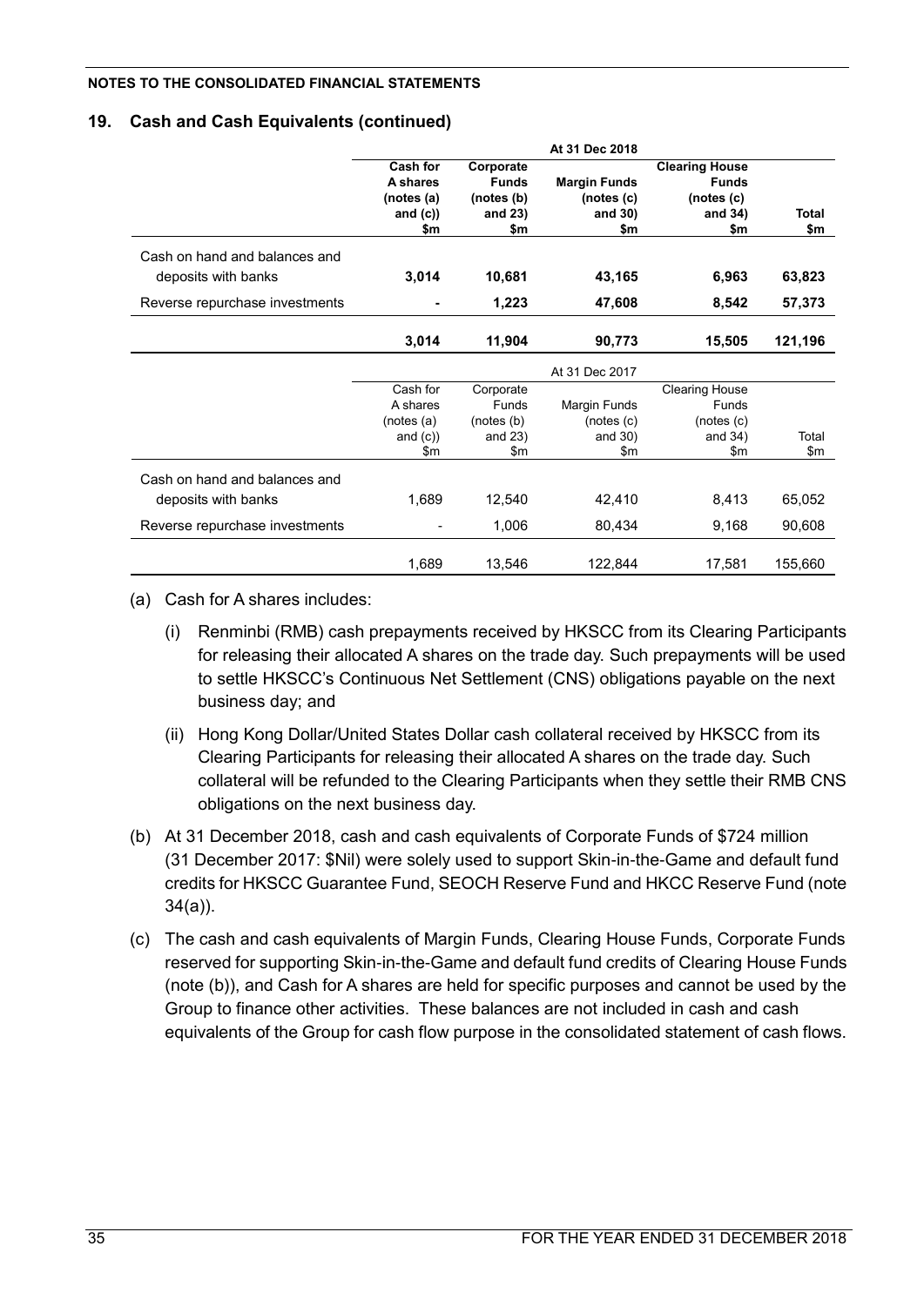NOTES TO THE CONSOLIDATED FINANCIAL STATEMENTS

## 19. Cash and Cash Equivalents (continued)

| | At 31 Dec 2018 | | | | |
|---|---|---|---|---|---|
| | **Cash for A shares (notes (a) and (c)) $m** | **Corporate Funds (notes (b) and 23) $m** | **Margin Funds (notes (c) and 30) $m** | **Clearing House Funds (notes (c) and 34) $m** | **Total $m** |
| Cash on hand and balances and deposits with banks | **3,014** | **10,681** | **43,165** | **6,963** | **63,823** |
| Reverse repurchase investments | **-** | **1,223** | **47,608** | **8,542** | **57,373** |
| | **3,014** | **11,904** | **90,773** | **15,505** | **121,196** |

| | At 31 Dec 2017 | | | | |
|---|---|---|---|---|---|
| | Cash for A shares (notes (a) and (c)) $m | Corporate Funds (notes (b) and 23) $m | Margin Funds (notes (c) and 30) $m | Clearing House Funds (notes (c) and 34) $m | Total $m |
| Cash on hand and balances and deposits with banks | 1,689 | 12,540 | 42,410 | 8,413 | 65,052 |
| Reverse repurchase investments | - | 1,006 | 80,434 | 9,168 | 90,608 |
| | 1,689 | 13,546 | 122,844 | 17,581 | 155,660 |

(a) Cash for A shares includes:

   (i) Renminbi (RMB) cash prepayments received by HKSCC from its Clearing Participants for releasing their allocated A shares on the trade day. Such prepayments will be used to settle HKSCC's Continuous Net Settlement (CNS) obligations payable on the next business day; and

   (ii) Hong Kong Dollar/United States Dollar cash collateral received by HKSCC from its Clearing Participants for releasing their allocated A shares on the trade day. Such collateral will be refunded to the Clearing Participants when they settle their RMB CNS obligations on the next business day.

(b) At 31 December 2018, cash and cash equivalents of Corporate Funds of $724 million (31 December 2017: $Nil) were solely used to support Skin-in-the-Game and default fund credits for HKSCC Guarantee Fund, SEOCH Reserve Fund and HKCC Reserve Fund (note 34(a)).

(c) The cash and cash equivalents of Margin Funds, Clearing House Funds, Corporate Funds reserved for supporting Skin-in-the-Game and default fund credits of Clearing House Funds (note (b)), and Cash for A shares are held for specific purposes and cannot be used by the Group to finance other activities. These balances are not included in cash and cash equivalents of the Group for cash flow purpose in the consolidated statement of cash flows.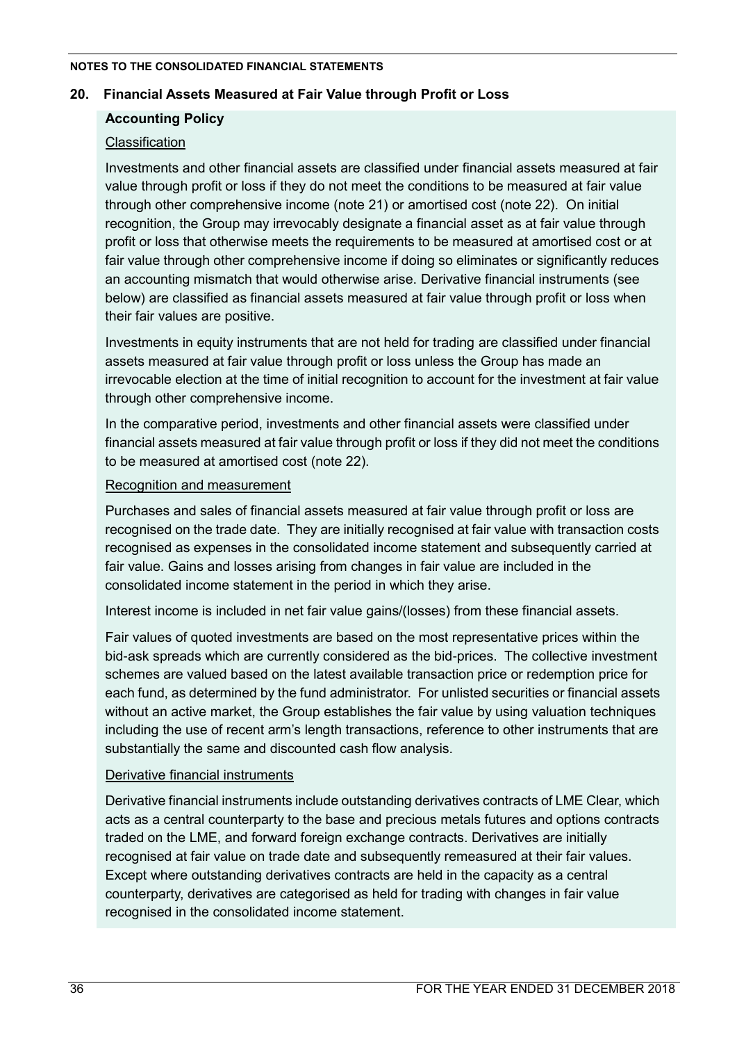## 20. Financial Assets Measured at Fair Value through Profit or Loss

### Accounting Policy

Classification

Investments and other financial assets are classified under financial assets measured at fair value through profit or loss if they do not meet the conditions to be measured at fair value through other comprehensive income (note 21) or amortised cost (note 22). On initial recognition, the Group may irrevocably designate a financial asset as at fair value through profit or loss that otherwise meets the requirements to be measured at amortised cost or at fair value through other comprehensive income if doing so eliminates or significantly reduces an accounting mismatch that would otherwise arise. Derivative financial instruments (see below) are classified as financial assets measured at fair value through profit or loss when their fair values are positive.

Investments in equity instruments that are not held for trading are classified under financial assets measured at fair value through profit or loss unless the Group has made an irrevocable election at the time of initial recognition to account for the investment at fair value through other comprehensive income.

In the comparative period, investments and other financial assets were classified under financial assets measured at fair value through profit or loss if they did not meet the conditions to be measured at amortised cost (note 22).

Recognition and measurement

Purchases and sales of financial assets measured at fair value through profit or loss are recognised on the trade date. They are initially recognised at fair value with transaction costs recognised as expenses in the consolidated income statement and subsequently carried at fair value. Gains and losses arising from changes in fair value are included in the consolidated income statement in the period in which they arise.

Interest income is included in net fair value gains/(losses) from these financial assets.

Fair values of quoted investments are based on the most representative prices within the bid-ask spreads which are currently considered as the bid-prices. The collective investment schemes are valued based on the latest available transaction price or redemption price for each fund, as determined by the fund administrator. For unlisted securities or financial assets without an active market, the Group establishes the fair value by using valuation techniques including the use of recent arm's length transactions, reference to other instruments that are substantially the same and discounted cash flow analysis.

Derivative financial instruments

Derivative financial instruments include outstanding derivatives contracts of LME Clear, which acts as a central counterparty to the base and precious metals futures and options contracts traded on the LME, and forward foreign exchange contracts. Derivatives are initially recognised at fair value on trade date and subsequently remeasured at their fair values. Except where outstanding derivatives contracts are held in the capacity as a central counterparty, derivatives are categorised as held for trading with changes in fair value recognised in the consolidated income statement.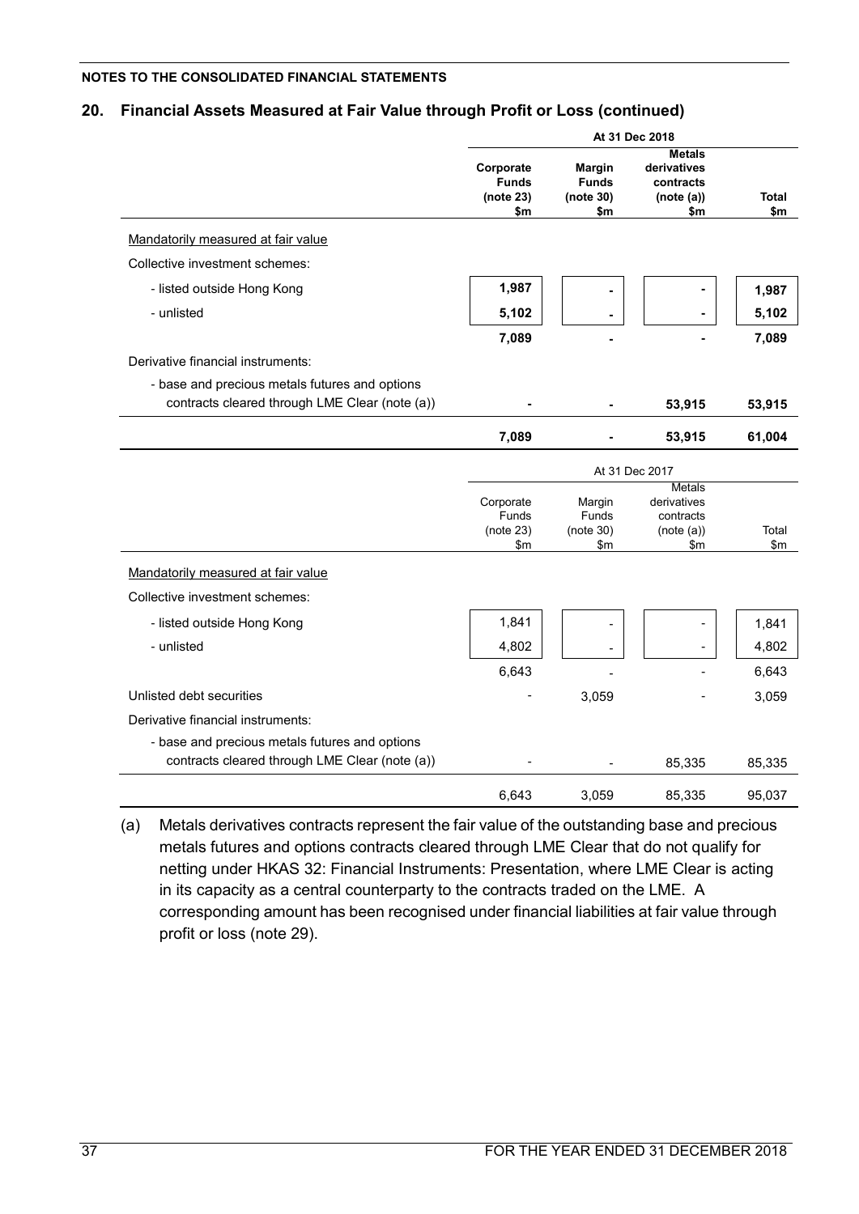**NOTES TO THE CONSOLIDATED FINANCIAL STATEMENTS**

## 20. Financial Assets Measured at Fair Value through Profit or Loss (continued)

| | At 31 Dec 2018 | | | |
|---|---|---|---|---|
| | **Corporate Funds (note 23) $m** | **Margin Funds (note 30) $m** | **Metals derivatives contracts (note (a)) $m** | **Total $m** |
| Mandatorily measured at fair value | | | | |
| Collective investment schemes: | | | | |
| - listed outside Hong Kong | **1,987** | **-** | **-** | **1,987** |
| - unlisted | **5,102** | **-** | **-** | **5,102** |
| | **7,089** | **-** | **-** | **7,089** |
| Derivative financial instruments: | | | | |
| - base and precious metals futures and options contracts cleared through LME Clear (note (a)) | **-** | **-** | **53,915** | **53,915** |
| | **7,089** | **-** | **53,915** | **61,004** |

| | At 31 Dec 2017 | | | |
|---|---|---|---|---|
| | Corporate Funds (note 23) $m | Margin Funds (note 30) $m | Metals derivatives contracts (note (a)) $m | Total $m |
| Mandatorily measured at fair value | | | | |
| Collective investment schemes: | | | | |
| - listed outside Hong Kong | 1,841 | - | - | 1,841 |
| - unlisted | 4,802 | - | - | 4,802 |
| | 6,643 | - | - | 6,643 |
| Unlisted debt securities | - | 3,059 | - | 3,059 |
| Derivative financial instruments: | | | | |
| - base and precious metals futures and options contracts cleared through LME Clear (note (a)) | - | - | 85,335 | 85,335 |
| | 6,643 | 3,059 | 85,335 | 95,037 |

(a) Metals derivatives contracts represent the fair value of the outstanding base and precious metals futures and options contracts cleared through LME Clear that do not qualify for netting under HKAS 32: Financial Instruments: Presentation, where LME Clear is acting in its capacity as a central counterparty to the contracts traded on the LME. A corresponding amount has been recognised under financial liabilities at fair value through profit or loss (note 29).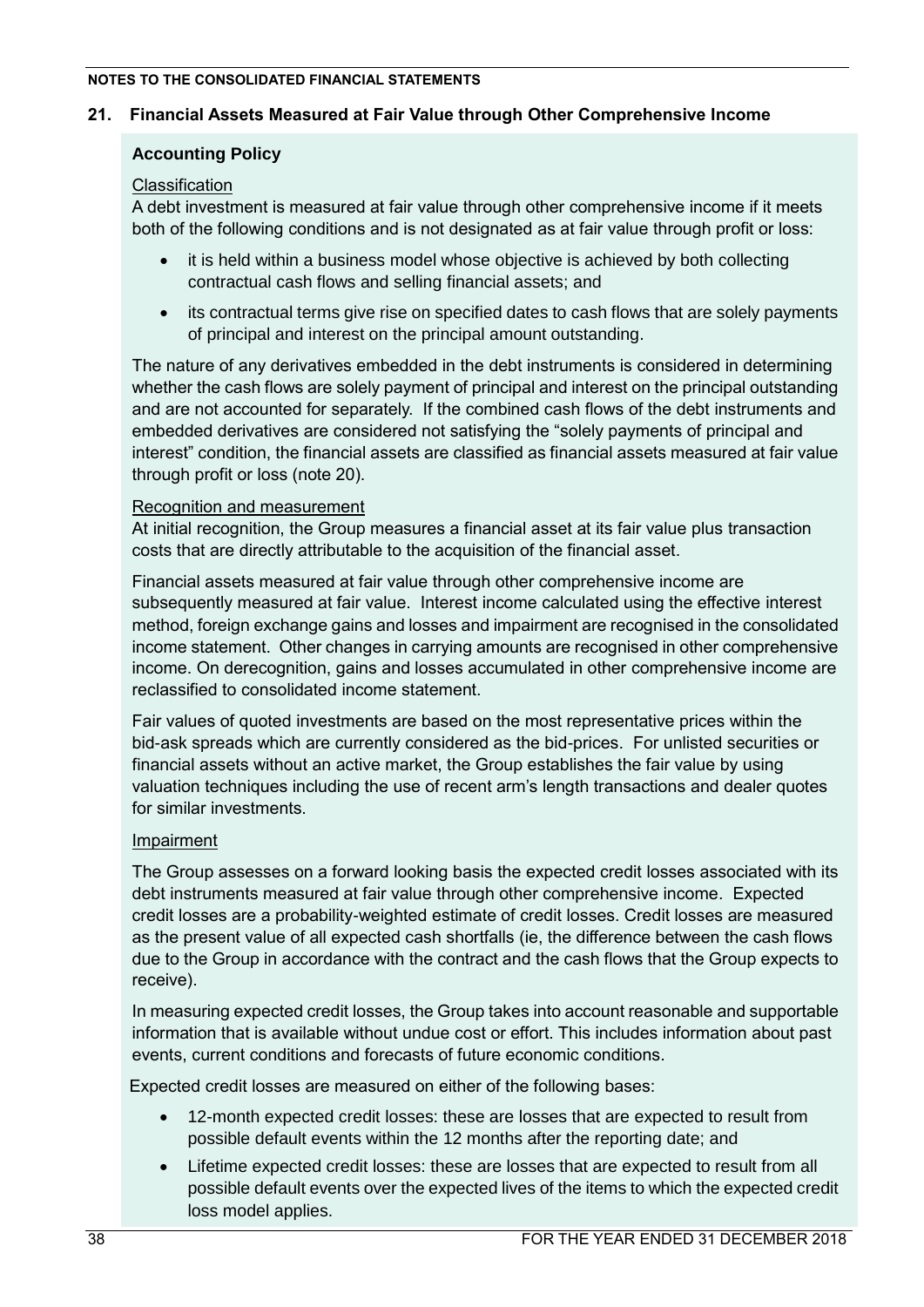## 21. Financial Assets Measured at Fair Value through Other Comprehensive Income

### Accounting Policy

Classification

A debt investment is measured at fair value through other comprehensive income if it meets both of the following conditions and is not designated as at fair value through profit or loss:

- it is held within a business model whose objective is achieved by both collecting contractual cash flows and selling financial assets; and
- its contractual terms give rise on specified dates to cash flows that are solely payments of principal and interest on the principal amount outstanding.

The nature of any derivatives embedded in the debt instruments is considered in determining whether the cash flows are solely payment of principal and interest on the principal outstanding and are not accounted for separately. If the combined cash flows of the debt instruments and embedded derivatives are considered not satisfying the "solely payments of principal and interest" condition, the financial assets are classified as financial assets measured at fair value through profit or loss (note 20).

Recognition and measurement

At initial recognition, the Group measures a financial asset at its fair value plus transaction costs that are directly attributable to the acquisition of the financial asset.

Financial assets measured at fair value through other comprehensive income are subsequently measured at fair value. Interest income calculated using the effective interest method, foreign exchange gains and losses and impairment are recognised in the consolidated income statement. Other changes in carrying amounts are recognised in other comprehensive income. On derecognition, gains and losses accumulated in other comprehensive income are reclassified to consolidated income statement.

Fair values of quoted investments are based on the most representative prices within the bid-ask spreads which are currently considered as the bid-prices. For unlisted securities or financial assets without an active market, the Group establishes the fair value by using valuation techniques including the use of recent arm's length transactions and dealer quotes for similar investments.

Impairment

The Group assesses on a forward looking basis the expected credit losses associated with its debt instruments measured at fair value through other comprehensive income. Expected credit losses are a probability-weighted estimate of credit losses. Credit losses are measured as the present value of all expected cash shortfalls (ie, the difference between the cash flows due to the Group in accordance with the contract and the cash flows that the Group expects to receive).

In measuring expected credit losses, the Group takes into account reasonable and supportable information that is available without undue cost or effort. This includes information about past events, current conditions and forecasts of future economic conditions.

Expected credit losses are measured on either of the following bases:

- 12-month expected credit losses: these are losses that are expected to result from possible default events within the 12 months after the reporting date; and
- Lifetime expected credit losses: these are losses that are expected to result from all possible default events over the expected lives of the items to which the expected credit loss model applies.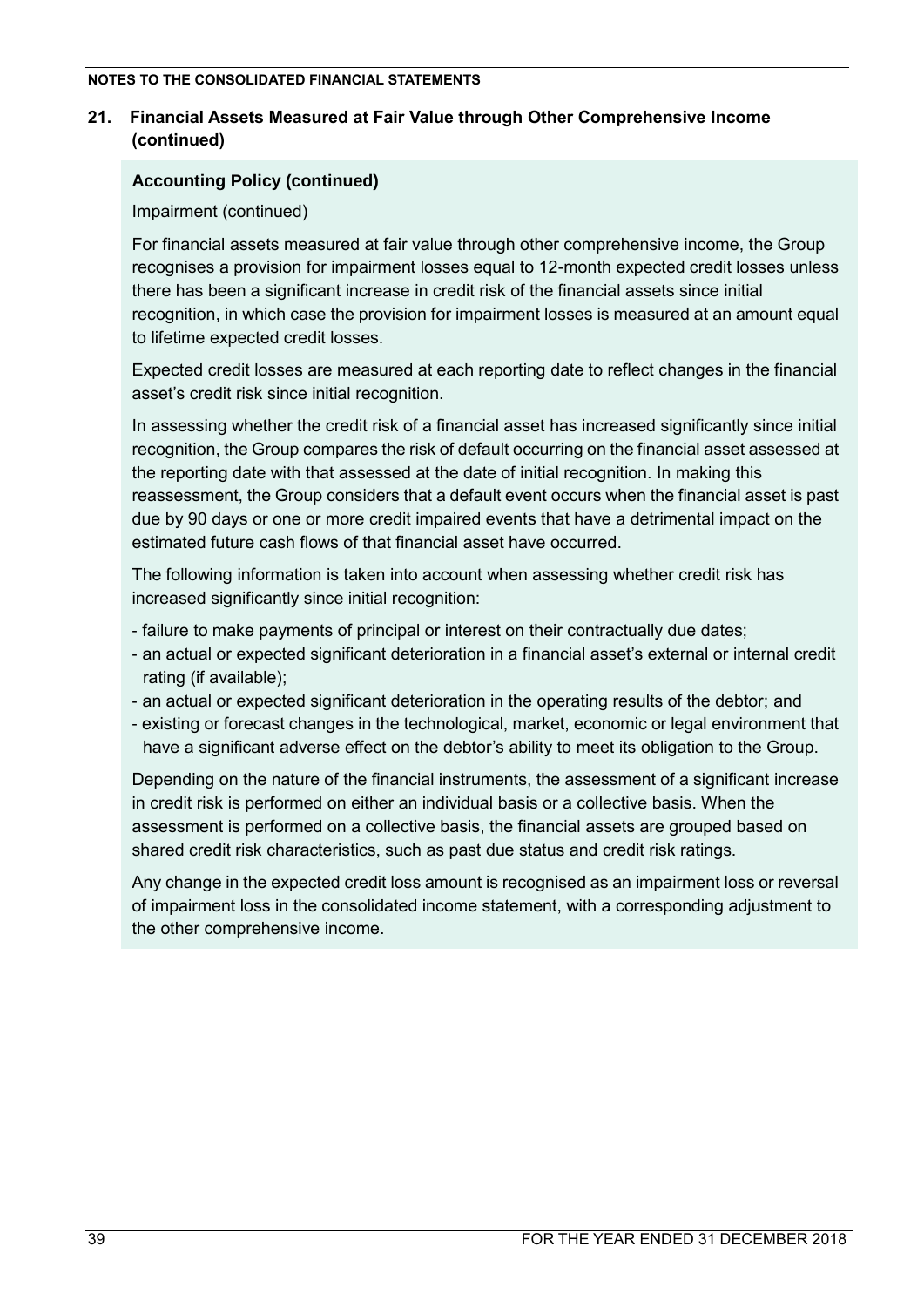## 21. Financial Assets Measured at Fair Value through Other Comprehensive Income (continued)

### Accounting Policy (continued)

Impairment (continued)

For financial assets measured at fair value through other comprehensive income, the Group recognises a provision for impairment losses equal to 12-month expected credit losses unless there has been a significant increase in credit risk of the financial assets since initial recognition, in which case the provision for impairment losses is measured at an amount equal to lifetime expected credit losses.

Expected credit losses are measured at each reporting date to reflect changes in the financial asset's credit risk since initial recognition.

In assessing whether the credit risk of a financial asset has increased significantly since initial recognition, the Group compares the risk of default occurring on the financial asset assessed at the reporting date with that assessed at the date of initial recognition. In making this reassessment, the Group considers that a default event occurs when the financial asset is past due by 90 days or one or more credit impaired events that have a detrimental impact on the estimated future cash flows of that financial asset have occurred.

The following information is taken into account when assessing whether credit risk has increased significantly since initial recognition:

- failure to make payments of principal or interest on their contractually due dates;
- an actual or expected significant deterioration in a financial asset's external or internal credit rating (if available);
- an actual or expected significant deterioration in the operating results of the debtor; and
- existing or forecast changes in the technological, market, economic or legal environment that have a significant adverse effect on the debtor's ability to meet its obligation to the Group.

Depending on the nature of the financial instruments, the assessment of a significant increase in credit risk is performed on either an individual basis or a collective basis. When the assessment is performed on a collective basis, the financial assets are grouped based on shared credit risk characteristics, such as past due status and credit risk ratings.

Any change in the expected credit loss amount is recognised as an impairment loss or reversal of impairment loss in the consolidated income statement, with a corresponding adjustment to the other comprehensive income.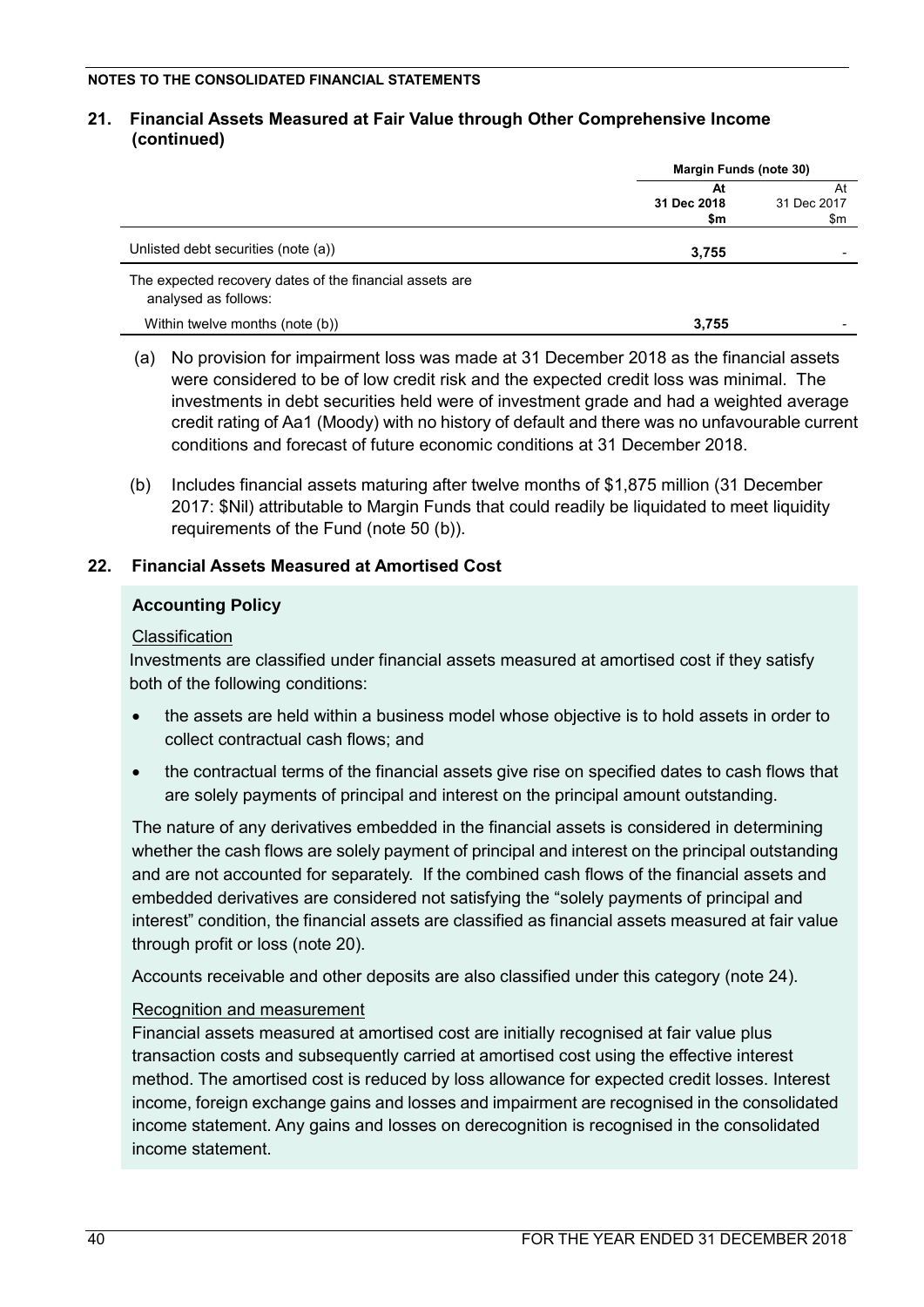## 21. Financial Assets Measured at Fair Value through Other Comprehensive Income (continued)

| | Margin Funds (note 30) | |
|---|---|---|
| | **At 31 Dec 2018 $m** | At 31 Dec 2017 $m |
| Unlisted debt securities (note (a)) | **3,755** | - |
| The expected recovery dates of the financial assets are analysed as follows: | | |
| Within twelve months (note (b)) | **3,755** | - |

(a) No provision for impairment loss was made at 31 December 2018 as the financial assets were considered to be of low credit risk and the expected credit loss was minimal. The investments in debt securities held were of investment grade and had a weighted average credit rating of Aa1 (Moody) with no history of default and there was no unfavourable current conditions and forecast of future economic conditions at 31 December 2018.

(b) Includes financial assets maturing after twelve months of $1,875 million (31 December 2017: $Nil) attributable to Margin Funds that could readily be liquidated to meet liquidity requirements of the Fund (note 50 (b)).

## 22. Financial Assets Measured at Amortised Cost

### Accounting Policy

Classification

Investments are classified under financial assets measured at amortised cost if they satisfy both of the following conditions:

- the assets are held within a business model whose objective is to hold assets in order to collect contractual cash flows; and
- the contractual terms of the financial assets give rise on specified dates to cash flows that are solely payments of principal and interest on the principal amount outstanding.

The nature of any derivatives embedded in the financial assets is considered in determining whether the cash flows are solely payment of principal and interest on the principal outstanding and are not accounted for separately. If the combined cash flows of the financial assets and embedded derivatives are considered not satisfying the "solely payments of principal and interest" condition, the financial assets are classified as financial assets measured at fair value through profit or loss (note 20).

Accounts receivable and other deposits are also classified under this category (note 24).

Recognition and measurement

Financial assets measured at amortised cost are initially recognised at fair value plus transaction costs and subsequently carried at amortised cost using the effective interest method. The amortised cost is reduced by loss allowance for expected credit losses. Interest income, foreign exchange gains and losses and impairment are recognised in the consolidated income statement. Any gains and losses on derecognition is recognised in the consolidated income statement.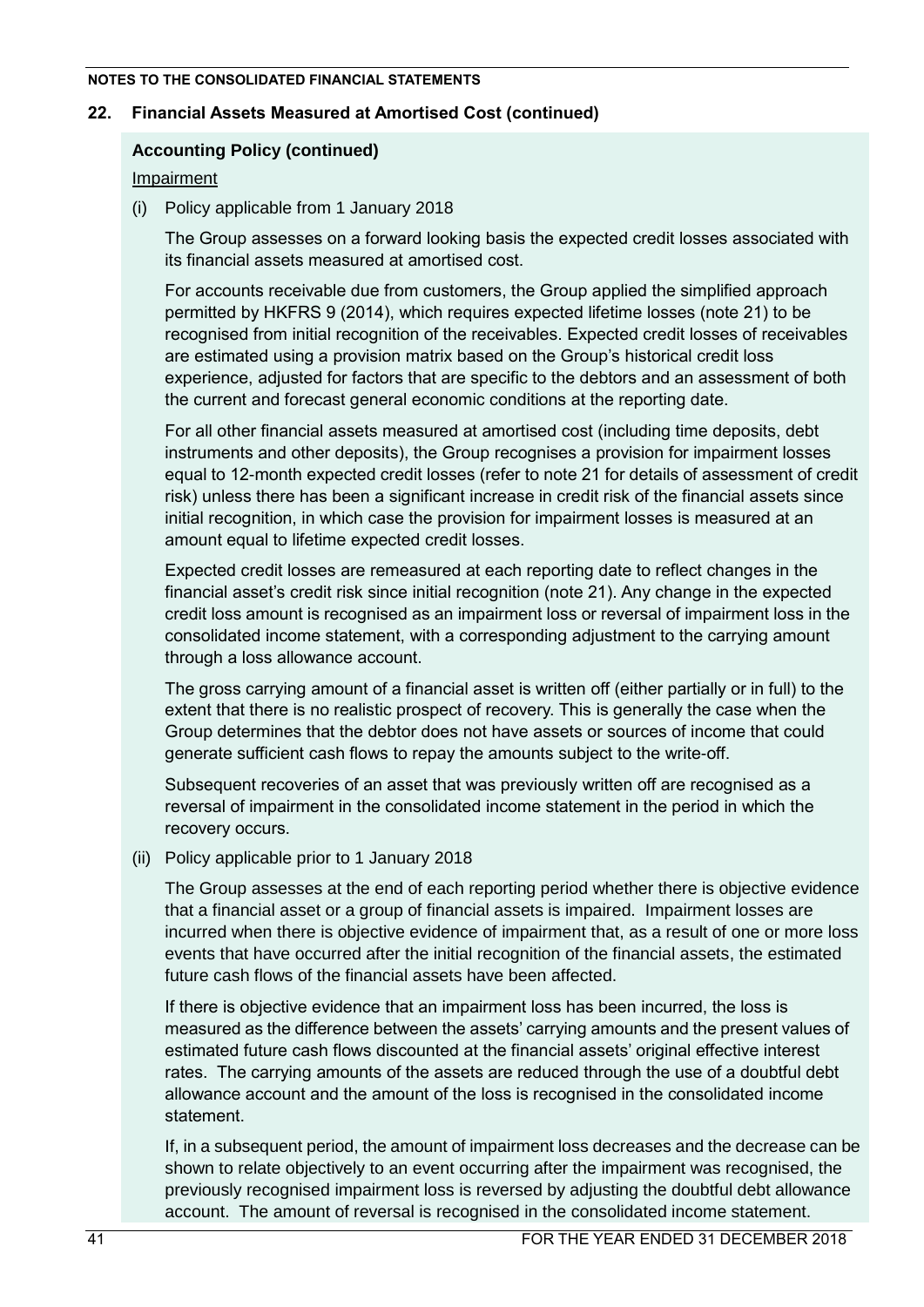## 22. Financial Assets Measured at Amortised Cost (continued)

**Accounting Policy (continued)**

Impairment

(i) Policy applicable from 1 January 2018

The Group assesses on a forward looking basis the expected credit losses associated with its financial assets measured at amortised cost.

For accounts receivable due from customers, the Group applied the simplified approach permitted by HKFRS 9 (2014), which requires expected lifetime losses (note 21) to be recognised from initial recognition of the receivables. Expected credit losses of receivables are estimated using a provision matrix based on the Group's historical credit loss experience, adjusted for factors that are specific to the debtors and an assessment of both the current and forecast general economic conditions at the reporting date.

For all other financial assets measured at amortised cost (including time deposits, debt instruments and other deposits), the Group recognises a provision for impairment losses equal to 12-month expected credit losses (refer to note 21 for details of assessment of credit risk) unless there has been a significant increase in credit risk of the financial assets since initial recognition, in which case the provision for impairment losses is measured at an amount equal to lifetime expected credit losses.

Expected credit losses are remeasured at each reporting date to reflect changes in the financial asset's credit risk since initial recognition (note 21). Any change in the expected credit loss amount is recognised as an impairment loss or reversal of impairment loss in the consolidated income statement, with a corresponding adjustment to the carrying amount through a loss allowance account.

The gross carrying amount of a financial asset is written off (either partially or in full) to the extent that there is no realistic prospect of recovery. This is generally the case when the Group determines that the debtor does not have assets or sources of income that could generate sufficient cash flows to repay the amounts subject to the write-off.

Subsequent recoveries of an asset that was previously written off are recognised as a reversal of impairment in the consolidated income statement in the period in which the recovery occurs.

(ii) Policy applicable prior to 1 January 2018

The Group assesses at the end of each reporting period whether there is objective evidence that a financial asset or a group of financial assets is impaired. Impairment losses are incurred when there is objective evidence of impairment that, as a result of one or more loss events that have occurred after the initial recognition of the financial assets, the estimated future cash flows of the financial assets have been affected.

If there is objective evidence that an impairment loss has been incurred, the loss is measured as the difference between the assets' carrying amounts and the present values of estimated future cash flows discounted at the financial assets' original effective interest rates. The carrying amounts of the assets are reduced through the use of a doubtful debt allowance account and the amount of the loss is recognised in the consolidated income statement.

If, in a subsequent period, the amount of impairment loss decreases and the decrease can be shown to relate objectively to an event occurring after the impairment was recognised, the previously recognised impairment loss is reversed by adjusting the doubtful debt allowance account. The amount of reversal is recognised in the consolidated income statement.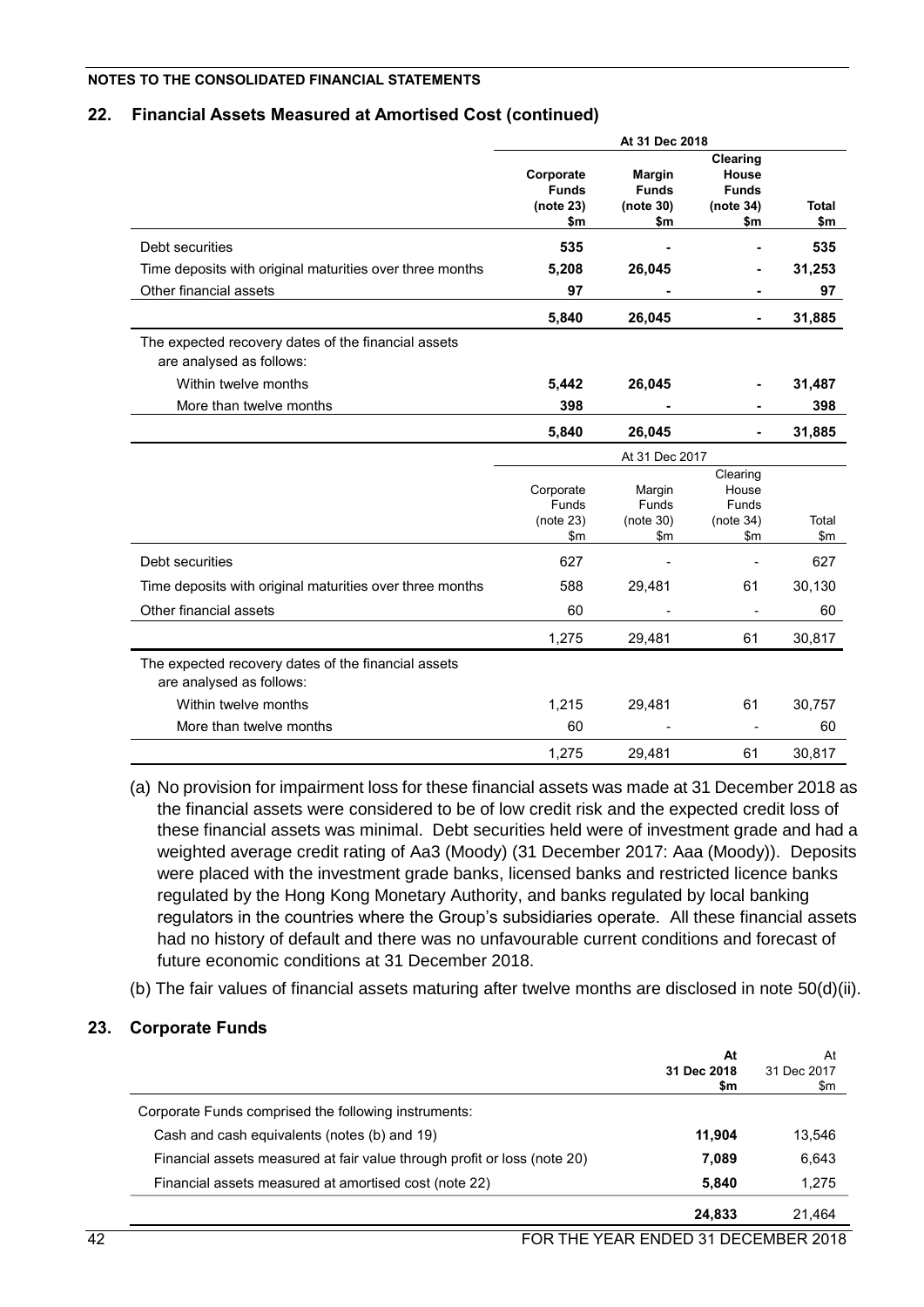## 22. Financial Assets Measured at Amortised Cost (continued)

| | At 31 Dec 2018 | | | |
|---|---|---|---|---|
| | **Corporate Funds (note 23) \$m** | **Margin Funds (note 30) \$m** | **Clearing House Funds (note 34) \$m** | **Total \$m** |
| Debt securities | **535** | **-** | **-** | **535** |
| Time deposits with original maturities over three months | **5,208** | **26,045** | **-** | **31,253** |
| Other financial assets | **97** | **-** | **-** | **97** |
| | **5,840** | **26,045** | **-** | **31,885** |
| The expected recovery dates of the financial assets are analysed as follows: | | | | |
| Within twelve months | **5,442** | **26,045** | **-** | **31,487** |
| More than twelve months | **398** | **-** | **-** | **398** |
| | **5,840** | **26,045** | **-** | **31,885** |

| | At 31 Dec 2017 | | | |
|---|---|---|---|---|
| | Corporate Funds (note 23) \$m | Margin Funds (note 30) \$m | Clearing House Funds (note 34) \$m | Total \$m |
| Debt securities | 627 | - | - | 627 |
| Time deposits with original maturities over three months | 588 | 29,481 | 61 | 30,130 |
| Other financial assets | 60 | - | - | 60 |
| | 1,275 | 29,481 | 61 | 30,817 |
| The expected recovery dates of the financial assets are analysed as follows: | | | | |
| Within twelve months | 1,215 | 29,481 | 61 | 30,757 |
| More than twelve months | 60 | - | - | 60 |
| | 1,275 | 29,481 | 61 | 30,817 |

(a) No provision for impairment loss for these financial assets was made at 31 December 2018 as the financial assets were considered to be of low credit risk and the expected credit loss of these financial assets was minimal. Debt securities held were of investment grade and had a weighted average credit rating of Aa3 (Moody) (31 December 2017: Aaa (Moody)). Deposits were placed with the investment grade banks, licensed banks and restricted licence banks regulated by the Hong Kong Monetary Authority, and banks regulated by local banking regulators in the countries where the Group's subsidiaries operate. All these financial assets had no history of default and there was no unfavourable current conditions and forecast of future economic conditions at 31 December 2018.

(b) The fair values of financial assets maturing after twelve months are disclosed in note 50(d)(ii).

## 23. Corporate Funds

| | **At 31 Dec 2018 \$m** | At 31 Dec 2017 \$m |
|---|---|---|
| Corporate Funds comprised the following instruments: | | |
| Cash and cash equivalents (notes (b) and 19) | **11,904** | 13,546 |
| Financial assets measured at fair value through profit or loss (note 20) | **7,089** | 6,643 |
| Financial assets measured at amortised cost (note 22) | **5,840** | 1,275 |
| | **24,833** | 21,464 |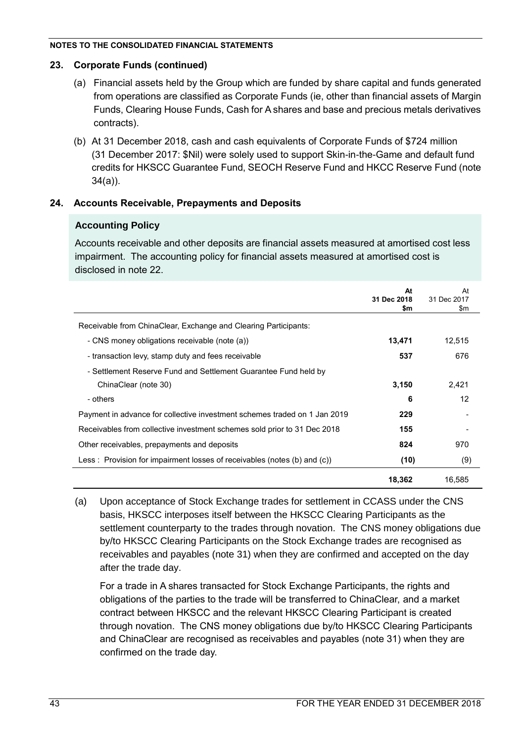**NOTES TO THE CONSOLIDATED FINANCIAL STATEMENTS**

## 23. Corporate Funds (continued)

(a) Financial assets held by the Group which are funded by share capital and funds generated from operations are classified as Corporate Funds (ie, other than financial assets of Margin Funds, Clearing House Funds, Cash for A shares and base and precious metals derivatives contracts).

(b) At 31 December 2018, cash and cash equivalents of Corporate Funds of $724 million (31 December 2017: $Nil) were solely used to support Skin-in-the-Game and default fund credits for HKSCC Guarantee Fund, SEOCH Reserve Fund and HKCC Reserve Fund (note 34(a)).

## 24. Accounts Receivable, Prepayments and Deposits

### Accounting Policy

Accounts receivable and other deposits are financial assets measured at amortised cost less impairment. The accounting policy for financial assets measured at amortised cost is disclosed in note 22.

| | **At 31 Dec 2018 $m** | At 31 Dec 2017 $m |
|---|---|---|
| Receivable from ChinaClear, Exchange and Clearing Participants: | | |
| - CNS money obligations receivable (note (a)) | **13,471** | 12,515 |
| - transaction levy, stamp duty and fees receivable | **537** | 676 |
| - Settlement Reserve Fund and Settlement Guarantee Fund held by ChinaClear (note 30) | **3,150** | 2,421 |
| - others | **6** | 12 |
| Payment in advance for collective investment schemes traded on 1 Jan 2019 | **229** | - |
| Receivables from collective investment schemes sold prior to 31 Dec 2018 | **155** | - |
| Other receivables, prepayments and deposits | **824** | 970 |
| Less : Provision for impairment losses of receivables (notes (b) and (c)) | **(10)** | (9) |
| | **18,362** | 16,585 |

(a) Upon acceptance of Stock Exchange trades for settlement in CCASS under the CNS basis, HKSCC interposes itself between the HKSCC Clearing Participants as the settlement counterparty to the trades through novation. The CNS money obligations due by/to HKSCC Clearing Participants on the Stock Exchange trades are recognised as receivables and payables (note 31) when they are confirmed and accepted on the day after the trade day.

For a trade in A shares transacted for Stock Exchange Participants, the rights and obligations of the parties to the trade will be transferred to ChinaClear, and a market contract between HKSCC and the relevant HKSCC Clearing Participant is created through novation. The CNS money obligations due by/to HKSCC Clearing Participants and ChinaClear are recognised as receivables and payables (note 31) when they are confirmed on the trade day.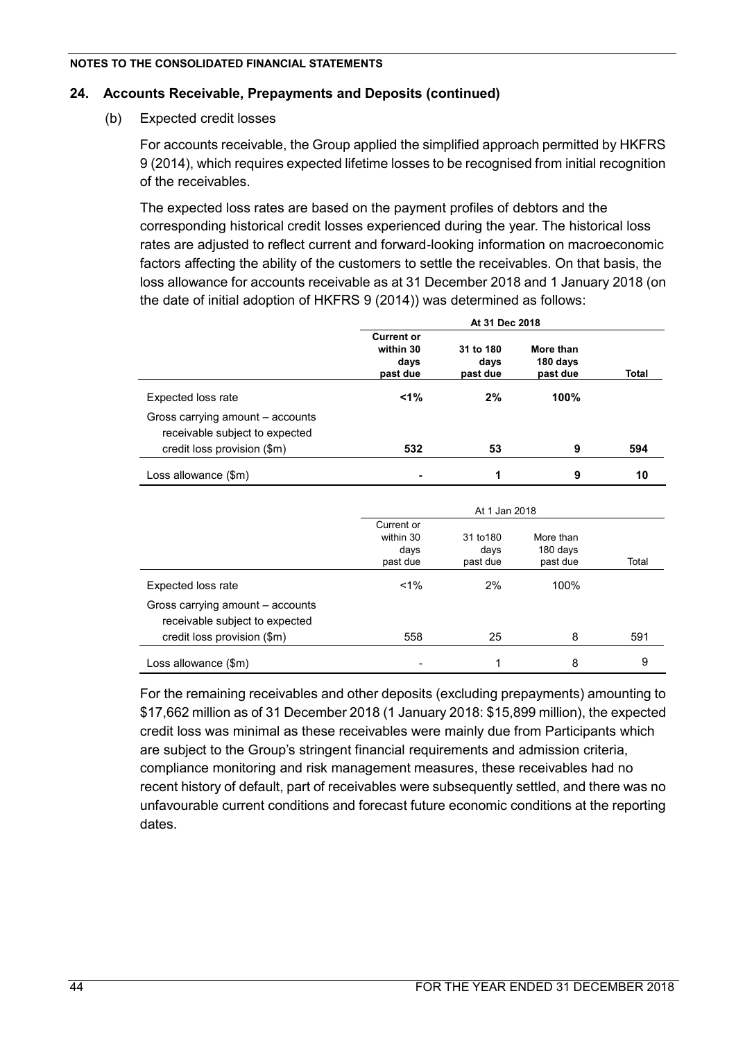## 24. Accounts Receivable, Prepayments and Deposits (continued)

(b) Expected credit losses

For accounts receivable, the Group applied the simplified approach permitted by HKFRS 9 (2014), which requires expected lifetime losses to be recognised from initial recognition of the receivables.

The expected loss rates are based on the payment profiles of debtors and the corresponding historical credit losses experienced during the year. The historical loss rates are adjusted to reflect current and forward-looking information on macroeconomic factors affecting the ability of the customers to settle the receivables. On that basis, the loss allowance for accounts receivable as at 31 December 2018 and 1 January 2018 (on the date of initial adoption of HKFRS 9 (2014)) was determined as follows:

| | **At 31 Dec 2018** | | | |
|---|---|---|---|---|
| | **Current or within 30 days past due** | **31 to 180 days past due** | **More than 180 days past due** | **Total** |
| Expected loss rate | **<1%** | **2%** | **100%** | |
| Gross carrying amount – accounts receivable subject to expected credit loss provision ($m) | **532** | **53** | **9** | **594** |
| Loss allowance ($m) | **-** | **1** | **9** | **10** |

| | At 1 Jan 2018 | | | |
|---|---|---|---|---|
| | Current or within 30 days past due | 31 to180 days past due | More than 180 days past due | Total |
| Expected loss rate | <1% | 2% | 100% | |
| Gross carrying amount – accounts receivable subject to expected credit loss provision ($m) | 558 | 25 | 8 | 591 |
| Loss allowance ($m) | - | 1 | 8 | 9 |

For the remaining receivables and other deposits (excluding prepayments) amounting to $17,662 million as of 31 December 2018 (1 January 2018: $15,899 million), the expected credit loss was minimal as these receivables were mainly due from Participants which are subject to the Group's stringent financial requirements and admission criteria, compliance monitoring and risk management measures, these receivables had no recent history of default, part of receivables were subsequently settled, and there was no unfavourable current conditions and forecast future economic conditions at the reporting dates.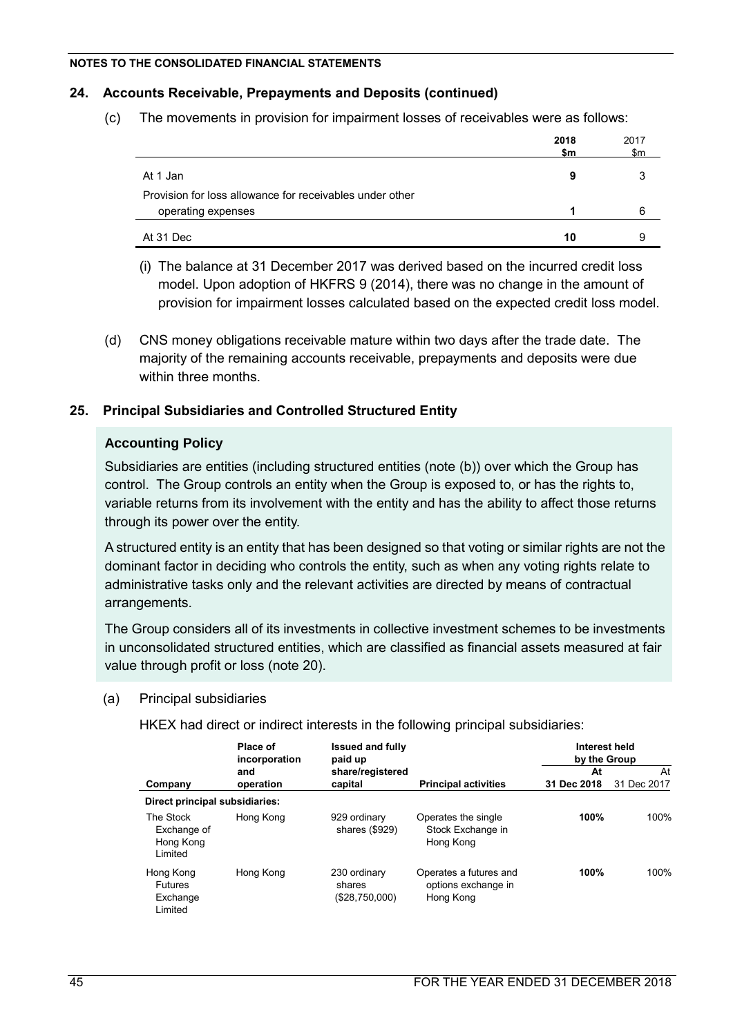**NOTES TO THE CONSOLIDATED FINANCIAL STATEMENTS**

## 24. Accounts Receivable, Prepayments and Deposits (continued)

(c) The movements in provision for impairment losses of receivables were as follows:

| | **2018 $m** | 2017 $m |
|---|---|---|
| At 1 Jan | **9** | 3 |
| Provision for loss allowance for receivables under other operating expenses | **1** | 6 |
| At 31 Dec | **10** | 9 |

(i) The balance at 31 December 2017 was derived based on the incurred credit loss model. Upon adoption of HKFRS 9 (2014), there was no change in the amount of provision for impairment losses calculated based on the expected credit loss model.

(d) CNS money obligations receivable mature within two days after the trade date. The majority of the remaining accounts receivable, prepayments and deposits were due within three months.

## 25. Principal Subsidiaries and Controlled Structured Entity

### Accounting Policy

Subsidiaries are entities (including structured entities (note (b)) over which the Group has control. The Group controls an entity when the Group is exposed to, or has the rights to, variable returns from its involvement with the entity and has the ability to affect those returns through its power over the entity.

A structured entity is an entity that has been designed so that voting or similar rights are not the dominant factor in deciding who controls the entity, such as when any voting rights relate to administrative tasks only and the relevant activities are directed by means of contractual arrangements.

The Group considers all of its investments in collective investment schemes to be investments in unconsolidated structured entities, which are classified as financial assets measured at fair value through profit or loss (note 20).

(a) Principal subsidiaries

HKEX had direct or indirect interests in the following principal subsidiaries:

| Company | Place of incorporation and operation | Issued and fully paid up share/registered capital | Principal activities | Interest held by the Group At 31 Dec 2018 | At 31 Dec 2017 |
|---|---|---|---|---|---|
| **Direct principal subsidiaries:** | | | | | |
| The Stock Exchange of Hong Kong Limited | Hong Kong | 929 ordinary shares ($929) | Operates the single Stock Exchange in Hong Kong | **100%** | 100% |
| Hong Kong Futures Exchange Limited | Hong Kong | 230 ordinary shares ($28,750,000) | Operates a futures and options exchange in Hong Kong | **100%** | 100% |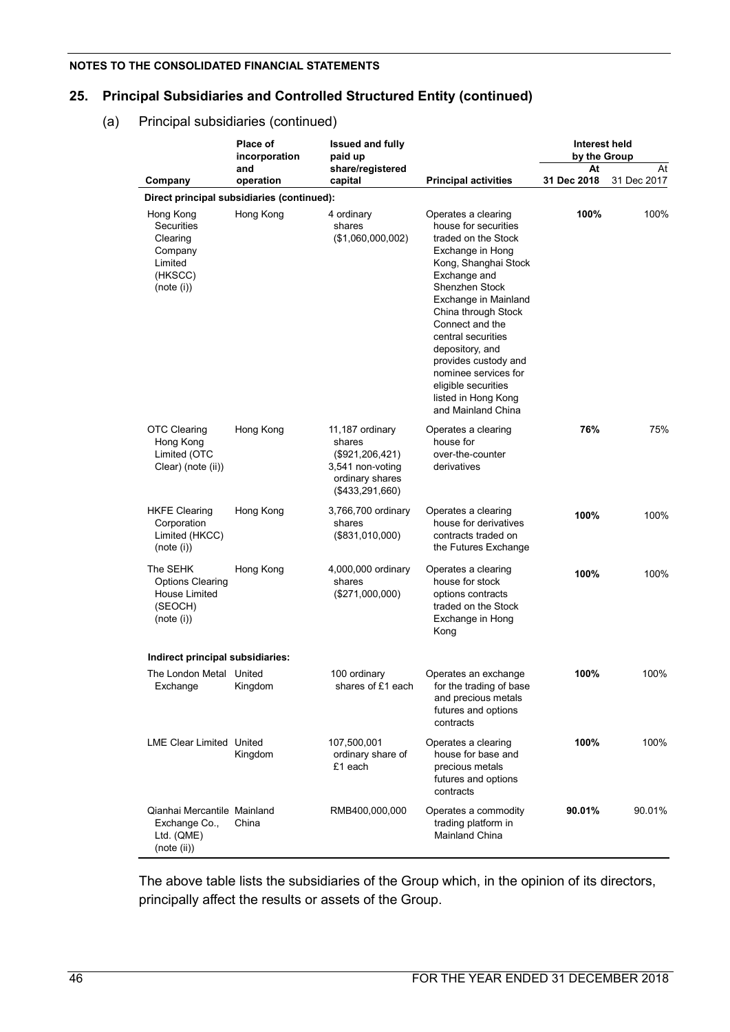## 25. Principal Subsidiaries and Controlled Structured Entity (continued)

### (a) Principal subsidiaries (continued)

| Company | Place of incorporation and operation | Issued and fully paid up share/registered capital | Principal activities | Interest held by the Group At 31 Dec 2018 | Interest held by the Group At 31 Dec 2017 |
|---|---|---|---|---|---|
| **Direct principal subsidiaries (continued):** | | | | | |
| Hong Kong Securities Clearing Company Limited (HKSCC) (note (i)) | Hong Kong | 4 ordinary shares ($1,060,000,002) | Operates a clearing house for securities traded on the Stock Exchange in Hong Kong, Shanghai Stock Exchange and Shenzhen Stock Exchange in Mainland China through Stock Connect and the central securities depository, and provides custody and nominee services for eligible securities listed in Hong Kong and Mainland China | **100%** | 100% |
| OTC Clearing Hong Kong Limited (OTC Clear) (note (ii)) | Hong Kong | 11,187 ordinary shares ($921,206,421) 3,541 non-voting ordinary shares ($433,291,660) | Operates a clearing house for over-the-counter derivatives | **76%** | 75% |
| HKFE Clearing Corporation Limited (HKCC) (note (i)) | Hong Kong | 3,766,700 ordinary shares ($831,010,000) | Operates a clearing house for derivatives contracts traded on the Futures Exchange | **100%** | 100% |
| The SEHK Options Clearing House Limited (SEOCH) (note (i)) | Hong Kong | 4,000,000 ordinary shares ($271,000,000) | Operates a clearing house for stock options contracts traded on the Stock Exchange in Hong Kong | **100%** | 100% |
| **Indirect principal subsidiaries:** | | | | | |
| The London Metal Exchange | United Kingdom | 100 ordinary shares of £1 each | Operates an exchange for the trading of base and precious metals futures and options contracts | **100%** | 100% |
| LME Clear Limited | United Kingdom | 107,500,001 ordinary share of £1 each | Operates a clearing house for base and precious metals futures and options contracts | **100%** | 100% |
| Qianhai Mercantile Exchange Co., Ltd. (QME) (note (ii)) | Mainland China | RMB400,000,000 | Operates a commodity trading platform in Mainland China | **90.01%** | 90.01% |

The above table lists the subsidiaries of the Group which, in the opinion of its directors, principally affect the results or assets of the Group.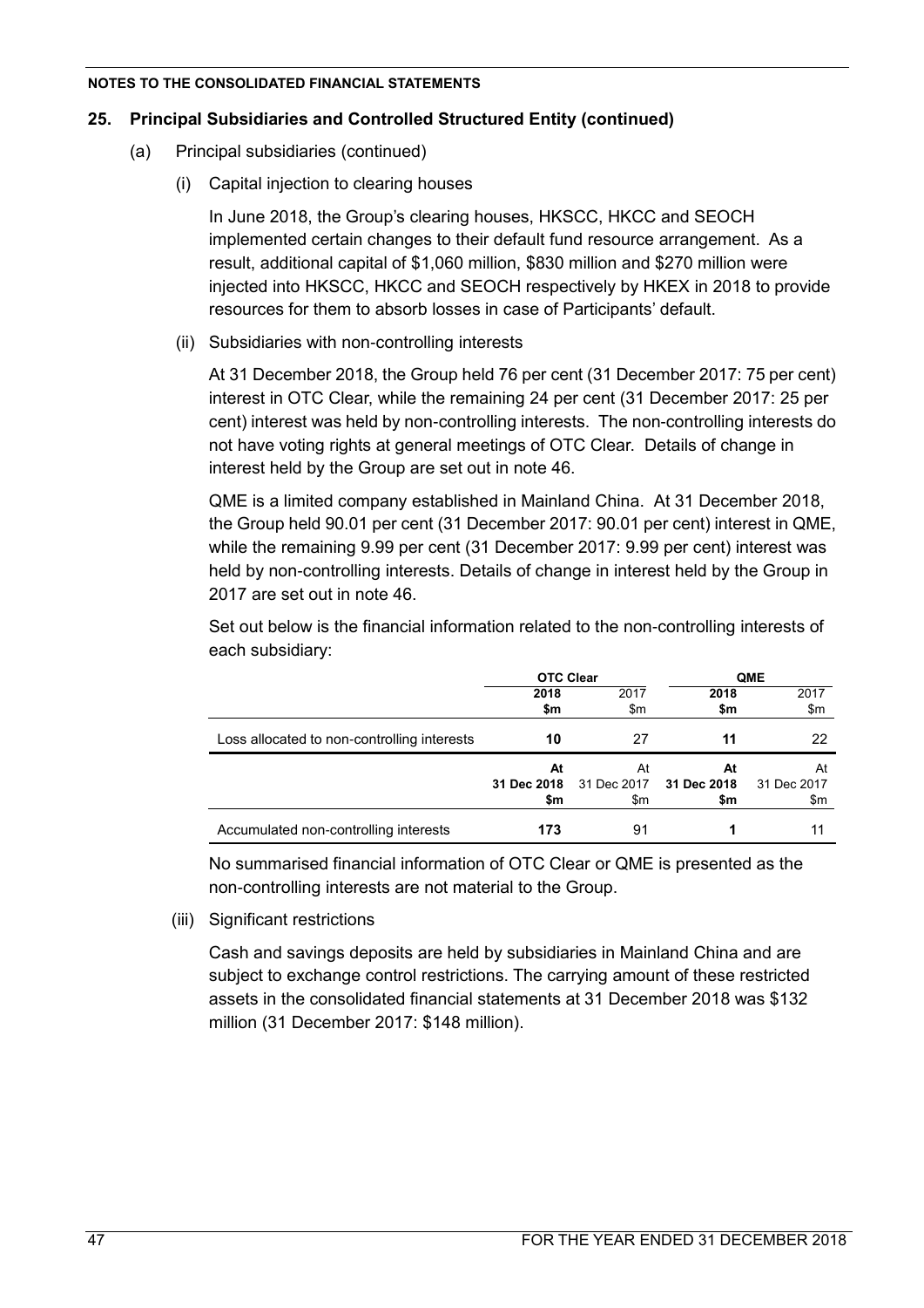NOTES TO THE CONSOLIDATED FINANCIAL STATEMENTS

## 25. Principal Subsidiaries and Controlled Structured Entity (continued)

(a) Principal subsidiaries (continued)

(i) Capital injection to clearing houses

In June 2018, the Group's clearing houses, HKSCC, HKCC and SEOCH implemented certain changes to their default fund resource arrangement. As a result, additional capital of $1,060 million, $830 million and $270 million were injected into HKSCC, HKCC and SEOCH respectively by HKEX in 2018 to provide resources for them to absorb losses in case of Participants' default.

(ii) Subsidiaries with non-controlling interests

At 31 December 2018, the Group held 76 per cent (31 December 2017: 75 per cent) interest in OTC Clear, while the remaining 24 per cent (31 December 2017: 25 per cent) interest was held by non-controlling interests. The non-controlling interests do not have voting rights at general meetings of OTC Clear. Details of change in interest held by the Group are set out in note 46.

QME is a limited company established in Mainland China. At 31 December 2018, the Group held 90.01 per cent (31 December 2017: 90.01 per cent) interest in QME, while the remaining 9.99 per cent (31 December 2017: 9.99 per cent) interest was held by non-controlling interests. Details of change in interest held by the Group in 2017 are set out in note 46.

Set out below is the financial information related to the non-controlling interests of each subsidiary:

| | OTC Clear | | QME | |
|---|---|---|---|---|
| | **2018 $m** | 2017 $m | **2018 $m** | 2017 $m |
| Loss allocated to non-controlling interests | **10** | 27 | **11** | 22 |
| | **At 31 Dec 2018 $m** | At 31 Dec 2017 $m | **At 31 Dec 2018 $m** | At 31 Dec 2017 $m |
| Accumulated non-controlling interests | **173** | 91 | **1** | 11 |

No summarised financial information of OTC Clear or QME is presented as the non-controlling interests are not material to the Group.

(iii) Significant restrictions

Cash and savings deposits are held by subsidiaries in Mainland China and are subject to exchange control restrictions. The carrying amount of these restricted assets in the consolidated financial statements at 31 December 2018 was $132 million (31 December 2017: $148 million).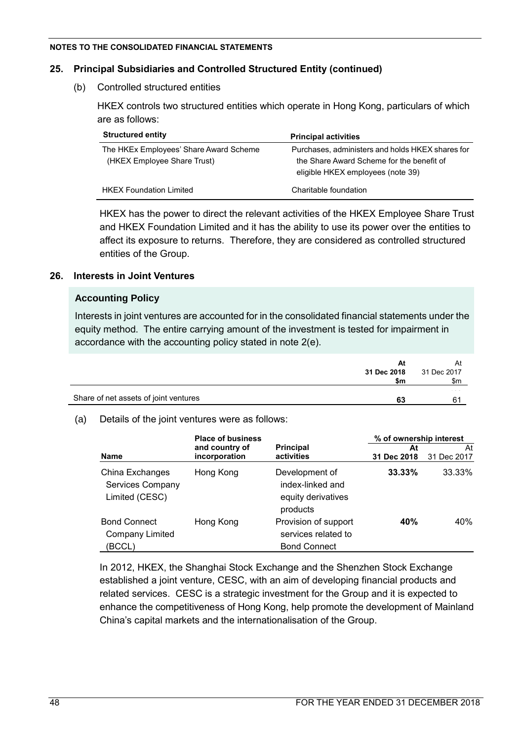NOTES TO THE CONSOLIDATED FINANCIAL STATEMENTS

## 25. Principal Subsidiaries and Controlled Structured Entity (continued)

(b) Controlled structured entities

HKEX controls two structured entities which operate in Hong Kong, particulars of which are as follows:

| Structured entity | Principal activities |
|---|---|
| The HKEx Employees' Share Award Scheme (HKEX Employee Share Trust) | Purchases, administers and holds HKEX shares for the Share Award Scheme for the benefit of eligible HKEX employees (note 39) |
| HKEX Foundation Limited | Charitable foundation |

HKEX has the power to direct the relevant activities of the HKEX Employee Share Trust and HKEX Foundation Limited and it has the ability to use its power over the entities to affect its exposure to returns. Therefore, they are considered as controlled structured entities of the Group.

## 26. Interests in Joint Ventures

**Accounting Policy**

Interests in joint ventures are accounted for in the consolidated financial statements under the equity method. The entire carrying amount of the investment is tested for impairment in accordance with the accounting policy stated in note 2(e).

| | At 31 Dec 2018 $m | At 31 Dec 2017 $m |
|---|---|---|
| Share of net assets of joint ventures | **63** | 61 |

(a) Details of the joint ventures were as follows:

| Name | Place of business and country of incorporation | Principal activities | % of ownership interest At 31 Dec 2018 | At 31 Dec 2017 |
|---|---|---|---|---|
| China Exchanges Services Company Limited (CESC) | Hong Kong | Development of index-linked and equity derivatives products | **33.33%** | 33.33% |
| Bond Connect Company Limited (BCCL) | Hong Kong | Provision of support services related to Bond Connect | **40%** | 40% |

In 2012, HKEX, the Shanghai Stock Exchange and the Shenzhen Stock Exchange established a joint venture, CESC, with an aim of developing financial products and related services. CESC is a strategic investment for the Group and it is expected to enhance the competitiveness of Hong Kong, help promote the development of Mainland China's capital markets and the internationalisation of the Group.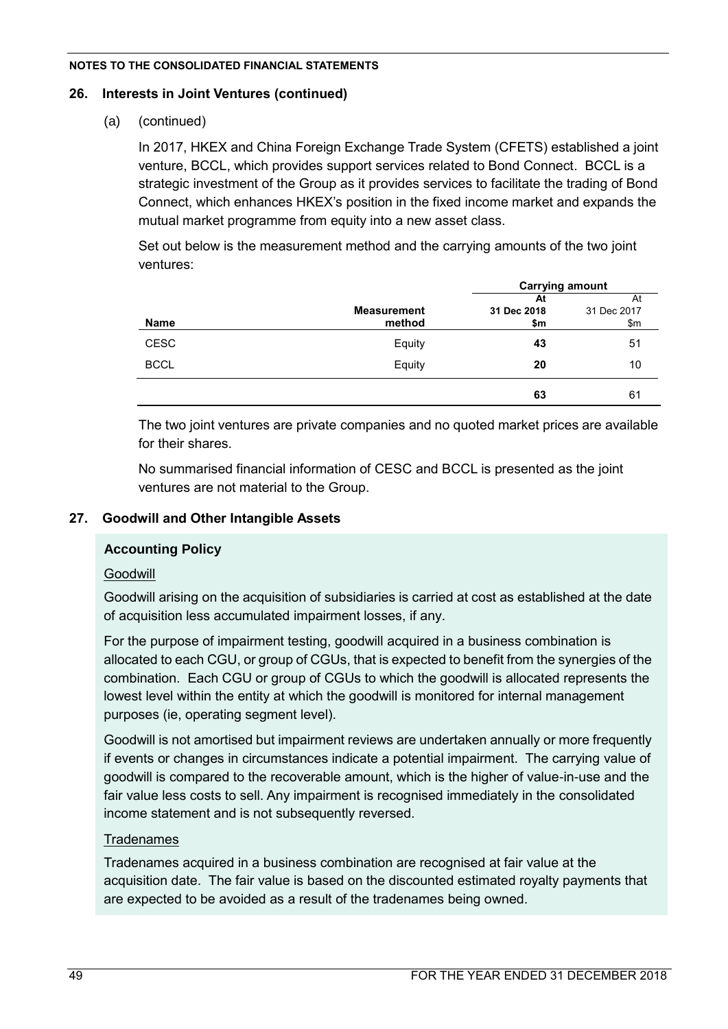## 26. Interests in Joint Ventures (continued)

(a) (continued)

In 2017, HKEX and China Foreign Exchange Trade System (CFETS) established a joint venture, BCCL, which provides support services related to Bond Connect. BCCL is a strategic investment of the Group as it provides services to facilitate the trading of Bond Connect, which enhances HKEX's position in the fixed income market and expands the mutual market programme from equity into a new asset class.

Set out below is the measurement method and the carrying amounts of the two joint ventures:

| Name | Measurement method | Carrying amount At 31 Dec 2018 $m | Carrying amount At 31 Dec 2017 $m |
|---|---|---|---|
| CESC | Equity | **43** | 51 |
| BCCL | Equity | **20** | 10 |
| | | **63** | 61 |

The two joint ventures are private companies and no quoted market prices are available for their shares.

No summarised financial information of CESC and BCCL is presented as the joint ventures are not material to the Group.

## 27. Goodwill and Other Intangible Assets

### Accounting Policy

Goodwill

Goodwill arising on the acquisition of subsidiaries is carried at cost as established at the date of acquisition less accumulated impairment losses, if any.

For the purpose of impairment testing, goodwill acquired in a business combination is allocated to each CGU, or group of CGUs, that is expected to benefit from the synergies of the combination. Each CGU or group of CGUs to which the goodwill is allocated represents the lowest level within the entity at which the goodwill is monitored for internal management purposes (ie, operating segment level).

Goodwill is not amortised but impairment reviews are undertaken annually or more frequently if events or changes in circumstances indicate a potential impairment. The carrying value of goodwill is compared to the recoverable amount, which is the higher of value-in-use and the fair value less costs to sell. Any impairment is recognised immediately in the consolidated income statement and is not subsequently reversed.

Tradenames

Tradenames acquired in a business combination are recognised at fair value at the acquisition date. The fair value is based on the discounted estimated royalty payments that are expected to be avoided as a result of the tradenames being owned.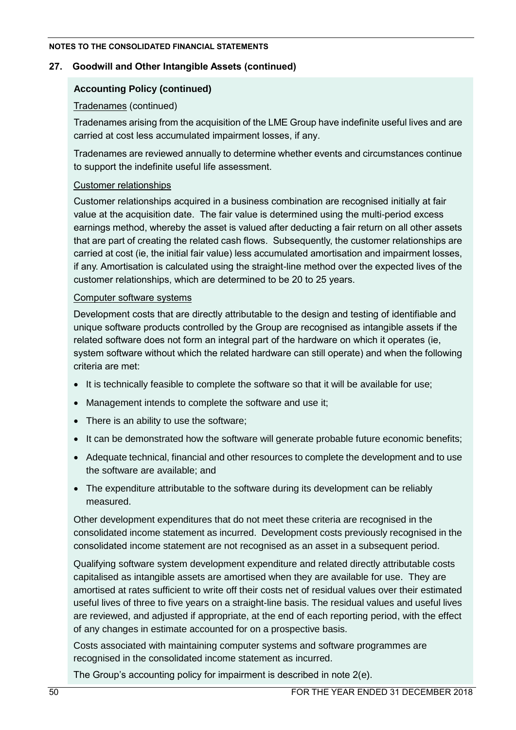## 27. Goodwill and Other Intangible Assets (continued)

### Accounting Policy (continued)

Tradenames (continued)

Tradenames arising from the acquisition of the LME Group have indefinite useful lives and are carried at cost less accumulated impairment losses, if any.

Tradenames are reviewed annually to determine whether events and circumstances continue to support the indefinite useful life assessment.

Customer relationships

Customer relationships acquired in a business combination are recognised initially at fair value at the acquisition date. The fair value is determined using the multi-period excess earnings method, whereby the asset is valued after deducting a fair return on all other assets that are part of creating the related cash flows. Subsequently, the customer relationships are carried at cost (ie, the initial fair value) less accumulated amortisation and impairment losses, if any. Amortisation is calculated using the straight-line method over the expected lives of the customer relationships, which are determined to be 20 to 25 years.

Computer software systems

Development costs that are directly attributable to the design and testing of identifiable and unique software products controlled by the Group are recognised as intangible assets if the related software does not form an integral part of the hardware on which it operates (ie, system software without which the related hardware can still operate) and when the following criteria are met:

- It is technically feasible to complete the software so that it will be available for use;
- Management intends to complete the software and use it;
- There is an ability to use the software;
- It can be demonstrated how the software will generate probable future economic benefits;
- Adequate technical, financial and other resources to complete the development and to use the software are available; and
- The expenditure attributable to the software during its development can be reliably measured.

Other development expenditures that do not meet these criteria are recognised in the consolidated income statement as incurred. Development costs previously recognised in the consolidated income statement are not recognised as an asset in a subsequent period.

Qualifying software system development expenditure and related directly attributable costs capitalised as intangible assets are amortised when they are available for use. They are amortised at rates sufficient to write off their costs net of residual values over their estimated useful lives of three to five years on a straight-line basis. The residual values and useful lives are reviewed, and adjusted if appropriate, at the end of each reporting period, with the effect of any changes in estimate accounted for on a prospective basis.

Costs associated with maintaining computer systems and software programmes are recognised in the consolidated income statement as incurred.

The Group's accounting policy for impairment is described in note 2(e).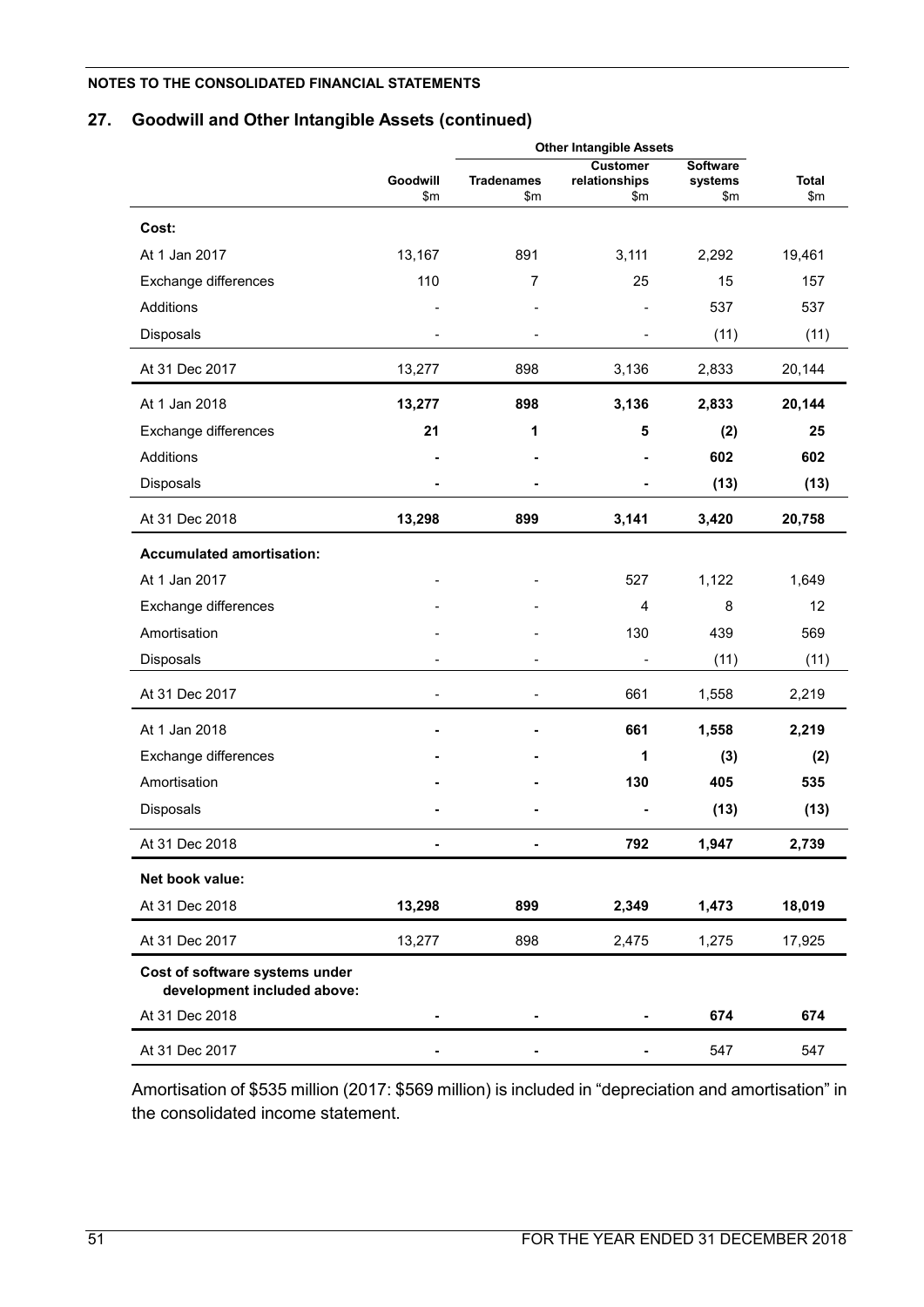## 27. Goodwill and Other Intangible Assets (continued)

| | Goodwill | Other Intangible Assets | | | |
|---|---|---|---|---|---|
| | | Tradenames | Customer relationships | Software systems | Total |
| | $m | $m | $m | $m | $m |
| **Cost:** | | | | | |
| At 1 Jan 2017 | 13,167 | 891 | 3,111 | 2,292 | 19,461 |
| Exchange differences | 110 | 7 | 25 | 15 | 157 |
| Additions | - | - | - | 537 | 537 |
| Disposals | - | - | - | (11) | (11) |
| At 31 Dec 2017 | 13,277 | 898 | 3,136 | 2,833 | 20,144 |
| At 1 Jan 2018 | **13,277** | **898** | **3,136** | **2,833** | **20,144** |
| Exchange differences | **21** | **1** | **5** | **(2)** | **25** |
| Additions | **-** | **-** | **-** | **602** | **602** |
| Disposals | **-** | **-** | **-** | **(13)** | **(13)** |
| At 31 Dec 2018 | **13,298** | **899** | **3,141** | **3,420** | **20,758** |
| **Accumulated amortisation:** | | | | | |
| At 1 Jan 2017 | - | - | 527 | 1,122 | 1,649 |
| Exchange differences | - | - | 4 | 8 | 12 |
| Amortisation | - | - | 130 | 439 | 569 |
| Disposals | - | - | - | (11) | (11) |
| At 31 Dec 2017 | - | - | 661 | 1,558 | 2,219 |
| At 1 Jan 2018 | **-** | **-** | **661** | **1,558** | **2,219** |
| Exchange differences | **-** | **-** | **1** | **(3)** | **(2)** |
| Amortisation | **-** | **-** | **130** | **405** | **535** |
| Disposals | **-** | **-** | **-** | **(13)** | **(13)** |
| At 31 Dec 2018 | **-** | **-** | **792** | **1,947** | **2,739** |
| **Net book value:** | | | | | |
| At 31 Dec 2018 | **13,298** | **899** | **2,349** | **1,473** | **18,019** |
| At 31 Dec 2017 | 13,277 | 898 | 2,475 | 1,275 | 17,925 |
| **Cost of software systems under development included above:** | | | | | |
| At 31 Dec 2018 | **-** | **-** | **-** | **674** | **674** |
| At 31 Dec 2017 | - | - | - | 547 | 547 |

Amortisation of $535 million (2017: $569 million) is included in "depreciation and amortisation" in the consolidated income statement.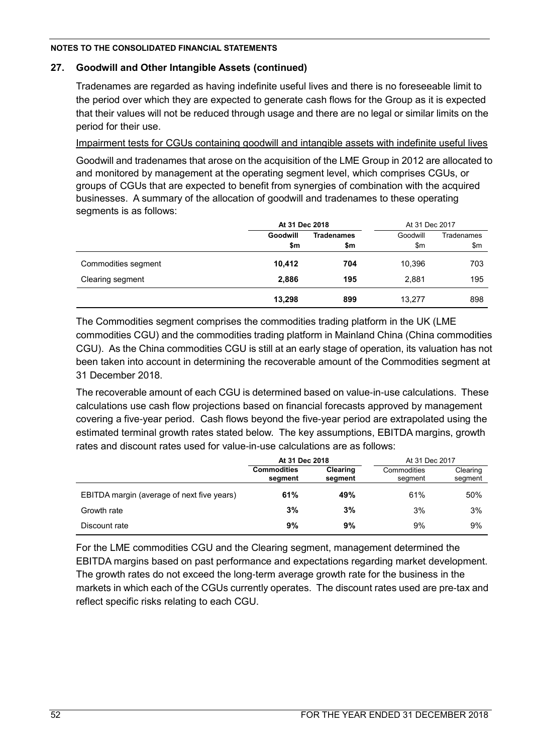**NOTES TO THE CONSOLIDATED FINANCIAL STATEMENTS**

## 27. Goodwill and Other Intangible Assets (continued)

Tradenames are regarded as having indefinite useful lives and there is no foreseeable limit to the period over which they are expected to generate cash flows for the Group as it is expected that their values will not be reduced through usage and there are no legal or similar limits on the period for their use.

Impairment tests for CGUs containing goodwill and intangible assets with indefinite useful lives

Goodwill and tradenames that arose on the acquisition of the LME Group in 2012 are allocated to and monitored by management at the operating segment level, which comprises CGUs, or groups of CGUs that are expected to benefit from synergies of combination with the acquired businesses. A summary of the allocation of goodwill and tradenames to these operating segments is as follows:

| | **At 31 Dec 2018** | | At 31 Dec 2017 | |
|---|---|---|---|---|
| | **Goodwill** | **Tradenames** | Goodwill | Tradenames |
| | **$m** | **$m** | $m | $m |
| Commodities segment | **10,412** | **704** | 10,396 | 703 |
| Clearing segment | **2,886** | **195** | 2,881 | 195 |
| | **13,298** | **899** | 13,277 | 898 |

The Commodities segment comprises the commodities trading platform in the UK (LME commodities CGU) and the commodities trading platform in Mainland China (China commodities CGU). As the China commodities CGU is still at an early stage of operation, its valuation has not been taken into account in determining the recoverable amount of the Commodities segment at 31 December 2018.

The recoverable amount of each CGU is determined based on value-in-use calculations. These calculations use cash flow projections based on financial forecasts approved by management covering a five-year period. Cash flows beyond the five-year period are extrapolated using the estimated terminal growth rates stated below. The key assumptions, EBITDA margins, growth rates and discount rates used for value-in-use calculations are as follows:

| | **At 31 Dec 2018** | | At 31 Dec 2017 | |
|---|---|---|---|---|
| | **Commodities segment** | **Clearing segment** | Commodities segment | Clearing segment |
| EBITDA margin (average of next five years) | **61%** | **49%** | 61% | 50% |
| Growth rate | **3%** | **3%** | 3% | 3% |
| Discount rate | **9%** | **9%** | 9% | 9% |

For the LME commodities CGU and the Clearing segment, management determined the EBITDA margins based on past performance and expectations regarding market development. The growth rates do not exceed the long-term average growth rate for the business in the markets in which each of the CGUs currently operates. The discount rates used are pre-tax and reflect specific risks relating to each CGU.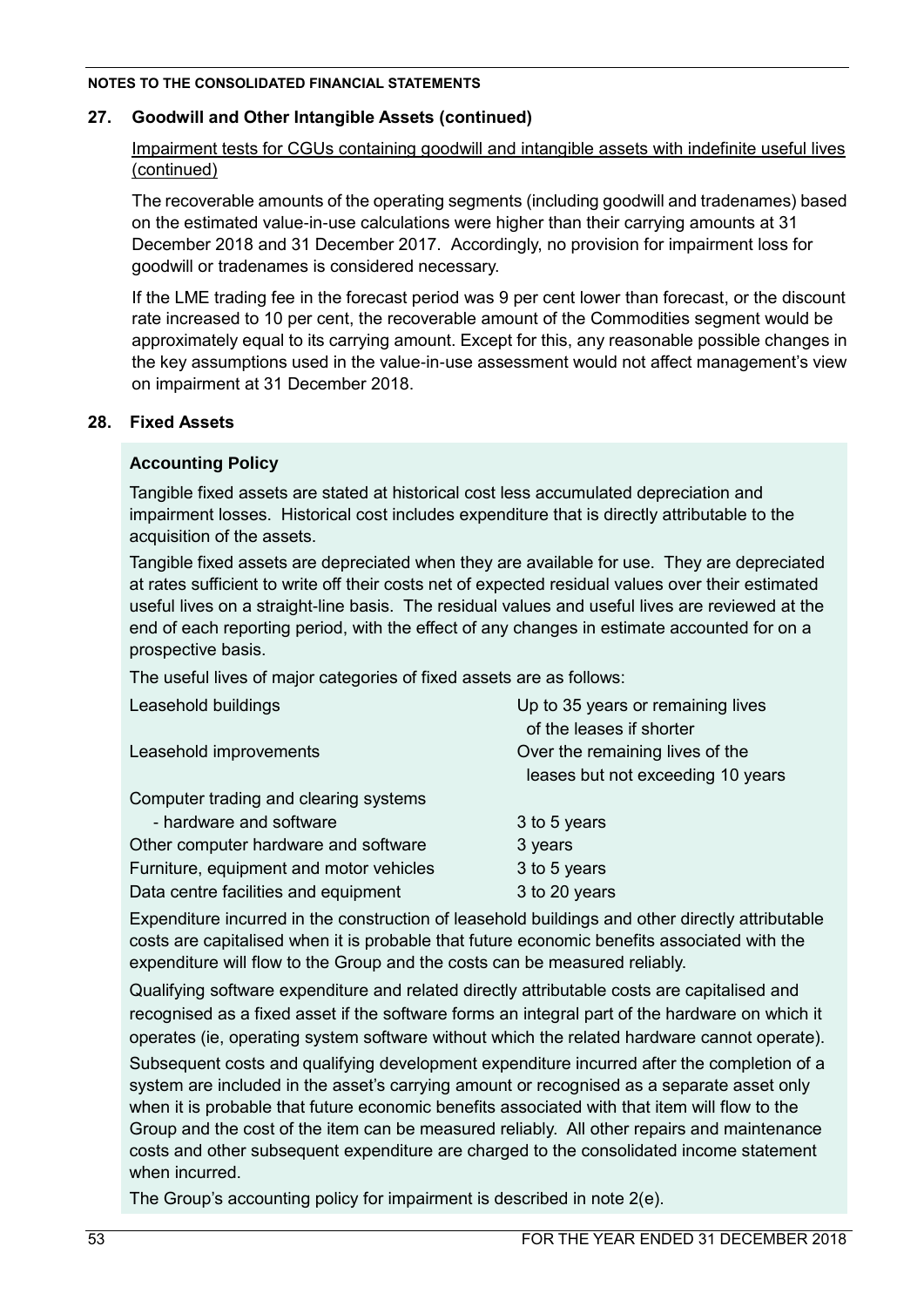## 27. Goodwill and Other Intangible Assets (continued)

Impairment tests for CGUs containing goodwill and intangible assets with indefinite useful lives (continued)

The recoverable amounts of the operating segments (including goodwill and tradenames) based on the estimated value-in-use calculations were higher than their carrying amounts at 31 December 2018 and 31 December 2017. Accordingly, no provision for impairment loss for goodwill or tradenames is considered necessary.

If the LME trading fee in the forecast period was 9 per cent lower than forecast, or the discount rate increased to 10 per cent, the recoverable amount of the Commodities segment would be approximately equal to its carrying amount. Except for this, any reasonable possible changes in the key assumptions used in the value-in-use assessment would not affect management's view on impairment at 31 December 2018.

## 28. Fixed Assets

### Accounting Policy

Tangible fixed assets are stated at historical cost less accumulated depreciation and impairment losses. Historical cost includes expenditure that is directly attributable to the acquisition of the assets.

Tangible fixed assets are depreciated when they are available for use. They are depreciated at rates sufficient to write off their costs net of expected residual values over their estimated useful lives on a straight-line basis. The residual values and useful lives are reviewed at the end of each reporting period, with the effect of any changes in estimate accounted for on a prospective basis.

The useful lives of major categories of fixed assets are as follows:

| | |
|---|---|
| Leasehold buildings | Up to 35 years or remaining lives of the leases if shorter |
| Leasehold improvements | Over the remaining lives of the leases but not exceeding 10 years |
| Computer trading and clearing systems | |
| - hardware and software | 3 to 5 years |
| Other computer hardware and software | 3 years |
| Furniture, equipment and motor vehicles | 3 to 5 years |
| Data centre facilities and equipment | 3 to 20 years |

Expenditure incurred in the construction of leasehold buildings and other directly attributable costs are capitalised when it is probable that future economic benefits associated with the expenditure will flow to the Group and the costs can be measured reliably.

Qualifying software expenditure and related directly attributable costs are capitalised and recognised as a fixed asset if the software forms an integral part of the hardware on which it operates (ie, operating system software without which the related hardware cannot operate).

Subsequent costs and qualifying development expenditure incurred after the completion of a system are included in the asset's carrying amount or recognised as a separate asset only when it is probable that future economic benefits associated with that item will flow to the Group and the cost of the item can be measured reliably. All other repairs and maintenance costs and other subsequent expenditure are charged to the consolidated income statement when incurred.

The Group's accounting policy for impairment is described in note 2(e).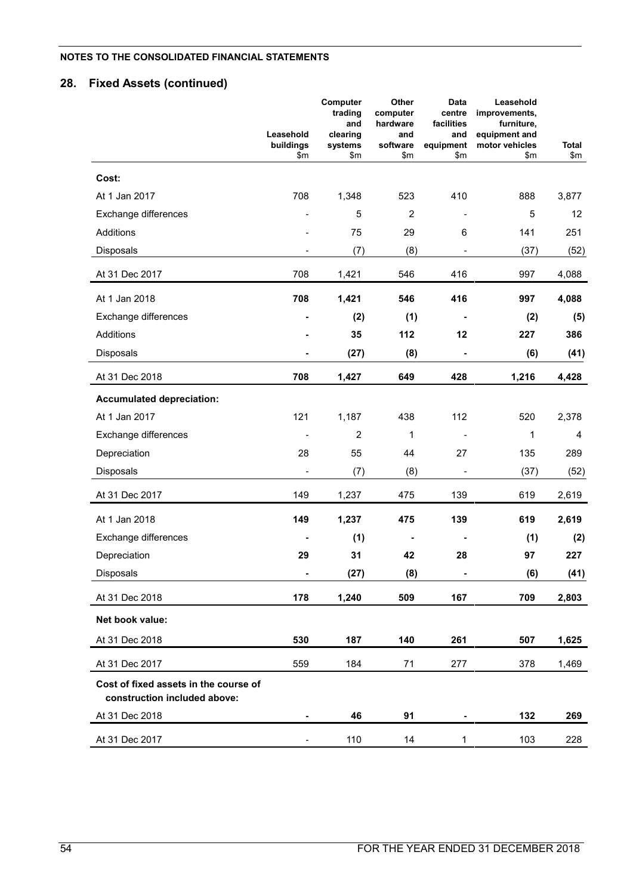## 28. Fixed Assets (continued)

| | Leasehold buildings $m | Computer trading and clearing systems $m | Other computer hardware and software $m | Data centre facilities and equipment $m | Leasehold improvements, furniture, equipment and motor vehicles $m | Total $m |
|---|---|---|---|---|---|---|
| **Cost:** | | | | | | |
| At 1 Jan 2017 | 708 | 1,348 | 523 | 410 | 888 | 3,877 |
| Exchange differences | - | 5 | 2 | - | 5 | 12 |
| Additions | - | 75 | 29 | 6 | 141 | 251 |
| Disposals | - | (7) | (8) | - | (37) | (52) |
| At 31 Dec 2017 | 708 | 1,421 | 546 | 416 | 997 | 4,088 |
| At 1 Jan 2018 | **708** | **1,421** | **546** | **416** | **997** | **4,088** |
| Exchange differences | **-** | **(2)** | **(1)** | **-** | **(2)** | **(5)** |
| Additions | **-** | **35** | **112** | **12** | **227** | **386** |
| Disposals | **-** | **(27)** | **(8)** | **-** | **(6)** | **(41)** |
| At 31 Dec 2018 | **708** | **1,427** | **649** | **428** | **1,216** | **4,428** |
| **Accumulated depreciation:** | | | | | | |
| At 1 Jan 2017 | 121 | 1,187 | 438 | 112 | 520 | 2,378 |
| Exchange differences | - | 2 | 1 | - | 1 | 4 |
| Depreciation | 28 | 55 | 44 | 27 | 135 | 289 |
| Disposals | - | (7) | (8) | - | (37) | (52) |
| At 31 Dec 2017 | 149 | 1,237 | 475 | 139 | 619 | 2,619 |
| At 1 Jan 2018 | **149** | **1,237** | **475** | **139** | **619** | **2,619** |
| Exchange differences | **-** | **(1)** | **-** | **-** | **(1)** | **(2)** |
| Depreciation | **29** | **31** | **42** | **28** | **97** | **227** |
| Disposals | **-** | **(27)** | **(8)** | **-** | **(6)** | **(41)** |
| At 31 Dec 2018 | **178** | **1,240** | **509** | **167** | **709** | **2,803** |
| **Net book value:** | | | | | | |
| At 31 Dec 2018 | **530** | **187** | **140** | **261** | **507** | **1,625** |
| At 31 Dec 2017 | 559 | 184 | 71 | 277 | 378 | 1,469 |
| **Cost of fixed assets in the course of construction included above:** | | | | | | |
| At 31 Dec 2018 | **-** | **46** | **91** | **-** | **132** | **269** |
| At 31 Dec 2017 | - | 110 | 14 | 1 | 103 | 228 |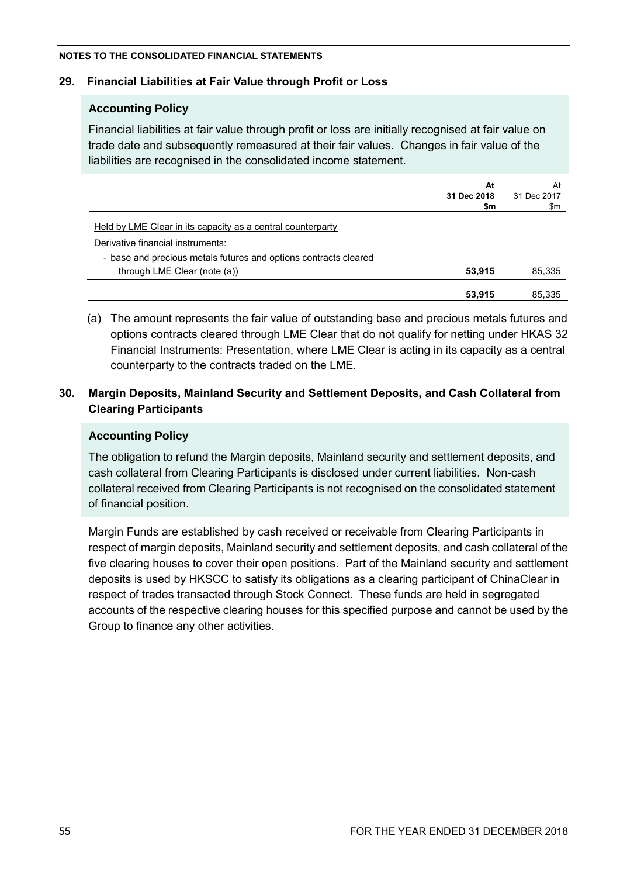NOTES TO THE CONSOLIDATED FINANCIAL STATEMENTS

## 29. Financial Liabilities at Fair Value through Profit or Loss

### Accounting Policy

Financial liabilities at fair value through profit or loss are initially recognised at fair value on trade date and subsequently remeasured at their fair values. Changes in fair value of the liabilities are recognised in the consolidated income statement.

| | **At 31 Dec 2018 $m** | At 31 Dec 2017 $m |
|---|---|---|
| Held by LME Clear in its capacity as a central counterparty | | |
| Derivative financial instruments: | | |
| - base and precious metals futures and options contracts cleared through LME Clear (note (a)) | **53,915** | 85,335 |
| | **53,915** | 85,335 |

(a) The amount represents the fair value of outstanding base and precious metals futures and options contracts cleared through LME Clear that do not qualify for netting under HKAS 32 Financial Instruments: Presentation, where LME Clear is acting in its capacity as a central counterparty to the contracts traded on the LME.

## 30. Margin Deposits, Mainland Security and Settlement Deposits, and Cash Collateral from Clearing Participants

### Accounting Policy

The obligation to refund the Margin deposits, Mainland security and settlement deposits, and cash collateral from Clearing Participants is disclosed under current liabilities. Non-cash collateral received from Clearing Participants is not recognised on the consolidated statement of financial position.

Margin Funds are established by cash received or receivable from Clearing Participants in respect of margin deposits, Mainland security and settlement deposits, and cash collateral of the five clearing houses to cover their open positions. Part of the Mainland security and settlement deposits is used by HKSCC to satisfy its obligations as a clearing participant of ChinaClear in respect of trades transacted through Stock Connect. These funds are held in segregated accounts of the respective clearing houses for this specified purpose and cannot be used by the Group to finance any other activities.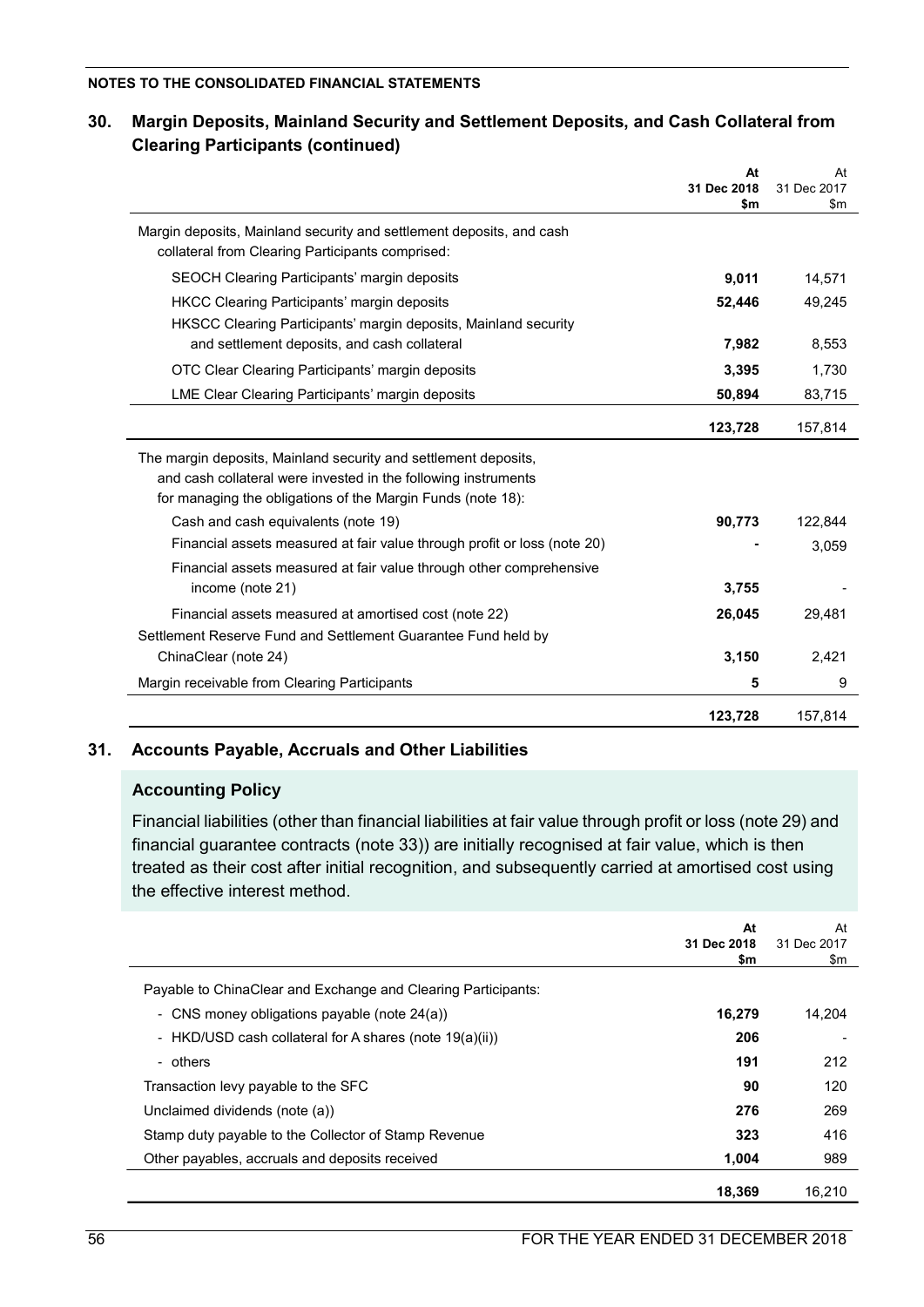## 30. Margin Deposits, Mainland Security and Settlement Deposits, and Cash Collateral from Clearing Participants (continued)

| | At 31 Dec 2018 $m | At 31 Dec 2017 $m |
|---|---|---|
| Margin deposits, Mainland security and settlement deposits, and cash collateral from Clearing Participants comprised: | | |
| SEOCH Clearing Participants' margin deposits | **9,011** | 14,571 |
| HKCC Clearing Participants' margin deposits | **52,446** | 49,245 |
| HKSCC Clearing Participants' margin deposits, Mainland security and settlement deposits, and cash collateral | **7,982** | 8,553 |
| OTC Clear Clearing Participants' margin deposits | **3,395** | 1,730 |
| LME Clear Clearing Participants' margin deposits | **50,894** | 83,715 |
| | **123,728** | 157,814 |
| The margin deposits, Mainland security and settlement deposits, and cash collateral were invested in the following instruments for managing the obligations of the Margin Funds (note 18): | | |
| Cash and cash equivalents (note 19) | **90,773** | 122,844 |
| Financial assets measured at fair value through profit or loss (note 20) | **-** | 3,059 |
| Financial assets measured at fair value through other comprehensive income (note 21) | **3,755** | - |
| Financial assets measured at amortised cost (note 22) | **26,045** | 29,481 |
| Settlement Reserve Fund and Settlement Guarantee Fund held by ChinaClear (note 24) | **3,150** | 2,421 |
| Margin receivable from Clearing Participants | **5** | 9 |
| | **123,728** | 157,814 |

## 31. Accounts Payable, Accruals and Other Liabilities

### Accounting Policy

Financial liabilities (other than financial liabilities at fair value through profit or loss (note 29) and financial guarantee contracts (note 33)) are initially recognised at fair value, which is then treated as their cost after initial recognition, and subsequently carried at amortised cost using the effective interest method.

| | At 31 Dec 2018 $m | At 31 Dec 2017 $m |
|---|---|---|
| Payable to ChinaClear and Exchange and Clearing Participants: | | |
| - CNS money obligations payable (note 24(a)) | **16,279** | 14,204 |
| - HKD/USD cash collateral for A shares (note 19(a)(ii)) | **206** | - |
| - others | **191** | 212 |
| Transaction levy payable to the SFC | **90** | 120 |
| Unclaimed dividends (note (a)) | **276** | 269 |
| Stamp duty payable to the Collector of Stamp Revenue | **323** | 416 |
| Other payables, accruals and deposits received | **1,004** | 989 |
| | **18,369** | 16,210 |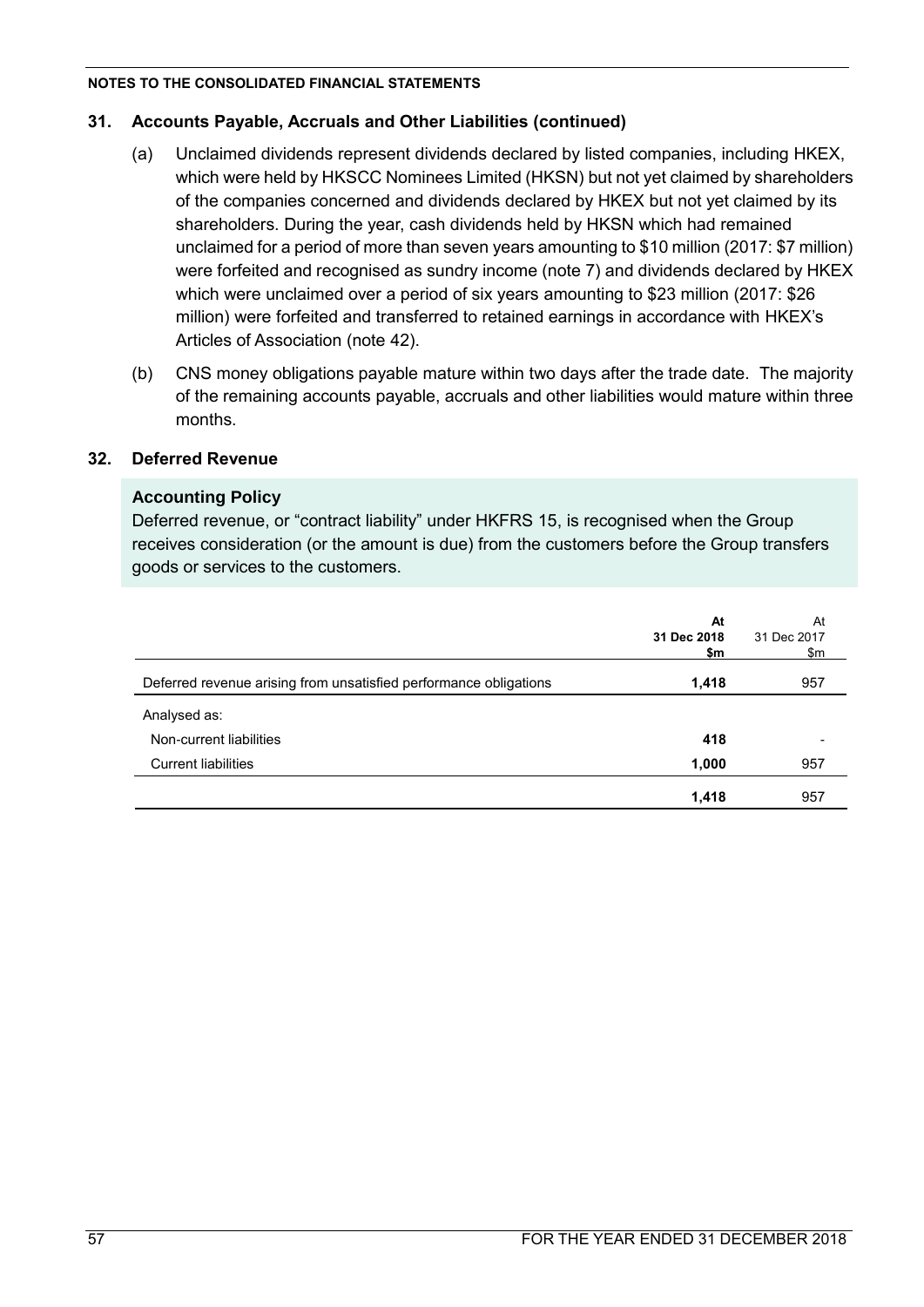## 31. Accounts Payable, Accruals and Other Liabilities (continued)

(a) Unclaimed dividends represent dividends declared by listed companies, including HKEX, which were held by HKSCC Nominees Limited (HKSN) but not yet claimed by shareholders of the companies concerned and dividends declared by HKEX but not yet claimed by its shareholders. During the year, cash dividends held by HKSN which had remained unclaimed for a period of more than seven years amounting to $10 million (2017: $7 million) were forfeited and recognised as sundry income (note 7) and dividends declared by HKEX which were unclaimed over a period of six years amounting to $23 million (2017: $26 million) were forfeited and transferred to retained earnings in accordance with HKEX's Articles of Association (note 42).

(b) CNS money obligations payable mature within two days after the trade date. The majority of the remaining accounts payable, accruals and other liabilities would mature within three months.

## 32. Deferred Revenue

### Accounting Policy

Deferred revenue, or "contract liability" under HKFRS 15, is recognised when the Group receives consideration (or the amount is due) from the customers before the Group transfers goods or services to the customers.

| | **At 31 Dec 2018 $m** | At 31 Dec 2017 $m |
|---|---|---|
| Deferred revenue arising from unsatisfied performance obligations | **1,418** | 957 |
| Analysed as: | | |
| Non-current liabilities | **418** | - |
| Current liabilities | **1,000** | 957 |
| | **1,418** | 957 |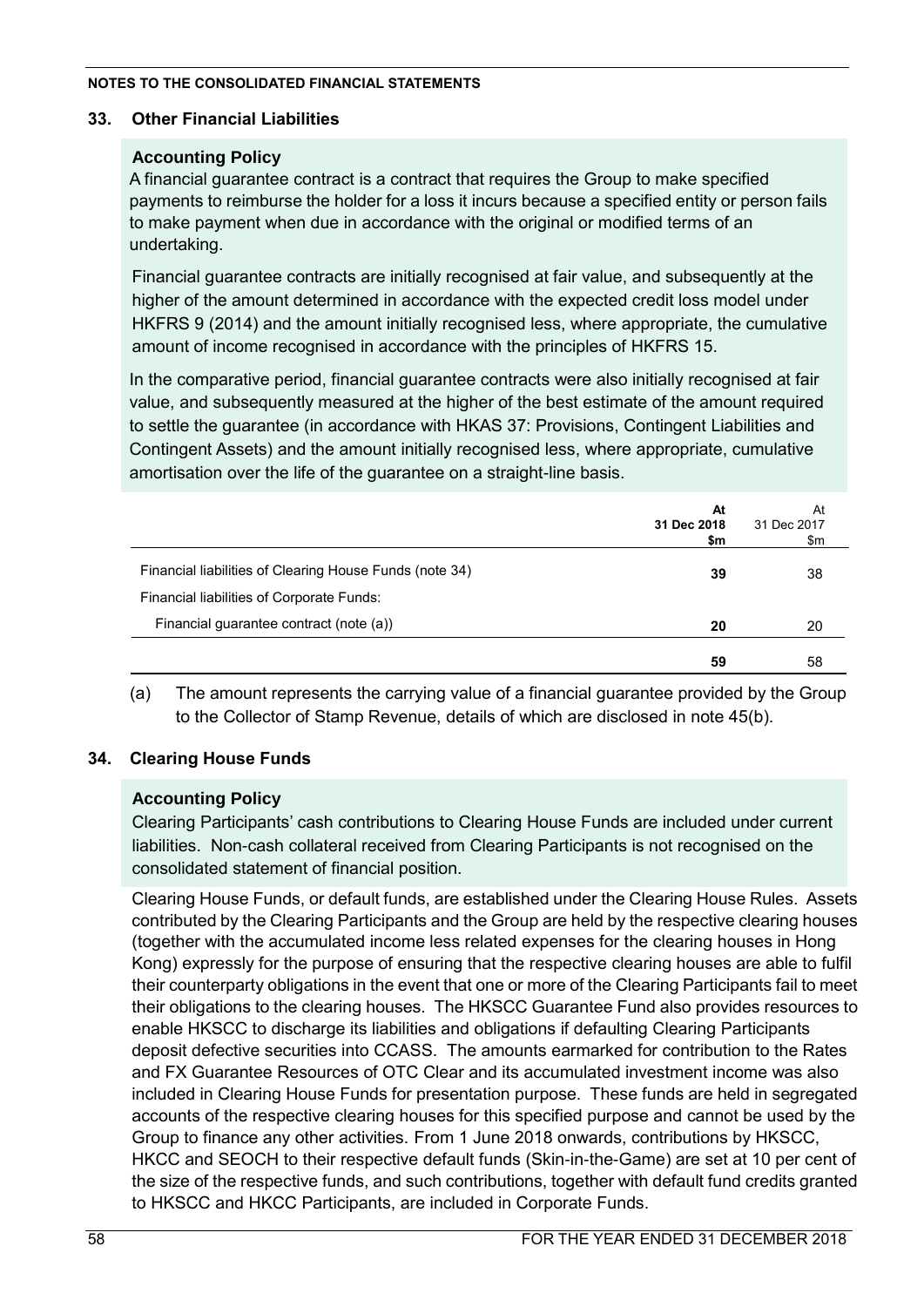**NOTES TO THE CONSOLIDATED FINANCIAL STATEMENTS**

## 33. Other Financial Liabilities

### Accounting Policy

A financial guarantee contract is a contract that requires the Group to make specified payments to reimburse the holder for a loss it incurs because a specified entity or person fails to make payment when due in accordance with the original or modified terms of an undertaking.

Financial guarantee contracts are initially recognised at fair value, and subsequently at the higher of the amount determined in accordance with the expected credit loss model under HKFRS 9 (2014) and the amount initially recognised less, where appropriate, the cumulative amount of income recognised in accordance with the principles of HKFRS 15.

In the comparative period, financial guarantee contracts were also initially recognised at fair value, and subsequently measured at the higher of the best estimate of the amount required to settle the guarantee (in accordance with HKAS 37: Provisions, Contingent Liabilities and Contingent Assets) and the amount initially recognised less, where appropriate, cumulative amortisation over the life of the guarantee on a straight-line basis.

| | **At 31 Dec 2018 $m** | At 31 Dec 2017 $m |
|---|---|---|
| Financial liabilities of Clearing House Funds (note 34) | **39** | 38 |
| Financial liabilities of Corporate Funds: | | |
| Financial guarantee contract (note (a)) | **20** | 20 |
| | **59** | 58 |

(a) The amount represents the carrying value of a financial guarantee provided by the Group to the Collector of Stamp Revenue, details of which are disclosed in note 45(b).

## 34. Clearing House Funds

### Accounting Policy

Clearing Participants' cash contributions to Clearing House Funds are included under current liabilities. Non-cash collateral received from Clearing Participants is not recognised on the consolidated statement of financial position.

Clearing House Funds, or default funds, are established under the Clearing House Rules. Assets contributed by the Clearing Participants and the Group are held by the respective clearing houses (together with the accumulated income less related expenses for the clearing houses in Hong Kong) expressly for the purpose of ensuring that the respective clearing houses are able to fulfil their counterparty obligations in the event that one or more of the Clearing Participants fail to meet their obligations to the clearing houses. The HKSCC Guarantee Fund also provides resources to enable HKSCC to discharge its liabilities and obligations if defaulting Clearing Participants deposit defective securities into CCASS. The amounts earmarked for contribution to the Rates and FX Guarantee Resources of OTC Clear and its accumulated investment income was also included in Clearing House Funds for presentation purpose. These funds are held in segregated accounts of the respective clearing houses for this specified purpose and cannot be used by the Group to finance any other activities. From 1 June 2018 onwards, contributions by HKSCC, HKCC and SEOCH to their respective default funds (Skin-in-the-Game) are set at 10 per cent of the size of the respective funds, and such contributions, together with default fund credits granted to HKSCC and HKCC Participants, are included in Corporate Funds.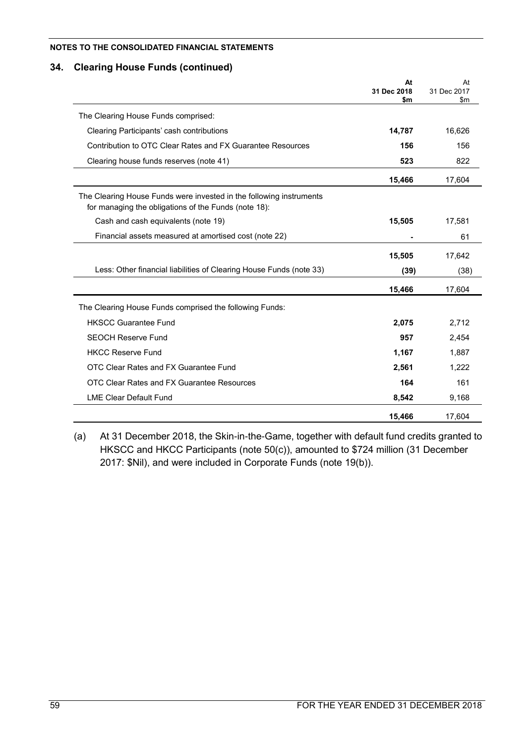NOTES TO THE CONSOLIDATED FINANCIAL STATEMENTS

## 34. Clearing House Funds (continued)

| | At 31 Dec 2018 $m | At 31 Dec 2017 $m |
|---|---|---|
| The Clearing House Funds comprised: | | |
| Clearing Participants' cash contributions | **14,787** | 16,626 |
| Contribution to OTC Clear Rates and FX Guarantee Resources | **156** | 156 |
| Clearing house funds reserves (note 41) | **523** | 822 |
| | **15,466** | 17,604 |
| The Clearing House Funds were invested in the following instruments for managing the obligations of the Funds (note 18): | | |
| Cash and cash equivalents (note 19) | **15,505** | 17,581 |
| Financial assets measured at amortised cost (note 22) | **-** | 61 |
| | **15,505** | 17,642 |
| Less: Other financial liabilities of Clearing House Funds (note 33) | **(39)** | (38) |
| | **15,466** | 17,604 |
| The Clearing House Funds comprised the following Funds: | | |
| HKSCC Guarantee Fund | **2,075** | 2,712 |
| SEOCH Reserve Fund | **957** | 2,454 |
| HKCC Reserve Fund | **1,167** | 1,887 |
| OTC Clear Rates and FX Guarantee Fund | **2,561** | 1,222 |
| OTC Clear Rates and FX Guarantee Resources | **164** | 161 |
| LME Clear Default Fund | **8,542** | 9,168 |
| | **15,466** | 17,604 |

(a) At 31 December 2018, the Skin-in-the-Game, together with default fund credits granted to HKSCC and HKCC Participants (note 50(c)), amounted to $724 million (31 December 2017: $Nil), and were included in Corporate Funds (note 19(b)).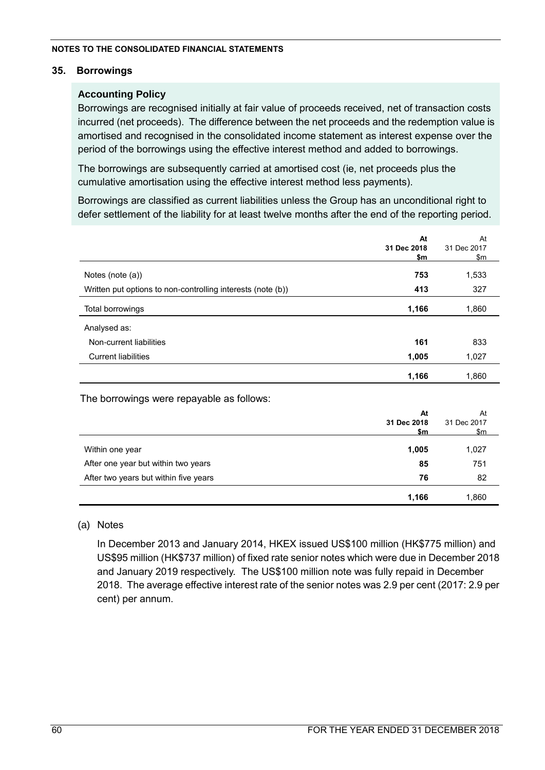## 35. Borrowings

### Accounting Policy

Borrowings are recognised initially at fair value of proceeds received, net of transaction costs incurred (net proceeds). The difference between the net proceeds and the redemption value is amortised and recognised in the consolidated income statement as interest expense over the period of the borrowings using the effective interest method and added to borrowings.

The borrowings are subsequently carried at amortised cost (ie, net proceeds plus the cumulative amortisation using the effective interest method less payments).

Borrowings are classified as current liabilities unless the Group has an unconditional right to defer settlement of the liability for at least twelve months after the end of the reporting period.

| | **At 31 Dec 2018 $m** | At 31 Dec 2017 $m |
|---|---|---|
| Notes (note (a)) | **753** | 1,533 |
| Written put options to non-controlling interests (note (b)) | **413** | 327 |
| Total borrowings | **1,166** | 1,860 |
| Analysed as: | | |
| Non-current liabilities | **161** | 833 |
| Current liabilities | **1,005** | 1,027 |
| | **1,166** | 1,860 |

The borrowings were repayable as follows:

| | **At 31 Dec 2018 $m** | At 31 Dec 2017 $m |
|---|---|---|
| Within one year | **1,005** | 1,027 |
| After one year but within two years | **85** | 751 |
| After two years but within five years | **76** | 82 |
| | **1,166** | 1,860 |

(a) Notes

In December 2013 and January 2014, HKEX issued US$100 million (HK$775 million) and US$95 million (HK$737 million) of fixed rate senior notes which were due in December 2018 and January 2019 respectively. The US$100 million note was fully repaid in December 2018. The average effective interest rate of the senior notes was 2.9 per cent (2017: 2.9 per cent) per annum.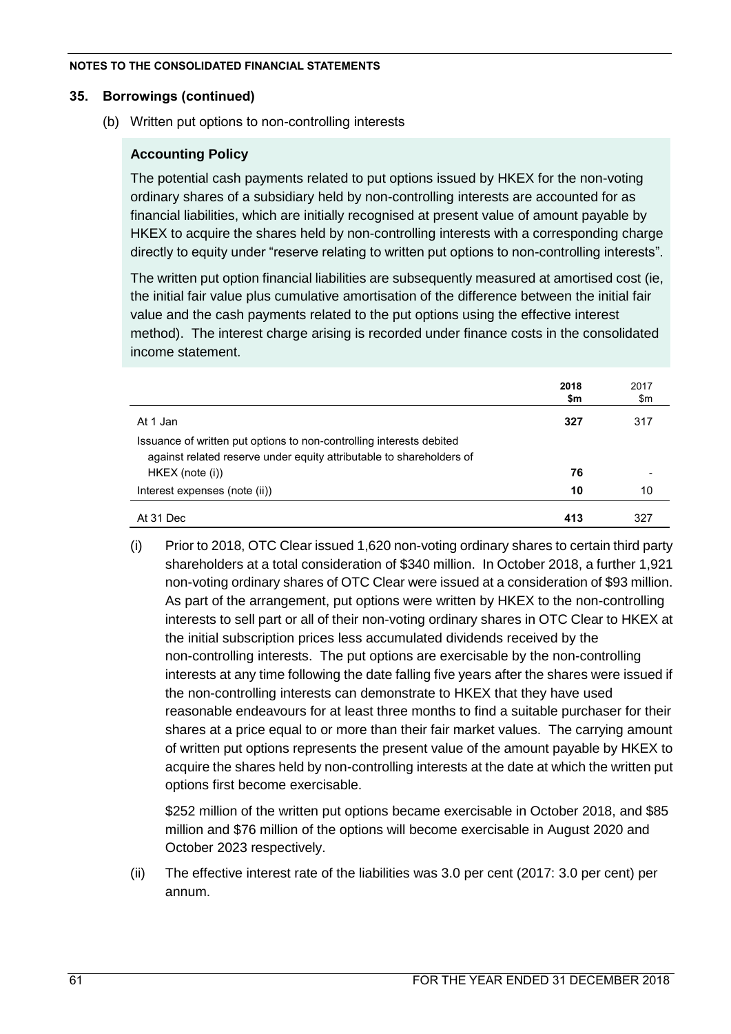## 35. Borrowings (continued)

(b) Written put options to non-controlling interests

**Accounting Policy**

The potential cash payments related to put options issued by HKEX for the non-voting ordinary shares of a subsidiary held by non-controlling interests are accounted for as financial liabilities, which are initially recognised at present value of amount payable by HKEX to acquire the shares held by non-controlling interests with a corresponding charge directly to equity under "reserve relating to written put options to non-controlling interests".

The written put option financial liabilities are subsequently measured at amortised cost (ie, the initial fair value plus cumulative amortisation of the difference between the initial fair value and the cash payments related to the put options using the effective interest method). The interest charge arising is recorded under finance costs in the consolidated income statement.

| | **2018 $m** | 2017 $m |
|---|---|---|
| At 1 Jan | **327** | 317 |
| Issuance of written put options to non-controlling interests debited against related reserve under equity attributable to shareholders of HKEX (note (i)) | **76** | - |
| Interest expenses (note (ii)) | **10** | 10 |
| At 31 Dec | **413** | 327 |

(i) Prior to 2018, OTC Clear issued 1,620 non-voting ordinary shares to certain third party shareholders at a total consideration of $340 million. In October 2018, a further 1,921 non-voting ordinary shares of OTC Clear were issued at a consideration of $93 million. As part of the arrangement, put options were written by HKEX to the non-controlling interests to sell part or all of their non-voting ordinary shares in OTC Clear to HKEX at the initial subscription prices less accumulated dividends received by the non-controlling interests. The put options are exercisable by the non-controlling interests at any time following the date falling five years after the shares were issued if the non-controlling interests can demonstrate to HKEX that they have used reasonable endeavours for at least three months to find a suitable purchaser for their shares at a price equal to or more than their fair market values. The carrying amount of written put options represents the present value of the amount payable by HKEX to acquire the shares held by non-controlling interests at the date at which the written put options first become exercisable.

$252 million of the written put options became exercisable in October 2018, and $85 million and $76 million of the options will become exercisable in August 2020 and October 2023 respectively.

(ii) The effective interest rate of the liabilities was 3.0 per cent (2017: 3.0 per cent) per annum.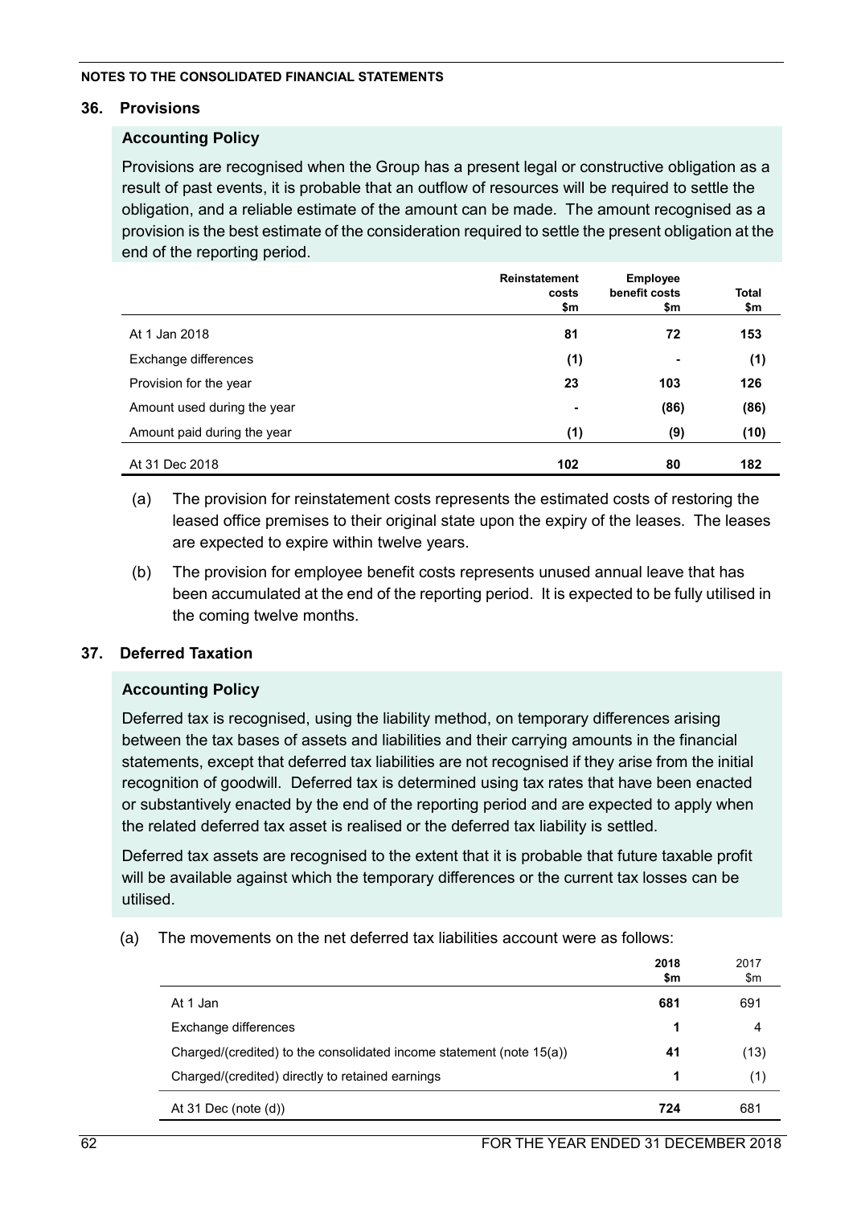NOTES TO THE CONSOLIDATED FINANCIAL STATEMENTS

## 36. Provisions

### Accounting Policy

Provisions are recognised when the Group has a present legal or constructive obligation as a result of past events, it is probable that an outflow of resources will be required to settle the obligation, and a reliable estimate of the amount can be made. The amount recognised as a provision is the best estimate of the consideration required to settle the present obligation at the end of the reporting period.

| | Reinstatement costs $m | Employee benefit costs $m | Total $m |
|---|---|---|---|
| At 1 Jan 2018 | **81** | **72** | **153** |
| Exchange differences | **(1)** | **-** | **(1)** |
| Provision for the year | **23** | **103** | **126** |
| Amount used during the year | **-** | **(86)** | **(86)** |
| Amount paid during the year | **(1)** | **(9)** | **(10)** |
| At 31 Dec 2018 | **102** | **80** | **182** |

(a) The provision for reinstatement costs represents the estimated costs of restoring the leased office premises to their original state upon the expiry of the leases. The leases are expected to expire within twelve years.

(b) The provision for employee benefit costs represents unused annual leave that has been accumulated at the end of the reporting period. It is expected to be fully utilised in the coming twelve months.

## 37. Deferred Taxation

### Accounting Policy

Deferred tax is recognised, using the liability method, on temporary differences arising between the tax bases of assets and liabilities and their carrying amounts in the financial statements, except that deferred tax liabilities are not recognised if they arise from the initial recognition of goodwill. Deferred tax is determined using tax rates that have been enacted or substantively enacted by the end of the reporting period and are expected to apply when the related deferred tax asset is realised or the deferred tax liability is settled.

Deferred tax assets are recognised to the extent that it is probable that future taxable profit will be available against which the temporary differences or the current tax losses can be utilised.

(a) The movements on the net deferred tax liabilities account were as follows:

| | 2018 $m | 2017 $m |
|---|---|---|
| At 1 Jan | **681** | 691 |
| Exchange differences | **1** | 4 |
| Charged/(credited) to the consolidated income statement (note 15(a)) | **41** | (13) |
| Charged/(credited) directly to retained earnings | **1** | (1) |
| At 31 Dec (note (d)) | **724** | 681 |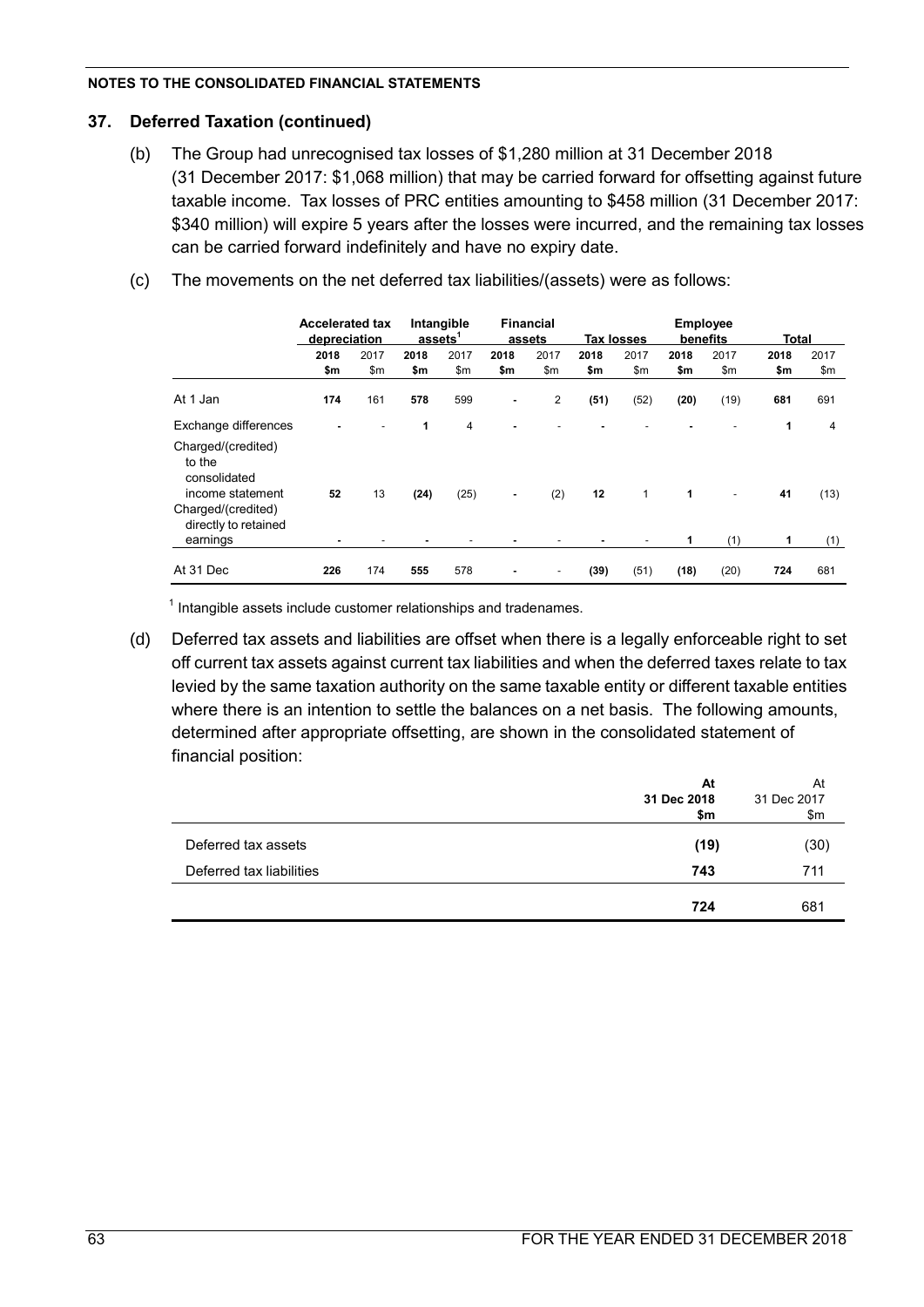## 37. Deferred Taxation (continued)

(b) The Group had unrecognised tax losses of \$1,280 million at 31 December 2018 (31 December 2017: \$1,068 million) that may be carried forward for offsetting against future taxable income. Tax losses of PRC entities amounting to \$458 million (31 December 2017: \$340 million) will expire 5 years after the losses were incurred, and the remaining tax losses can be carried forward indefinitely and have no expiry date.

(c) The movements on the net deferred tax liabilities/(assets) were as follows:

| | Accelerated tax depreciation | | Intangible assets[1] | | Financial assets | | Tax losses | | Employee benefits | | Total | |
|---|---|---|---|---|---|---|---|---|---|---|---|---|
| | **2018** | 2017 | **2018** | 2017 | **2018** | 2017 | **2018** | 2017 | **2018** | 2017 | **2018** | 2017 |
| | **\$m** | \$m | **\$m** | \$m | **\$m** | \$m | **\$m** | \$m | **\$m** | \$m | **\$m** | \$m |
| At 1 Jan | **174** | 161 | **578** | 599 | **-** | 2 | **(51)** | (52) | **(20)** | (19) | **681** | 691 |
| Exchange differences | **-** | - | **1** | 4 | **-** | - | **-** | - | **-** | - | **1** | 4 |
| Charged/(credited) to the consolidated income statement | **52** | 13 | **(24)** | (25) | **-** | (2) | **12** | 1 | **1** | - | **41** | (13) |
| Charged/(credited) directly to retained earnings | **-** | - | **-** | - | **-** | - | **-** | - | **1** | (1) | **1** | (1) |
| At 31 Dec | **226** | 174 | **555** | 578 | **-** | - | **(39)** | (51) | **(18)** | (20) | **724** | 681 |

[1] Intangible assets include customer relationships and tradenames.

(d) Deferred tax assets and liabilities are offset when there is a legally enforceable right to set off current tax assets against current tax liabilities and when the deferred taxes relate to tax levied by the same taxation authority on the same taxable entity or different taxable entities where there is an intention to settle the balances on a net basis. The following amounts, determined after appropriate offsetting, are shown in the consolidated statement of financial position:

| | **At 31 Dec 2018 \$m** | At 31 Dec 2017 \$m |
|---|---|---|
| Deferred tax assets | **(19)** | (30) |
| Deferred tax liabilities | **743** | 711 |
| | **724** | 681 |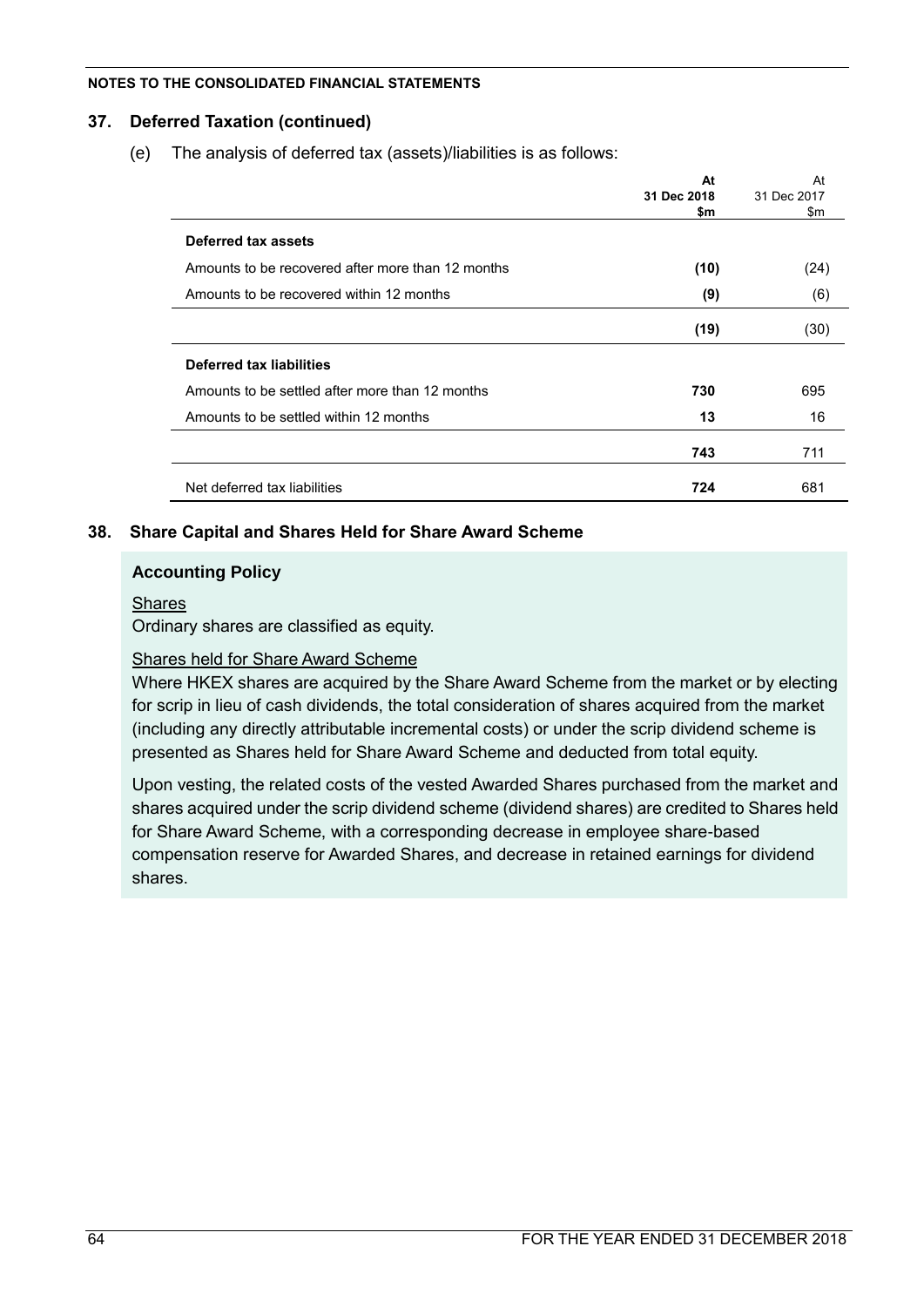NOTES TO THE CONSOLIDATED FINANCIAL STATEMENTS

## 37. Deferred Taxation (continued)

(e) The analysis of deferred tax (assets)/liabilities is as follows:

| | At 31 Dec 2018 $m | At 31 Dec 2017 $m |
|---|---|---|
| **Deferred tax assets** | | |
| Amounts to be recovered after more than 12 months | **(10)** | (24) |
| Amounts to be recovered within 12 months | **(9)** | (6) |
| | **(19)** | (30) |
| **Deferred tax liabilities** | | |
| Amounts to be settled after more than 12 months | **730** | 695 |
| Amounts to be settled within 12 months | **13** | 16 |
| | **743** | 711 |
| Net deferred tax liabilities | **724** | 681 |

## 38. Share Capital and Shares Held for Share Award Scheme

### Accounting Policy

Shares

Ordinary shares are classified as equity.

Shares held for Share Award Scheme

Where HKEX shares are acquired by the Share Award Scheme from the market or by electing for scrip in lieu of cash dividends, the total consideration of shares acquired from the market (including any directly attributable incremental costs) or under the scrip dividend scheme is presented as Shares held for Share Award Scheme and deducted from total equity.

Upon vesting, the related costs of the vested Awarded Shares purchased from the market and shares acquired under the scrip dividend scheme (dividend shares) are credited to Shares held for Share Award Scheme, with a corresponding decrease in employee share-based compensation reserve for Awarded Shares, and decrease in retained earnings for dividend shares.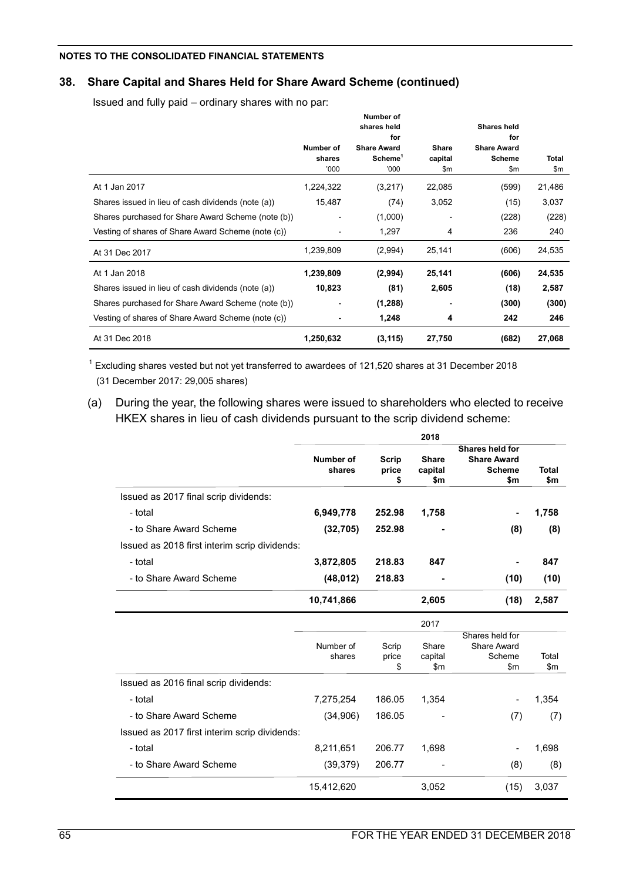**NOTES TO THE CONSOLIDATED FINANCIAL STATEMENTS**

## 38. Share Capital and Shares Held for Share Award Scheme (continued)

Issued and fully paid – ordinary shares with no par:

| | Number of shares '000 | Number of shares held for Share Award Scheme[1] '000 | Share capital $m | Shares held for Share Award Scheme $m | Total $m |
|---|---|---|---|---|---|
| At 1 Jan 2017 | 1,224,322 | (3,217) | 22,085 | (599) | 21,486 |
| Shares issued in lieu of cash dividends (note (a)) | 15,487 | (74) | 3,052 | (15) | 3,037 |
| Shares purchased for Share Award Scheme (note (b)) | - | (1,000) | - | (228) | (228) |
| Vesting of shares of Share Award Scheme (note (c)) | - | 1,297 | 4 | 236 | 240 |
| At 31 Dec 2017 | 1,239,809 | (2,994) | 25,141 | (606) | 24,535 |
| **At 1 Jan 2018** | **1,239,809** | **(2,994)** | **25,141** | **(606)** | **24,535** |
| Shares issued in lieu of cash dividends (note (a)) | **10,823** | **(81)** | **2,605** | **(18)** | **2,587** |
| Shares purchased for Share Award Scheme (note (b)) | **-** | **(1,288)** | **-** | **(300)** | **(300)** |
| Vesting of shares of Share Award Scheme (note (c)) | **-** | **1,248** | **4** | **242** | **246** |
| At 31 Dec 2018 | **1,250,632** | **(3,115)** | **27,750** | **(682)** | **27,068** |

[1] Excluding shares vested but not yet transferred to awardees of 121,520 shares at 31 December 2018 (31 December 2017: 29,005 shares)

(a) During the year, the following shares were issued to shareholders who elected to receive HKEX shares in lieu of cash dividends pursuant to the scrip dividend scheme:

| | 2018 | | | | |
|---|---|---|---|---|---|
| | **Number of shares** | **Scrip price $** | **Share capital $m** | **Shares held for Share Award Scheme $m** | **Total $m** |
| Issued as 2017 final scrip dividends: | | | | | |
| - total | **6,949,778** | **252.98** | **1,758** | **-** | **1,758** |
| - to Share Award Scheme | **(32,705)** | **252.98** | **-** | **(8)** | **(8)** |
| Issued as 2018 first interim scrip dividends: | | | | | |
| - total | **3,872,805** | **218.83** | **847** | **-** | **847** |
| - to Share Award Scheme | **(48,012)** | **218.83** | **-** | **(10)** | **(10)** |
| | **10,741,866** | | **2,605** | **(18)** | **2,587** |

| | 2017 | | | | |
|---|---|---|---|---|---|
| | Number of shares | Scrip price $ | Share capital $m | Shares held for Share Award Scheme $m | Total $m |
| Issued as 2016 final scrip dividends: | | | | | |
| - total | 7,275,254 | 186.05 | 1,354 | - | 1,354 |
| - to Share Award Scheme | (34,906) | 186.05 | - | (7) | (7) |
| Issued as 2017 first interim scrip dividends: | | | | | |
| - total | 8,211,651 | 206.77 | 1,698 | - | 1,698 |
| - to Share Award Scheme | (39,379) | 206.77 | - | (8) | (8) |
| | 15,412,620 | | 3,052 | (15) | 3,037 |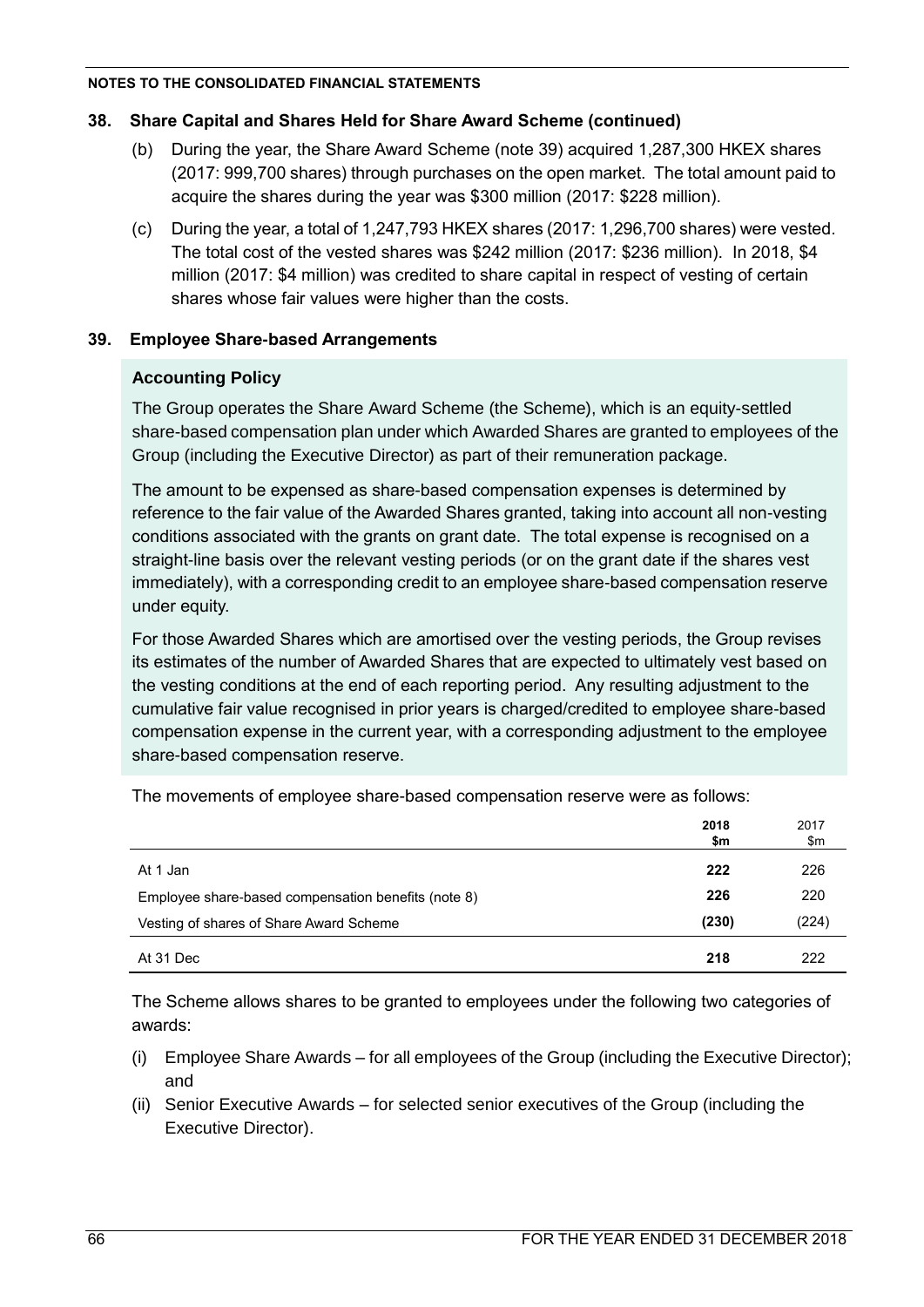## 38. Share Capital and Shares Held for Share Award Scheme (continued)

(b) During the year, the Share Award Scheme (note 39) acquired 1,287,300 HKEX shares (2017: 999,700 shares) through purchases on the open market. The total amount paid to acquire the shares during the year was $300 million (2017: $228 million).

(c) During the year, a total of 1,247,793 HKEX shares (2017: 1,296,700 shares) were vested. The total cost of the vested shares was $242 million (2017: $236 million). In 2018, $4 million (2017: $4 million) was credited to share capital in respect of vesting of certain shares whose fair values were higher than the costs.

## 39. Employee Share-based Arrangements

### Accounting Policy

The Group operates the Share Award Scheme (the Scheme), which is an equity-settled share-based compensation plan under which Awarded Shares are granted to employees of the Group (including the Executive Director) as part of their remuneration package.

The amount to be expensed as share-based compensation expenses is determined by reference to the fair value of the Awarded Shares granted, taking into account all non-vesting conditions associated with the grants on grant date. The total expense is recognised on a straight-line basis over the relevant vesting periods (or on the grant date if the shares vest immediately), with a corresponding credit to an employee share-based compensation reserve under equity.

For those Awarded Shares which are amortised over the vesting periods, the Group revises its estimates of the number of Awarded Shares that are expected to ultimately vest based on the vesting conditions at the end of each reporting period. Any resulting adjustment to the cumulative fair value recognised in prior years is charged/credited to employee share-based compensation expense in the current year, with a corresponding adjustment to the employee share-based compensation reserve.

The movements of employee share-based compensation reserve were as follows:

| | **2018 $m** | 2017 $m |
|---|---|---|
| At 1 Jan | **222** | 226 |
| Employee share-based compensation benefits (note 8) | **226** | 220 |
| Vesting of shares of Share Award Scheme | **(230)** | (224) |
| At 31 Dec | **218** | 222 |

The Scheme allows shares to be granted to employees under the following two categories of awards:

(i) Employee Share Awards – for all employees of the Group (including the Executive Director); and

(ii) Senior Executive Awards – for selected senior executives of the Group (including the Executive Director).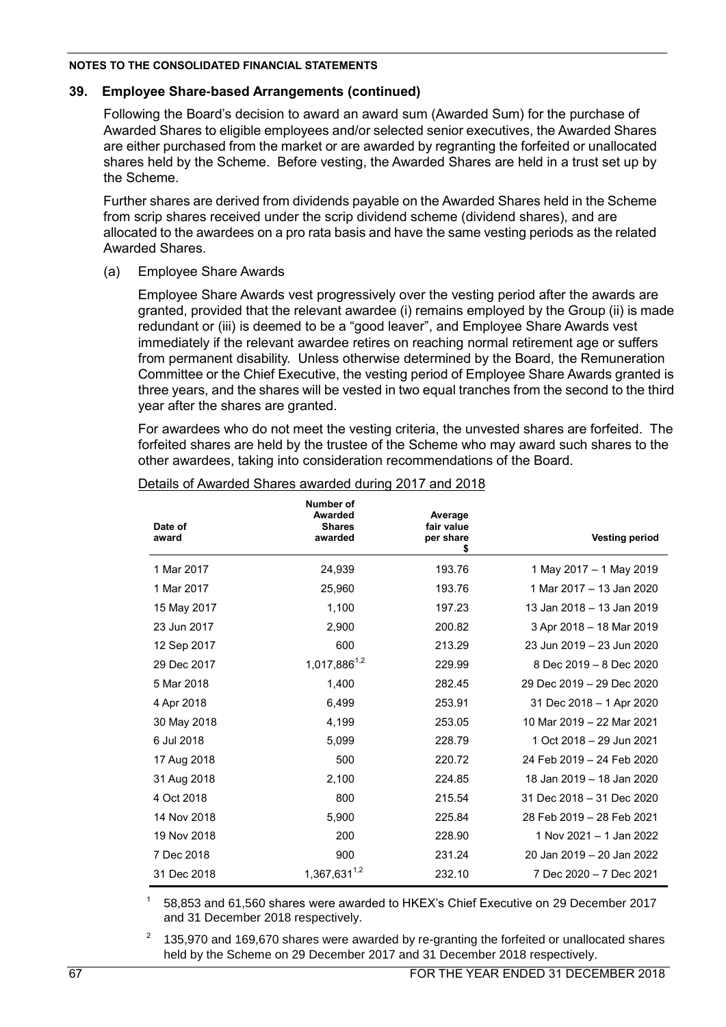## 39. Employee Share-based Arrangements (continued)

Following the Board's decision to award an award sum (Awarded Sum) for the purchase of Awarded Shares to eligible employees and/or selected senior executives, the Awarded Shares are either purchased from the market or are awarded by regranting the forfeited or unallocated shares held by the Scheme. Before vesting, the Awarded Shares are held in a trust set up by the Scheme.

Further shares are derived from dividends payable on the Awarded Shares held in the Scheme from scrip shares received under the scrip dividend scheme (dividend shares), and are allocated to the awardees on a pro rata basis and have the same vesting periods as the related Awarded Shares.

(a) Employee Share Awards

Employee Share Awards vest progressively over the vesting period after the awards are granted, provided that the relevant awardee (i) remains employed by the Group (ii) is made redundant or (iii) is deemed to be a "good leaver", and Employee Share Awards vest immediately if the relevant awardee retires on reaching normal retirement age or suffers from permanent disability. Unless otherwise determined by the Board, the Remuneration Committee or the Chief Executive, the vesting period of Employee Share Awards granted is three years, and the shares will be vested in two equal tranches from the second to the third year after the shares are granted.

For awardees who do not meet the vesting criteria, the unvested shares are forfeited. The forfeited shares are held by the trustee of the Scheme who may award such shares to the other awardees, taking into consideration recommendations of the Board.

Details of Awarded Shares awarded during 2017 and 2018

| Date of award | Number of Awarded Shares awarded | Average fair value per share $ | Vesting period |
|---|---|---|---|
| 1 Mar 2017 | 24,939 | 193.76 | 1 May 2017 – 1 May 2019 |
| 1 Mar 2017 | 25,960 | 193.76 | 1 Mar 2017 – 13 Jan 2020 |
| 15 May 2017 | 1,100 | 197.23 | 13 Jan 2018 – 13 Jan 2019 |
| 23 Jun 2017 | 2,900 | 200.82 | 3 Apr 2018 – 18 Mar 2019 |
| 12 Sep 2017 | 600 | 213.29 | 23 Jun 2019 – 23 Jun 2020 |
| 29 Dec 2017 | 1,017,886[1,2] | 229.99 | 8 Dec 2019 – 8 Dec 2020 |
| 5 Mar 2018 | 1,400 | 282.45 | 29 Dec 2019 – 29 Dec 2020 |
| 4 Apr 2018 | 6,499 | 253.91 | 31 Dec 2018 – 1 Apr 2020 |
| 30 May 2018 | 4,199 | 253.05 | 10 Mar 2019 – 22 Mar 2021 |
| 6 Jul 2018 | 5,099 | 228.79 | 1 Oct 2018 – 29 Jun 2021 |
| 17 Aug 2018 | 500 | 220.72 | 24 Feb 2019 – 24 Feb 2020 |
| 31 Aug 2018 | 2,100 | 224.85 | 18 Jan 2019 – 18 Jan 2020 |
| 4 Oct 2018 | 800 | 215.54 | 31 Dec 2018 – 31 Dec 2020 |
| 14 Nov 2018 | 5,900 | 225.84 | 28 Feb 2019 – 28 Feb 2021 |
| 19 Nov 2018 | 200 | 228.90 | 1 Nov 2021 – 1 Jan 2022 |
| 7 Dec 2018 | 900 | 231.24 | 20 Jan 2019 – 20 Jan 2022 |
| 31 Dec 2018 | 1,367,631[1,2] | 232.10 | 7 Dec 2020 – 7 Dec 2021 |

[1] 58,853 and 61,560 shares were awarded to HKEX's Chief Executive on 29 December 2017 and 31 December 2018 respectively.

[2] 135,970 and 169,670 shares were awarded by re-granting the forfeited or unallocated shares held by the Scheme on 29 December 2017 and 31 December 2018 respectively.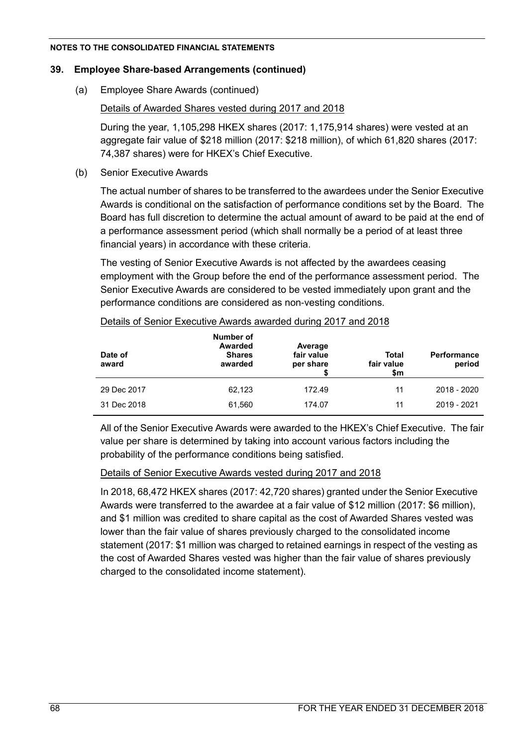## 39. Employee Share-based Arrangements (continued)

(a) Employee Share Awards (continued)

Details of Awarded Shares vested during 2017 and 2018

During the year, 1,105,298 HKEX shares (2017: 1,175,914 shares) were vested at an aggregate fair value of $218 million (2017: $218 million), of which 61,820 shares (2017: 74,387 shares) were for HKEX's Chief Executive.

(b) Senior Executive Awards

The actual number of shares to be transferred to the awardees under the Senior Executive Awards is conditional on the satisfaction of performance conditions set by the Board. The Board has full discretion to determine the actual amount of award to be paid at the end of a performance assessment period (which shall normally be a period of at least three financial years) in accordance with these criteria.

The vesting of Senior Executive Awards is not affected by the awardees ceasing employment with the Group before the end of the performance assessment period. The Senior Executive Awards are considered to be vested immediately upon grant and the performance conditions are considered as non-vesting conditions.

Details of Senior Executive Awards awarded during 2017 and 2018

| Date of award | Number of Awarded Shares awarded | Average fair value per share $ | Total fair value $m | Performance period |
|---|---|---|---|---|
| 29 Dec 2017 | 62,123 | 172.49 | 11 | 2018 - 2020 |
| 31 Dec 2018 | 61,560 | 174.07 | 11 | 2019 - 2021 |

All of the Senior Executive Awards were awarded to the HKEX's Chief Executive. The fair value per share is determined by taking into account various factors including the probability of the performance conditions being satisfied.

Details of Senior Executive Awards vested during 2017 and 2018

In 2018, 68,472 HKEX shares (2017: 42,720 shares) granted under the Senior Executive Awards were transferred to the awardee at a fair value of $12 million (2017: $6 million), and $1 million was credited to share capital as the cost of Awarded Shares vested was lower than the fair value of shares previously charged to the consolidated income statement (2017: $1 million was charged to retained earnings in respect of the vesting as the cost of Awarded Shares vested was higher than the fair value of shares previously charged to the consolidated income statement).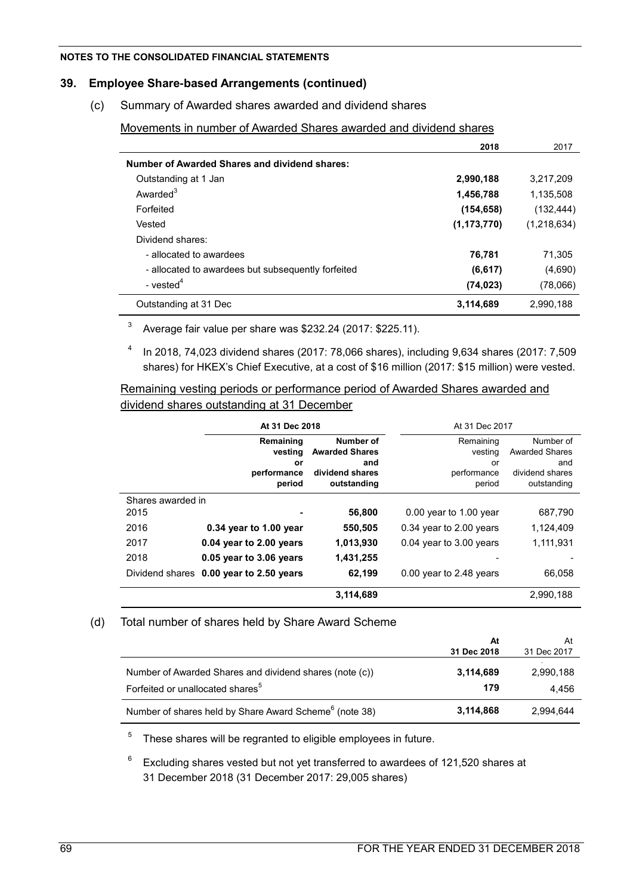**NOTES TO THE CONSOLIDATED FINANCIAL STATEMENTS**

## 39. Employee Share-based Arrangements (continued)

### (c) Summary of Awarded shares awarded and dividend shares

Movements in number of Awarded Shares awarded and dividend shares

| | 2018 | 2017 |
|---|---|---|
| **Number of Awarded Shares and dividend shares:** | | |
| Outstanding at 1 Jan | **2,990,188** | 3,217,209 |
| Awarded[3] | **1,456,788** | 1,135,508 |
| Forfeited | **(154,658)** | (132,444) |
| Vested | **(1,173,770)** | (1,218,634) |
| Dividend shares: | | |
| - allocated to awardees | **76,781** | 71,305 |
| - allocated to awardees but subsequently forfeited | **(6,617)** | (4,690) |
| - vested[4] | **(74,023)** | (78,066) |
| Outstanding at 31 Dec | **3,114,689** | 2,990,188 |

[3] Average fair value per share was $232.24 (2017: $225.11).

[4] In 2018, 74,023 dividend shares (2017: 78,066 shares), including 9,634 shares (2017: 7,509 shares) for HKEX's Chief Executive, at a cost of $16 million (2017: $15 million) were vested.

Remaining vesting periods or performance period of Awarded Shares awarded and dividend shares outstanding at 31 December

| | At 31 Dec 2018 | | At 31 Dec 2017 | |
|---|---|---|---|---|
| | Remaining vesting or performance period | Number of Awarded Shares and dividend shares outstanding | Remaining vesting or performance period | Number of Awarded Shares and dividend shares outstanding |
| Shares awarded in | | | | |
| 2015 | **-** | **56,800** | 0.00 year to 1.00 year | 687,790 |
| 2016 | **0.34 year to 1.00 year** | **550,505** | 0.34 year to 2.00 years | 1,124,409 |
| 2017 | **0.04 year to 2.00 years** | **1,013,930** | 0.04 year to 3.00 years | 1,111,931 |
| 2018 | **0.05 year to 3.06 years** | **1,431,255** | - | - |
| Dividend shares | **0.00 year to 2.50 years** | **62,199** | 0.00 year to 2.48 years | 66,058 |
| | | **3,114,689** | | 2,990,188 |

### (d) Total number of shares held by Share Award Scheme

| | At 31 Dec 2018 | At 31 Dec 2017 |
|---|---|---|
| Number of Awarded Shares and dividend shares (note (c)) | **3,114,689** | 2,990,188 |
| Forfeited or unallocated shares[5] | **179** | 4,456 |
| Number of shares held by Share Award Scheme[6] (note 38) | **3,114,868** | 2,994,644 |

[5] These shares will be regranted to eligible employees in future.

[6] Excluding shares vested but not yet transferred to awardees of 121,520 shares at 31 December 2018 (31 December 2017: 29,005 shares)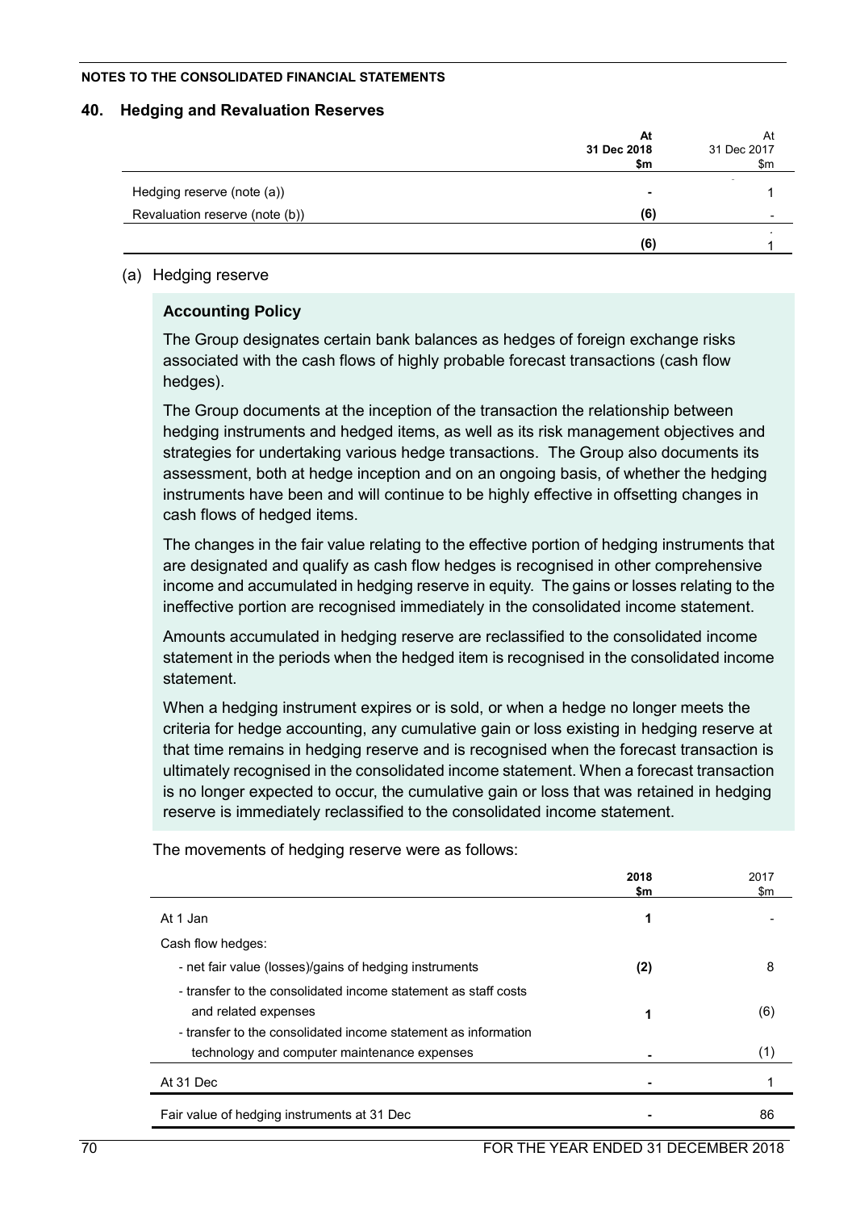NOTES TO THE CONSOLIDATED FINANCIAL STATEMENTS

## 40. Hedging and Revaluation Reserves

| | At 31 Dec 2018 $m | At 31 Dec 2017 $m |
|---|---|---|
| Hedging reserve (note (a)) | **-** | 1 |
| Revaluation reserve (note (b)) | **(6)** | - |
| | **(6)** | 1 |

(a) Hedging reserve

### Accounting Policy

The Group designates certain bank balances as hedges of foreign exchange risks associated with the cash flows of highly probable forecast transactions (cash flow hedges).

The Group documents at the inception of the transaction the relationship between hedging instruments and hedged items, as well as its risk management objectives and strategies for undertaking various hedge transactions. The Group also documents its assessment, both at hedge inception and on an ongoing basis, of whether the hedging instruments have been and will continue to be highly effective in offsetting changes in cash flows of hedged items.

The changes in the fair value relating to the effective portion of hedging instruments that are designated and qualify as cash flow hedges is recognised in other comprehensive income and accumulated in hedging reserve in equity. The gains or losses relating to the ineffective portion are recognised immediately in the consolidated income statement.

Amounts accumulated in hedging reserve are reclassified to the consolidated income statement in the periods when the hedged item is recognised in the consolidated income statement.

When a hedging instrument expires or is sold, or when a hedge no longer meets the criteria for hedge accounting, any cumulative gain or loss existing in hedging reserve at that time remains in hedging reserve and is recognised when the forecast transaction is ultimately recognised in the consolidated income statement. When a forecast transaction is no longer expected to occur, the cumulative gain or loss that was retained in hedging reserve is immediately reclassified to the consolidated income statement.

The movements of hedging reserve were as follows:

| | 2018 $m | 2017 $m |
|---|---|---|
| At 1 Jan | **1** | - |
| Cash flow hedges: | | |
| - net fair value (losses)/gains of hedging instruments | **(2)** | 8 |
| - transfer to the consolidated income statement as staff costs and related expenses | **1** | (6) |
| - transfer to the consolidated income statement as information technology and computer maintenance expenses | **-** | (1) |
| At 31 Dec | **-** | 1 |
| Fair value of hedging instruments at 31 Dec | **-** | 86 |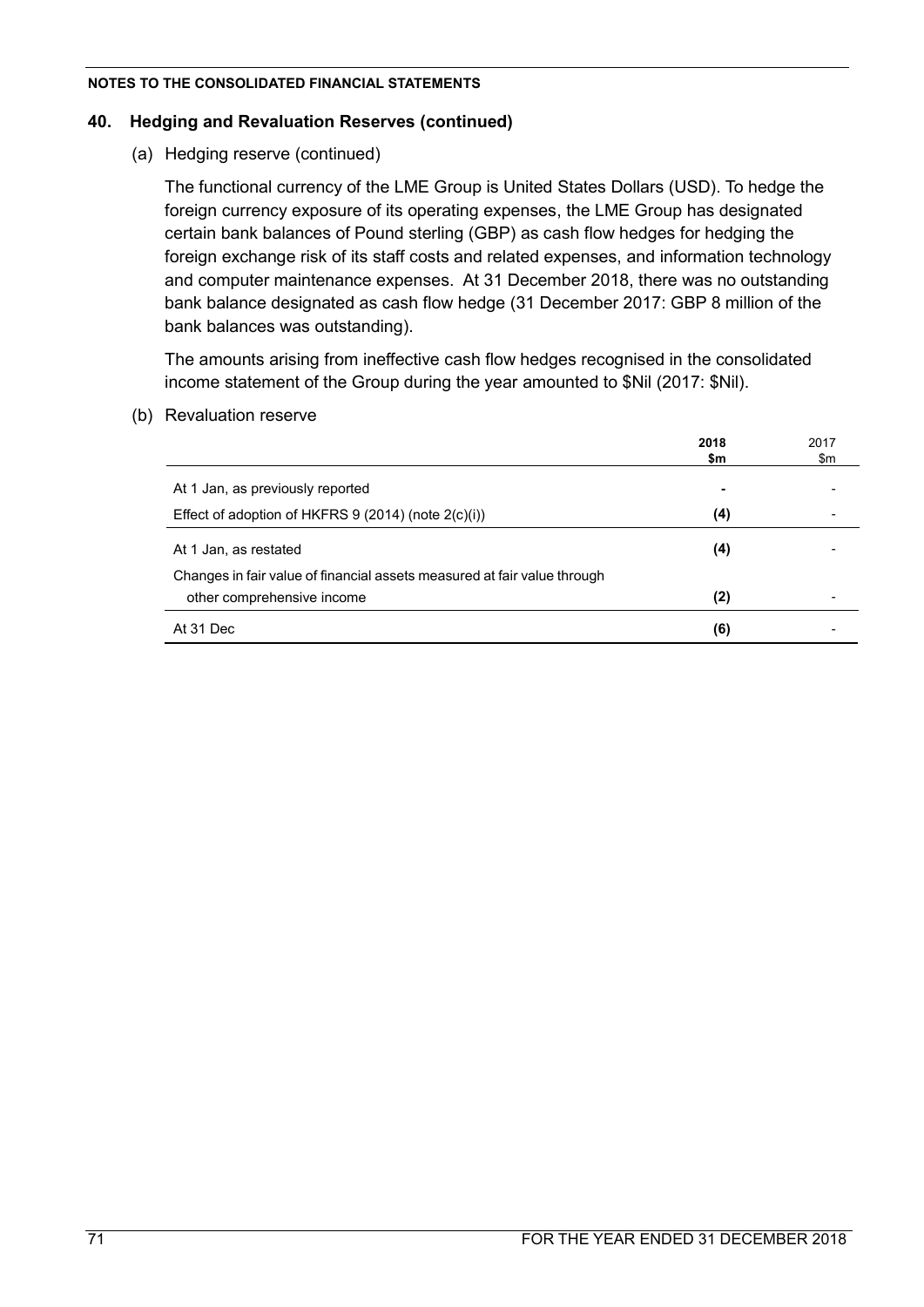## 40. Hedging and Revaluation Reserves (continued)

(a) Hedging reserve (continued)

The functional currency of the LME Group is United States Dollars (USD). To hedge the foreign currency exposure of its operating expenses, the LME Group has designated certain bank balances of Pound sterling (GBP) as cash flow hedges for hedging the foreign exchange risk of its staff costs and related expenses, and information technology and computer maintenance expenses. At 31 December 2018, there was no outstanding bank balance designated as cash flow hedge (31 December 2017: GBP 8 million of the bank balances was outstanding).

The amounts arising from ineffective cash flow hedges recognised in the consolidated income statement of the Group during the year amounted to $Nil (2017: $Nil).

(b) Revaluation reserve

| | **2018 $m** | 2017 $m |
|---|---|---|
| At 1 Jan, as previously reported | **-** | - |
| Effect of adoption of HKFRS 9 (2014) (note 2(c)(i)) | **(4)** | - |
| At 1 Jan, as restated | **(4)** | - |
| Changes in fair value of financial assets measured at fair value through other comprehensive income | **(2)** | - |
| At 31 Dec | **(6)** | - |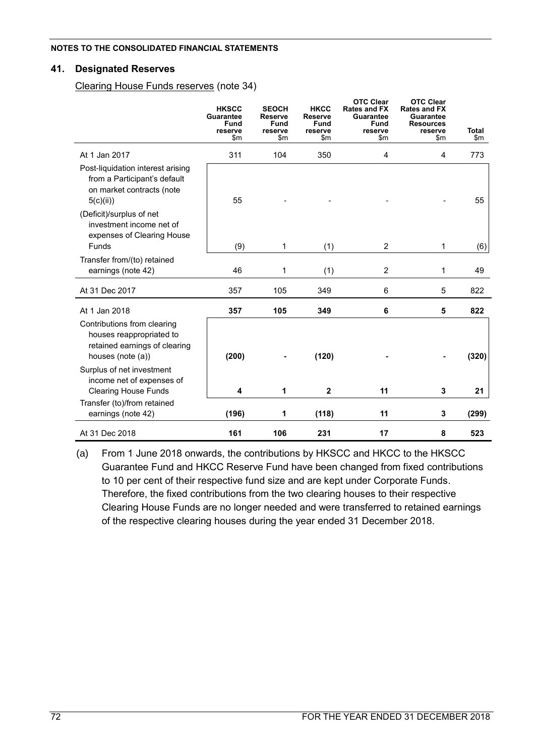**NOTES TO THE CONSOLIDATED FINANCIAL STATEMENTS**

## 41. Designated Reserves

Clearing House Funds reserves (note 34)

| | HKSCC Guarantee Fund reserve $m | SEOCH Reserve Fund reserve $m | HKCC Reserve Fund reserve $m | OTC Clear Rates and FX Guarantee Fund reserve $m | OTC Clear Rates and FX Guarantee Resources reserve $m | Total $m |
|---|---|---|---|---|---|---|
| At 1 Jan 2017 | 311 | 104 | 350 | 4 | 4 | 773 |
| Post-liquidation interest arising from a Participant's default on market contracts (note 5(c)(ii)) | 55 | - | - | - | - | 55 |
| (Deficit)/surplus of net investment income net of expenses of Clearing House Funds | (9) | 1 | (1) | 2 | 1 | (6) |
| Transfer from/(to) retained earnings (note 42) | 46 | 1 | (1) | 2 | 1 | 49 |
| At 31 Dec 2017 | 357 | 105 | 349 | 6 | 5 | 822 |
| **At 1 Jan 2018** | **357** | **105** | **349** | **6** | **5** | **822** |
| Contributions from clearing houses reappropriated to retained earnings of clearing houses (note (a)) | **(200)** | **-** | **(120)** | **-** | **-** | **(320)** |
| Surplus of net investment income net of expenses of Clearing House Funds | **4** | **1** | **2** | **11** | **3** | **21** |
| Transfer (to)/from retained earnings (note 42) | **(196)** | **1** | **(118)** | **11** | **3** | **(299)** |
| At 31 Dec 2018 | **161** | **106** | **231** | **17** | **8** | **523** |

(a) From 1 June 2018 onwards, the contributions by HKSCC and HKCC to the HKSCC Guarantee Fund and HKCC Reserve Fund have been changed from fixed contributions to 10 per cent of their respective fund size and are kept under Corporate Funds. Therefore, the fixed contributions from the two clearing houses to their respective Clearing House Funds are no longer needed and were transferred to retained earnings of the respective clearing houses during the year ended 31 December 2018.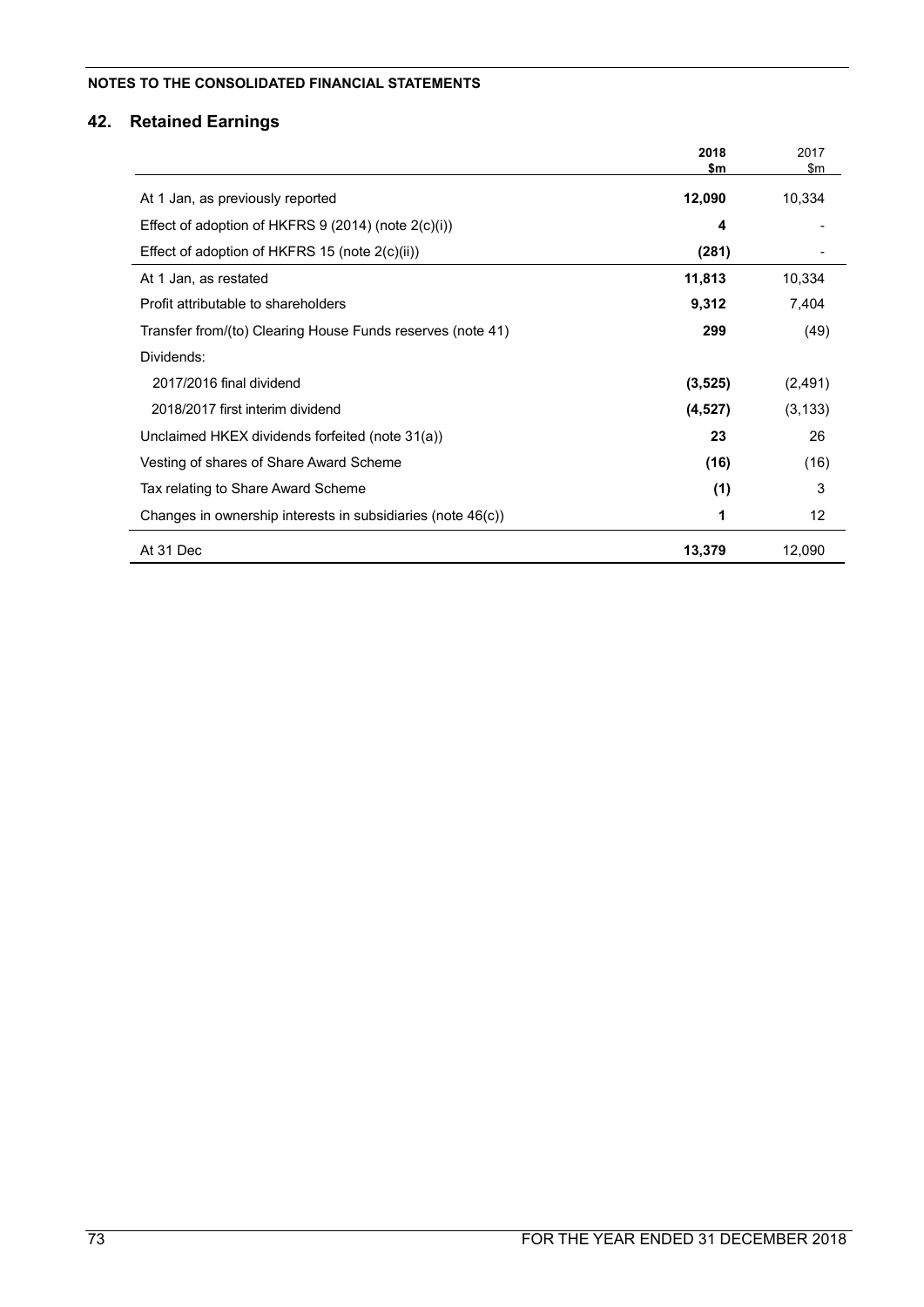## 42. Retained Earnings

| | 2018<br>$m | 2017<br>$m |
|---|---|---|
| At 1 Jan, as previously reported | **12,090** | 10,334 |
| Effect of adoption of HKFRS 9 (2014) (note 2(c)(i)) | **4** | - |
| Effect of adoption of HKFRS 15 (note 2(c)(ii)) | **(281)** | - |
| At 1 Jan, as restated | **11,813** | 10,334 |
| Profit attributable to shareholders | **9,312** | 7,404 |
| Transfer from/(to) Clearing House Funds reserves (note 41) | **299** | (49) |
| Dividends: | | |
| 2017/2016 final dividend | **(3,525)** | (2,491) |
| 2018/2017 first interim dividend | **(4,527)** | (3,133) |
| Unclaimed HKEX dividends forfeited (note 31(a)) | **23** | 26 |
| Vesting of shares of Share Award Scheme | **(16)** | (16) |
| Tax relating to Share Award Scheme | **(1)** | 3 |
| Changes in ownership interests in subsidiaries (note 46(c)) | **1** | 12 |
| At 31 Dec | **13,379** | 12,090 |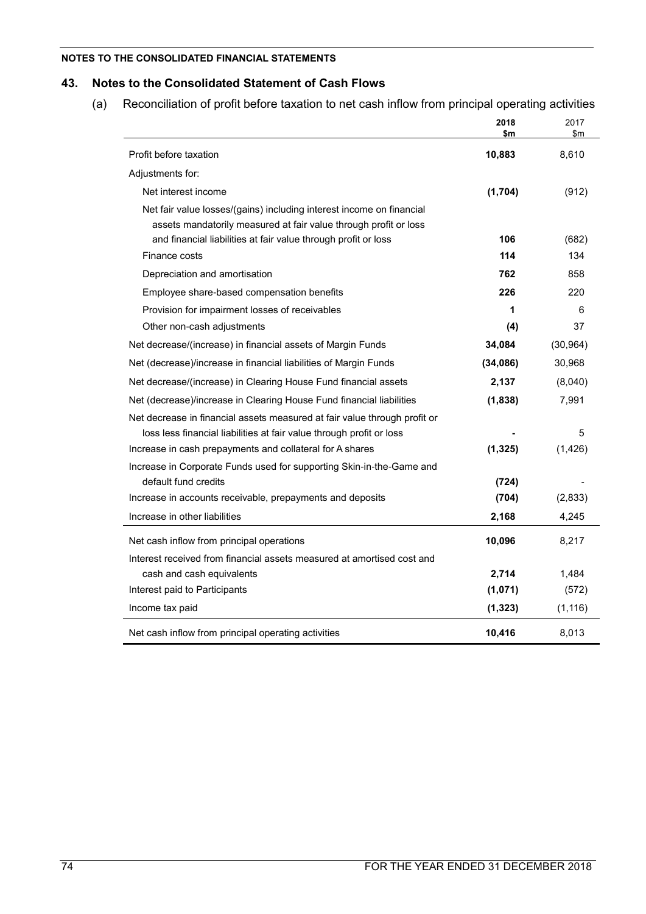## 43. Notes to the Consolidated Statement of Cash Flows

(a) Reconciliation of profit before taxation to net cash inflow from principal operating activities

| | 2018 $m | 2017 $m |
|---|---|---|
| Profit before taxation | **10,883** | 8,610 |
| Adjustments for: | | |
| Net interest income | **(1,704)** | (912) |
| Net fair value losses/(gains) including interest income on financial assets mandatorily measured at fair value through profit or loss and financial liabilities at fair value through profit or loss | **106** | (682) |
| Finance costs | **114** | 134 |
| Depreciation and amortisation | **762** | 858 |
| Employee share-based compensation benefits | **226** | 220 |
| Provision for impairment losses of receivables | **1** | 6 |
| Other non-cash adjustments | **(4)** | 37 |
| Net decrease/(increase) in financial assets of Margin Funds | **34,084** | (30,964) |
| Net (decrease)/increase in financial liabilities of Margin Funds | **(34,086)** | 30,968 |
| Net decrease/(increase) in Clearing House Fund financial assets | **2,137** | (8,040) |
| Net (decrease)/increase in Clearing House Fund financial liabilities | **(1,838)** | 7,991 |
| Net decrease in financial assets measured at fair value through profit or loss less financial liabilities at fair value through profit or loss | **-** | 5 |
| Increase in cash prepayments and collateral for A shares | **(1,325)** | (1,426) |
| Increase in Corporate Funds used for supporting Skin-in-the-Game and default fund credits | **(724)** | - |
| Increase in accounts receivable, prepayments and deposits | **(704)** | (2,833) |
| Increase in other liabilities | **2,168** | 4,245 |
| Net cash inflow from principal operations | **10,096** | 8,217 |
| Interest received from financial assets measured at amortised cost and cash and cash equivalents | **2,714** | 1,484 |
| Interest paid to Participants | **(1,071)** | (572) |
| Income tax paid | **(1,323)** | (1,116) |
| Net cash inflow from principal operating activities | **10,416** | 8,013 |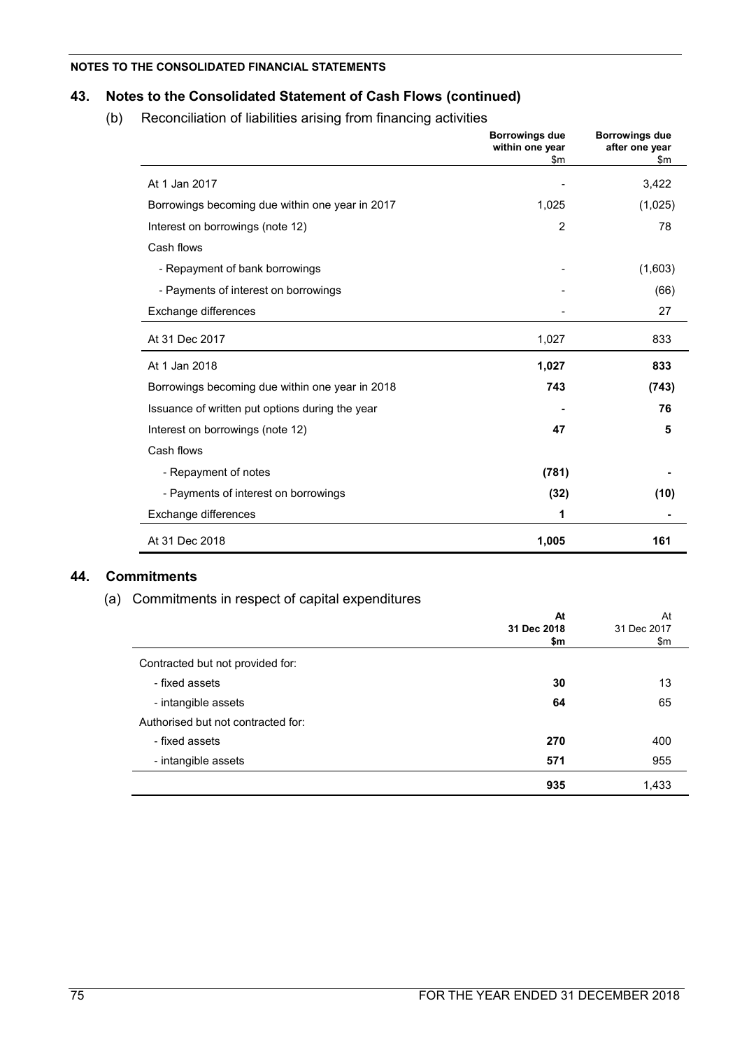NOTES TO THE CONSOLIDATED FINANCIAL STATEMENTS

## 43. Notes to the Consolidated Statement of Cash Flows (continued)

### (b) Reconciliation of liabilities arising from financing activities

| | Borrowings due within one year $m | Borrowings due after one year $m |
|---|---|---|
| At 1 Jan 2017 | - | 3,422 |
| Borrowings becoming due within one year in 2017 | 1,025 | (1,025) |
| Interest on borrowings (note 12) | 2 | 78 |
| Cash flows | | |
| - Repayment of bank borrowings | - | (1,603) |
| - Payments of interest on borrowings | - | (66) |
| Exchange differences | - | 27 |
| At 31 Dec 2017 | 1,027 | 833 |
| At 1 Jan 2018 | **1,027** | **833** |
| Borrowings becoming due within one year in 2018 | **743** | **(743)** |
| Issuance of written put options during the year | **-** | **76** |
| Interest on borrowings (note 12) | **47** | **5** |
| Cash flows | | |
| - Repayment of notes | **(781)** | **-** |
| - Payments of interest on borrowings | **(32)** | **(10)** |
| Exchange differences | **1** | **-** |
| At 31 Dec 2018 | **1,005** | **161** |

## 44. Commitments

### (a) Commitments in respect of capital expenditures

| | At 31 Dec 2018 $m | At 31 Dec 2017 $m |
|---|---|---|
| Contracted but not provided for: | | |
| - fixed assets | **30** | 13 |
| - intangible assets | **64** | 65 |
| Authorised but not contracted for: | | |
| - fixed assets | **270** | 400 |
| - intangible assets | **571** | 955 |
| | **935** | 1,433 |

FOR THE YEAR ENDED 31 DECEMBER 2018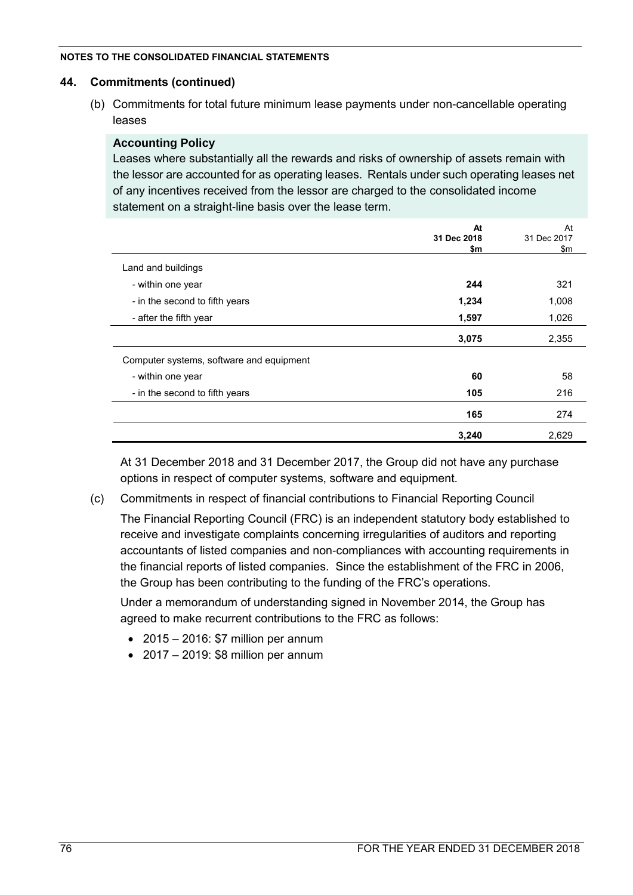**NOTES TO THE CONSOLIDATED FINANCIAL STATEMENTS**

## 44. Commitments (continued)

(b) Commitments for total future minimum lease payments under non-cancellable operating leases

**Accounting Policy**

Leases where substantially all the rewards and risks of ownership of assets remain with the lessor are accounted for as operating leases. Rentals under such operating leases net of any incentives received from the lessor are charged to the consolidated income statement on a straight-line basis over the lease term.

| | **At 31 Dec 2018 $m** | At 31 Dec 2017 $m |
|---|---|---|
| Land and buildings | | |
| - within one year | **244** | 321 |
| - in the second to fifth years | **1,234** | 1,008 |
| - after the fifth year | **1,597** | 1,026 |
| | **3,075** | 2,355 |
| Computer systems, software and equipment | | |
| - within one year | **60** | 58 |
| - in the second to fifth years | **105** | 216 |
| | **165** | 274 |
| | **3,240** | 2,629 |

At 31 December 2018 and 31 December 2017, the Group did not have any purchase options in respect of computer systems, software and equipment.

(c) Commitments in respect of financial contributions to Financial Reporting Council

The Financial Reporting Council (FRC) is an independent statutory body established to receive and investigate complaints concerning irregularities of auditors and reporting accountants of listed companies and non-compliances with accounting requirements in the financial reports of listed companies. Since the establishment of the FRC in 2006, the Group has been contributing to the funding of the FRC's operations.

Under a memorandum of understanding signed in November 2014, the Group has agreed to make recurrent contributions to the FRC as follows:

- 2015 – 2016: $7 million per annum
- 2017 – 2019: $8 million per annum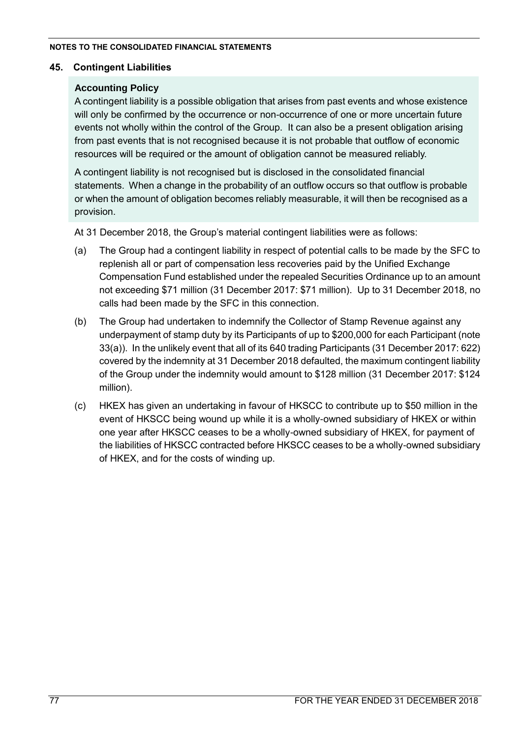## 45. Contingent Liabilities

### Accounting Policy

A contingent liability is a possible obligation that arises from past events and whose existence will only be confirmed by the occurrence or non-occurrence of one or more uncertain future events not wholly within the control of the Group. It can also be a present obligation arising from past events that is not recognised because it is not probable that outflow of economic resources will be required or the amount of obligation cannot be measured reliably.

A contingent liability is not recognised but is disclosed in the consolidated financial statements. When a change in the probability of an outflow occurs so that outflow is probable or when the amount of obligation becomes reliably measurable, it will then be recognised as a provision.

At 31 December 2018, the Group's material contingent liabilities were as follows:

(a) The Group had a contingent liability in respect of potential calls to be made by the SFC to replenish all or part of compensation less recoveries paid by the Unified Exchange Compensation Fund established under the repealed Securities Ordinance up to an amount not exceeding $71 million (31 December 2017: $71 million). Up to 31 December 2018, no calls had been made by the SFC in this connection.

(b) The Group had undertaken to indemnify the Collector of Stamp Revenue against any underpayment of stamp duty by its Participants of up to $200,000 for each Participant (note 33(a)). In the unlikely event that all of its 640 trading Participants (31 December 2017: 622) covered by the indemnity at 31 December 2018 defaulted, the maximum contingent liability of the Group under the indemnity would amount to $128 million (31 December 2017: $124 million).

(c) HKEX has given an undertaking in favour of HKSCC to contribute up to $50 million in the event of HKSCC being wound up while it is a wholly-owned subsidiary of HKEX or within one year after HKSCC ceases to be a wholly-owned subsidiary of HKEX, for payment of the liabilities of HKSCC contracted before HKSCC ceases to be a wholly-owned subsidiary of HKEX, and for the costs of winding up.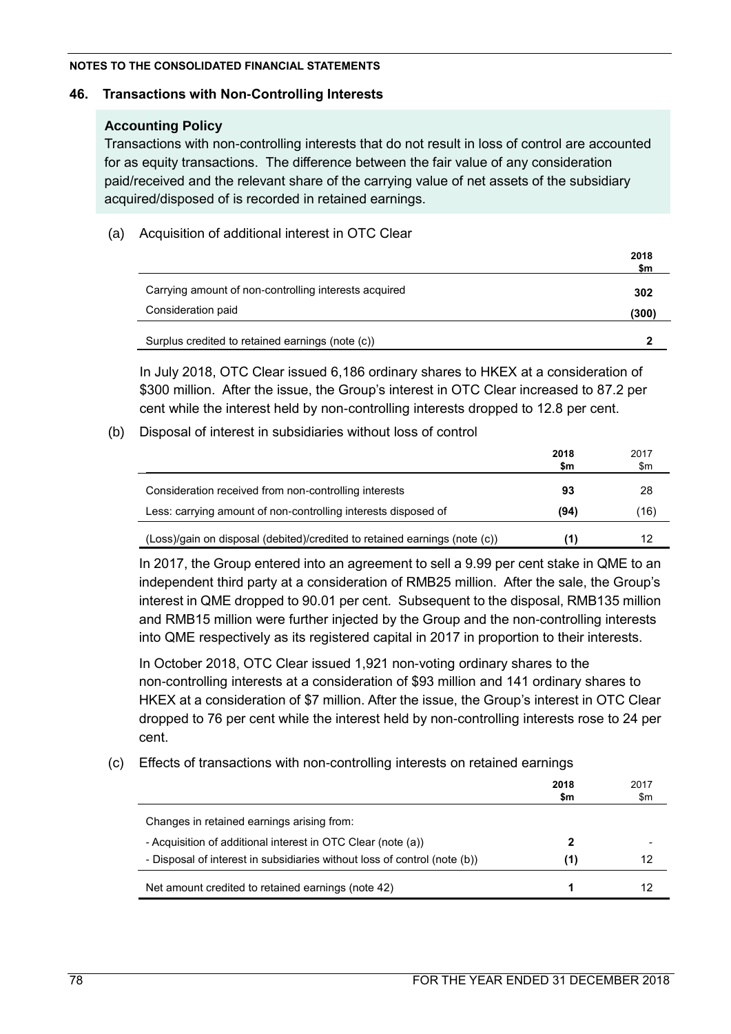**NOTES TO THE CONSOLIDATED FINANCIAL STATEMENTS**

## 46. Transactions with Non-Controlling Interests

**Accounting Policy**

Transactions with non-controlling interests that do not result in loss of control are accounted for as equity transactions. The difference between the fair value of any consideration paid/received and the relevant share of the carrying value of net assets of the subsidiary acquired/disposed of is recorded in retained earnings.

(a) Acquisition of additional interest in OTC Clear

| | **2018 $m** |
|---|---|
| Carrying amount of non-controlling interests acquired | **302** |
| Consideration paid | **(300)** |
| Surplus credited to retained earnings (note (c)) | **2** |

In July 2018, OTC Clear issued 6,186 ordinary shares to HKEX at a consideration of $300 million. After the issue, the Group's interest in OTC Clear increased to 87.2 per cent while the interest held by non-controlling interests dropped to 12.8 per cent.

(b) Disposal of interest in subsidiaries without loss of control

| | **2018 $m** | 2017 $m |
|---|---|---|
| Consideration received from non-controlling interests | **93** | 28 |
| Less: carrying amount of non-controlling interests disposed of | **(94)** | (16) |
| (Loss)/gain on disposal (debited)/credited to retained earnings (note (c)) | **(1)** | 12 |

In 2017, the Group entered into an agreement to sell a 9.99 per cent stake in QME to an independent third party at a consideration of RMB25 million. After the sale, the Group's interest in QME dropped to 90.01 per cent. Subsequent to the disposal, RMB135 million and RMB15 million were further injected by the Group and the non-controlling interests into QME respectively as its registered capital in 2017 in proportion to their interests.

In October 2018, OTC Clear issued 1,921 non-voting ordinary shares to the non-controlling interests at a consideration of $93 million and 141 ordinary shares to HKEX at a consideration of $7 million. After the issue, the Group's interest in OTC Clear dropped to 76 per cent while the interest held by non-controlling interests rose to 24 per cent.

(c) Effects of transactions with non-controlling interests on retained earnings

| | **2018 $m** | 2017 $m |
|---|---|---|
| Changes in retained earnings arising from: | | |
| - Acquisition of additional interest in OTC Clear (note (a)) | **2** | - |
| - Disposal of interest in subsidiaries without loss of control (note (b)) | **(1)** | 12 |
| Net amount credited to retained earnings (note 42) | **1** | 12 |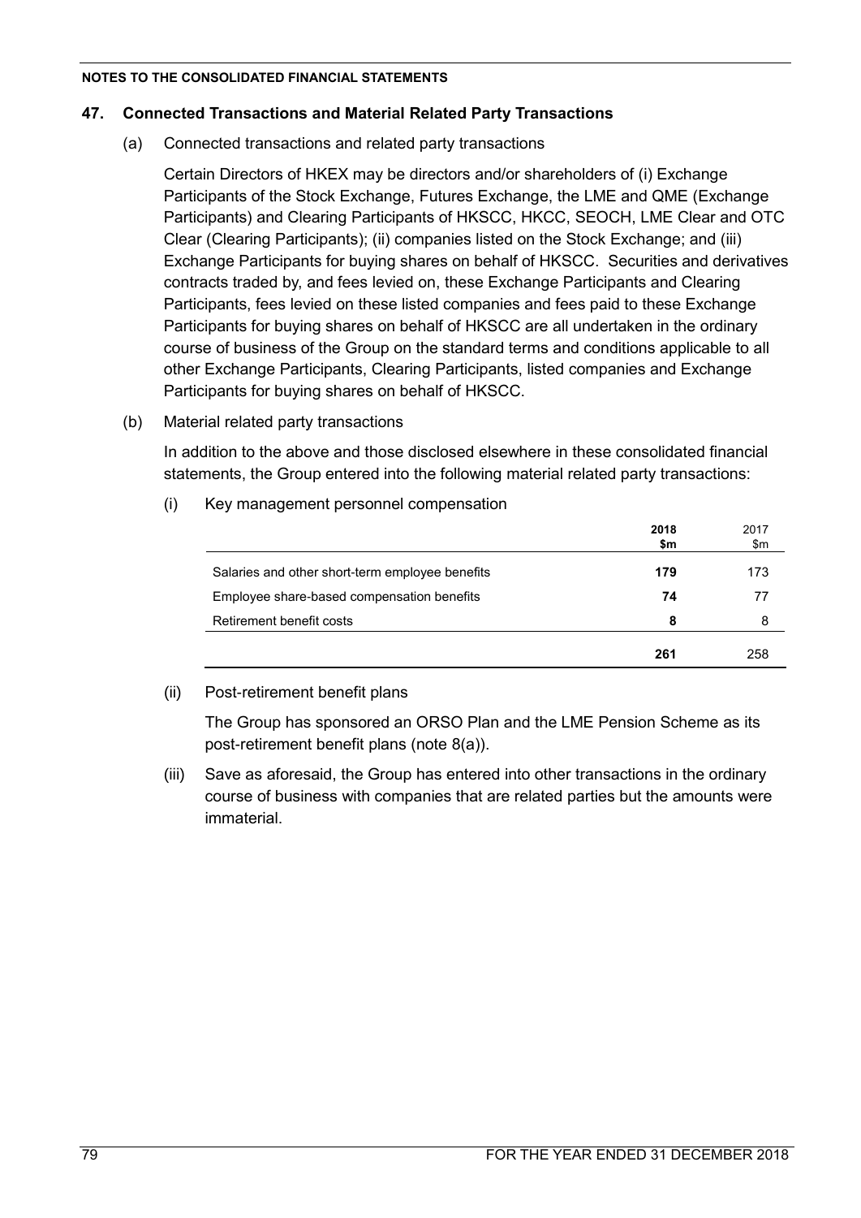## 47. Connected Transactions and Material Related Party Transactions

(a) Connected transactions and related party transactions

Certain Directors of HKEX may be directors and/or shareholders of (i) Exchange Participants of the Stock Exchange, Futures Exchange, the LME and QME (Exchange Participants) and Clearing Participants of HKSCC, HKCC, SEOCH, LME Clear and OTC Clear (Clearing Participants); (ii) companies listed on the Stock Exchange; and (iii) Exchange Participants for buying shares on behalf of HKSCC. Securities and derivatives contracts traded by, and fees levied on, these Exchange Participants and Clearing Participants, fees levied on these listed companies and fees paid to these Exchange Participants for buying shares on behalf of HKSCC are all undertaken in the ordinary course of business of the Group on the standard terms and conditions applicable to all other Exchange Participants, Clearing Participants, listed companies and Exchange Participants for buying shares on behalf of HKSCC.

(b) Material related party transactions

In addition to the above and those disclosed elsewhere in these consolidated financial statements, the Group entered into the following material related party transactions:

(i) Key management personnel compensation

| | **2018** **\$m** | 2017 \$m |
|---|---|---|
| Salaries and other short-term employee benefits | **179** | 173 |
| Employee share-based compensation benefits | **74** | 77 |
| Retirement benefit costs | **8** | 8 |
| | **261** | 258 |

(ii) Post-retirement benefit plans

The Group has sponsored an ORSO Plan and the LME Pension Scheme as its post-retirement benefit plans (note 8(a)).

(iii) Save as aforesaid, the Group has entered into other transactions in the ordinary course of business with companies that are related parties but the amounts were immaterial.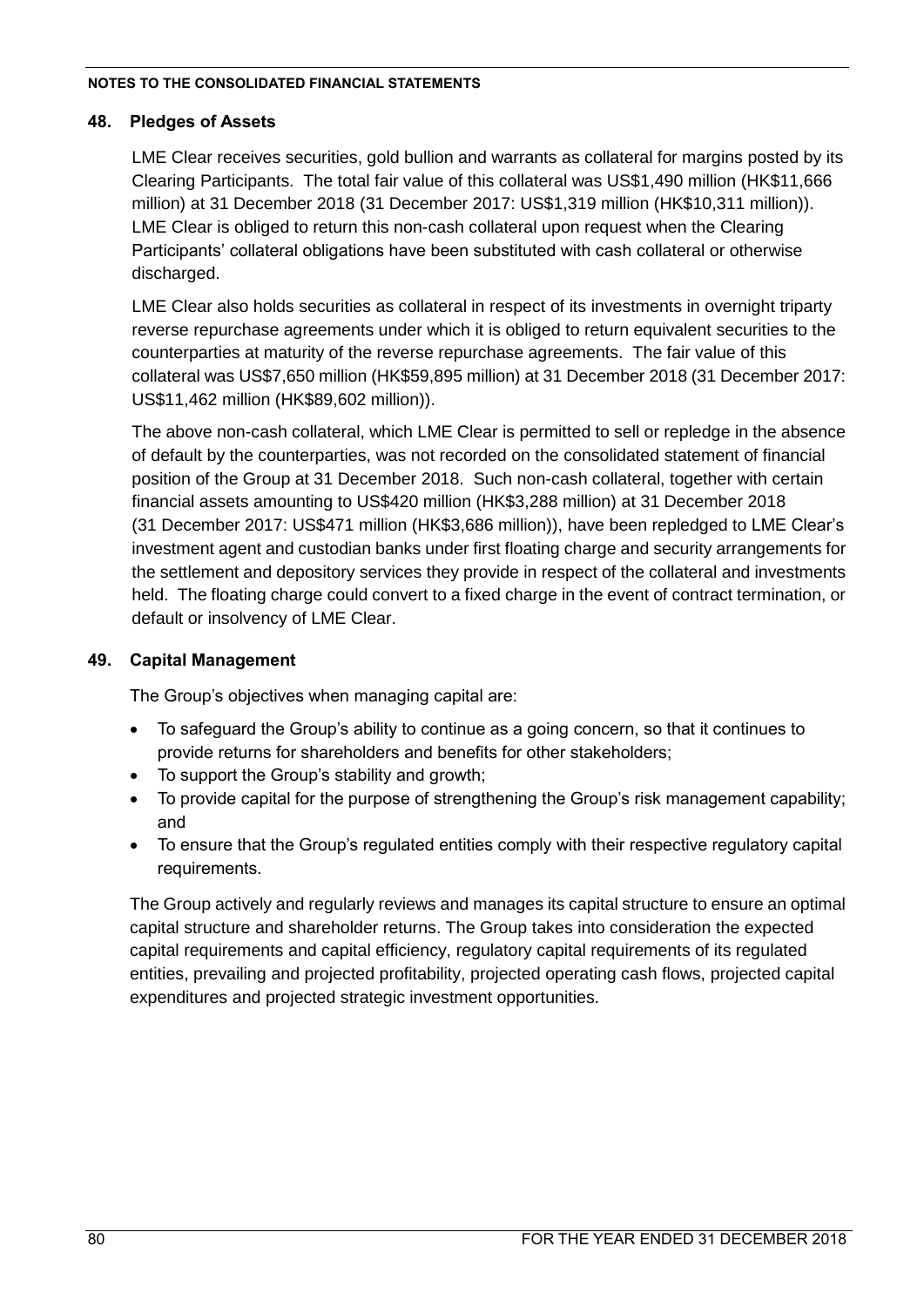## 48. Pledges of Assets

LME Clear receives securities, gold bullion and warrants as collateral for margins posted by its Clearing Participants. The total fair value of this collateral was US$1,490 million (HK$11,666 million) at 31 December 2018 (31 December 2017: US$1,319 million (HK$10,311 million)). LME Clear is obliged to return this non-cash collateral upon request when the Clearing Participants' collateral obligations have been substituted with cash collateral or otherwise discharged.

LME Clear also holds securities as collateral in respect of its investments in overnight triparty reverse repurchase agreements under which it is obliged to return equivalent securities to the counterparties at maturity of the reverse repurchase agreements. The fair value of this collateral was US$7,650 million (HK$59,895 million) at 31 December 2018 (31 December 2017: US$11,462 million (HK$89,602 million)).

The above non-cash collateral, which LME Clear is permitted to sell or repledge in the absence of default by the counterparties, was not recorded on the consolidated statement of financial position of the Group at 31 December 2018. Such non-cash collateral, together with certain financial assets amounting to US$420 million (HK$3,288 million) at 31 December 2018 (31 December 2017: US$471 million (HK$3,686 million)), have been repledged to LME Clear's investment agent and custodian banks under first floating charge and security arrangements for the settlement and depository services they provide in respect of the collateral and investments held. The floating charge could convert to a fixed charge in the event of contract termination, or default or insolvency of LME Clear.

## 49. Capital Management

The Group's objectives when managing capital are:

- To safeguard the Group's ability to continue as a going concern, so that it continues to provide returns for shareholders and benefits for other stakeholders;
- To support the Group's stability and growth;
- To provide capital for the purpose of strengthening the Group's risk management capability; and
- To ensure that the Group's regulated entities comply with their respective regulatory capital requirements.

The Group actively and regularly reviews and manages its capital structure to ensure an optimal capital structure and shareholder returns. The Group takes into consideration the expected capital requirements and capital efficiency, regulatory capital requirements of its regulated entities, prevailing and projected profitability, projected operating cash flows, projected capital expenditures and projected strategic investment opportunities.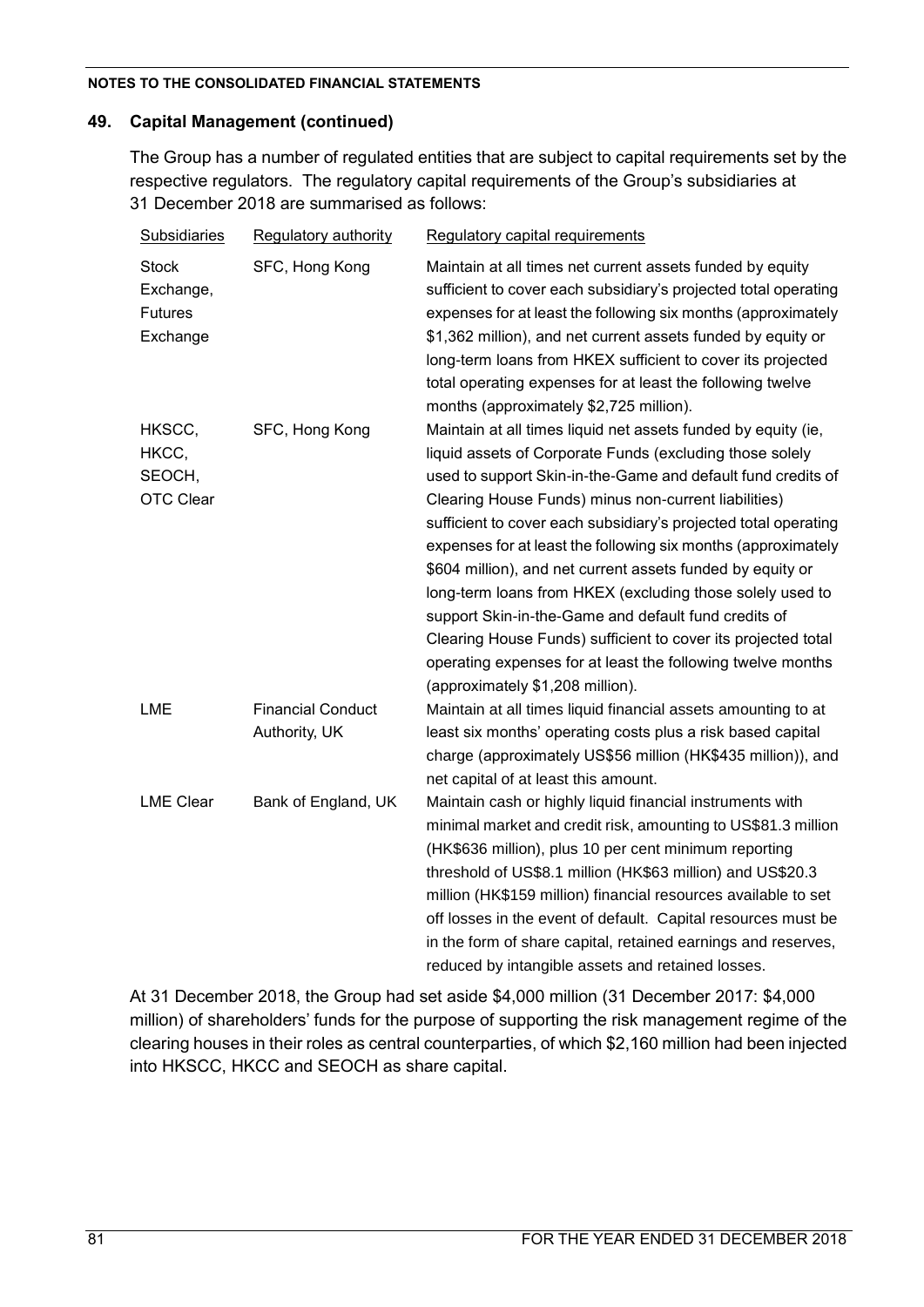## 49. Capital Management (continued)

The Group has a number of regulated entities that are subject to capital requirements set by the respective regulators. The regulatory capital requirements of the Group's subsidiaries at 31 December 2018 are summarised as follows:

| Subsidiaries | Regulatory authority | Regulatory capital requirements |
|---|---|---|
| Stock Exchange, Futures Exchange | SFC, Hong Kong | Maintain at all times net current assets funded by equity sufficient to cover each subsidiary's projected total operating expenses for at least the following six months (approximately $1,362 million), and net current assets funded by equity or long-term loans from HKEX sufficient to cover its projected total operating expenses for at least the following twelve months (approximately $2,725 million). |
| HKSCC, HKCC, SEOCH, OTC Clear | SFC, Hong Kong | Maintain at all times liquid net assets funded by equity (ie, liquid assets of Corporate Funds (excluding those solely used to support Skin-in-the-Game and default fund credits of Clearing House Funds) minus non-current liabilities) sufficient to cover each subsidiary's projected total operating expenses for at least the following six months (approximately $604 million), and net current assets funded by equity or long-term loans from HKEX (excluding those solely used to support Skin-in-the-Game and default fund credits of Clearing House Funds) sufficient to cover its projected total operating expenses for at least the following twelve months (approximately $1,208 million). |
| LME | Financial Conduct Authority, UK | Maintain at all times liquid financial assets amounting to at least six months' operating costs plus a risk based capital charge (approximately US$56 million (HK$435 million)), and net capital of at least this amount. |
| LME Clear | Bank of England, UK | Maintain cash or highly liquid financial instruments with minimal market and credit risk, amounting to US$81.3 million (HK$636 million), plus 10 per cent minimum reporting threshold of US$8.1 million (HK$63 million) and US$20.3 million (HK$159 million) financial resources available to set off losses in the event of default. Capital resources must be in the form of share capital, retained earnings and reserves, reduced by intangible assets and retained losses. |

At 31 December 2018, the Group had set aside $4,000 million (31 December 2017: $4,000 million) of shareholders' funds for the purpose of supporting the risk management regime of the clearing houses in their roles as central counterparties, of which $2,160 million had been injected into HKSCC, HKCC and SEOCH as share capital.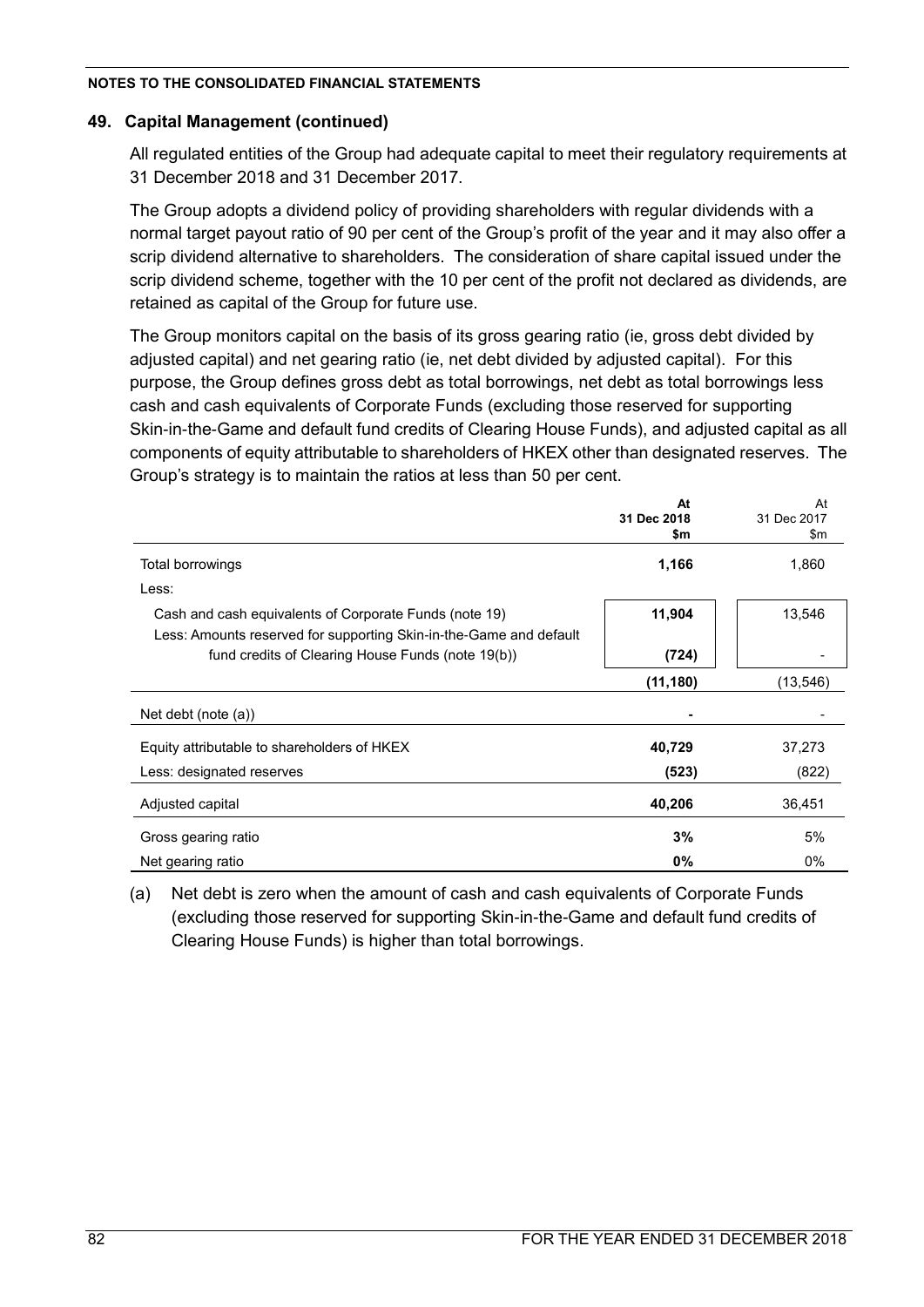**NOTES TO THE CONSOLIDATED FINANCIAL STATEMENTS**

## 49. Capital Management (continued)

All regulated entities of the Group had adequate capital to meet their regulatory requirements at 31 December 2018 and 31 December 2017.

The Group adopts a dividend policy of providing shareholders with regular dividends with a normal target payout ratio of 90 per cent of the Group's profit of the year and it may also offer a scrip dividend alternative to shareholders. The consideration of share capital issued under the scrip dividend scheme, together with the 10 per cent of the profit not declared as dividends, are retained as capital of the Group for future use.

The Group monitors capital on the basis of its gross gearing ratio (ie, gross debt divided by adjusted capital) and net gearing ratio (ie, net debt divided by adjusted capital). For this purpose, the Group defines gross debt as total borrowings, net debt as total borrowings less cash and cash equivalents of Corporate Funds (excluding those reserved for supporting Skin-in-the-Game and default fund credits of Clearing House Funds), and adjusted capital as all components of equity attributable to shareholders of HKEX other than designated reserves. The Group's strategy is to maintain the ratios at less than 50 per cent.

| | **At 31 Dec 2018 $m** | At 31 Dec 2017 $m |
|---|---|---|
| Total borrowings | **1,166** | 1,860 |
| Less: | | |
| Cash and cash equivalents of Corporate Funds (note 19) | **11,904** | 13,546 |
| Less: Amounts reserved for supporting Skin-in-the-Game and default fund credits of Clearing House Funds (note 19(b)) | **(724)** | - |
| | **(11,180)** | (13,546) |
| Net debt (note (a)) | **-** | - |
| Equity attributable to shareholders of HKEX | **40,729** | 37,273 |
| Less: designated reserves | **(523)** | (822) |
| Adjusted capital | **40,206** | 36,451 |
| Gross gearing ratio | **3%** | 5% |
| Net gearing ratio | **0%** | 0% |

(a) Net debt is zero when the amount of cash and cash equivalents of Corporate Funds (excluding those reserved for supporting Skin-in-the-Game and default fund credits of Clearing House Funds) is higher than total borrowings.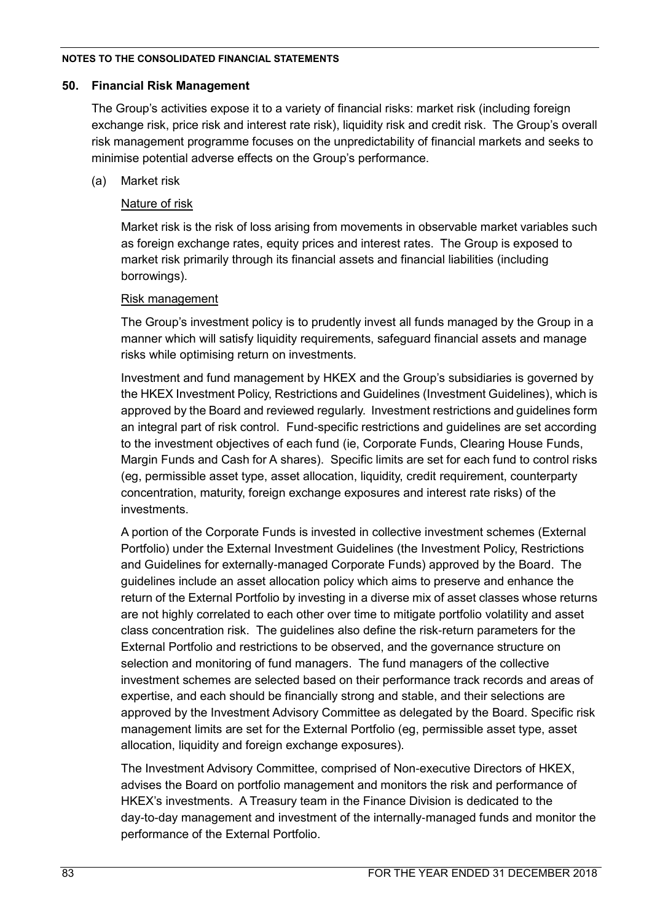## 50. Financial Risk Management

The Group's activities expose it to a variety of financial risks: market risk (including foreign exchange risk, price risk and interest rate risk), liquidity risk and credit risk. The Group's overall risk management programme focuses on the unpredictability of financial markets and seeks to minimise potential adverse effects on the Group's performance.

(a) Market risk

Nature of risk

Market risk is the risk of loss arising from movements in observable market variables such as foreign exchange rates, equity prices and interest rates. The Group is exposed to market risk primarily through its financial assets and financial liabilities (including borrowings).

Risk management

The Group's investment policy is to prudently invest all funds managed by the Group in a manner which will satisfy liquidity requirements, safeguard financial assets and manage risks while optimising return on investments.

Investment and fund management by HKEX and the Group's subsidiaries is governed by the HKEX Investment Policy, Restrictions and Guidelines (Investment Guidelines), which is approved by the Board and reviewed regularly. Investment restrictions and guidelines form an integral part of risk control. Fund-specific restrictions and guidelines are set according to the investment objectives of each fund (ie, Corporate Funds, Clearing House Funds, Margin Funds and Cash for A shares). Specific limits are set for each fund to control risks (eg, permissible asset type, asset allocation, liquidity, credit requirement, counterparty concentration, maturity, foreign exchange exposures and interest rate risks) of the investments.

A portion of the Corporate Funds is invested in collective investment schemes (External Portfolio) under the External Investment Guidelines (the Investment Policy, Restrictions and Guidelines for externally-managed Corporate Funds) approved by the Board. The guidelines include an asset allocation policy which aims to preserve and enhance the return of the External Portfolio by investing in a diverse mix of asset classes whose returns are not highly correlated to each other over time to mitigate portfolio volatility and asset class concentration risk. The guidelines also define the risk-return parameters for the External Portfolio and restrictions to be observed, and the governance structure on selection and monitoring of fund managers. The fund managers of the collective investment schemes are selected based on their performance track records and areas of expertise, and each should be financially strong and stable, and their selections are approved by the Investment Advisory Committee as delegated by the Board. Specific risk management limits are set for the External Portfolio (eg, permissible asset type, asset allocation, liquidity and foreign exchange exposures).

The Investment Advisory Committee, comprised of Non-executive Directors of HKEX, advises the Board on portfolio management and monitors the risk and performance of HKEX's investments. A Treasury team in the Finance Division is dedicated to the day-to-day management and investment of the internally-managed funds and monitor the performance of the External Portfolio.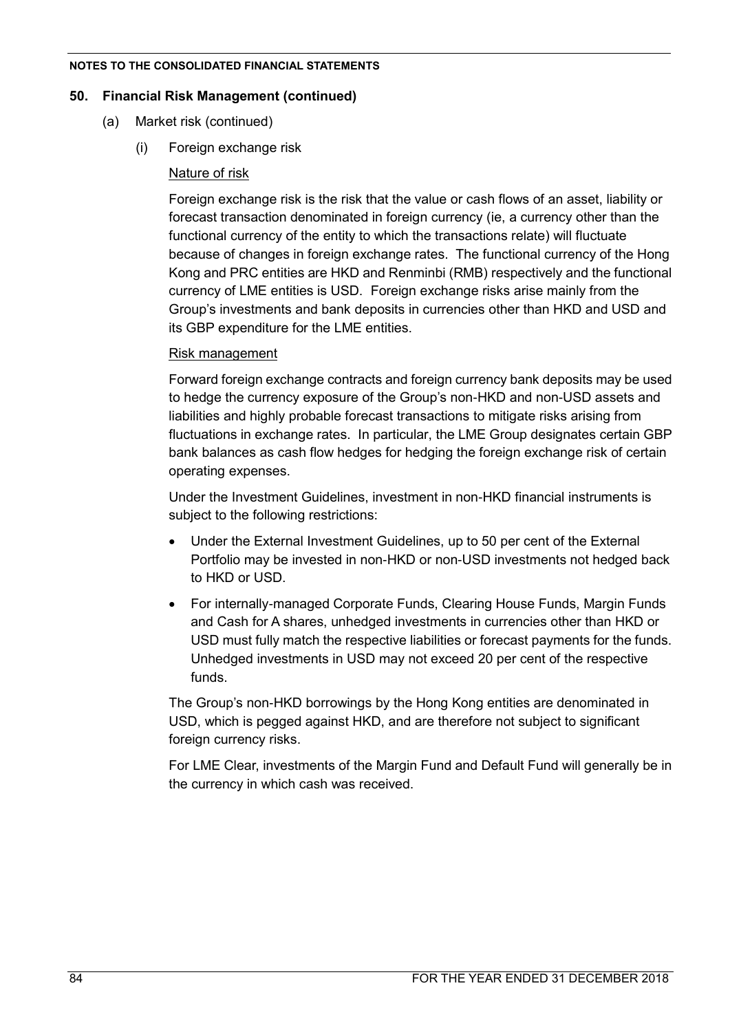## 50. Financial Risk Management (continued)

(a) Market risk (continued)

(i) Foreign exchange risk

Nature of risk

Foreign exchange risk is the risk that the value or cash flows of an asset, liability or forecast transaction denominated in foreign currency (ie, a currency other than the functional currency of the entity to which the transactions relate) will fluctuate because of changes in foreign exchange rates. The functional currency of the Hong Kong and PRC entities are HKD and Renminbi (RMB) respectively and the functional currency of LME entities is USD. Foreign exchange risks arise mainly from the Group's investments and bank deposits in currencies other than HKD and USD and its GBP expenditure for the LME entities.

Risk management

Forward foreign exchange contracts and foreign currency bank deposits may be used to hedge the currency exposure of the Group's non-HKD and non-USD assets and liabilities and highly probable forecast transactions to mitigate risks arising from fluctuations in exchange rates. In particular, the LME Group designates certain GBP bank balances as cash flow hedges for hedging the foreign exchange risk of certain operating expenses.

Under the Investment Guidelines, investment in non-HKD financial instruments is subject to the following restrictions:

- Under the External Investment Guidelines, up to 50 per cent of the External Portfolio may be invested in non-HKD or non-USD investments not hedged back to HKD or USD.
- For internally-managed Corporate Funds, Clearing House Funds, Margin Funds and Cash for A shares, unhedged investments in currencies other than HKD or USD must fully match the respective liabilities or forecast payments for the funds. Unhedged investments in USD may not exceed 20 per cent of the respective funds.

The Group's non-HKD borrowings by the Hong Kong entities are denominated in USD, which is pegged against HKD, and are therefore not subject to significant foreign currency risks.

For LME Clear, investments of the Margin Fund and Default Fund will generally be in the currency in which cash was received.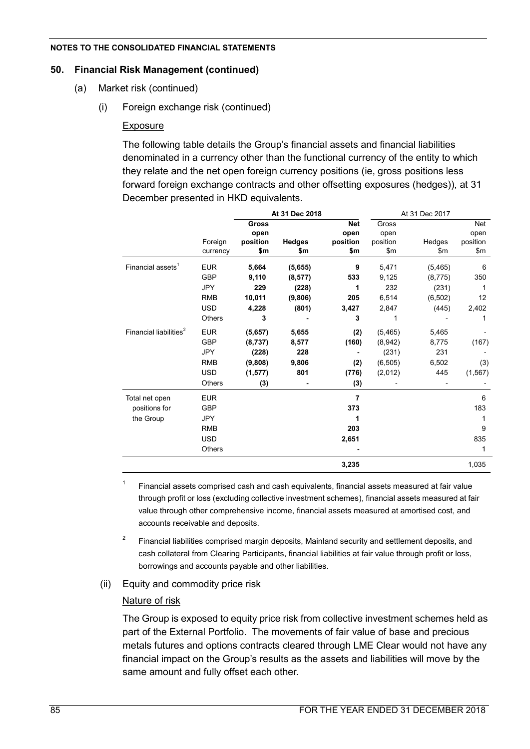**NOTES TO THE CONSOLIDATED FINANCIAL STATEMENTS**

## 50. Financial Risk Management (continued)

### (a) Market risk (continued)

#### (i) Foreign exchange risk (continued)

Exposure

The following table details the Group's financial assets and financial liabilities denominated in a currency other than the functional currency of the entity to which they relate and the net open foreign currency positions (ie, gross positions less forward foreign exchange contracts and other offsetting exposures (hedges)), at 31 December presented in HKD equivalents.

| | | **At 31 Dec 2018** | | | At 31 Dec 2017 | | |
|---|---|---|---|---|---|---|---|
| | Foreign currency | **Gross open position $m** | **Hedges $m** | **Net open position $m** | Gross open position $m | Hedges $m | Net open position $m |
| Financial assets[1] | EUR | **5,664** | **(5,655)** | **9** | 5,471 | (5,465) | 6 |
| | GBP | **9,110** | **(8,577)** | **533** | 9,125 | (8,775) | 350 |
| | JPY | **229** | **(228)** | **1** | 232 | (231) | 1 |
| | RMB | **10,011** | **(9,806)** | **205** | 6,514 | (6,502) | 12 |
| | USD | **4,228** | **(801)** | **3,427** | 2,847 | (445) | 2,402 |
| | Others | **3** | **-** | **3** | 1 | - | 1 |
| Financial liabilities[2] | EUR | **(5,657)** | **5,655** | **(2)** | (5,465) | 5,465 | - |
| | GBP | **(8,737)** | **8,577** | **(160)** | (8,942) | 8,775 | (167) |
| | JPY | **(228)** | **228** | **-** | (231) | 231 | - |
| | RMB | **(9,808)** | **9,806** | **(2)** | (6,505) | 6,502 | (3) |
| | USD | **(1,577)** | **801** | **(776)** | (2,012) | 445 | (1,567) |
| | Others | **(3)** | **-** | **(3)** | - | - | - |
| Total net open positions for the Group | EUR | | | **7** | | | 6 |
| | GBP | | | **373** | | | 183 |
| | JPY | | | **1** | | | 1 |
| | RMB | | | **203** | | | 9 |
| | USD | | | **2,651** | | | 835 |
| | Others | | | **-** | | | 1 |
| | | | | **3,235** | | | 1,035 |

[1] Financial assets comprised cash and cash equivalents, financial assets measured at fair value through profit or loss (excluding collective investment schemes), financial assets measured at fair value through other comprehensive income, financial assets measured at amortised cost, and accounts receivable and deposits.

[2] Financial liabilities comprised margin deposits, Mainland security and settlement deposits, and cash collateral from Clearing Participants, financial liabilities at fair value through profit or loss, borrowings and accounts payable and other liabilities.

#### (ii) Equity and commodity price risk

Nature of risk

The Group is exposed to equity price risk from collective investment schemes held as part of the External Portfolio. The movements of fair value of base and precious metals futures and options contracts cleared through LME Clear would not have any financial impact on the Group's results as the assets and liabilities will move by the same amount and fully offset each other.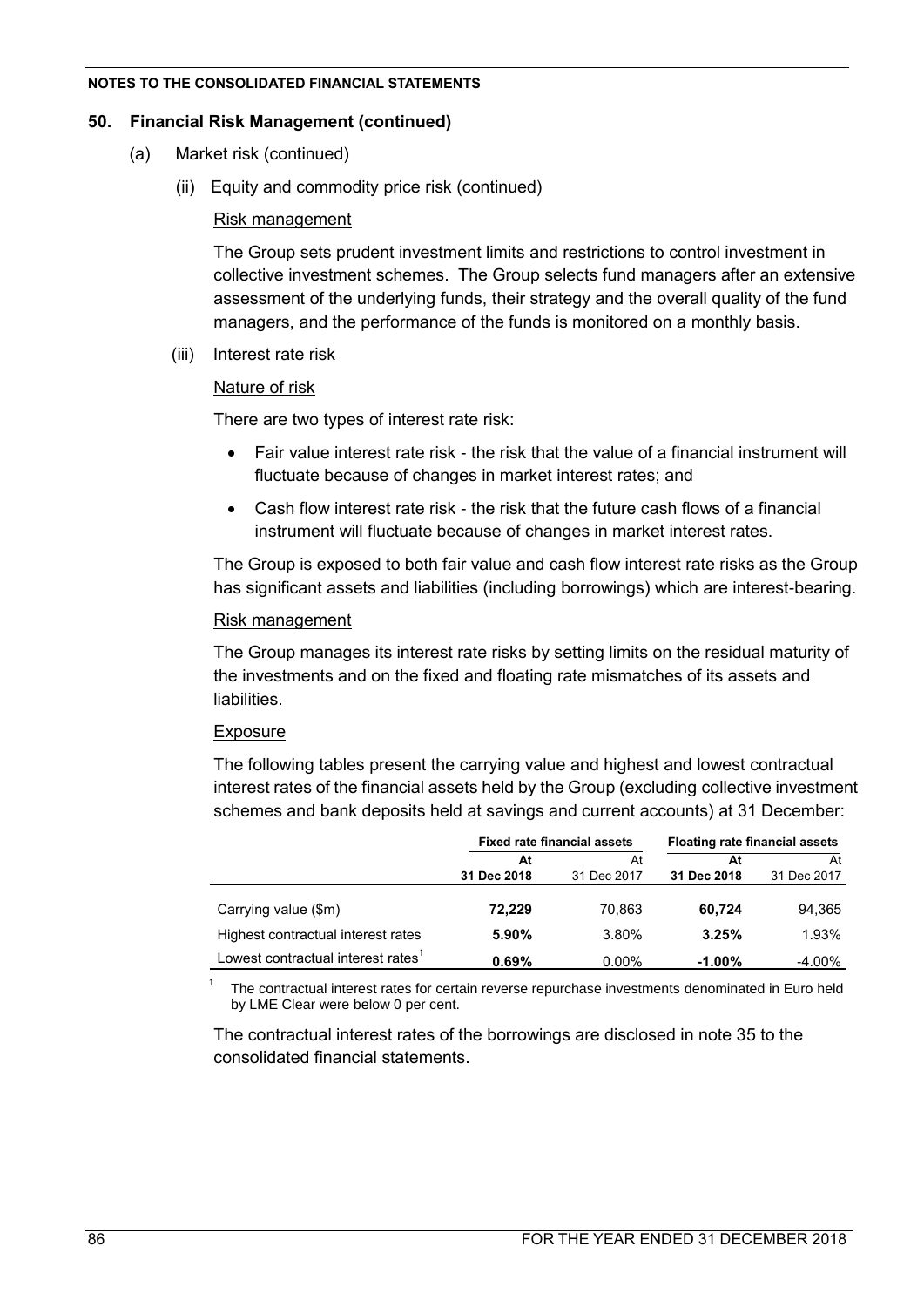**NOTES TO THE CONSOLIDATED FINANCIAL STATEMENTS**

## 50. Financial Risk Management (continued)

(a) Market risk (continued)

(ii) Equity and commodity price risk (continued)

Risk management

The Group sets prudent investment limits and restrictions to control investment in collective investment schemes. The Group selects fund managers after an extensive assessment of the underlying funds, their strategy and the overall quality of the fund managers, and the performance of the funds is monitored on a monthly basis.

(iii) Interest rate risk

Nature of risk

There are two types of interest rate risk:

- Fair value interest rate risk - the risk that the value of a financial instrument will fluctuate because of changes in market interest rates; and
- Cash flow interest rate risk - the risk that the future cash flows of a financial instrument will fluctuate because of changes in market interest rates.

The Group is exposed to both fair value and cash flow interest rate risks as the Group has significant assets and liabilities (including borrowings) which are interest-bearing.

Risk management

The Group manages its interest rate risks by setting limits on the residual maturity of the investments and on the fixed and floating rate mismatches of its assets and liabilities.

Exposure

The following tables present the carrying value and highest and lowest contractual interest rates of the financial assets held by the Group (excluding collective investment schemes and bank deposits held at savings and current accounts) at 31 December:

| | **Fixed rate financial assets** | | **Floating rate financial assets** | |
|---|---|---|---|---|
| | **At 31 Dec 2018** | At 31 Dec 2017 | **At 31 Dec 2018** | At 31 Dec 2017 |
| Carrying value ($m) | **72,229** | 70,863 | **60,724** | 94,365 |
| Highest contractual interest rates | **5.90%** | 3.80% | **3.25%** | 1.93% |
| Lowest contractual interest rates[1] | **0.69%** | 0.00% | **-1.00%** | -4.00% |

[1] The contractual interest rates for certain reverse repurchase investments denominated in Euro held by LME Clear were below 0 per cent.

The contractual interest rates of the borrowings are disclosed in note 35 to the consolidated financial statements.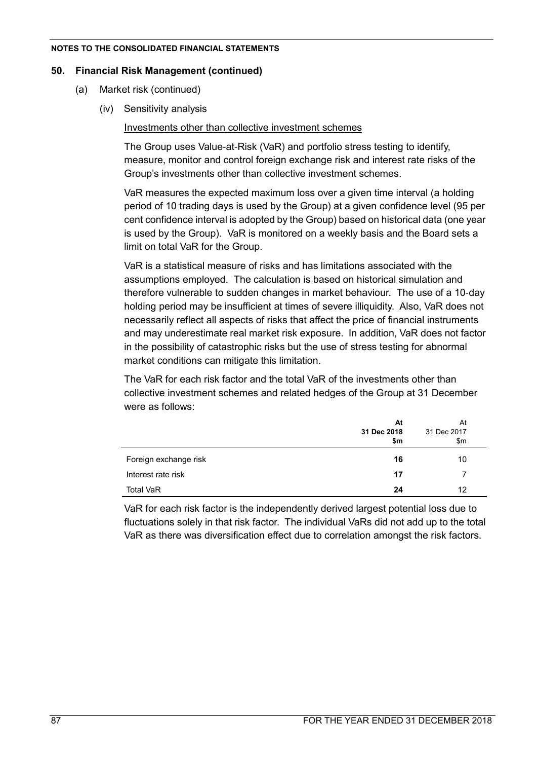NOTES TO THE CONSOLIDATED FINANCIAL STATEMENTS

## 50. Financial Risk Management (continued)

(a) Market risk (continued)

(iv) Sensitivity analysis

Investments other than collective investment schemes

The Group uses Value-at-Risk (VaR) and portfolio stress testing to identify, measure, monitor and control foreign exchange risk and interest rate risks of the Group's investments other than collective investment schemes.

VaR measures the expected maximum loss over a given time interval (a holding period of 10 trading days is used by the Group) at a given confidence level (95 per cent confidence interval is adopted by the Group) based on historical data (one year is used by the Group). VaR is monitored on a weekly basis and the Board sets a limit on total VaR for the Group.

VaR is a statistical measure of risks and has limitations associated with the assumptions employed. The calculation is based on historical simulation and therefore vulnerable to sudden changes in market behaviour. The use of a 10-day holding period may be insufficient at times of severe illiquidity. Also, VaR does not necessarily reflect all aspects of risks that affect the price of financial instruments and may underestimate real market risk exposure. In addition, VaR does not factor in the possibility of catastrophic risks but the use of stress testing for abnormal market conditions can mitigate this limitation.

The VaR for each risk factor and the total VaR of the investments other than collective investment schemes and related hedges of the Group at 31 December were as follows:

| | **At 31 Dec 2018 $m** | At 31 Dec 2017 $m |
|---|---|---|
| Foreign exchange risk | **16** | 10 |
| Interest rate risk | **17** | 7 |
| Total VaR | **24** | 12 |

VaR for each risk factor is the independently derived largest potential loss due to fluctuations solely in that risk factor. The individual VaRs did not add up to the total VaR as there was diversification effect due to correlation amongst the risk factors.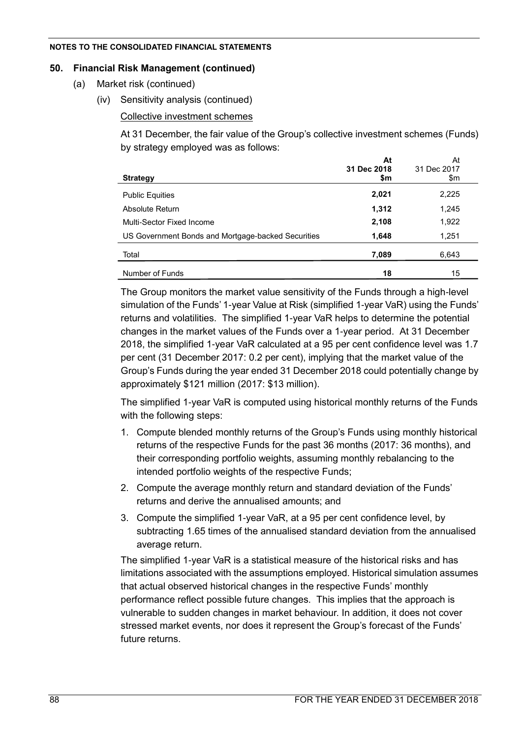**NOTES TO THE CONSOLIDATED FINANCIAL STATEMENTS**

## 50. Financial Risk Management (continued)

(a) Market risk (continued)

(iv) Sensitivity analysis (continued)

Collective investment schemes

At 31 December, the fair value of the Group's collective investment schemes (Funds) by strategy employed was as follows:

| Strategy | At 31 Dec 2018 $m | At 31 Dec 2017 $m |
|---|---|---|
| Public Equities | **2,021** | 2,225 |
| Absolute Return | **1,312** | 1,245 |
| Multi-Sector Fixed Income | **2,108** | 1,922 |
| US Government Bonds and Mortgage-backed Securities | **1,648** | 1,251 |
| Total | **7,089** | 6,643 |
| Number of Funds | **18** | 15 |

The Group monitors the market value sensitivity of the Funds through a high-level simulation of the Funds' 1-year Value at Risk (simplified 1-year VaR) using the Funds' returns and volatilities. The simplified 1-year VaR helps to determine the potential changes in the market values of the Funds over a 1-year period. At 31 December 2018, the simplified 1-year VaR calculated at a 95 per cent confidence level was 1.7 per cent (31 December 2017: 0.2 per cent), implying that the market value of the Group's Funds during the year ended 31 December 2018 could potentially change by approximately $121 million (2017: $13 million).

The simplified 1-year VaR is computed using historical monthly returns of the Funds with the following steps:

1. Compute blended monthly returns of the Group's Funds using monthly historical returns of the respective Funds for the past 36 months (2017: 36 months), and their corresponding portfolio weights, assuming monthly rebalancing to the intended portfolio weights of the respective Funds;
2. Compute the average monthly return and standard deviation of the Funds' returns and derive the annualised amounts; and
3. Compute the simplified 1-year VaR, at a 95 per cent confidence level, by subtracting 1.65 times of the annualised standard deviation from the annualised average return.

The simplified 1-year VaR is a statistical measure of the historical risks and has limitations associated with the assumptions employed. Historical simulation assumes that actual observed historical changes in the respective Funds' monthly performance reflect possible future changes. This implies that the approach is vulnerable to sudden changes in market behaviour. In addition, it does not cover stressed market events, nor does it represent the Group's forecast of the Funds' future returns.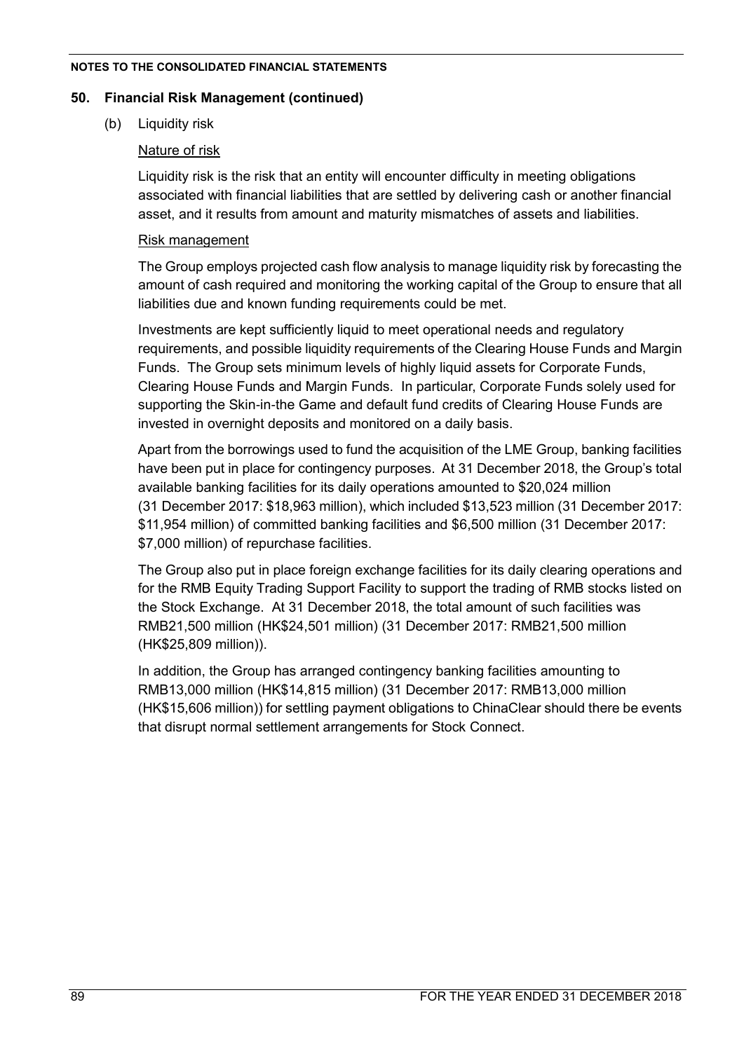## 50. Financial Risk Management (continued)

(b) Liquidity risk

Nature of risk

Liquidity risk is the risk that an entity will encounter difficulty in meeting obligations associated with financial liabilities that are settled by delivering cash or another financial asset, and it results from amount and maturity mismatches of assets and liabilities.

Risk management

The Group employs projected cash flow analysis to manage liquidity risk by forecasting the amount of cash required and monitoring the working capital of the Group to ensure that all liabilities due and known funding requirements could be met.

Investments are kept sufficiently liquid to meet operational needs and regulatory requirements, and possible liquidity requirements of the Clearing House Funds and Margin Funds. The Group sets minimum levels of highly liquid assets for Corporate Funds, Clearing House Funds and Margin Funds. In particular, Corporate Funds solely used for supporting the Skin-in-the Game and default fund credits of Clearing House Funds are invested in overnight deposits and monitored on a daily basis.

Apart from the borrowings used to fund the acquisition of the LME Group, banking facilities have been put in place for contingency purposes. At 31 December 2018, the Group's total available banking facilities for its daily operations amounted to $20,024 million (31 December 2017: $18,963 million), which included $13,523 million (31 December 2017: $11,954 million) of committed banking facilities and $6,500 million (31 December 2017: $7,000 million) of repurchase facilities.

The Group also put in place foreign exchange facilities for its daily clearing operations and for the RMB Equity Trading Support Facility to support the trading of RMB stocks listed on the Stock Exchange. At 31 December 2018, the total amount of such facilities was RMB21,500 million (HK$24,501 million) (31 December 2017: RMB21,500 million (HK$25,809 million)).

In addition, the Group has arranged contingency banking facilities amounting to RMB13,000 million (HK$14,815 million) (31 December 2017: RMB13,000 million (HK$15,606 million)) for settling payment obligations to ChinaClear should there be events that disrupt normal settlement arrangements for Stock Connect.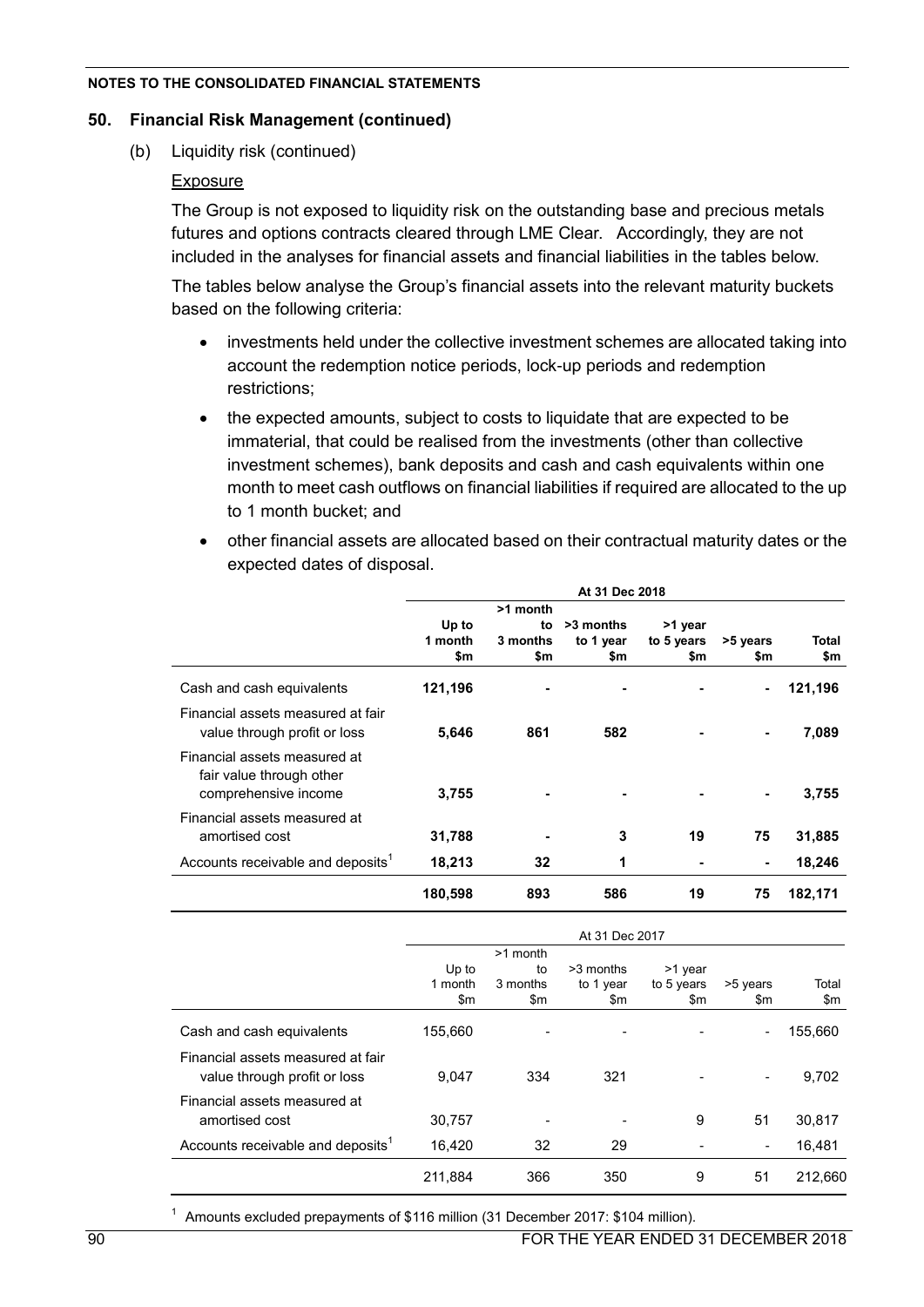NOTES TO THE CONSOLIDATED FINANCIAL STATEMENTS

## 50. Financial Risk Management (continued)

(b) Liquidity risk (continued)

Exposure

The Group is not exposed to liquidity risk on the outstanding base and precious metals futures and options contracts cleared through LME Clear. Accordingly, they are not included in the analyses for financial assets and financial liabilities in the tables below.

The tables below analyse the Group's financial assets into the relevant maturity buckets based on the following criteria:

- investments held under the collective investment schemes are allocated taking into account the redemption notice periods, lock-up periods and redemption restrictions;
- the expected amounts, subject to costs to liquidate that are expected to be immaterial, that could be realised from the investments (other than collective investment schemes), bank deposits and cash and cash equivalents within one month to meet cash outflows on financial liabilities if required are allocated to the up to 1 month bucket; and
- other financial assets are allocated based on their contractual maturity dates or the expected dates of disposal.

| | At 31 Dec 2018 | | | | | |
|---|---|---|---|---|---|---|
| | **Up to 1 month $m** | **>1 month to 3 months $m** | **>3 months to 1 year $m** | **>1 year to 5 years $m** | **>5 years $m** | **Total $m** |
| Cash and cash equivalents | **121,196** | **-** | **-** | **-** | **-** | **121,196** |
| Financial assets measured at fair value through profit or loss | **5,646** | **861** | **582** | **-** | **-** | **7,089** |
| Financial assets measured at fair value through other comprehensive income | **3,755** | **-** | **-** | **-** | **-** | **3,755** |
| Financial assets measured at amortised cost | **31,788** | **-** | **3** | **19** | **75** | **31,885** |
| Accounts receivable and deposits[1] | **18,213** | **32** | **1** | **-** | **-** | **18,246** |
| | **180,598** | **893** | **586** | **19** | **75** | **182,171** |

| | At 31 Dec 2017 | | | | | |
|---|---|---|---|---|---|---|
| | Up to 1 month $m | >1 month to 3 months $m | >3 months to 1 year $m | >1 year to 5 years $m | >5 years $m | Total $m |
| Cash and cash equivalents | 155,660 | - | - | - | - | 155,660 |
| Financial assets measured at fair value through profit or loss | 9,047 | 334 | 321 | - | - | 9,702 |
| Financial assets measured at amortised cost | 30,757 | - | - | 9 | 51 | 30,817 |
| Accounts receivable and deposits[1] | 16,420 | 32 | 29 | - | - | 16,481 |
| | 211,884 | 366 | 350 | 9 | 51 | 212,660 |

[1] Amounts excluded prepayments of $116 million (31 December 2017: $104 million).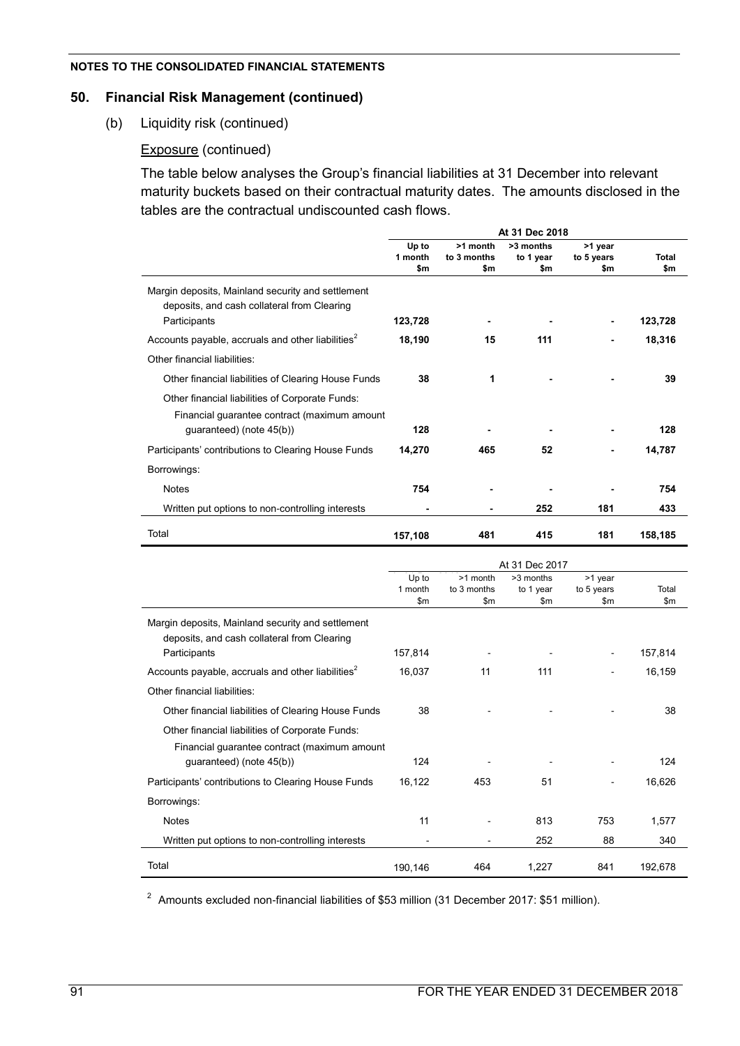NOTES TO THE CONSOLIDATED FINANCIAL STATEMENTS

## 50. Financial Risk Management (continued)

(b) Liquidity risk (continued)

Exposure (continued)

The table below analyses the Group's financial liabilities at 31 December into relevant maturity buckets based on their contractual maturity dates. The amounts disclosed in the tables are the contractual undiscounted cash flows.

| | At 31 Dec 2018 | | | | |
|---|---|---|---|---|---|
| | **Up to 1 month $m** | **>1 month to 3 months $m** | **>3 months to 1 year $m** | **>1 year to 5 years $m** | **Total $m** |
| Margin deposits, Mainland security and settlement deposits, and cash collateral from Clearing Participants | **123,728** | **-** | **-** | **-** | **123,728** |
| Accounts payable, accruals and other liabilities[2] | **18,190** | **15** | **111** | **-** | **18,316** |
| Other financial liabilities: | | | | | |
| Other financial liabilities of Clearing House Funds | **38** | **1** | **-** | **-** | **39** |
| Other financial liabilities of Corporate Funds: | | | | | |
| Financial guarantee contract (maximum amount guaranteed) (note 45(b)) | **128** | **-** | **-** | **-** | **128** |
| Participants' contributions to Clearing House Funds | **14,270** | **465** | **52** | **-** | **14,787** |
| Borrowings: | | | | | |
| Notes | **754** | **-** | **-** | **-** | **754** |
| Written put options to non-controlling interests | **-** | **-** | **252** | **181** | **433** |
| Total | **157,108** | **481** | **415** | **181** | **158,185** |

| | At 31 Dec 2017 | | | | |
|---|---|---|---|---|---|
| | Up to 1 month $m | >1 month to 3 months $m | >3 months to 1 year $m | >1 year to 5 years $m | Total $m |
| Margin deposits, Mainland security and settlement deposits, and cash collateral from Clearing Participants | 157,814 | - | - | - | 157,814 |
| Accounts payable, accruals and other liabilities[2] | 16,037 | 11 | 111 | - | 16,159 |
| Other financial liabilities: | | | | | |
| Other financial liabilities of Clearing House Funds | 38 | - | - | - | 38 |
| Other financial liabilities of Corporate Funds: | | | | | |
| Financial guarantee contract (maximum amount guaranteed) (note 45(b)) | 124 | - | - | - | 124 |
| Participants' contributions to Clearing House Funds | 16,122 | 453 | 51 | - | 16,626 |
| Borrowings: | | | | | |
| Notes | 11 | - | 813 | 753 | 1,577 |
| Written put options to non-controlling interests | - | - | 252 | 88 | 340 |
| Total | 190,146 | 464 | 1,227 | 841 | 192,678 |

[2] Amounts excluded non-financial liabilities of $53 million (31 December 2017: $51 million).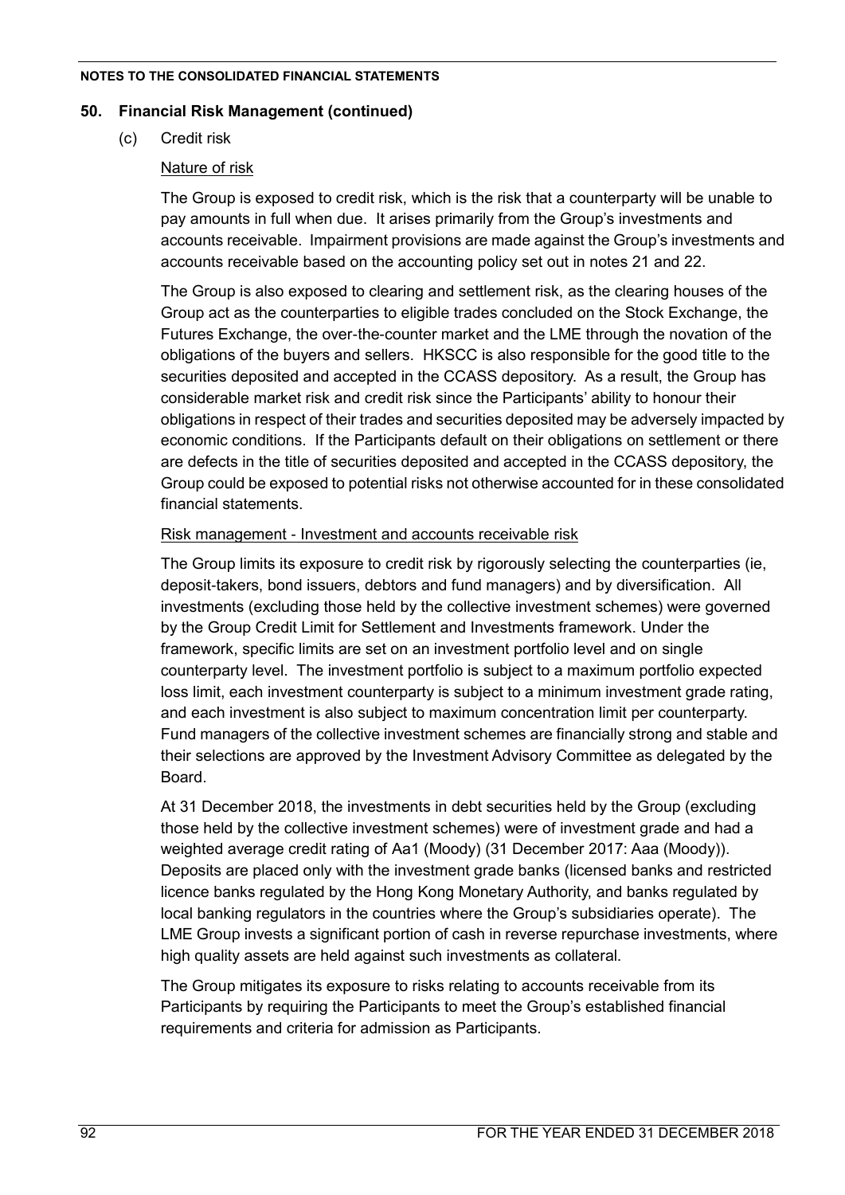## 50. Financial Risk Management (continued)

(c) Credit risk

Nature of risk

The Group is exposed to credit risk, which is the risk that a counterparty will be unable to pay amounts in full when due. It arises primarily from the Group's investments and accounts receivable. Impairment provisions are made against the Group's investments and accounts receivable based on the accounting policy set out in notes 21 and 22.

The Group is also exposed to clearing and settlement risk, as the clearing houses of the Group act as the counterparties to eligible trades concluded on the Stock Exchange, the Futures Exchange, the over-the-counter market and the LME through the novation of the obligations of the buyers and sellers. HKSCC is also responsible for the good title to the securities deposited and accepted in the CCASS depository. As a result, the Group has considerable market risk and credit risk since the Participants' ability to honour their obligations in respect of their trades and securities deposited may be adversely impacted by economic conditions. If the Participants default on their obligations on settlement or there are defects in the title of securities deposited and accepted in the CCASS depository, the Group could be exposed to potential risks not otherwise accounted for in these consolidated financial statements.

Risk management - Investment and accounts receivable risk

The Group limits its exposure to credit risk by rigorously selecting the counterparties (ie, deposit-takers, bond issuers, debtors and fund managers) and by diversification. All investments (excluding those held by the collective investment schemes) were governed by the Group Credit Limit for Settlement and Investments framework. Under the framework, specific limits are set on an investment portfolio level and on single counterparty level. The investment portfolio is subject to a maximum portfolio expected loss limit, each investment counterparty is subject to a minimum investment grade rating, and each investment is also subject to maximum concentration limit per counterparty. Fund managers of the collective investment schemes are financially strong and stable and their selections are approved by the Investment Advisory Committee as delegated by the Board.

At 31 December 2018, the investments in debt securities held by the Group (excluding those held by the collective investment schemes) were of investment grade and had a weighted average credit rating of Aa1 (Moody) (31 December 2017: Aaa (Moody)). Deposits are placed only with the investment grade banks (licensed banks and restricted licence banks regulated by the Hong Kong Monetary Authority, and banks regulated by local banking regulators in the countries where the Group's subsidiaries operate). The LME Group invests a significant portion of cash in reverse repurchase investments, where high quality assets are held against such investments as collateral.

The Group mitigates its exposure to risks relating to accounts receivable from its Participants by requiring the Participants to meet the Group's established financial requirements and criteria for admission as Participants.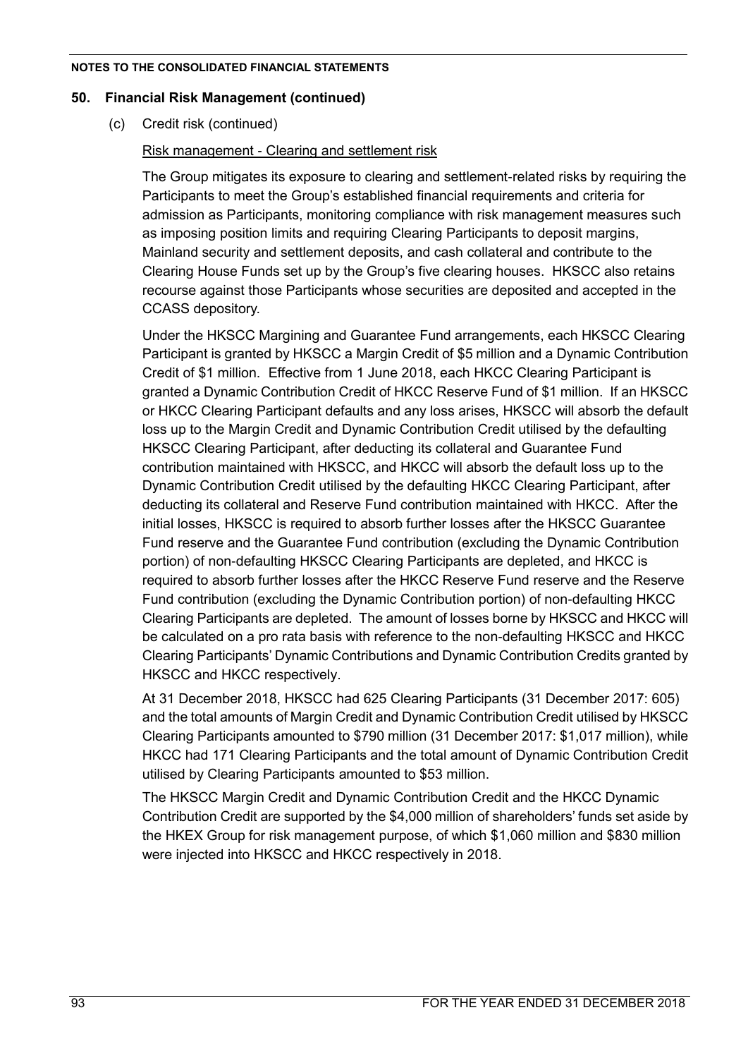## 50. Financial Risk Management (continued)

(c) Credit risk (continued)

Risk management - Clearing and settlement risk

The Group mitigates its exposure to clearing and settlement-related risks by requiring the Participants to meet the Group's established financial requirements and criteria for admission as Participants, monitoring compliance with risk management measures such as imposing position limits and requiring Clearing Participants to deposit margins, Mainland security and settlement deposits, and cash collateral and contribute to the Clearing House Funds set up by the Group's five clearing houses. HKSCC also retains recourse against those Participants whose securities are deposited and accepted in the CCASS depository.

Under the HKSCC Margining and Guarantee Fund arrangements, each HKSCC Clearing Participant is granted by HKSCC a Margin Credit of $5 million and a Dynamic Contribution Credit of $1 million. Effective from 1 June 2018, each HKCC Clearing Participant is granted a Dynamic Contribution Credit of HKCC Reserve Fund of $1 million. If an HKSCC or HKCC Clearing Participant defaults and any loss arises, HKSCC will absorb the default loss up to the Margin Credit and Dynamic Contribution Credit utilised by the defaulting HKSCC Clearing Participant, after deducting its collateral and Guarantee Fund contribution maintained with HKSCC, and HKCC will absorb the default loss up to the Dynamic Contribution Credit utilised by the defaulting HKCC Clearing Participant, after deducting its collateral and Reserve Fund contribution maintained with HKCC. After the initial losses, HKSCC is required to absorb further losses after the HKSCC Guarantee Fund reserve and the Guarantee Fund contribution (excluding the Dynamic Contribution portion) of non-defaulting HKSCC Clearing Participants are depleted, and HKCC is required to absorb further losses after the HKCC Reserve Fund reserve and the Reserve Fund contribution (excluding the Dynamic Contribution portion) of non-defaulting HKCC Clearing Participants are depleted. The amount of losses borne by HKSCC and HKCC will be calculated on a pro rata basis with reference to the non-defaulting HKSCC and HKCC Clearing Participants' Dynamic Contributions and Dynamic Contribution Credits granted by HKSCC and HKCC respectively.

At 31 December 2018, HKSCC had 625 Clearing Participants (31 December 2017: 605) and the total amounts of Margin Credit and Dynamic Contribution Credit utilised by HKSCC Clearing Participants amounted to $790 million (31 December 2017: $1,017 million), while HKCC had 171 Clearing Participants and the total amount of Dynamic Contribution Credit utilised by Clearing Participants amounted to $53 million.

The HKSCC Margin Credit and Dynamic Contribution Credit and the HKCC Dynamic Contribution Credit are supported by the $4,000 million of shareholders' funds set aside by the HKEX Group for risk management purpose, of which $1,060 million and $830 million were injected into HKSCC and HKCC respectively in 2018.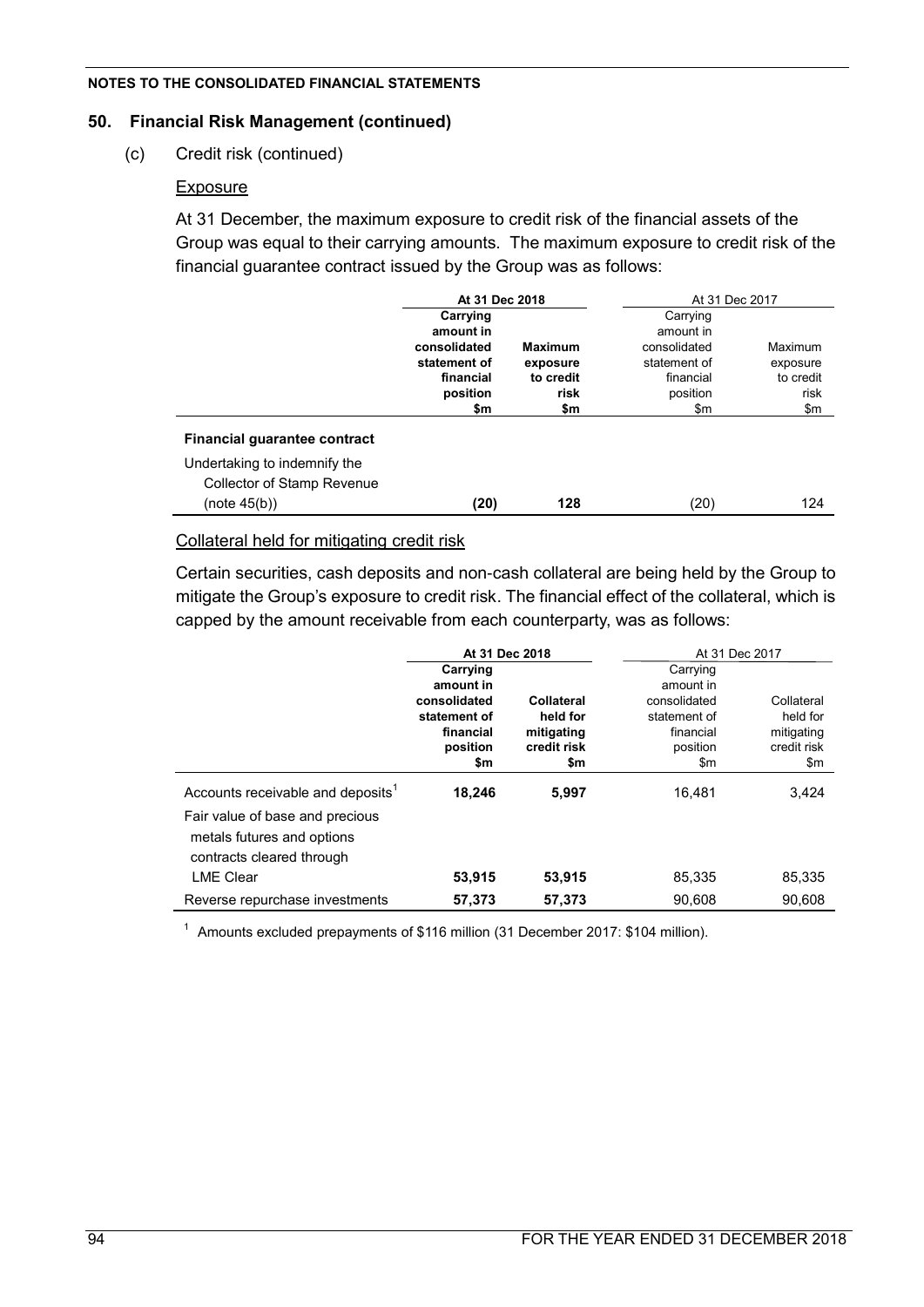**NOTES TO THE CONSOLIDATED FINANCIAL STATEMENTS**

## 50. Financial Risk Management (continued)

(c) Credit risk (continued)

Exposure

At 31 December, the maximum exposure to credit risk of the financial assets of the Group was equal to their carrying amounts. The maximum exposure to credit risk of the financial guarantee contract issued by the Group was as follows:

| | **At 31 Dec 2018** | | At 31 Dec 2017 | |
|---|---|---|---|---|
| | **Carrying amount in consolidated statement of financial position $m** | **Maximum exposure to credit risk $m** | Carrying amount in consolidated statement of financial position $m | Maximum exposure to credit risk $m |
| **Financial guarantee contract** | | | | |
| Undertaking to indemnify the Collector of Stamp Revenue (note 45(b)) | **(20)** | **128** | (20) | 124 |

Collateral held for mitigating credit risk

Certain securities, cash deposits and non-cash collateral are being held by the Group to mitigate the Group's exposure to credit risk. The financial effect of the collateral, which is capped by the amount receivable from each counterparty, was as follows:

| | **At 31 Dec 2018** | | At 31 Dec 2017 | |
|---|---|---|---|---|
| | **Carrying amount in consolidated statement of financial position $m** | **Collateral held for mitigating credit risk $m** | Carrying amount in consolidated statement of financial position $m | Collateral held for mitigating credit risk $m |
| Accounts receivable and deposits[1] | **18,246** | **5,997** | 16,481 | 3,424 |
| Fair value of base and precious metals futures and options contracts cleared through LME Clear | **53,915** | **53,915** | 85,335 | 85,335 |
| Reverse repurchase investments | **57,373** | **57,373** | 90,608 | 90,608 |

[1] Amounts excluded prepayments of $116 million (31 December 2017: $104 million).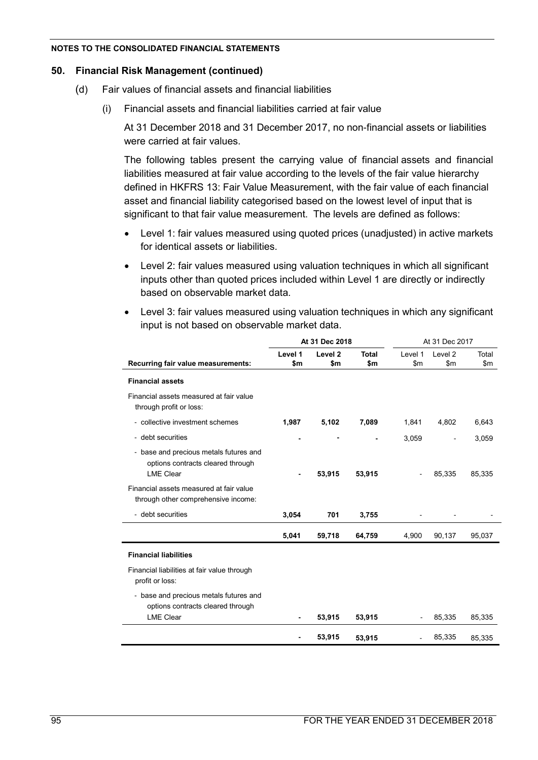## 50. Financial Risk Management (continued)

(d) Fair values of financial assets and financial liabilities

(i) Financial assets and financial liabilities carried at fair value

At 31 December 2018 and 31 December 2017, no non-financial assets or liabilities were carried at fair values.

The following tables present the carrying value of financial assets and financial liabilities measured at fair value according to the levels of the fair value hierarchy defined in HKFRS 13: Fair Value Measurement, with the fair value of each financial asset and financial liability categorised based on the lowest level of input that is significant to that fair value measurement. The levels are defined as follows:

- Level 1: fair values measured using quoted prices (unadjusted) in active markets for identical assets or liabilities.
- Level 2: fair values measured using valuation techniques in which all significant inputs other than quoted prices included within Level 1 are directly or indirectly based on observable market data.
- Level 3: fair values measured using valuation techniques in which any significant input is not based on observable market data.

| | **At 31 Dec 2018** | | | At 31 Dec 2017 | | |
|---|---|---|---|---|---|---|
| **Recurring fair value measurements:** | **Level 1 $m** | **Level 2 $m** | **Total $m** | Level 1 $m | Level 2 $m | Total $m |
| **Financial assets** | | | | | | |
| Financial assets measured at fair value through profit or loss: | | | | | | |
| - collective investment schemes | **1,987** | **5,102** | **7,089** | 1,841 | 4,802 | 6,643 |
| - debt securities | **-** | **-** | **-** | 3,059 | - | 3,059 |
| - base and precious metals futures and options contracts cleared through LME Clear | **-** | **53,915** | **53,915** | - | 85,335 | 85,335 |
| Financial assets measured at fair value through other comprehensive income: | | | | | | |
| - debt securities | **3,054** | **701** | **3,755** | - | - | - |
| | **5,041** | **59,718** | **64,759** | 4,900 | 90,137 | 95,037 |
| **Financial liabilities** | | | | | | |
| Financial liabilities at fair value through profit or loss: | | | | | | |
| - base and precious metals futures and options contracts cleared through LME Clear | **-** | **53,915** | **53,915** | - | 85,335 | 85,335 |
| | **-** | **53,915** | **53,915** | - | 85,335 | 85,335 |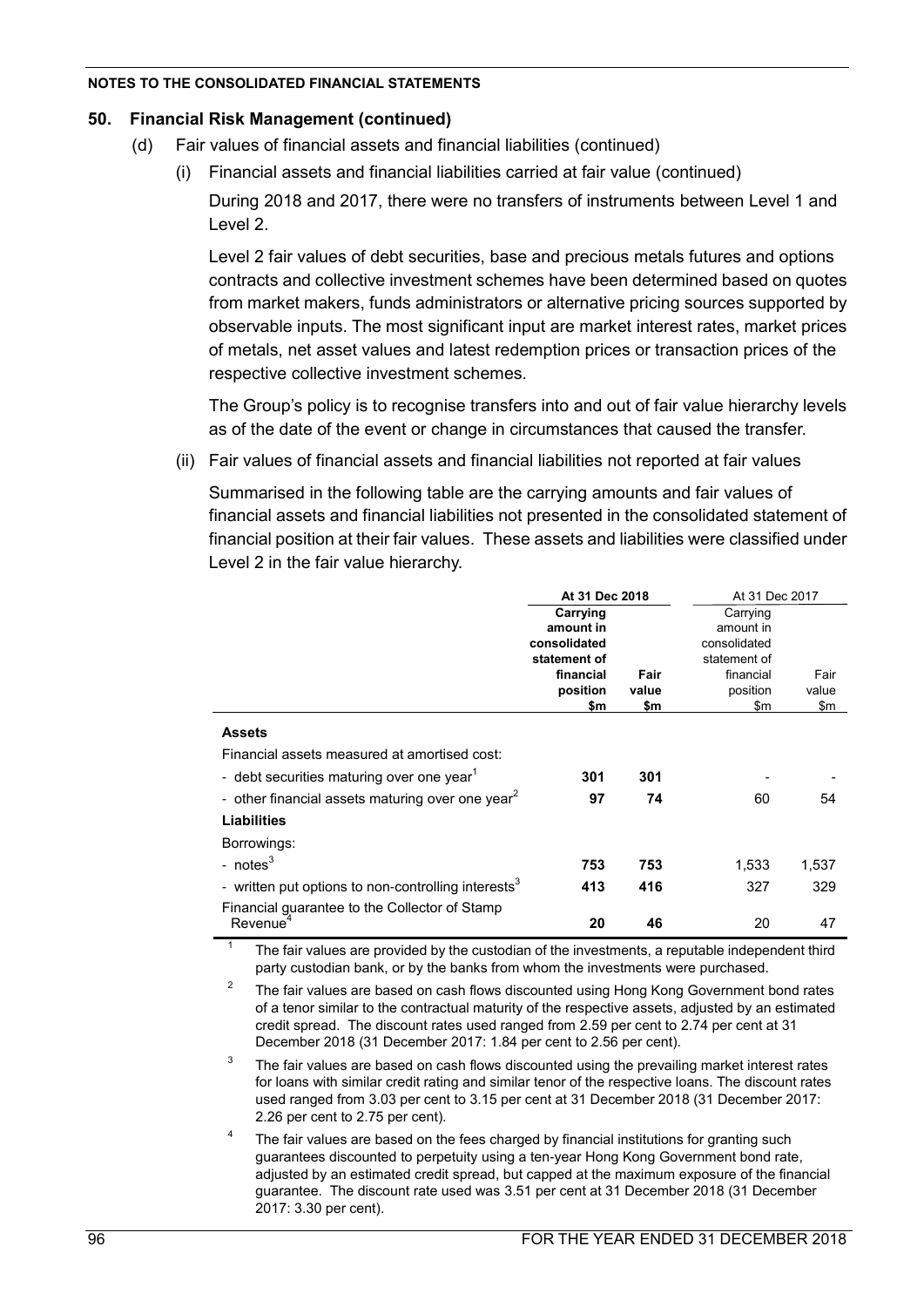NOTES TO THE CONSOLIDATED FINANCIAL STATEMENTS

## 50. Financial Risk Management (continued)

(d) Fair values of financial assets and financial liabilities (continued)

(i) Financial assets and financial liabilities carried at fair value (continued)

During 2018 and 2017, there were no transfers of instruments between Level 1 and Level 2.

Level 2 fair values of debt securities, base and precious metals futures and options contracts and collective investment schemes have been determined based on quotes from market makers, funds administrators or alternative pricing sources supported by observable inputs. The most significant input are market interest rates, market prices of metals, net asset values and latest redemption prices or transaction prices of the respective collective investment schemes.

The Group's policy is to recognise transfers into and out of fair value hierarchy levels as of the date of the event or change in circumstances that caused the transfer.

(ii) Fair values of financial assets and financial liabilities not reported at fair values

Summarised in the following table are the carrying amounts and fair values of financial assets and financial liabilities not presented in the consolidated statement of financial position at their fair values. These assets and liabilities were classified under Level 2 in the fair value hierarchy.

| | **At 31 Dec 2018** | | At 31 Dec 2017 | |
|---|---|---|---|---|
| | **Carrying amount in consolidated statement of financial position $m** | **Fair value $m** | Carrying amount in consolidated statement of financial position $m | Fair value $m |
| **Assets** | | | | |
| Financial assets measured at amortised cost: | | | | |
| - debt securities maturing over one year[1] | **301** | **301** | - | - |
| - other financial assets maturing over one year[2] | **97** | **74** | 60 | 54 |
| **Liabilities** | | | | |
| Borrowings: | | | | |
| - notes[3] | **753** | **753** | 1,533 | 1,537 |
| - written put options to non-controlling interests[3] | **413** | **416** | 327 | 329 |
| Financial guarantee to the Collector of Stamp Revenue[4] | **20** | **46** | 20 | 47 |

[1] The fair values are provided by the custodian of the investments, a reputable independent third party custodian bank, or by the banks from whom the investments were purchased.

[2] The fair values are based on cash flows discounted using Hong Kong Government bond rates of a tenor similar to the contractual maturity of the respective assets, adjusted by an estimated credit spread. The discount rates used ranged from 2.59 per cent to 2.74 per cent at 31 December 2018 (31 December 2017: 1.84 per cent to 2.56 per cent).

[3] The fair values are based on cash flows discounted using the prevailing market interest rates for loans with similar credit rating and similar tenor of the respective loans. The discount rates used ranged from 3.03 per cent to 3.15 per cent at 31 December 2018 (31 December 2017: 2.26 per cent to 2.75 per cent).

[4] The fair values are based on the fees charged by financial institutions for granting such guarantees discounted to perpetuity using a ten-year Hong Kong Government bond rate, adjusted by an estimated credit spread, but capped at the maximum exposure of the financial guarantee. The discount rate used was 3.51 per cent at 31 December 2018 (31 December 2017: 3.30 per cent).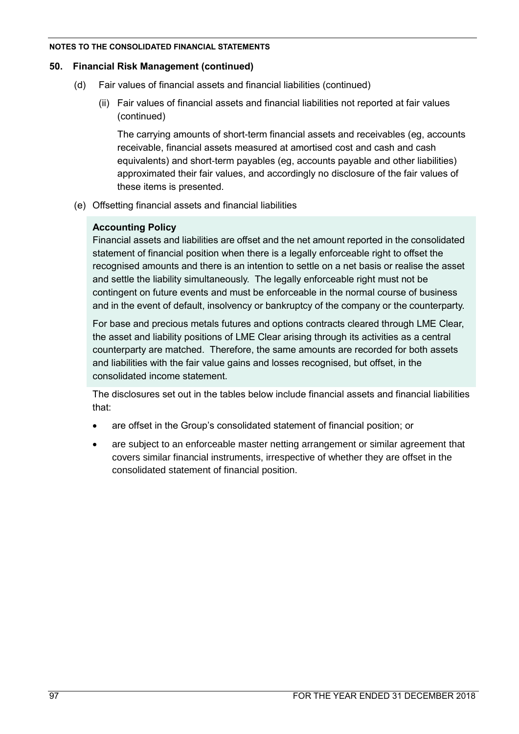## 50. Financial Risk Management (continued)

(d) Fair values of financial assets and financial liabilities (continued)

(ii) Fair values of financial assets and financial liabilities not reported at fair values (continued)

The carrying amounts of short-term financial assets and receivables (eg, accounts receivable, financial assets measured at amortised cost and cash and cash equivalents) and short-term payables (eg, accounts payable and other liabilities) approximated their fair values, and accordingly no disclosure of the fair values of these items is presented.

(e) Offsetting financial assets and financial liabilities

**Accounting Policy**

Financial assets and liabilities are offset and the net amount reported in the consolidated statement of financial position when there is a legally enforceable right to offset the recognised amounts and there is an intention to settle on a net basis or realise the asset and settle the liability simultaneously. The legally enforceable right must not be contingent on future events and must be enforceable in the normal course of business and in the event of default, insolvency or bankruptcy of the company or the counterparty.

For base and precious metals futures and options contracts cleared through LME Clear, the asset and liability positions of LME Clear arising through its activities as a central counterparty are matched. Therefore, the same amounts are recorded for both assets and liabilities with the fair value gains and losses recognised, but offset, in the consolidated income statement.

The disclosures set out in the tables below include financial assets and financial liabilities that:

- are offset in the Group's consolidated statement of financial position; or
- are subject to an enforceable master netting arrangement or similar agreement that covers similar financial instruments, irrespective of whether they are offset in the consolidated statement of financial position.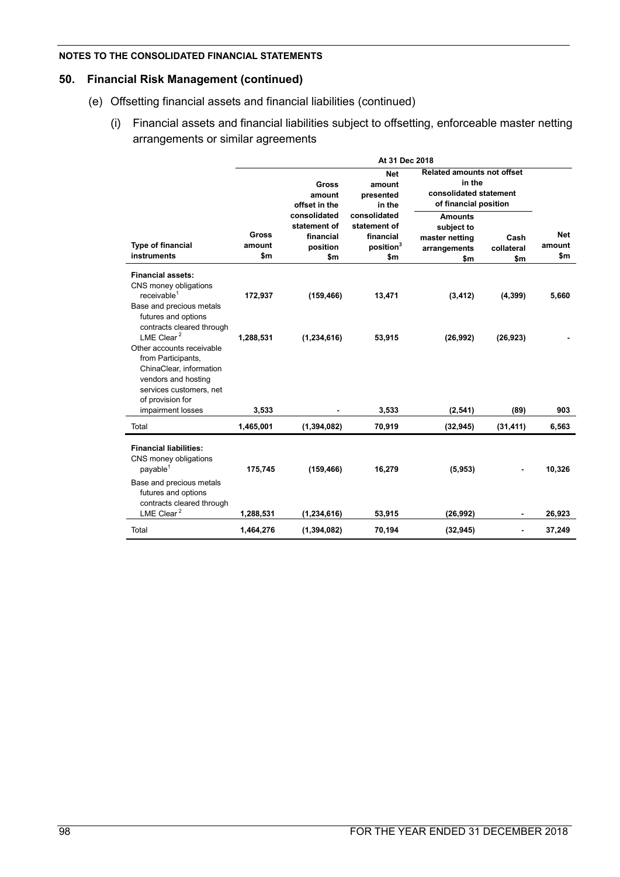NOTES TO THE CONSOLIDATED FINANCIAL STATEMENTS

## 50. Financial Risk Management (continued)

(e) Offsetting financial assets and financial liabilities (continued)

(i) Financial assets and financial liabilities subject to offsetting, enforceable master netting arrangements or similar agreements

| | At 31 Dec 2018 | | | | | |
|---|---|---|---|---|---|---|
| | | | | Related amounts not offset in the consolidated statement of financial position | | |
| Type of financial instruments | Gross amount $m | Gross amount offset in the consolidated statement of financial position $m | Net amount presented in the consolidated statement of financial position[3] $m | Amounts subject to master netting arrangements $m | Cash collateral $m | Net amount $m |
| **Financial assets:** | | | | | | |
| CNS money obligations receivable[1] | 172,937 | (159,466) | 13,471 | (3,412) | (4,399) | 5,660 |
| Base and precious metals futures and options contracts cleared through LME Clear[2] | 1,288,531 | (1,234,616) | 53,915 | (26,992) | (26,923) | - |
| Other accounts receivable from Participants, ChinaClear, information vendors and hosting services customers, net of provision for impairment losses | 3,533 | - | 3,533 | (2,541) | (89) | 903 |
| Total | 1,465,001 | (1,394,082) | 70,919 | (32,945) | (31,411) | 6,563 |
| **Financial liabilities:** | | | | | | |
| CNS money obligations payable[1] | 175,745 | (159,466) | 16,279 | (5,953) | - | 10,326 |
| Base and precious metals futures and options contracts cleared through LME Clear[2] | 1,288,531 | (1,234,616) | 53,915 | (26,992) | - | 26,923 |
| Total | 1,464,276 | (1,394,082) | 70,194 | (32,945) | - | 37,249 |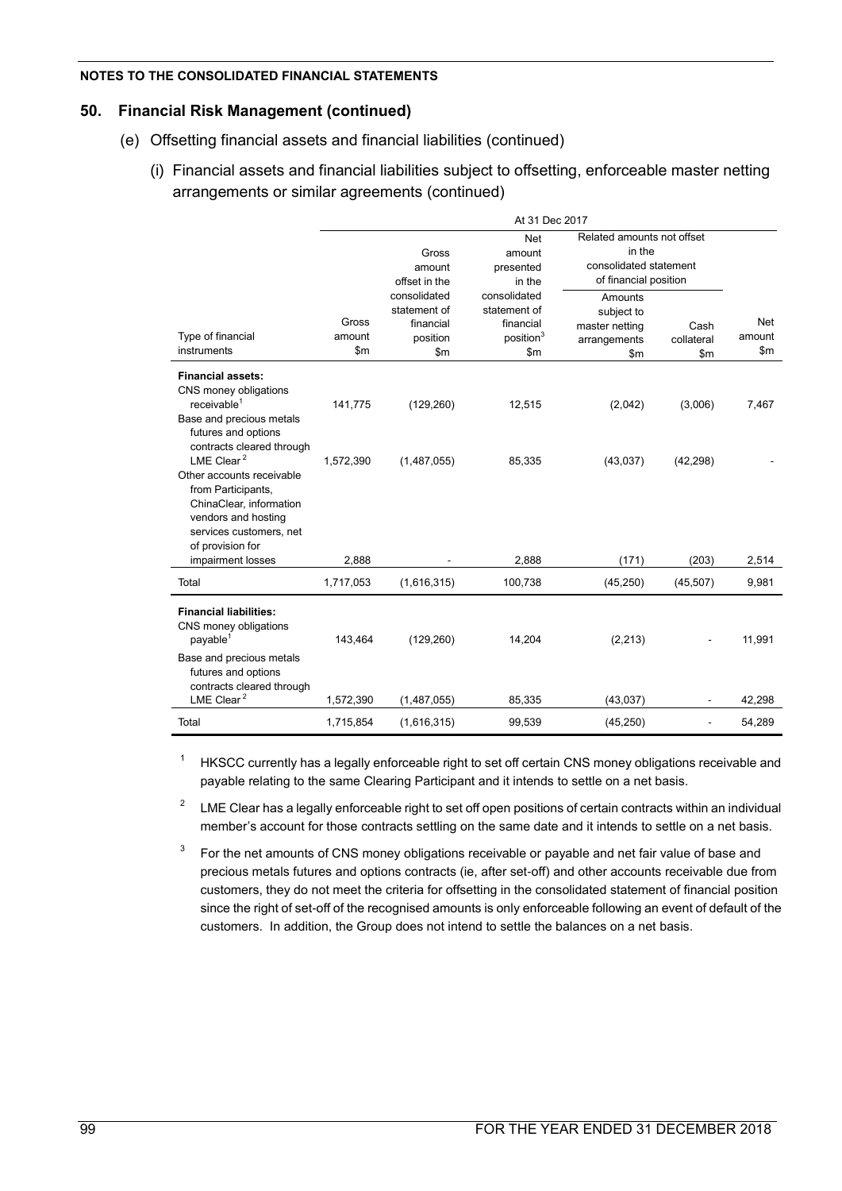**NOTES TO THE CONSOLIDATED FINANCIAL STATEMENTS**

## 50. Financial Risk Management (continued)

### (e) Offsetting financial assets and financial liabilities (continued)

#### (i) Financial assets and financial liabilities subject to offsetting, enforceable master netting arrangements or similar agreements (continued)

| | At 31 Dec 2017 | | | | | |
|---|---|---|---|---|---|---|
| | | | | Related amounts not offset in the consolidated statement of financial position | | |
| Type of financial instruments | Gross amount $m | Gross amount offset in the consolidated statement of financial position $m | Net amount presented in the consolidated statement of financial position[3] $m | Amounts subject to master netting arrangements $m | Cash collateral $m | Net amount $m |
| **Financial assets:** | | | | | | |
| CNS money obligations receivable[1] | 141,775 | (129,260) | 12,515 | (2,042) | (3,006) | 7,467 |
| Base and precious metals futures and options contracts cleared through LME Clear[2] | 1,572,390 | (1,487,055) | 85,335 | (43,037) | (42,298) | - |
| Other accounts receivable from Participants, ChinaClear, information vendors and hosting services customers, net of provision for impairment losses | 2,888 | - | 2,888 | (171) | (203) | 2,514 |
| Total | 1,717,053 | (1,616,315) | 100,738 | (45,250) | (45,507) | 9,981 |
| **Financial liabilities:** | | | | | | |
| CNS money obligations payable[1] | 143,464 | (129,260) | 14,204 | (2,213) | - | 11,991 |
| Base and precious metals futures and options contracts cleared through LME Clear[2] | 1,572,390 | (1,487,055) | 85,335 | (43,037) | - | 42,298 |
| Total | 1,715,854 | (1,616,315) | 99,539 | (45,250) | - | 54,289 |

[1] HKSCC currently has a legally enforceable right to set off certain CNS money obligations receivable and payable relating to the same Clearing Participant and it intends to settle on a net basis.

[2] LME Clear has a legally enforceable right to set off open positions of certain contracts within an individual member's account for those contracts settling on the same date and it intends to settle on a net basis.

[3] For the net amounts of CNS money obligations receivable or payable and net fair value of base and precious metals futures and options contracts (ie, after set-off) and other accounts receivable due from customers, they do not meet the criteria for offsetting in the consolidated statement of financial position since the right of set-off of the recognised amounts is only enforceable following an event of default of the customers. In addition, the Group does not intend to settle the balances on a net basis.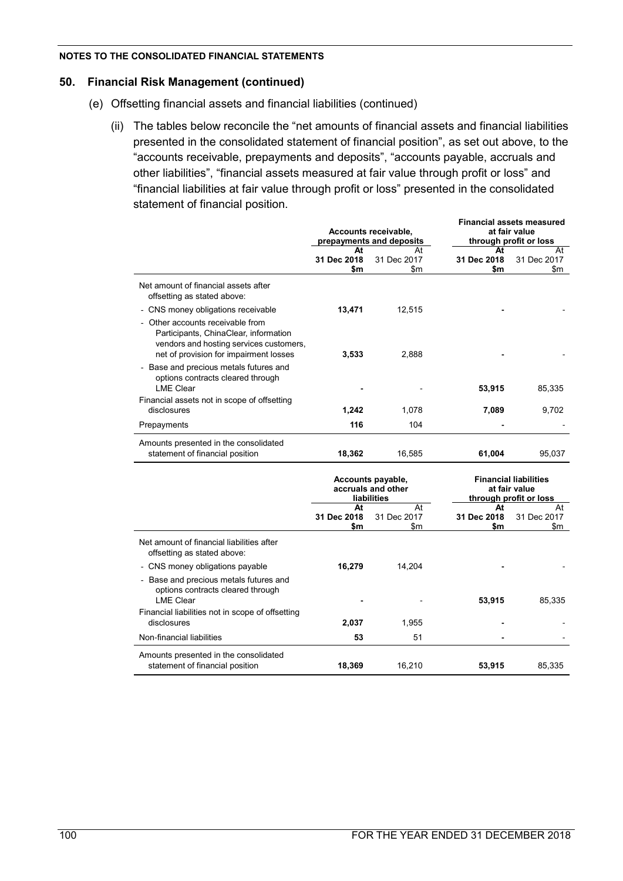**NOTES TO THE CONSOLIDATED FINANCIAL STATEMENTS**

## 50. Financial Risk Management (continued)

(e) Offsetting financial assets and financial liabilities (continued)

(ii) The tables below reconcile the "net amounts of financial assets and financial liabilities presented in the consolidated statement of financial position", as set out above, to the "accounts receivable, prepayments and deposits", "accounts payable, accruals and other liabilities", "financial assets measured at fair value through profit or loss" and "financial liabilities at fair value through profit or loss" presented in the consolidated statement of financial position.

| | Accounts receivable, prepayments and deposits | | Financial assets measured at fair value through profit or loss | |
|---|---|---|---|---|
| | **At 31 Dec 2018 $m** | At 31 Dec 2017 $m | **At 31 Dec 2018 $m** | At 31 Dec 2017 $m |
| Net amount of financial assets after offsetting as stated above: | | | | |
| - CNS money obligations receivable | **13,471** | 12,515 | **-** | - |
| - Other accounts receivable from Participants, ChinaClear, information vendors and hosting services customers, net of provision for impairment losses | **3,533** | 2,888 | **-** | - |
| - Base and precious metals futures and options contracts cleared through LME Clear | **-** | - | **53,915** | 85,335 |
| Financial assets not in scope of offsetting disclosures | **1,242** | 1,078 | **7,089** | 9,702 |
| Prepayments | **116** | 104 | **-** | - |
| Amounts presented in the consolidated statement of financial position | **18,362** | 16,585 | **61,004** | 95,037 |

| | Accounts payable, accruals and other liabilities | | Financial liabilities at fair value through profit or loss | |
|---|---|---|---|---|
| | **At 31 Dec 2018 $m** | At 31 Dec 2017 $m | **At 31 Dec 2018 $m** | At 31 Dec 2017 $m |
| Net amount of financial liabilities after offsetting as stated above: | | | | |
| - CNS money obligations payable | **16,279** | 14,204 | **-** | - |
| - Base and precious metals futures and options contracts cleared through LME Clear | **-** | - | **53,915** | 85,335 |
| Financial liabilities not in scope of offsetting disclosures | **2,037** | 1,955 | **-** | - |
| Non-financial liabilities | **53** | 51 | **-** | - |
| Amounts presented in the consolidated statement of financial position | **18,369** | 16,210 | **53,915** | 85,335 |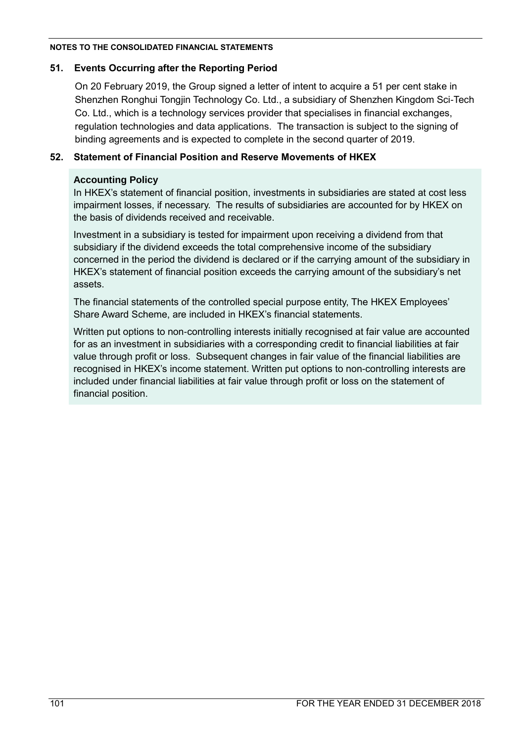## 51. Events Occurring after the Reporting Period

On 20 February 2019, the Group signed a letter of intent to acquire a 51 per cent stake in Shenzhen Ronghui Tongjin Technology Co. Ltd., a subsidiary of Shenzhen Kingdom Sci-Tech Co. Ltd., which is a technology services provider that specialises in financial exchanges, regulation technologies and data applications. The transaction is subject to the signing of binding agreements and is expected to complete in the second quarter of 2019.

## 52. Statement of Financial Position and Reserve Movements of HKEX

**Accounting Policy**

In HKEX's statement of financial position, investments in subsidiaries are stated at cost less impairment losses, if necessary. The results of subsidiaries are accounted for by HKEX on the basis of dividends received and receivable.

Investment in a subsidiary is tested for impairment upon receiving a dividend from that subsidiary if the dividend exceeds the total comprehensive income of the subsidiary concerned in the period the dividend is declared or if the carrying amount of the subsidiary in HKEX's statement of financial position exceeds the carrying amount of the subsidiary's net assets.

The financial statements of the controlled special purpose entity, The HKEX Employees' Share Award Scheme, are included in HKEX's financial statements.

Written put options to non-controlling interests initially recognised at fair value are accounted for as an investment in subsidiaries with a corresponding credit to financial liabilities at fair value through profit or loss. Subsequent changes in fair value of the financial liabilities are recognised in HKEX's income statement. Written put options to non-controlling interests are included under financial liabilities at fair value through profit or loss on the statement of financial position.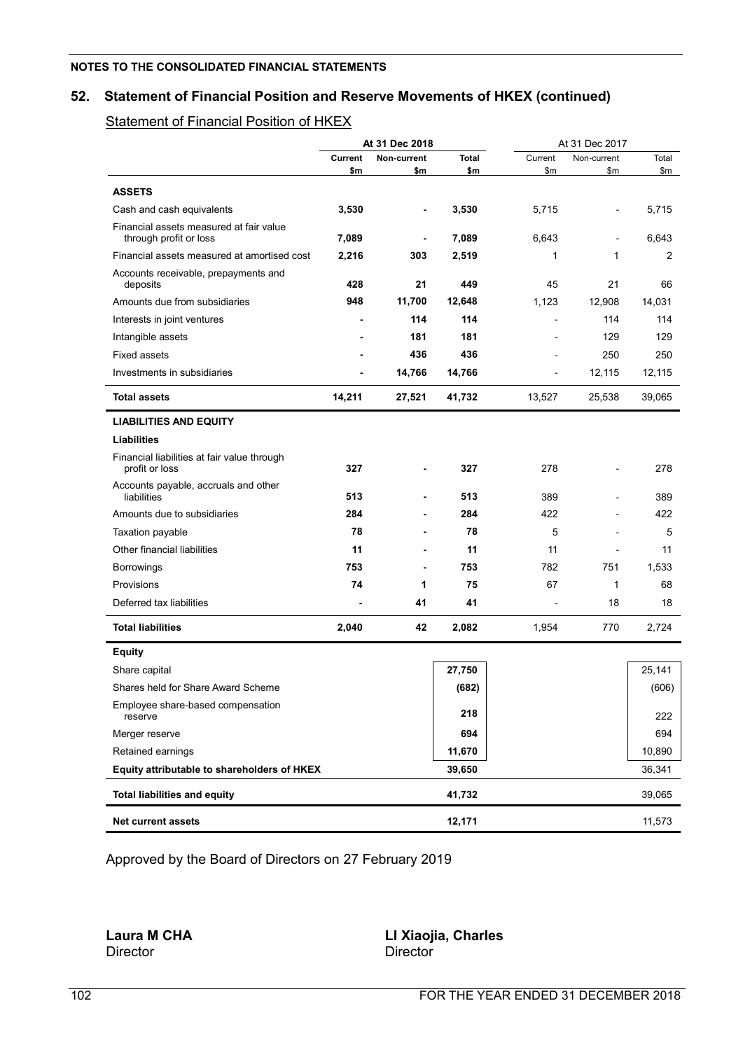NOTES TO THE CONSOLIDATED FINANCIAL STATEMENTS

## 52. Statement of Financial Position and Reserve Movements of HKEX (continued)

### Statement of Financial Position of HKEX

| | At 31 Dec 2018 | | | At 31 Dec 2017 | | |
|---|---|---|---|---|---|---|
| | **Current** | **Non-current** | **Total** | Current | Non-current | Total |
| | **\$m** | **\$m** | **\$m** | \$m | \$m | \$m |
| **ASSETS** | | | | | | |
| Cash and cash equivalents | **3,530** | **-** | **3,530** | 5,715 | - | 5,715 |
| Financial assets measured at fair value through profit or loss | **7,089** | **-** | **7,089** | 6,643 | - | 6,643 |
| Financial assets measured at amortised cost | **2,216** | **303** | **2,519** | 1 | 1 | 2 |
| Accounts receivable, prepayments and deposits | **428** | **21** | **449** | 45 | 21 | 66 |
| Amounts due from subsidiaries | **948** | **11,700** | **12,648** | 1,123 | 12,908 | 14,031 |
| Interests in joint ventures | **-** | **114** | **114** | - | 114 | 114 |
| Intangible assets | **-** | **181** | **181** | - | 129 | 129 |
| Fixed assets | **-** | **436** | **436** | - | 250 | 250 |
| Investments in subsidiaries | **-** | **14,766** | **14,766** | - | 12,115 | 12,115 |
| **Total assets** | **14,211** | **27,521** | **41,732** | 13,527 | 25,538 | 39,065 |
| **LIABILITIES AND EQUITY** | | | | | | |
| **Liabilities** | | | | | | |
| Financial liabilities at fair value through profit or loss | **327** | **-** | **327** | 278 | - | 278 |
| Accounts payable, accruals and other liabilities | **513** | **-** | **513** | 389 | - | 389 |
| Amounts due to subsidiaries | **284** | **-** | **284** | 422 | - | 422 |
| Taxation payable | **78** | **-** | **78** | 5 | - | 5 |
| Other financial liabilities | **11** | **-** | **11** | 11 | - | 11 |
| Borrowings | **753** | **-** | **753** | 782 | 751 | 1,533 |
| Provisions | **74** | **1** | **75** | 67 | 1 | 68 |
| Deferred tax liabilities | **-** | **41** | **41** | - | 18 | 18 |
| **Total liabilities** | **2,040** | **42** | **2,082** | 1,954 | 770 | 2,724 |
| **Equity** | | | | | | |
| Share capital | | | **27,750** | | | 25,141 |
| Shares held for Share Award Scheme | | | **(682)** | | | (606) |
| Employee share-based compensation reserve | | | **218** | | | 222 |
| Merger reserve | | | **694** | | | 694 |
| Retained earnings | | | **11,670** | | | 10,890 |
| **Equity attributable to shareholders of HKEX** | | | **39,650** | | | 36,341 |
| **Total liabilities and equity** | | | **41,732** | | | 39,065 |
| **Net current assets** | | | **12,171** | | | 11,573 |

Approved by the Board of Directors on 27 February 2019

**Laura M CHA**
Director

**LI Xiaojia, Charles**
Director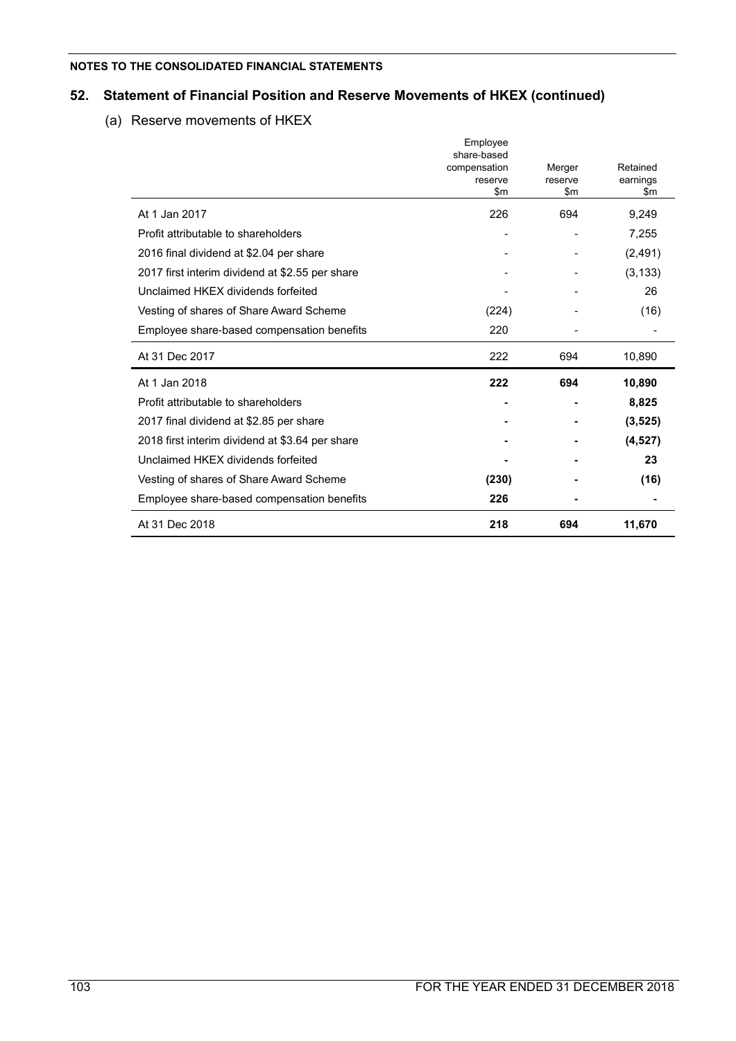**NOTES TO THE CONSOLIDATED FINANCIAL STATEMENTS**

## 52. Statement of Financial Position and Reserve Movements of HKEX (continued)

### (a) Reserve movements of HKEX

| | Employee share-based compensation reserve $m | Merger reserve $m | Retained earnings $m |
|---|---|---|---|
| At 1 Jan 2017 | 226 | 694 | 9,249 |
| Profit attributable to shareholders | - | - | 7,255 |
| 2016 final dividend at $2.04 per share | - | - | (2,491) |
| 2017 first interim dividend at $2.55 per share | - | - | (3,133) |
| Unclaimed HKEX dividends forfeited | - | - | 26 |
| Vesting of shares of Share Award Scheme | (224) | - | (16) |
| Employee share-based compensation benefits | 220 | - | - |
| At 31 Dec 2017 | 222 | 694 | 10,890 |
| **At 1 Jan 2018** | **222** | **694** | **10,890** |
| Profit attributable to shareholders | **-** | **-** | **8,825** |
| 2017 final dividend at $2.85 per share | **-** | **-** | **(3,525)** |
| 2018 first interim dividend at $3.64 per share | **-** | **-** | **(4,527)** |
| Unclaimed HKEX dividends forfeited | **-** | **-** | **23** |
| Vesting of shares of Share Award Scheme | **(230)** | **-** | **(16)** |
| Employee share-based compensation benefits | **226** | **-** | **-** |
| At 31 Dec 2018 | **218** | **694** | **11,670** |